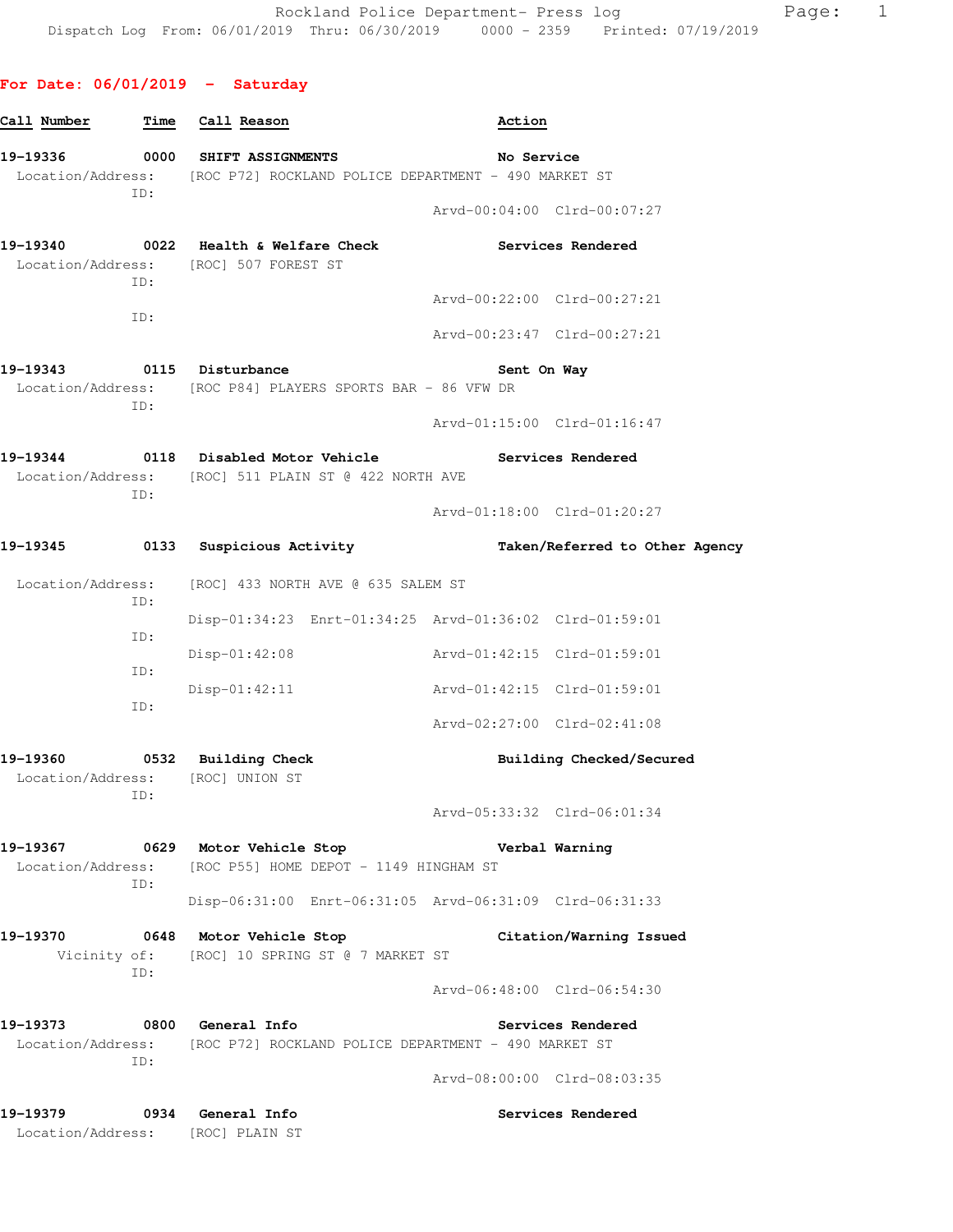Rockland Police Department- Press log

Dispatch Log From: 06/01/2019 Thru: 06/30/2019 0000 - 2359 Printed: 07/19/2019

## For Date: 06/01/2019 - Saturday

| Call Number | Time | Call Reason | Action |
|---|---|---|---|

**19-19336** 0000 SHIFT ASSIGNMENTS — No Service
Location/Address: [ROC P72] ROCKLAND POLICE DEPARTMENT - 490 MARKET ST
ID:
Arvd-00:04:00 Clrd-00:07:27

**19-19340** 0022 Health & Welfare Check — Services Rendered
Location/Address: [ROC] 507 FOREST ST
ID:
Arvd-00:22:00 Clrd-00:27:21
ID:
Arvd-00:23:47 Clrd-00:27:21

**19-19343** 0115 Disturbance — Sent On Way
Location/Address: [ROC P84] PLAYERS SPORTS BAR - 86 VFW DR
ID:
Arvd-01:15:00 Clrd-01:16:47

**19-19344** 0118 Disabled Motor Vehicle — Services Rendered
Location/Address: [ROC] 511 PLAIN ST @ 422 NORTH AVE
ID:
Arvd-01:18:00 Clrd-01:20:27

**19-19345** 0133 Suspicious Activity — Taken/Referred to Other Agency
Location/Address: [ROC] 433 NORTH AVE @ 635 SALEM ST
ID:
Disp-01:34:23 Enrt-01:34:25 Arvd-01:36:02 Clrd-01:59:01
ID:
Disp-01:42:08 Arvd-01:42:15 Clrd-01:59:01
ID:
Disp-01:42:11 Arvd-01:42:15 Clrd-01:59:01
ID:
Arvd-02:27:00 Clrd-02:41:08

**19-19360** 0532 Building Check — Building Checked/Secured
Location/Address: [ROC] UNION ST
ID:
Arvd-05:33:32 Clrd-06:01:34

**19-19367** 0629 Motor Vehicle Stop — Verbal Warning
Location/Address: [ROC P55] HOME DEPOT - 1149 HINGHAM ST
ID:
Disp-06:31:00 Enrt-06:31:05 Arvd-06:31:09 Clrd-06:31:33

**19-19370** 0648 Motor Vehicle Stop — Citation/Warning Issued
Vicinity of: [ROC] 10 SPRING ST @ 7 MARKET ST
ID:
Arvd-06:48:00 Clrd-06:54:30

**19-19373** 0800 General Info — Services Rendered
Location/Address: [ROC P72] ROCKLAND POLICE DEPARTMENT - 490 MARKET ST
ID:
Arvd-08:00:00 Clrd-08:03:35

**19-19379** 0934 General Info — Services Rendered
Location/Address: [ROC] PLAIN ST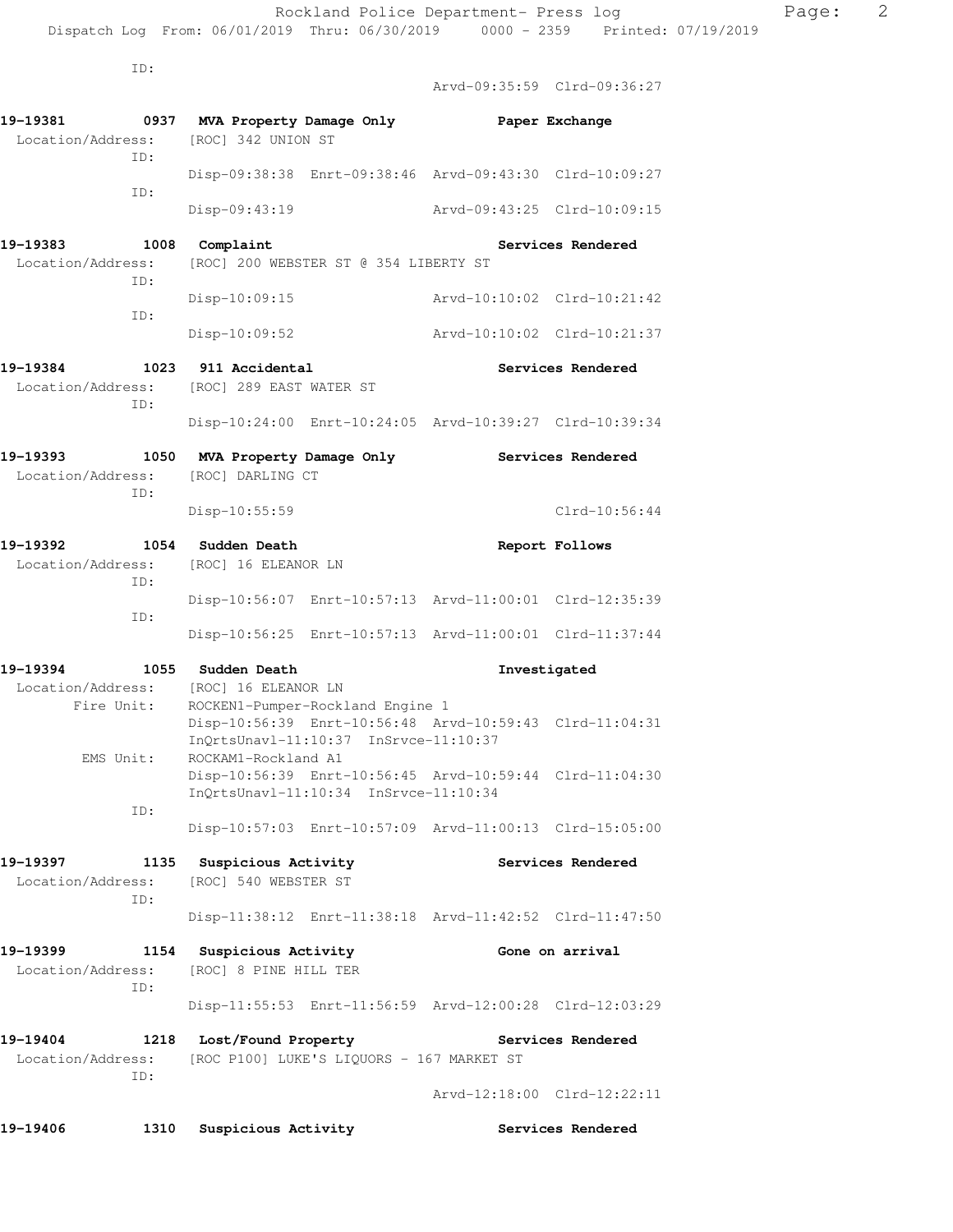ID:

Arvd-09:35:59 Clrd-09:36:27

**19-19381 0937 MVA Property Damage Only Paper Exchange**
Location/Address: [ROC] 342 UNION ST
ID:
Disp-09:38:38 Enrt-09:38:46 Arvd-09:43:30 Clrd-10:09:27
ID:
Disp-09:43:19 Arvd-09:43:25 Clrd-10:09:15

**19-19383 1008 Complaint Services Rendered**
Location/Address: [ROC] 200 WEBSTER ST @ 354 LIBERTY ST
ID:
Disp-10:09:15 Arvd-10:10:02 Clrd-10:21:42
ID:
Disp-10:09:52 Arvd-10:10:02 Clrd-10:21:37

**19-19384 1023 911 Accidental Services Rendered**
Location/Address: [ROC] 289 EAST WATER ST
ID:
Disp-10:24:00 Enrt-10:24:05 Arvd-10:39:27 Clrd-10:39:34

**19-19393 1050 MVA Property Damage Only Services Rendered**
Location/Address: [ROC] DARLING CT
ID:
Disp-10:55:59 Clrd-10:56:44

**19-19392 1054 Sudden Death Report Follows**
Location/Address: [ROC] 16 ELEANOR LN
ID:
Disp-10:56:07 Enrt-10:57:13 Arvd-11:00:01 Clrd-12:35:39
ID:
Disp-10:56:25 Enrt-10:57:13 Arvd-11:00:01 Clrd-11:37:44

**19-19394 1055 Sudden Death Investigated**
Location/Address: [ROC] 16 ELEANOR LN
Fire Unit: ROCKEN1-Pumper-Rockland Engine 1
Disp-10:56:39 Enrt-10:56:48 Arvd-10:59:43 Clrd-11:04:31
InQrtsUnavl-11:10:37 InSrvce-11:10:37
EMS Unit: ROCKAM1-Rockland A1
Disp-10:56:39 Enrt-10:56:45 Arvd-10:59:44 Clrd-11:04:30
InQrtsUnavl-11:10:34 InSrvce-11:10:34
ID:
Disp-10:57:03 Enrt-10:57:09 Arvd-11:00:13 Clrd-15:05:00

**19-19397 1135 Suspicious Activity Services Rendered**
Location/Address: [ROC] 540 WEBSTER ST
ID:
Disp-11:38:12 Enrt-11:38:18 Arvd-11:42:52 Clrd-11:47:50

**19-19399 1154 Suspicious Activity Gone on arrival**
Location/Address: [ROC] 8 PINE HILL TER
ID:
Disp-11:55:53 Enrt-11:56:59 Arvd-12:00:28 Clrd-12:03:29

**19-19404 1218 Lost/Found Property Services Rendered**
Location/Address: [ROC P100] LUKE'S LIQUORS - 167 MARKET ST
ID:
Arvd-12:18:00 Clrd-12:22:11

**19-19406 1310 Suspicious Activity Services Rendered**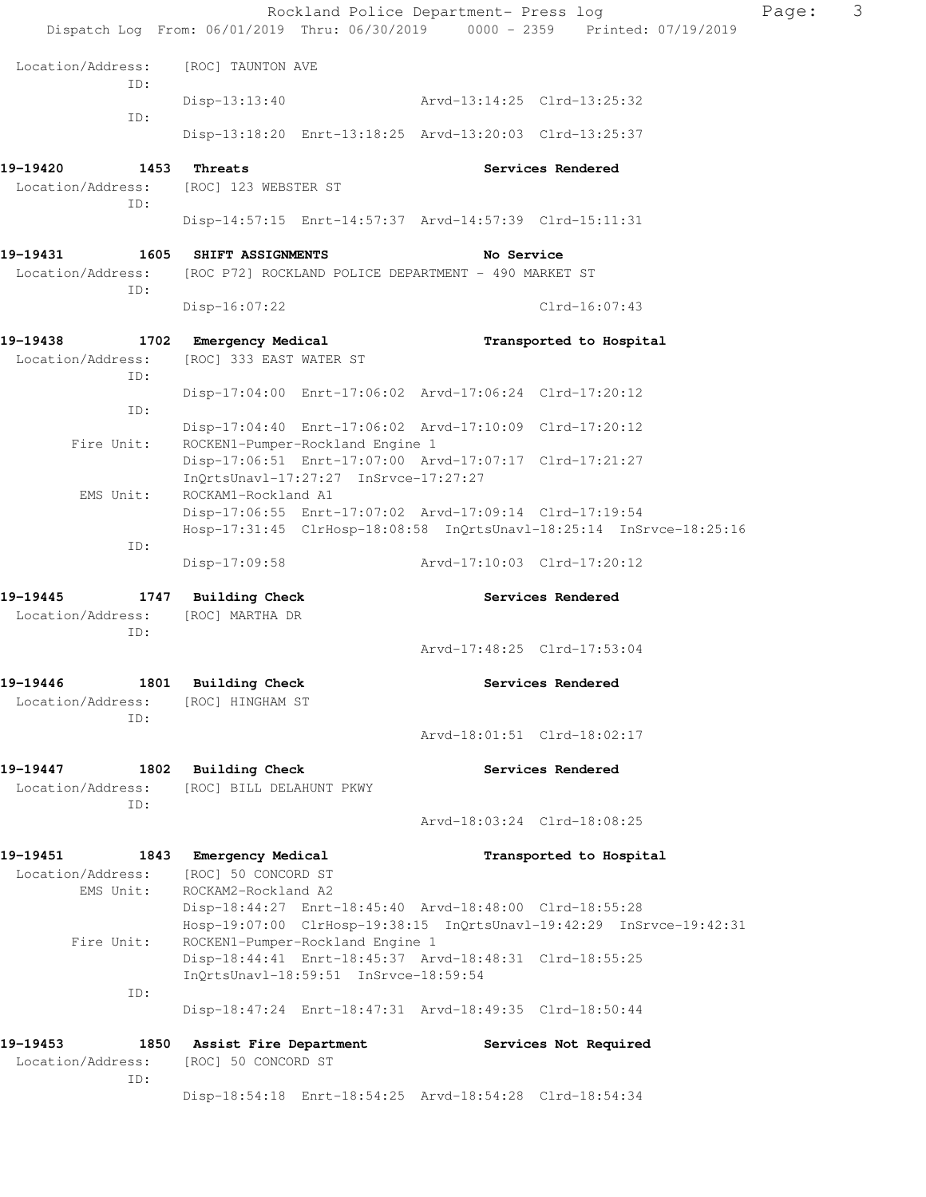Location/Address: [ROC] TAUNTON AVE
ID:
Disp-13:13:40 Arvd-13:14:25 Clrd-13:25:32
ID:
Disp-13:18:20 Enrt-13:18:25 Arvd-13:20:03 Clrd-13:25:37

**19-19420 1453 Threats** **Services Rendered**
Location/Address: [ROC] 123 WEBSTER ST
ID:
Disp-14:57:15 Enrt-14:57:37 Arvd-14:57:39 Clrd-15:11:31

**19-19431 1605 SHIFT ASSIGNMENTS** **No Service**
Location/Address: [ROC P72] ROCKLAND POLICE DEPARTMENT - 490 MARKET ST
ID:
Disp-16:07:22 Clrd-16:07:43

**19-19438 1702 Emergency Medical** **Transported to Hospital**
Location/Address: [ROC] 333 EAST WATER ST
ID:
Disp-17:04:00 Enrt-17:06:02 Arvd-17:06:24 Clrd-17:20:12
ID:
Disp-17:04:40 Enrt-17:06:02 Arvd-17:10:09 Clrd-17:20:12
Fire Unit: ROCKEN1-Pumper-Rockland Engine 1
Disp-17:06:51 Enrt-17:07:00 Arvd-17:07:17 Clrd-17:21:27
InQrtsUnavl-17:27:27 InSrvce-17:27:27
EMS Unit: ROCKAM1-Rockland A1
Disp-17:06:55 Enrt-17:07:02 Arvd-17:09:14 Clrd-17:19:54
Hosp-17:31:45 ClrHosp-18:08:58 InQrtsUnavl-18:25:14 InSrvce-18:25:16
ID:
Disp-17:09:58 Arvd-17:10:03 Clrd-17:20:12

**19-19445 1747 Building Check** **Services Rendered**
Location/Address: [ROC] MARTHA DR
ID:
Arvd-17:48:25 Clrd-17:53:04

**19-19446 1801 Building Check** **Services Rendered**
Location/Address: [ROC] HINGHAM ST
ID:
Arvd-18:01:51 Clrd-18:02:17

**19-19447 1802 Building Check** **Services Rendered**
Location/Address: [ROC] BILL DELAHUNT PKWY
ID:
Arvd-18:03:24 Clrd-18:08:25

**19-19451 1843 Emergency Medical** **Transported to Hospital**
Location/Address: [ROC] 50 CONCORD ST
EMS Unit: ROCKAM2-Rockland A2
Disp-18:44:27 Enrt-18:45:40 Arvd-18:48:00 Clrd-18:55:28
Hosp-19:07:00 ClrHosp-19:38:15 InQrtsUnavl-19:42:29 InSrvce-19:42:31
Fire Unit: ROCKEN1-Pumper-Rockland Engine 1
Disp-18:44:41 Enrt-18:45:37 Arvd-18:48:31 Clrd-18:55:25
InQrtsUnavl-18:59:51 InSrvce-18:59:54
ID:
Disp-18:47:24 Enrt-18:47:31 Arvd-18:49:35 Clrd-18:50:44

**19-19453 1850 Assist Fire Department** **Services Not Required**
Location/Address: [ROC] 50 CONCORD ST
ID:
Disp-18:54:18 Enrt-18:54:25 Arvd-18:54:28 Clrd-18:54:34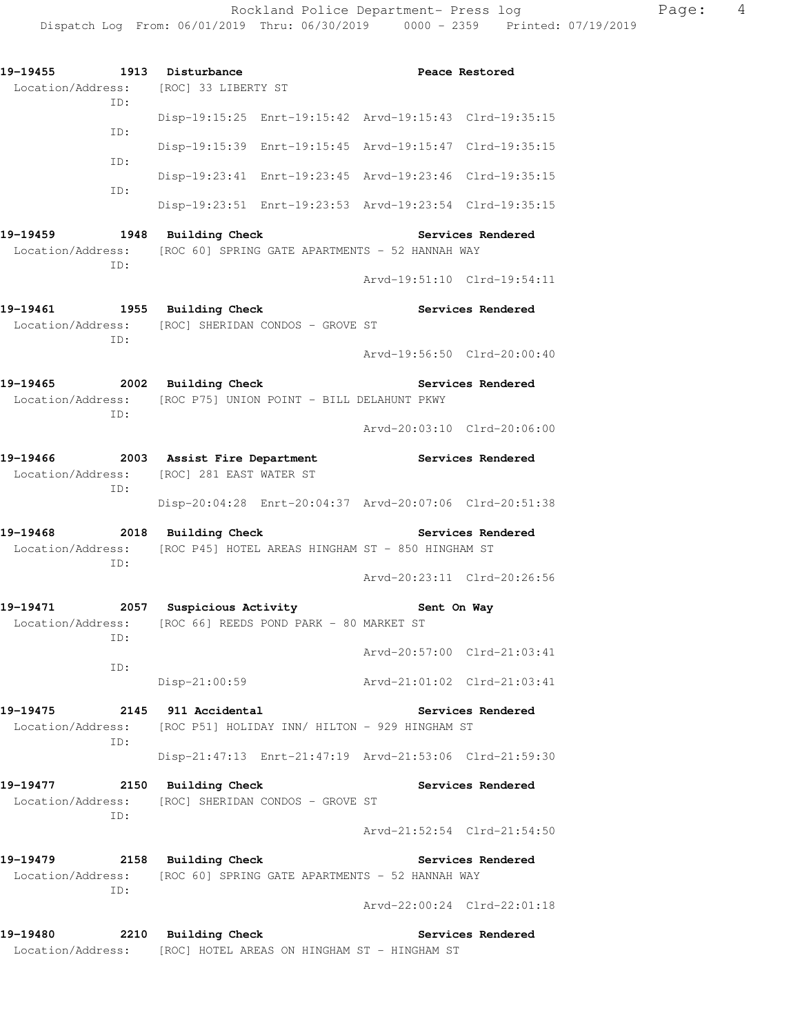**19-19455 1913 Disturbance — Peace Restored**
Location/Address: [ROC] 33 LIBERTY ST

ID:
Disp-19:15:25 Enrt-19:15:42 Arvd-19:15:43 Clrd-19:35:15

ID:
Disp-19:15:39 Enrt-19:15:45 Arvd-19:15:47 Clrd-19:35:15

ID:
Disp-19:23:41 Enrt-19:23:45 Arvd-19:23:46 Clrd-19:35:15

ID:
Disp-19:23:51 Enrt-19:23:53 Arvd-19:23:54 Clrd-19:35:15

**19-19459 1948 Building Check — Services Rendered**
Location/Address: [ROC 60] SPRING GATE APARTMENTS - 52 HANNAH WAY

ID:
Arvd-19:51:10 Clrd-19:54:11

**19-19461 1955 Building Check — Services Rendered**
Location/Address: [ROC] SHERIDAN CONDOS - GROVE ST

ID:
Arvd-19:56:50 Clrd-20:00:40

**19-19465 2002 Building Check — Services Rendered**
Location/Address: [ROC P75] UNION POINT - BILL DELAHUNT PKWY

ID:
Arvd-20:03:10 Clrd-20:06:00

**19-19466 2003 Assist Fire Department — Services Rendered**
Location/Address: [ROC] 281 EAST WATER ST

ID:
Disp-20:04:28 Enrt-20:04:37 Arvd-20:07:06 Clrd-20:51:38

**19-19468 2018 Building Check — Services Rendered**
Location/Address: [ROC P45] HOTEL AREAS HINGHAM ST - 850 HINGHAM ST

ID:
Arvd-20:23:11 Clrd-20:26:56

**19-19471 2057 Suspicious Activity — Sent On Way**
Location/Address: [ROC 66] REEDS POND PARK - 80 MARKET ST

ID:
Arvd-20:57:00 Clrd-21:03:41

ID:
Disp-21:00:59 Arvd-21:01:02 Clrd-21:03:41

**19-19475 2145 911 Accidental — Services Rendered**
Location/Address: [ROC P51] HOLIDAY INN/ HILTON - 929 HINGHAM ST

ID:
Disp-21:47:13 Enrt-21:47:19 Arvd-21:53:06 Clrd-21:59:30

**19-19477 2150 Building Check — Services Rendered**
Location/Address: [ROC] SHERIDAN CONDOS - GROVE ST

ID:
Arvd-21:52:54 Clrd-21:54:50

**19-19479 2158 Building Check — Services Rendered**
Location/Address: [ROC 60] SPRING GATE APARTMENTS - 52 HANNAH WAY

ID:
Arvd-22:00:24 Clrd-22:01:18

**19-19480 2210 Building Check — Services Rendered**
Location/Address: [ROC] HOTEL AREAS ON HINGHAM ST - HINGHAM ST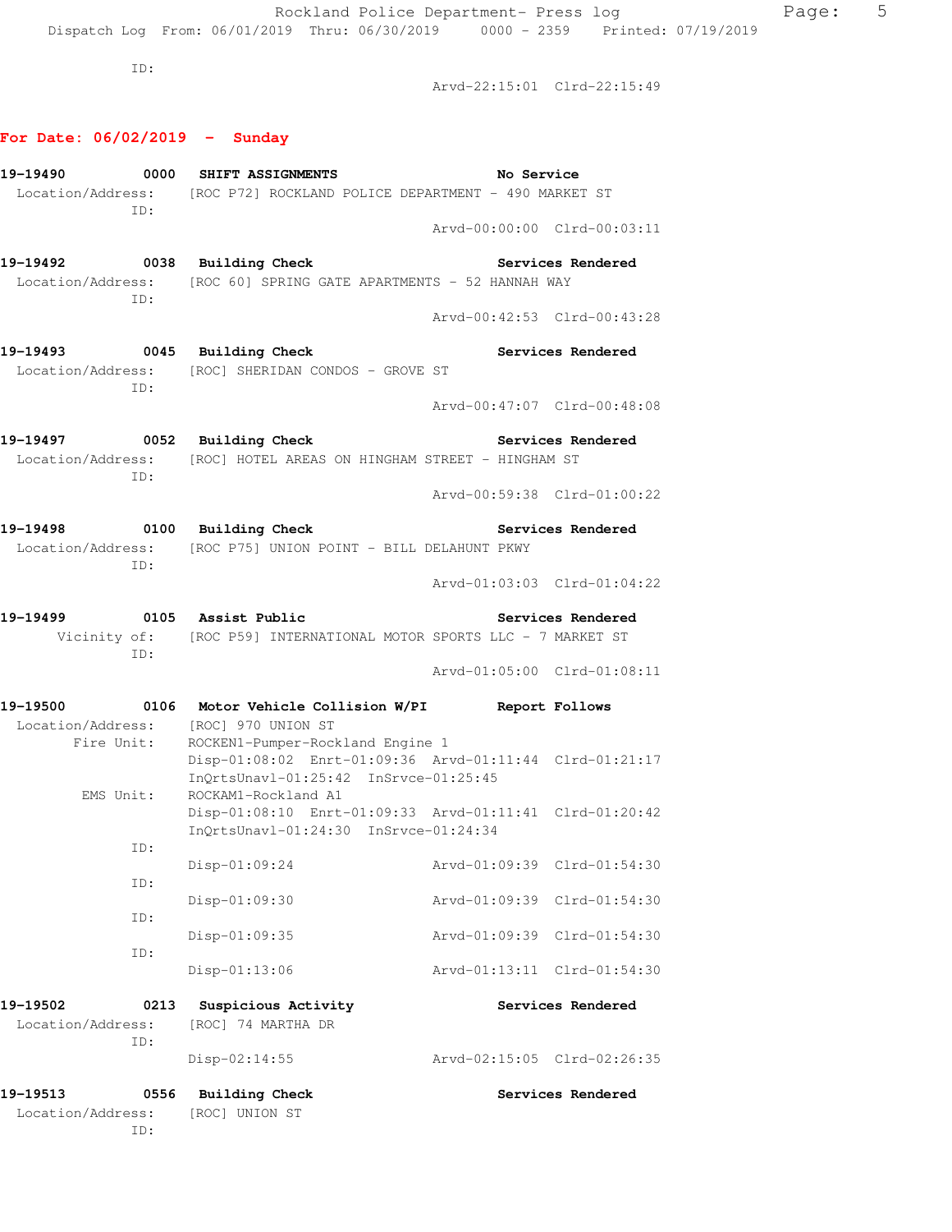ID:

Arvd-22:15:01 Clrd-22:15:49

## For Date: 06/02/2019 - Sunday

**19-19490 0000 SHIFT ASSIGNMENTS** **No Service**
Location/Address: [ROC P72] ROCKLAND POLICE DEPARTMENT - 490 MARKET ST
ID:
Arvd-00:00:00 Clrd-00:03:11

**19-19492 0038 Building Check** **Services Rendered**
Location/Address: [ROC 60] SPRING GATE APARTMENTS - 52 HANNAH WAY
ID:
Arvd-00:42:53 Clrd-00:43:28

**19-19493 0045 Building Check** **Services Rendered**
Location/Address: [ROC] SHERIDAN CONDOS - GROVE ST
ID:
Arvd-00:47:07 Clrd-00:48:08

**19-19497 0052 Building Check** **Services Rendered**
Location/Address: [ROC] HOTEL AREAS ON HINGHAM STREET - HINGHAM ST
ID:
Arvd-00:59:38 Clrd-01:00:22

**19-19498 0100 Building Check** **Services Rendered**
Location/Address: [ROC P75] UNION POINT - BILL DELAHUNT PKWY
ID:
Arvd-01:03:03 Clrd-01:04:22

**19-19499 0105 Assist Public** **Services Rendered**
Vicinity of: [ROC P59] INTERNATIONAL MOTOR SPORTS LLC - 7 MARKET ST
ID:
Arvd-01:05:00 Clrd-01:08:11

**19-19500 0106 Motor Vehicle Collision W/PI** **Report Follows**
Location/Address: [ROC] 970 UNION ST
Fire Unit: ROCKEN1-Pumper-Rockland Engine 1
Disp-01:08:02 Enrt-01:09:36 Arvd-01:11:44 Clrd-01:21:17
InQrtsUnavl-01:25:42 InSrvce-01:25:45
EMS Unit: ROCKAM1-Rockland A1
Disp-01:08:10 Enrt-01:09:33 Arvd-01:11:41 Clrd-01:20:42
InQrtsUnavl-01:24:30 InSrvce-01:24:34
ID:
Disp-01:09:24 Arvd-01:09:39 Clrd-01:54:30
ID:
Disp-01:09:30 Arvd-01:09:39 Clrd-01:54:30
ID:
Disp-01:09:35 Arvd-01:09:39 Clrd-01:54:30
ID:
Disp-01:13:06 Arvd-01:13:11 Clrd-01:54:30

**19-19502 0213 Suspicious Activity** **Services Rendered**
Location/Address: [ROC] 74 MARTHA DR
ID:
Disp-02:14:55 Arvd-02:15:05 Clrd-02:26:35

**19-19513 0556 Building Check** **Services Rendered**
Location/Address: [ROC] UNION ST
ID: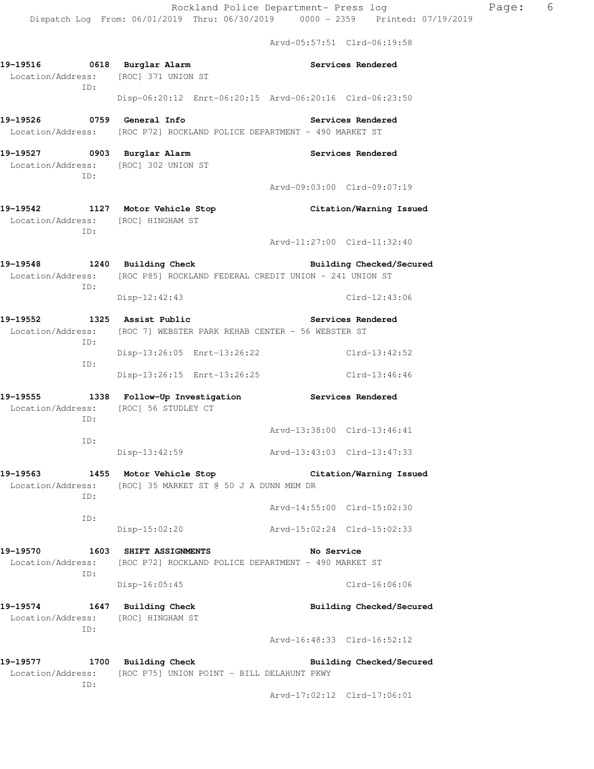Arvd-05:57:51 Clrd-06:19:58

**19-19516 0618 Burglar Alarm** — **Services Rendered**
Location/Address: [ROC] 371 UNION ST
ID:
Disp-06:20:12 Enrt-06:20:15 Arvd-06:20:16 Clrd-06:23:50

**19-19526 0759 General Info** — **Services Rendered**
Location/Address: [ROC P72] ROCKLAND POLICE DEPARTMENT - 490 MARKET ST

**19-19527 0903 Burglar Alarm** — **Services Rendered**
Location/Address: [ROC] 302 UNION ST
ID:
Arvd-09:03:00 Clrd-09:07:19

**19-19542 1127 Motor Vehicle Stop** — **Citation/Warning Issued**
Location/Address: [ROC] HINGHAM ST
ID:
Arvd-11:27:00 Clrd-11:32:40

**19-19548 1240 Building Check** — **Building Checked/Secured**
Location/Address: [ROC P85] ROCKLAND FEDERAL CREDIT UNION - 241 UNION ST
ID:
Disp-12:42:43 Clrd-12:43:06

**19-19552 1325 Assist Public** — **Services Rendered**
Location/Address: [ROC 7] WEBSTER PARK REHAB CENTER - 56 WEBSTER ST
ID:
Disp-13:26:05 Enrt-13:26:22 Clrd-13:42:52
ID:
Disp-13:26:15 Enrt-13:26:25 Clrd-13:46:46

**19-19555 1338 Follow-Up Investigation** — **Services Rendered**
Location/Address: [ROC] 56 STUDLEY CT
ID:
Arvd-13:38:00 Clrd-13:46:41
ID:
Disp-13:42:59 Arvd-13:43:03 Clrd-13:47:33

**19-19563 1455 Motor Vehicle Stop** — **Citation/Warning Issued**
Location/Address: [ROC] 35 MARKET ST @ 50 J A DUNN MEM DR
ID:
Arvd-14:55:00 Clrd-15:02:30
ID:
Disp-15:02:20 Arvd-15:02:24 Clrd-15:02:33

**19-19570 1603 SHIFT ASSIGNMENTS** — **No Service**
Location/Address: [ROC P72] ROCKLAND POLICE DEPARTMENT - 490 MARKET ST
ID:
Disp-16:05:45 Clrd-16:06:06

**19-19574 1647 Building Check** — **Building Checked/Secured**
Location/Address: [ROC] HINGHAM ST
ID:
Arvd-16:48:33 Clrd-16:52:12

**19-19577 1700 Building Check** — **Building Checked/Secured**
Location/Address: [ROC P75] UNION POINT - BILL DELAHUNT PKWY
ID:
Arvd-17:02:12 Clrd-17:06:01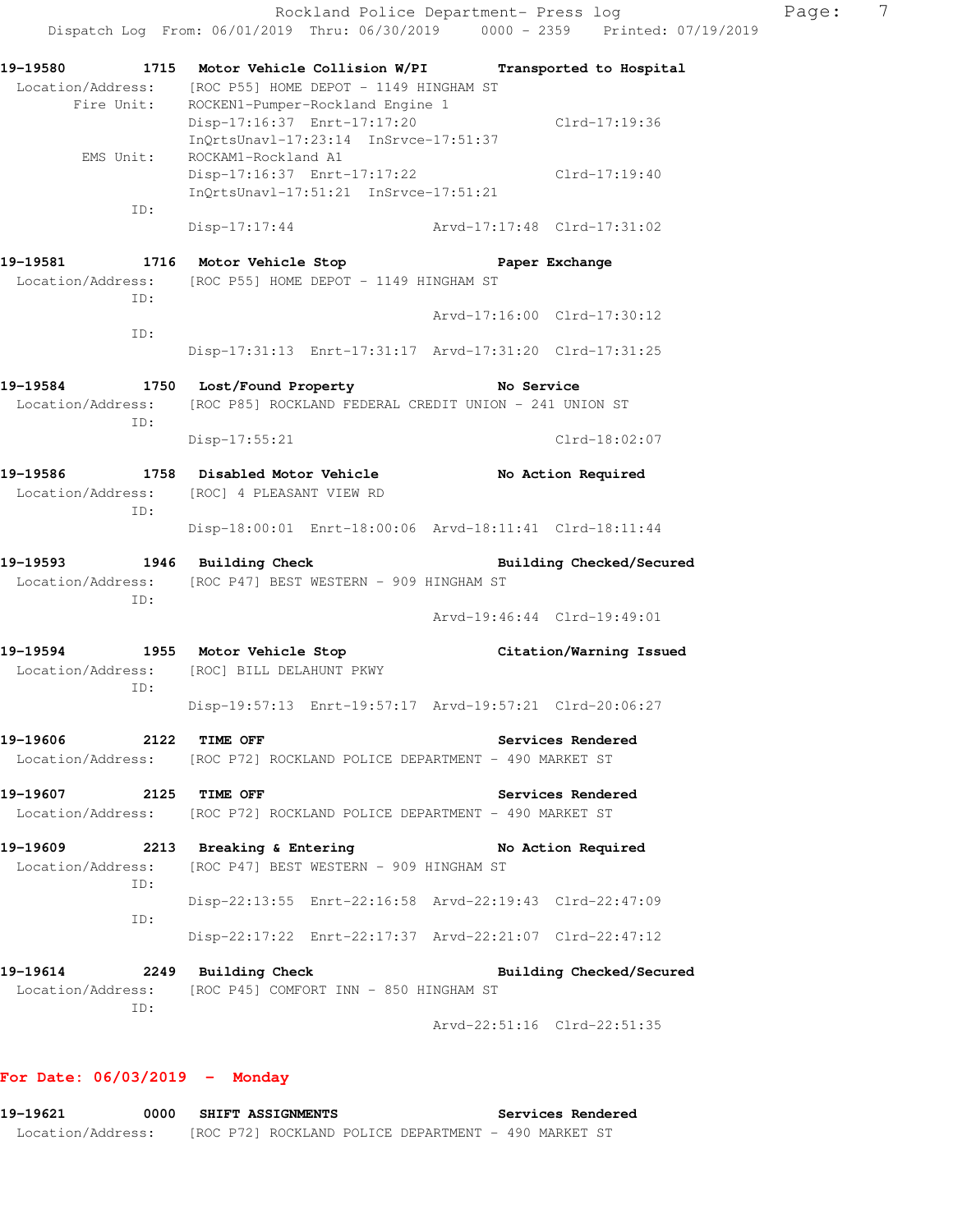**19-19580 1715 Motor Vehicle Collision W/PI — Transported to Hospital**
Location/Address: [ROC P55] HOME DEPOT - 1149 HINGHAM ST
Fire Unit: ROCKEN1-Pumper-Rockland Engine 1
Disp-17:16:37 Enrt-17:17:20 Clrd-17:19:36
InQrtsUnavl-17:23:14 InSrvce-17:51:37
EMS Unit: ROCKAM1-Rockland A1
Disp-17:16:37 Enrt-17:17:22 Clrd-17:19:40
InQrtsUnavl-17:51:21 InSrvce-17:51:21
ID:
Disp-17:17:44 Arvd-17:17:48 Clrd-17:31:02

**19-19581 1716 Motor Vehicle Stop — Paper Exchange**
Location/Address: [ROC P55] HOME DEPOT - 1149 HINGHAM ST
ID:
Arvd-17:16:00 Clrd-17:30:12
ID:
Disp-17:31:13 Enrt-17:31:17 Arvd-17:31:20 Clrd-17:31:25

**19-19584 1750 Lost/Found Property — No Service**
Location/Address: [ROC P85] ROCKLAND FEDERAL CREDIT UNION - 241 UNION ST
ID:
Disp-17:55:21 Clrd-18:02:07

**19-19586 1758 Disabled Motor Vehicle — No Action Required**
Location/Address: [ROC] 4 PLEASANT VIEW RD
ID:
Disp-18:00:01 Enrt-18:00:06 Arvd-18:11:41 Clrd-18:11:44

**19-19593 1946 Building Check — Building Checked/Secured**
Location/Address: [ROC P47] BEST WESTERN - 909 HINGHAM ST
ID:
Arvd-19:46:44 Clrd-19:49:01

**19-19594 1955 Motor Vehicle Stop — Citation/Warning Issued**
Location/Address: [ROC] BILL DELAHUNT PKWY
ID:
Disp-19:57:13 Enrt-19:57:17 Arvd-19:57:21 Clrd-20:06:27

**19-19606 2122 TIME OFF — Services Rendered**
Location/Address: [ROC P72] ROCKLAND POLICE DEPARTMENT - 490 MARKET ST

**19-19607 2125 TIME OFF — Services Rendered**
Location/Address: [ROC P72] ROCKLAND POLICE DEPARTMENT - 490 MARKET ST

**19-19609 2213 Breaking & Entering — No Action Required**
Location/Address: [ROC P47] BEST WESTERN - 909 HINGHAM ST
ID:
Disp-22:13:55 Enrt-22:16:58 Arvd-22:19:43 Clrd-22:47:09
ID:
Disp-22:17:22 Enrt-22:17:37 Arvd-22:21:07 Clrd-22:47:12

**19-19614 2249 Building Check — Building Checked/Secured**
Location/Address: [ROC P45] COMFORT INN - 850 HINGHAM ST
ID:
Arvd-22:51:16 Clrd-22:51:35

## For Date: 06/03/2019 - Monday

**19-19621 0000 SHIFT ASSIGNMENTS — Services Rendered**
Location/Address: [ROC P72] ROCKLAND POLICE DEPARTMENT - 490 MARKET ST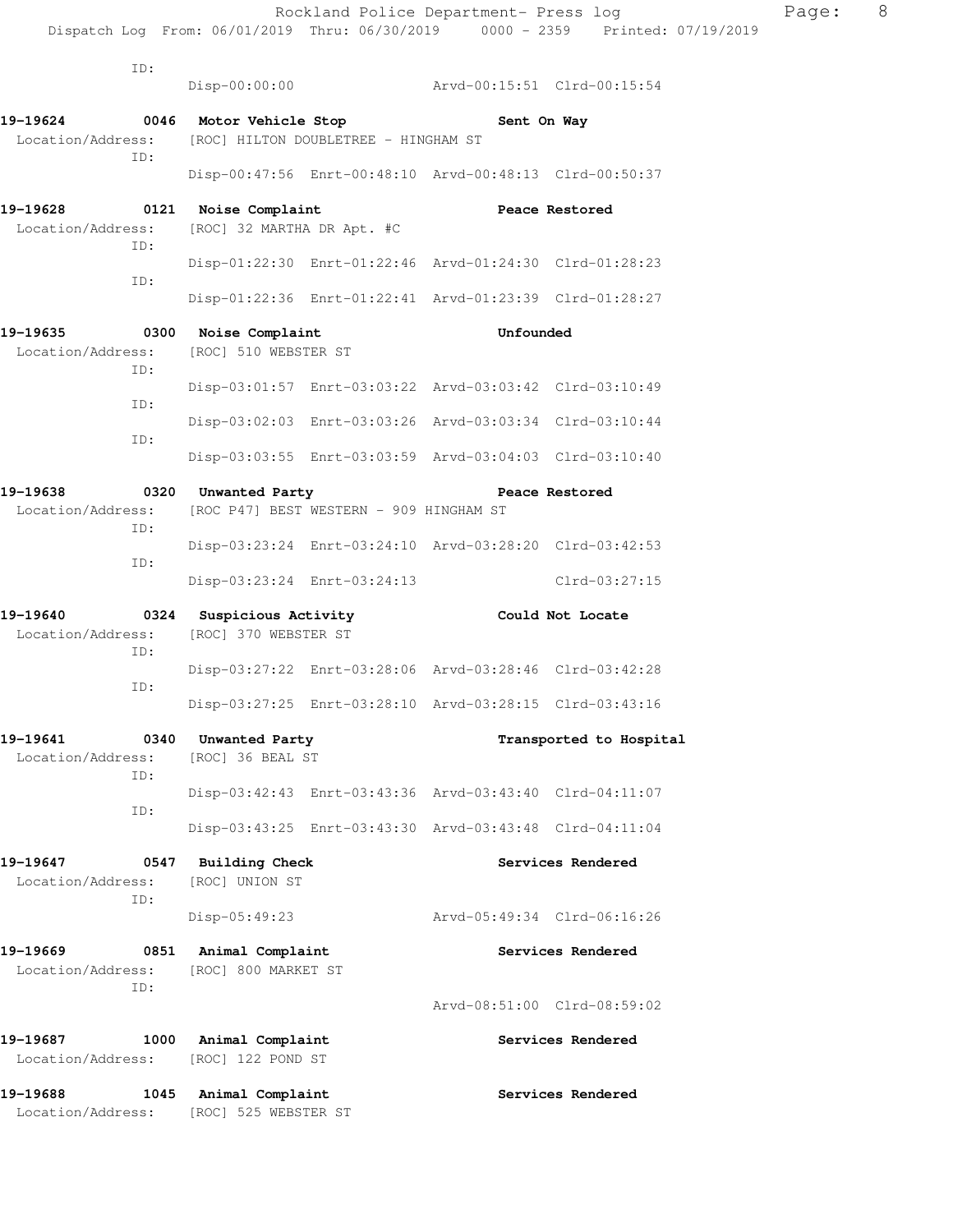ID:
Disp-00:00:00 Arvd-00:15:51 Clrd-00:15:54

**19-19624 0046 Motor Vehicle Stop Sent On Way**
Location/Address: [ROC] HILTON DOUBLETREE - HINGHAM ST
ID:
Disp-00:47:56 Enrt-00:48:10 Arvd-00:48:13 Clrd-00:50:37

**19-19628 0121 Noise Complaint Peace Restored**
Location/Address: [ROC] 32 MARTHA DR Apt. #C
ID:
Disp-01:22:30 Enrt-01:22:46 Arvd-01:24:30 Clrd-01:28:23
ID:
Disp-01:22:36 Enrt-01:22:41 Arvd-01:23:39 Clrd-01:28:27

**19-19635 0300 Noise Complaint Unfounded**
Location/Address: [ROC] 510 WEBSTER ST
ID:
Disp-03:01:57 Enrt-03:03:22 Arvd-03:03:42 Clrd-03:10:49
ID:
Disp-03:02:03 Enrt-03:03:26 Arvd-03:03:34 Clrd-03:10:44
ID:
Disp-03:03:55 Enrt-03:03:59 Arvd-03:04:03 Clrd-03:10:40

**19-19638 0320 Unwanted Party Peace Restored**
Location/Address: [ROC P47] BEST WESTERN - 909 HINGHAM ST
ID:
Disp-03:23:24 Enrt-03:24:10 Arvd-03:28:20 Clrd-03:42:53
ID:
Disp-03:23:24 Enrt-03:24:13 Clrd-03:27:15

**19-19640 0324 Suspicious Activity Could Not Locate**
Location/Address: [ROC] 370 WEBSTER ST
ID:
Disp-03:27:22 Enrt-03:28:06 Arvd-03:28:46 Clrd-03:42:28
ID:
Disp-03:27:25 Enrt-03:28:10 Arvd-03:28:15 Clrd-03:43:16

**19-19641 0340 Unwanted Party Transported to Hospital**
Location/Address: [ROC] 36 BEAL ST
ID:
Disp-03:42:43 Enrt-03:43:36 Arvd-03:43:40 Clrd-04:11:07
ID:
Disp-03:43:25 Enrt-03:43:30 Arvd-03:43:48 Clrd-04:11:04

**19-19647 0547 Building Check Services Rendered**
Location/Address: [ROC] UNION ST
ID:
Disp-05:49:23 Arvd-05:49:34 Clrd-06:16:26

**19-19669 0851 Animal Complaint Services Rendered**
Location/Address: [ROC] 800 MARKET ST
ID:
Arvd-08:51:00 Clrd-08:59:02

**19-19687 1000 Animal Complaint Services Rendered**
Location/Address: [ROC] 122 POND ST

**19-19688 1045 Animal Complaint Services Rendered**
Location/Address: [ROC] 525 WEBSTER ST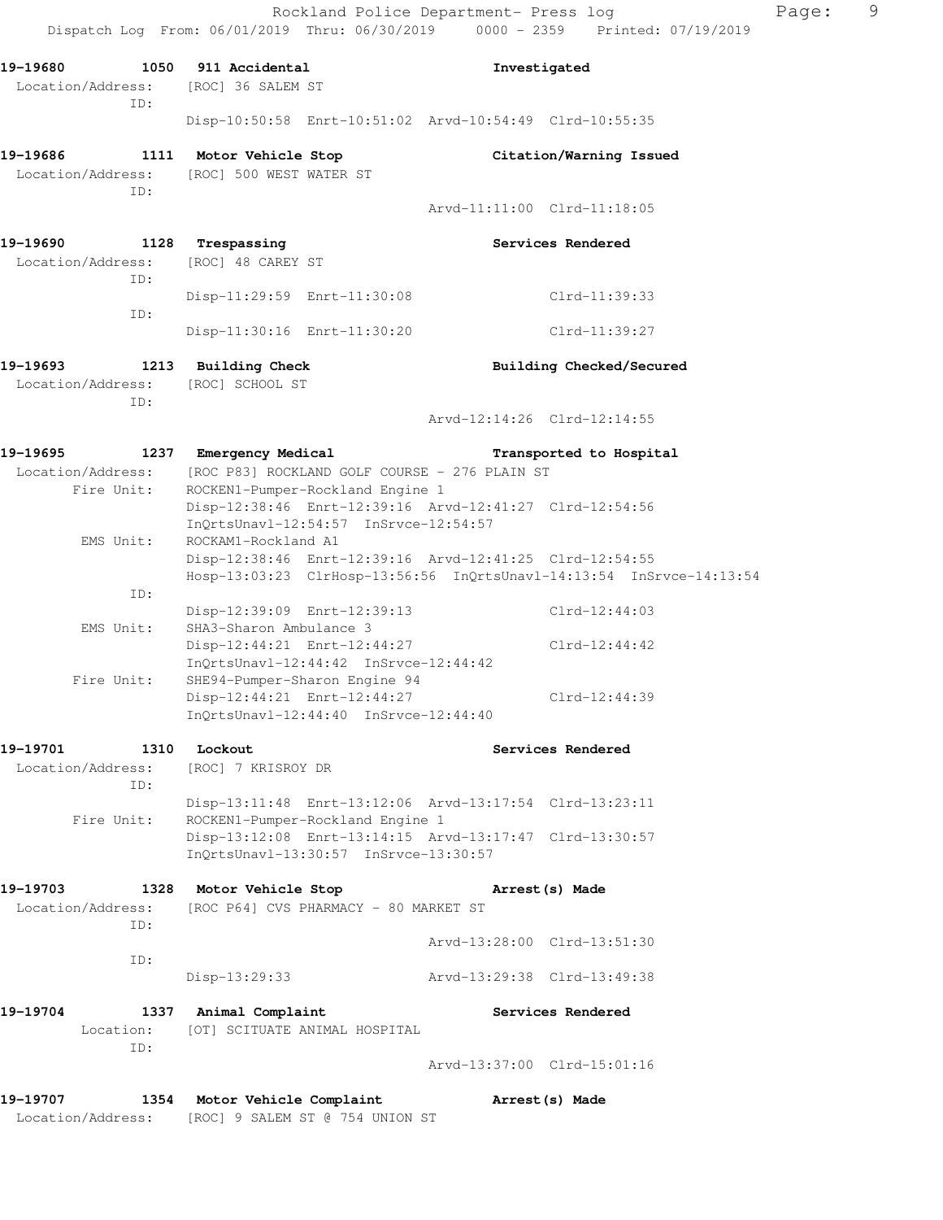19-19680 1050 911 Accidental Investigated
Location/Address: [ROC] 36 SALEM ST
ID:
Disp-10:50:58 Enrt-10:51:02 Arvd-10:54:49 Clrd-10:55:35

19-19686 1111 Motor Vehicle Stop Citation/Warning Issued
Location/Address: [ROC] 500 WEST WATER ST
ID:
Arvd-11:11:00 Clrd-11:18:05

19-19690 1128 Trespassing Services Rendered
Location/Address: [ROC] 48 CAREY ST
ID:
Disp-11:29:59 Enrt-11:30:08 Clrd-11:39:33
ID:
Disp-11:30:16 Enrt-11:30:20 Clrd-11:39:27

19-19693 1213 Building Check Building Checked/Secured
Location/Address: [ROC] SCHOOL ST
ID:
Arvd-12:14:26 Clrd-12:14:55

19-19695 1237 Emergency Medical Transported to Hospital
Location/Address: [ROC P83] ROCKLAND GOLF COURSE - 276 PLAIN ST
Fire Unit: ROCKEN1-Pumper-Rockland Engine 1
Disp-12:38:46 Enrt-12:39:16 Arvd-12:41:27 Clrd-12:54:56
InQrtsUnavl-12:54:57 InSrvce-12:54:57
EMS Unit: ROCKAM1-Rockland A1
Disp-12:38:46 Enrt-12:39:16 Arvd-12:41:25 Clrd-12:54:55
Hosp-13:03:23 ClrHosp-13:56:56 InQrtsUnavl-14:13:54 InSrvce-14:13:54
ID:
Disp-12:39:09 Enrt-12:39:13 Clrd-12:44:03
EMS Unit: SHA3-Sharon Ambulance 3
Disp-12:44:21 Enrt-12:44:27 Clrd-12:44:42
InQrtsUnavl-12:44:42 InSrvce-12:44:42
Fire Unit: SHE94-Pumper-Sharon Engine 94
Disp-12:44:21 Enrt-12:44:27 Clrd-12:44:39
InQrtsUnavl-12:44:40 InSrvce-12:44:40

19-19701 1310 Lockout Services Rendered
Location/Address: [ROC] 7 KRISROY DR
ID:
Disp-13:11:48 Enrt-13:12:06 Arvd-13:17:54 Clrd-13:23:11
Fire Unit: ROCKEN1-Pumper-Rockland Engine 1
Disp-13:12:08 Enrt-13:14:15 Arvd-13:17:47 Clrd-13:30:57
InQrtsUnavl-13:30:57 InSrvce-13:30:57

19-19703 1328 Motor Vehicle Stop Arrest(s) Made
Location/Address: [ROC P64] CVS PHARMACY - 80 MARKET ST
ID:
Arvd-13:28:00 Clrd-13:51:30
ID:
Disp-13:29:33 Arvd-13:29:38 Clrd-13:49:38

19-19704 1337 Animal Complaint Services Rendered
Location: [OT] SCITUATE ANIMAL HOSPITAL
ID:
Arvd-13:37:00 Clrd-15:01:16

19-19707 1354 Motor Vehicle Complaint Arrest(s) Made
Location/Address: [ROC] 9 SALEM ST @ 754 UNION ST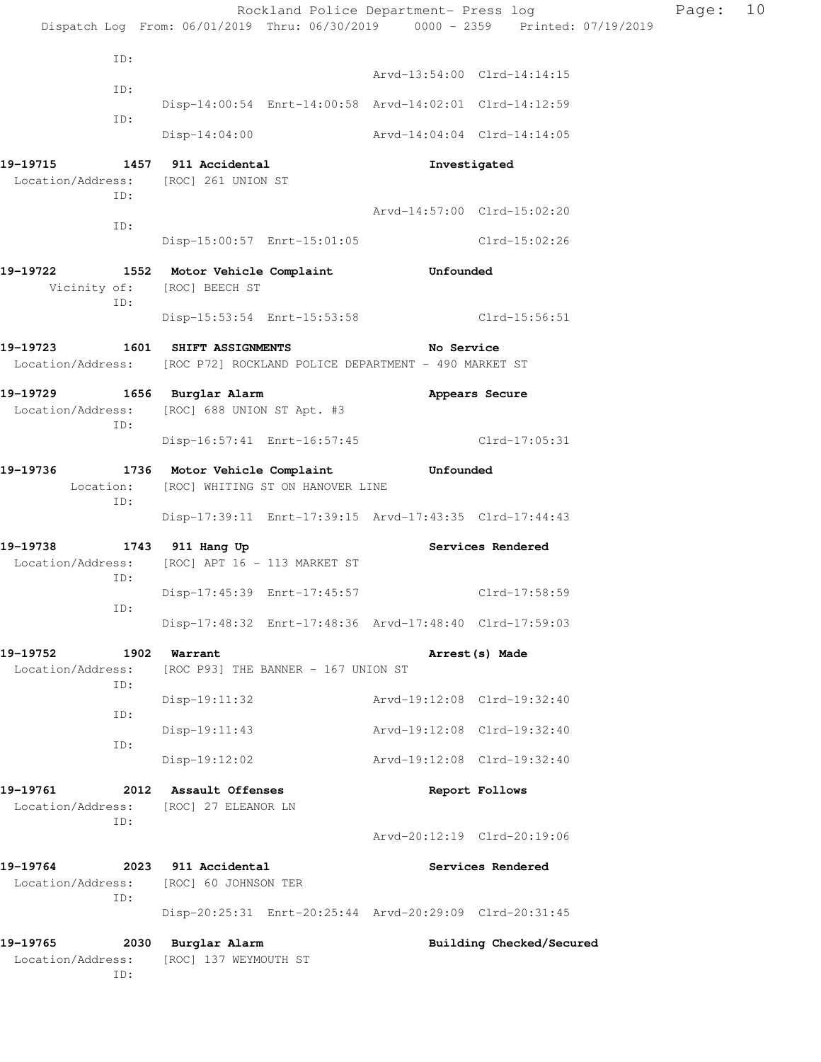ID:
                                        Arvd-13:54:00 Clrd-14:14:15
ID:
Disp-14:00:54 Enrt-14:00:58 Arvd-14:02:01 Clrd-14:12:59
ID:
Disp-14:04:00               Arvd-14:04:04 Clrd-14:14:05

**19-19715 1457 911 Accidental** — **Investigated**
Location/Address: [ROC] 261 UNION ST
ID:
                                        Arvd-14:57:00 Clrd-15:02:20
ID:
Disp-15:00:57 Enrt-15:01:05               Clrd-15:02:26

**19-19722 1552 Motor Vehicle Complaint** — **Unfounded**
Vicinity of: [ROC] BEECH ST
ID:
Disp-15:53:54 Enrt-15:53:58               Clrd-15:56:51

**19-19723 1601 SHIFT ASSIGNMENTS** — **No Service**
Location/Address: [ROC P72] ROCKLAND POLICE DEPARTMENT - 490 MARKET ST

**19-19729 1656 Burglar Alarm** — **Appears Secure**
Location/Address: [ROC] 688 UNION ST Apt. #3
ID:
Disp-16:57:41 Enrt-16:57:45               Clrd-17:05:31

**19-19736 1736 Motor Vehicle Complaint** — **Unfounded**
Location: [ROC] WHITING ST ON HANOVER LINE
ID:
Disp-17:39:11 Enrt-17:39:15 Arvd-17:43:35 Clrd-17:44:43

**19-19738 1743 911 Hang Up** — **Services Rendered**
Location/Address: [ROC] APT 16 - 113 MARKET ST
ID:
Disp-17:45:39 Enrt-17:45:57               Clrd-17:58:59
ID:
Disp-17:48:32 Enrt-17:48:36 Arvd-17:48:40 Clrd-17:59:03

**19-19752 1902 Warrant** — **Arrest(s) Made**
Location/Address: [ROC P93] THE BANNER - 167 UNION ST
ID:
Disp-19:11:32               Arvd-19:12:08 Clrd-19:32:40
ID:
Disp-19:11:43               Arvd-19:12:08 Clrd-19:32:40
ID:
Disp-19:12:02               Arvd-19:12:08 Clrd-19:32:40

**19-19761 2012 Assault Offenses** — **Report Follows**
Location/Address: [ROC] 27 ELEANOR LN
ID:
                                        Arvd-20:12:19 Clrd-20:19:06

**19-19764 2023 911 Accidental** — **Services Rendered**
Location/Address: [ROC] 60 JOHNSON TER
ID:
Disp-20:25:31 Enrt-20:25:44 Arvd-20:29:09 Clrd-20:31:45

**19-19765 2030 Burglar Alarm** — **Building Checked/Secured**
Location/Address: [ROC] 137 WEYMOUTH ST
ID: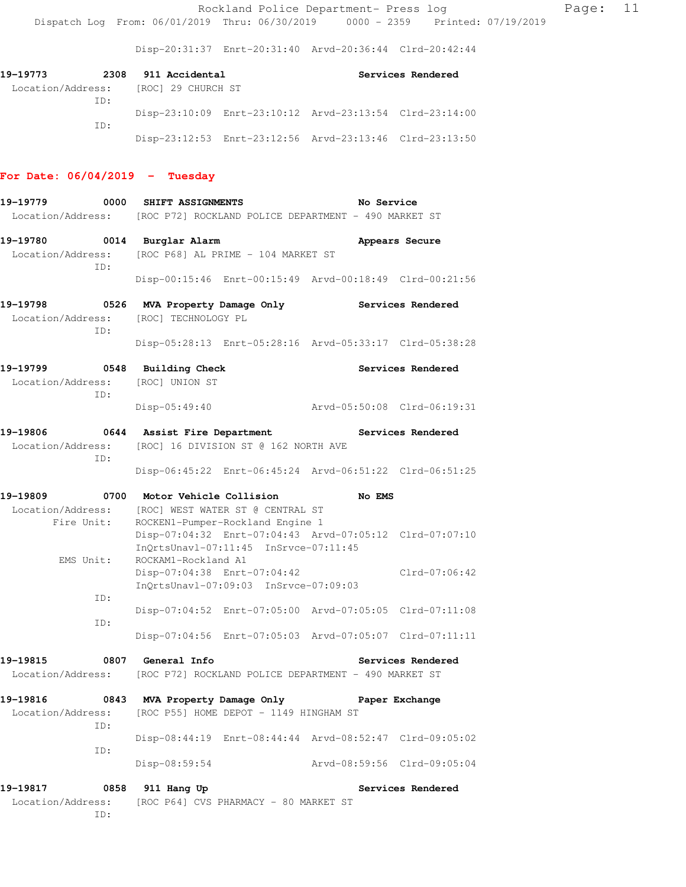Disp-20:31:37 Enrt-20:31:40 Arvd-20:36:44 Clrd-20:42:44

**19-19773 2308 911 Accidental Services Rendered**
Location/Address: [ROC] 29 CHURCH ST
ID:
Disp-23:10:09 Enrt-23:10:12 Arvd-23:13:54 Clrd-23:14:00
ID:
Disp-23:12:53 Enrt-23:12:56 Arvd-23:13:46 Clrd-23:13:50

## For Date: 06/04/2019 - Tuesday

**19-19779 0000 SHIFT ASSIGNMENTS No Service**
Location/Address: [ROC P72] ROCKLAND POLICE DEPARTMENT - 490 MARKET ST

**19-19780 0014 Burglar Alarm Appears Secure**
Location/Address: [ROC P68] AL PRIME - 104 MARKET ST
ID:
Disp-00:15:46 Enrt-00:15:49 Arvd-00:18:49 Clrd-00:21:56

**19-19798 0526 MVA Property Damage Only Services Rendered**
Location/Address: [ROC] TECHNOLOGY PL
ID:
Disp-05:28:13 Enrt-05:28:16 Arvd-05:33:17 Clrd-05:38:28

**19-19799 0548 Building Check Services Rendered**
Location/Address: [ROC] UNION ST
ID:
Disp-05:49:40 Arvd-05:50:08 Clrd-06:19:31

**19-19806 0644 Assist Fire Department Services Rendered**
Location/Address: [ROC] 16 DIVISION ST @ 162 NORTH AVE
ID:
Disp-06:45:22 Enrt-06:45:24 Arvd-06:51:22 Clrd-06:51:25

**19-19809 0700 Motor Vehicle Collision No EMS**
Location/Address: [ROC] WEST WATER ST @ CENTRAL ST
Fire Unit: ROCKEN1-Pumper-Rockland Engine 1
Disp-07:04:32 Enrt-07:04:43 Arvd-07:05:12 Clrd-07:07:10
InQrtsUnavl-07:11:45 InSrvce-07:11:45
EMS Unit: ROCKAM1-Rockland A1
Disp-07:04:38 Enrt-07:04:42 Clrd-07:06:42
InQrtsUnavl-07:09:03 InSrvce-07:09:03
ID:
Disp-07:04:52 Enrt-07:05:00 Arvd-07:05:05 Clrd-07:11:08
ID:
Disp-07:04:56 Enrt-07:05:03 Arvd-07:05:07 Clrd-07:11:11

**19-19815 0807 General Info Services Rendered**
Location/Address: [ROC P72] ROCKLAND POLICE DEPARTMENT - 490 MARKET ST

**19-19816 0843 MVA Property Damage Only Paper Exchange**
Location/Address: [ROC P55] HOME DEPOT - 1149 HINGHAM ST
ID:
Disp-08:44:19 Enrt-08:44:44 Arvd-08:52:47 Clrd-09:05:02
ID:
Disp-08:59:54 Arvd-08:59:56 Clrd-09:05:04

**19-19817 0858 911 Hang Up Services Rendered**
Location/Address: [ROC P64] CVS PHARMACY - 80 MARKET ST
ID: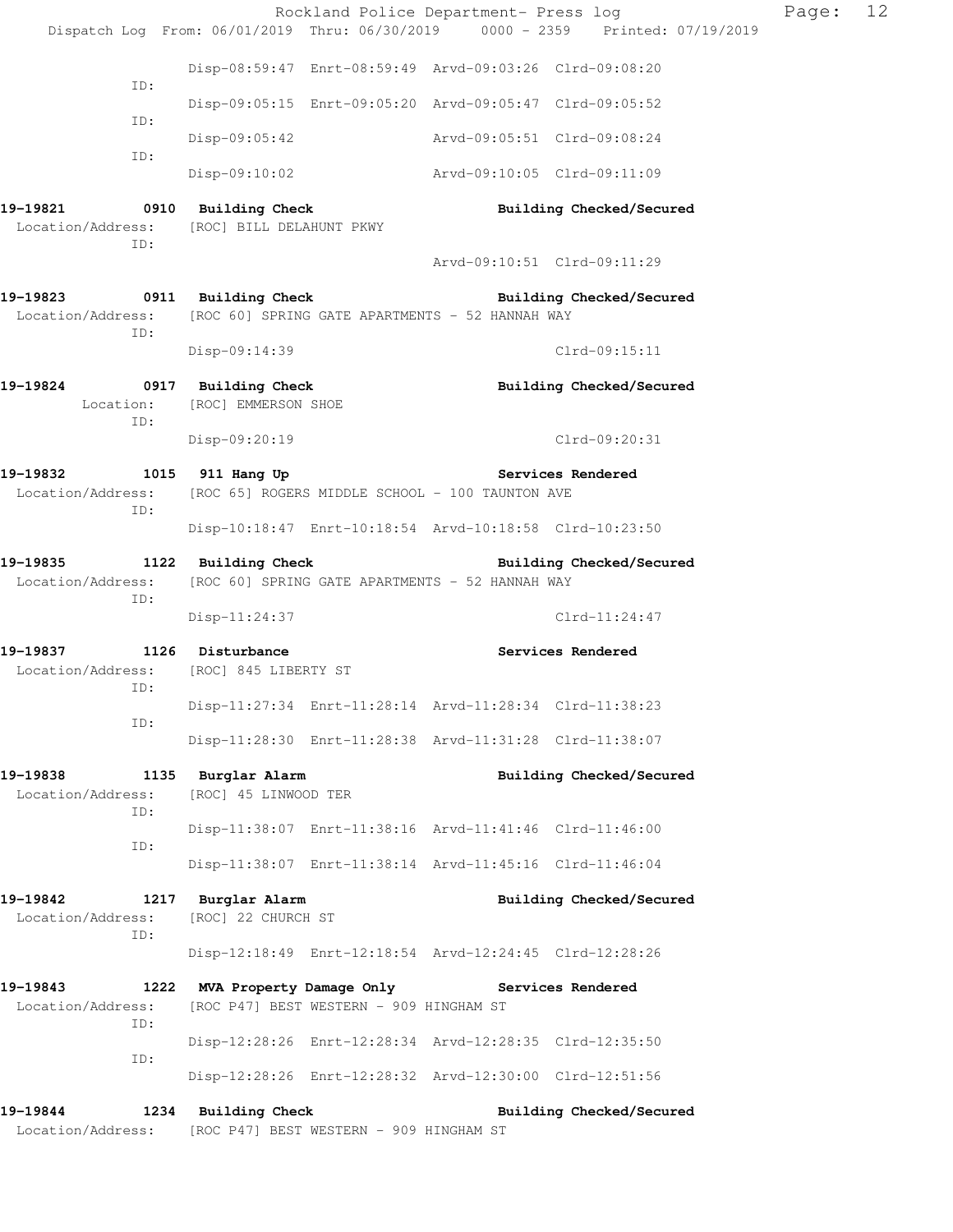```
                Disp-08:59:47  Enrt-08:59:49  Arvd-09:03:26  Clrd-09:08:20
          ID:
                Disp-09:05:15  Enrt-09:05:20  Arvd-09:05:47  Clrd-09:05:52
          ID:
                Disp-09:05:42                 Arvd-09:05:51  Clrd-09:08:24
          ID:
                Disp-09:10:02                 Arvd-09:10:05  Clrd-09:11:09

19-19821        0910  Building Check                Building Checked/Secured
 Location/Address:    [ROC] BILL DELAHUNT PKWY
          ID:
                                              Arvd-09:10:51  Clrd-09:11:29

19-19823        0911  Building Check                Building Checked/Secured
 Location/Address:    [ROC 60] SPRING GATE APARTMENTS - 52 HANNAH WAY
          ID:
                Disp-09:14:39                                Clrd-09:15:11

19-19824        0917  Building Check                Building Checked/Secured
        Location:     [ROC] EMMERSON SHOE
          ID:
                Disp-09:20:19                                Clrd-09:20:31

19-19832        1015  911 Hang Up                   Services Rendered
 Location/Address:    [ROC 65] ROGERS MIDDLE SCHOOL - 100 TAUNTON AVE
          ID:
                Disp-10:18:47  Enrt-10:18:54  Arvd-10:18:58  Clrd-10:23:50

19-19835        1122  Building Check                Building Checked/Secured
 Location/Address:    [ROC 60] SPRING GATE APARTMENTS - 52 HANNAH WAY
          ID:
                Disp-11:24:37                                Clrd-11:24:47

19-19837        1126  Disturbance                   Services Rendered
 Location/Address:    [ROC] 845 LIBERTY ST
          ID:
                Disp-11:27:34  Enrt-11:28:14  Arvd-11:28:34  Clrd-11:38:23
          ID:
                Disp-11:28:30  Enrt-11:28:38  Arvd-11:31:28  Clrd-11:38:07

19-19838        1135  Burglar Alarm                 Building Checked/Secured
 Location/Address:    [ROC] 45 LINWOOD TER
          ID:
                Disp-11:38:07  Enrt-11:38:16  Arvd-11:41:46  Clrd-11:46:00
          ID:
                Disp-11:38:07  Enrt-11:38:14  Arvd-11:45:16  Clrd-11:46:04

19-19842        1217  Burglar Alarm                 Building Checked/Secured
 Location/Address:    [ROC] 22 CHURCH ST
          ID:
                Disp-12:18:49  Enrt-12:18:54  Arvd-12:24:45  Clrd-12:28:26

19-19843        1222  MVA Property Damage Only      Services Rendered
 Location/Address:    [ROC P47] BEST WESTERN - 909 HINGHAM ST
          ID:
                Disp-12:28:26  Enrt-12:28:34  Arvd-12:28:35  Clrd-12:35:50
          ID:
                Disp-12:28:26  Enrt-12:28:32  Arvd-12:30:00  Clrd-12:51:56

19-19844        1234  Building Check                Building Checked/Secured
 Location/Address:    [ROC P47] BEST WESTERN - 909 HINGHAM ST
```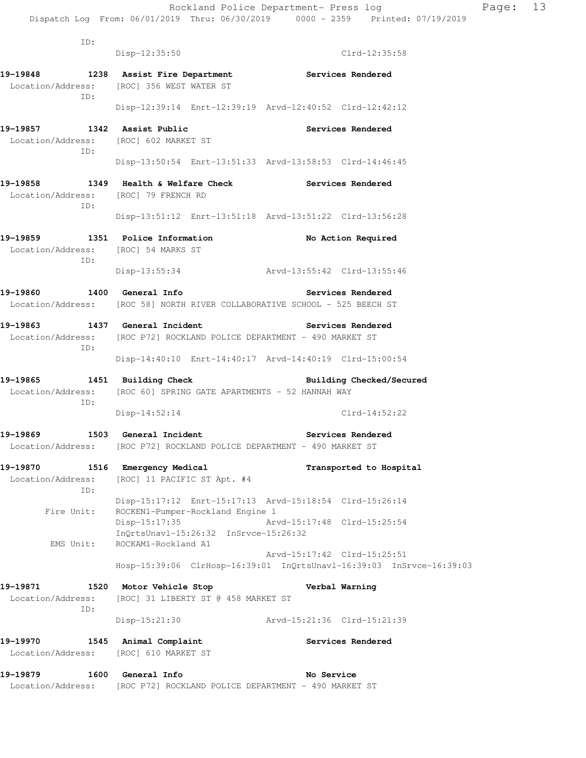ID:
Disp-12:35:50 Clrd-12:35:58

**19-19848 1238 Assist Fire Department Services Rendered**
Location/Address: [ROC] 356 WEST WATER ST
ID:
Disp-12:39:14 Enrt-12:39:19 Arvd-12:40:52 Clrd-12:42:12

**19-19857 1342 Assist Public Services Rendered**
Location/Address: [ROC] 602 MARKET ST
ID:
Disp-13:50:54 Enrt-13:51:33 Arvd-13:58:53 Clrd-14:46:45

**19-19858 1349 Health & Welfare Check Services Rendered**
Location/Address: [ROC] 79 FRENCH RD
ID:
Disp-13:51:12 Enrt-13:51:18 Arvd-13:51:22 Clrd-13:56:28

**19-19859 1351 Police Information No Action Required**
Location/Address: [ROC] 54 MARKS ST
ID:
Disp-13:55:34 Arvd-13:55:42 Clrd-13:55:46

**19-19860 1400 General Info Services Rendered**
Location/Address: [ROC 58] NORTH RIVER COLLABORATIVE SCHOOL - 525 BEECH ST

**19-19863 1437 General Incident Services Rendered**
Location/Address: [ROC P72] ROCKLAND POLICE DEPARTMENT - 490 MARKET ST
ID:
Disp-14:40:10 Enrt-14:40:17 Arvd-14:40:19 Clrd-15:00:54

**19-19865 1451 Building Check Building Checked/Secured**
Location/Address: [ROC 60] SPRING GATE APARTMENTS - 52 HANNAH WAY
ID:
Disp-14:52:14 Clrd-14:52:22

**19-19869 1503 General Incident Services Rendered**
Location/Address: [ROC P72] ROCKLAND POLICE DEPARTMENT - 490 MARKET ST

**19-19870 1516 Emergency Medical Transported to Hospital**
Location/Address: [ROC] 11 PACIFIC ST Apt. #4
ID:
Disp-15:17:12 Enrt-15:17:13 Arvd-15:18:54 Clrd-15:26:14
Fire Unit: ROCKEN1-Pumper-Rockland Engine 1
Disp-15:17:35 Arvd-15:17:48 Clrd-15:25:54
InQrtsUnavl-15:26:32 InSrvce-15:26:32
EMS Unit: ROCKAM1-Rockland A1
Arvd-15:17:42 Clrd-15:25:51
Hosp-15:39:06 ClrHosp-16:39:01 InQrtsUnavl-16:39:03 InSrvce-16:39:03

**19-19871 1520 Motor Vehicle Stop Verbal Warning**
Location/Address: [ROC] 31 LIBERTY ST @ 458 MARKET ST
ID:
Disp-15:21:30 Arvd-15:21:36 Clrd-15:21:39

**19-19970 1545 Animal Complaint Services Rendered**
Location/Address: [ROC] 610 MARKET ST

**19-19879 1600 General Info No Service**
Location/Address: [ROC P72] ROCKLAND POLICE DEPARTMENT - 490 MARKET ST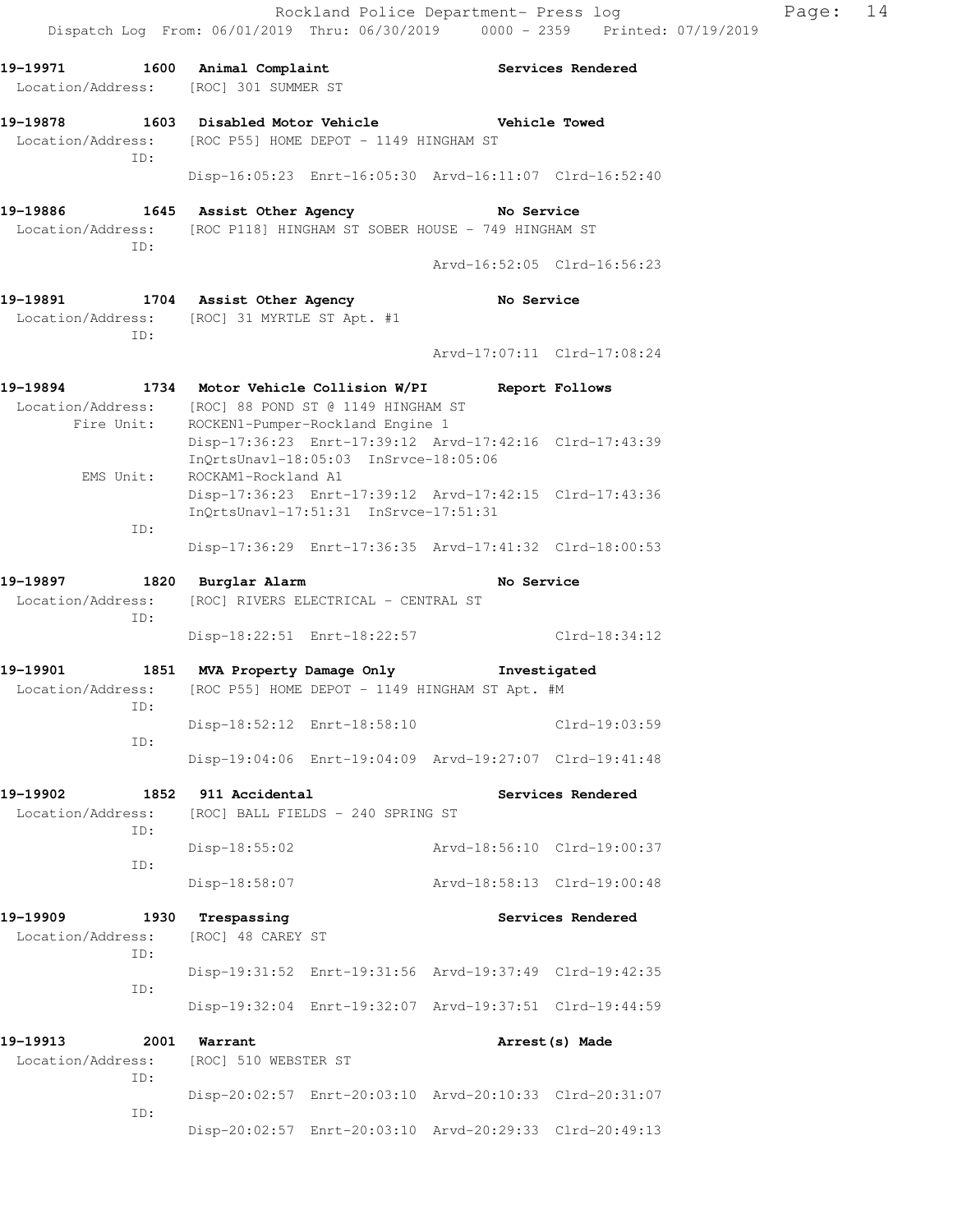19-19971 1600 Animal Complaint Services Rendered
Location/Address: [ROC] 301 SUMMER ST

19-19878 1603 Disabled Motor Vehicle Vehicle Towed
Location/Address: [ROC P55] HOME DEPOT - 1149 HINGHAM ST
ID:
Disp-16:05:23 Enrt-16:05:30 Arvd-16:11:07 Clrd-16:52:40

19-19886 1645 Assist Other Agency No Service
Location/Address: [ROC P118] HINGHAM ST SOBER HOUSE - 749 HINGHAM ST
ID:
Arvd-16:52:05 Clrd-16:56:23

19-19891 1704 Assist Other Agency No Service
Location/Address: [ROC] 31 MYRTLE ST Apt. #1
ID:
Arvd-17:07:11 Clrd-17:08:24

19-19894 1734 Motor Vehicle Collision W/PI Report Follows
Location/Address: [ROC] 88 POND ST @ 1149 HINGHAM ST
Fire Unit: ROCKEN1-Pumper-Rockland Engine 1
Disp-17:36:23 Enrt-17:39:12 Arvd-17:42:16 Clrd-17:43:39
InQrtsUnavl-18:05:03 InSrvce-18:05:06
EMS Unit: ROCKAM1-Rockland A1
Disp-17:36:23 Enrt-17:39:12 Arvd-17:42:15 Clrd-17:43:36
InQrtsUnavl-17:51:31 InSrvce-17:51:31
ID:
Disp-17:36:29 Enrt-17:36:35 Arvd-17:41:32 Clrd-18:00:53

19-19897 1820 Burglar Alarm No Service
Location/Address: [ROC] RIVERS ELECTRICAL - CENTRAL ST
ID:
Disp-18:22:51 Enrt-18:22:57 Clrd-18:34:12

19-19901 1851 MVA Property Damage Only Investigated
Location/Address: [ROC P55] HOME DEPOT - 1149 HINGHAM ST Apt. #M
ID:
Disp-18:52:12 Enrt-18:58:10 Clrd-19:03:59
ID:
Disp-19:04:06 Enrt-19:04:09 Arvd-19:27:07 Clrd-19:41:48

19-19902 1852 911 Accidental Services Rendered
Location/Address: [ROC] BALL FIELDS - 240 SPRING ST
ID:
Disp-18:55:02 Arvd-18:56:10 Clrd-19:00:37
ID:
Disp-18:58:07 Arvd-18:58:13 Clrd-19:00:48

19-19909 1930 Trespassing Services Rendered
Location/Address: [ROC] 48 CAREY ST
ID:
Disp-19:31:52 Enrt-19:31:56 Arvd-19:37:49 Clrd-19:42:35
ID:
Disp-19:32:04 Enrt-19:32:07 Arvd-19:37:51 Clrd-19:44:59

19-19913 2001 Warrant Arrest(s) Made
Location/Address: [ROC] 510 WEBSTER ST
ID:
Disp-20:02:57 Enrt-20:03:10 Arvd-20:10:33 Clrd-20:31:07
ID:
Disp-20:02:57 Enrt-20:03:10 Arvd-20:29:33 Clrd-20:49:13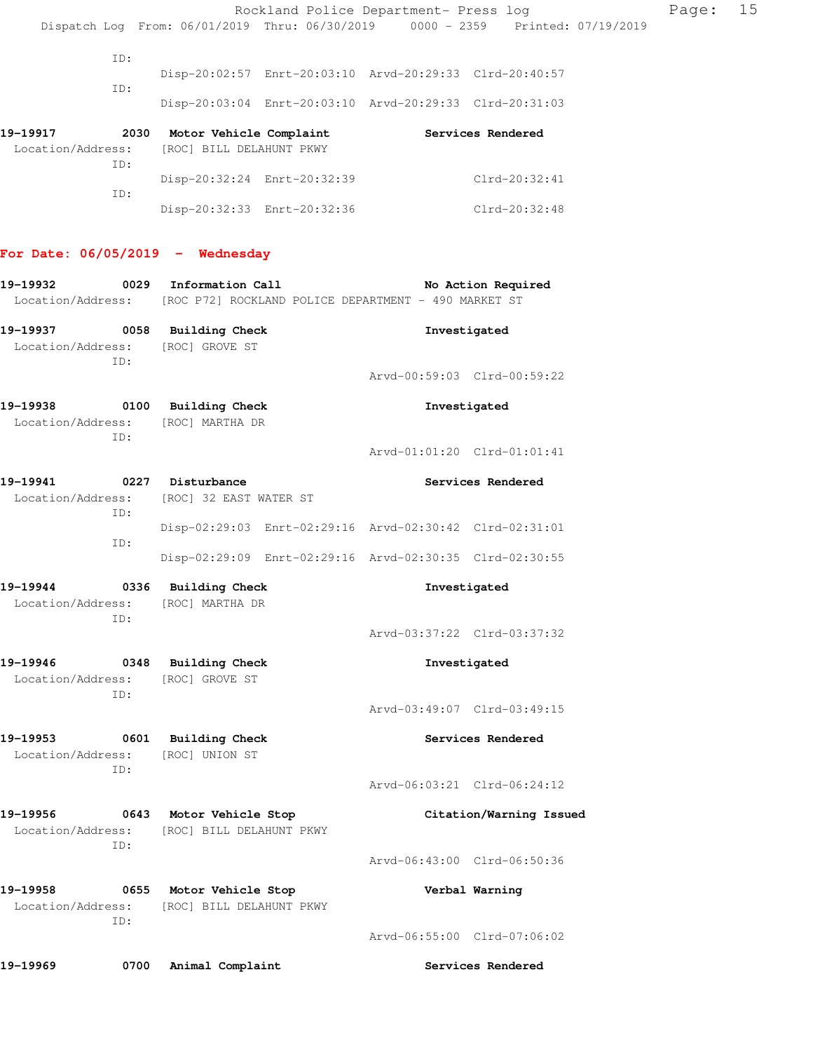ID:
Disp-20:02:57 Enrt-20:03:10 Arvd-20:29:33 Clrd-20:40:57
ID:
Disp-20:03:04 Enrt-20:03:10 Arvd-20:29:33 Clrd-20:31:03

**19-19917 2030 Motor Vehicle Complaint Services Rendered**
Location/Address: [ROC] BILL DELAHUNT PKWY
ID:
Disp-20:32:24 Enrt-20:32:39 Clrd-20:32:41
ID:
Disp-20:32:33 Enrt-20:32:36 Clrd-20:32:48

## For Date: 06/05/2019 - Wednesday

**19-19932 0029 Information Call No Action Required**
Location/Address: [ROC P72] ROCKLAND POLICE DEPARTMENT - 490 MARKET ST

**19-19937 0058 Building Check Investigated**
Location/Address: [ROC] GROVE ST
ID:
Arvd-00:59:03 Clrd-00:59:22

**19-19938 0100 Building Check Investigated**
Location/Address: [ROC] MARTHA DR
ID:
Arvd-01:01:20 Clrd-01:01:41

**19-19941 0227 Disturbance Services Rendered**
Location/Address: [ROC] 32 EAST WATER ST
ID:
Disp-02:29:03 Enrt-02:29:16 Arvd-02:30:42 Clrd-02:31:01
ID:
Disp-02:29:09 Enrt-02:29:16 Arvd-02:30:35 Clrd-02:30:55

**19-19944 0336 Building Check Investigated**
Location/Address: [ROC] MARTHA DR
ID:
Arvd-03:37:22 Clrd-03:37:32

**19-19946 0348 Building Check Investigated**
Location/Address: [ROC] GROVE ST
ID:
Arvd-03:49:07 Clrd-03:49:15

**19-19953 0601 Building Check Services Rendered**
Location/Address: [ROC] UNION ST
ID:
Arvd-06:03:21 Clrd-06:24:12

**19-19956 0643 Motor Vehicle Stop Citation/Warning Issued**
Location/Address: [ROC] BILL DELAHUNT PKWY
ID:
Arvd-06:43:00 Clrd-06:50:36

**19-19958 0655 Motor Vehicle Stop Verbal Warning**
Location/Address: [ROC] BILL DELAHUNT PKWY
ID:
Arvd-06:55:00 Clrd-07:06:02

**19-19969 0700 Animal Complaint Services Rendered**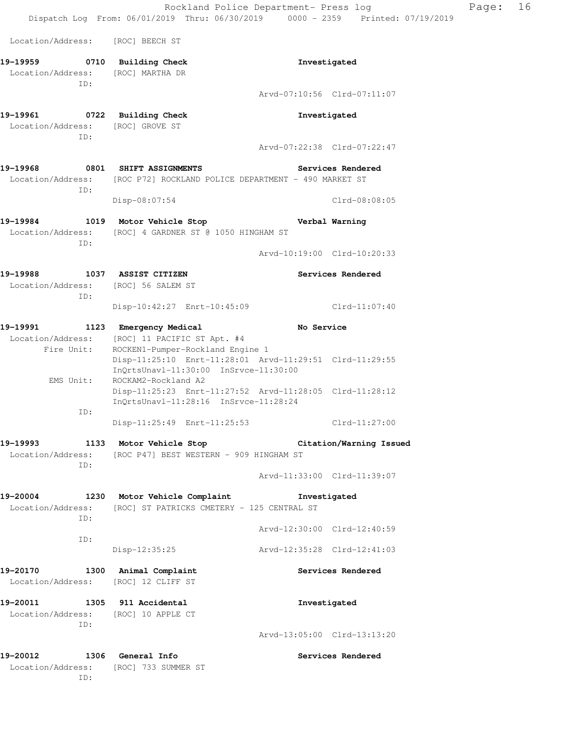Location/Address: [ROC] BEECH ST

**19-19959 0710 Building Check** — Investigated
Location/Address: [ROC] MARTHA DR
ID:
Arvd-07:10:56 Clrd-07:11:07

**19-19961 0722 Building Check** — Investigated
Location/Address: [ROC] GROVE ST
ID:
Arvd-07:22:38 Clrd-07:22:47

**19-19968 0801 SHIFT ASSIGNMENTS** — Services Rendered
Location/Address: [ROC P72] ROCKLAND POLICE DEPARTMENT - 490 MARKET ST
ID:
Disp-08:07:54 Clrd-08:08:05

**19-19984 1019 Motor Vehicle Stop** — Verbal Warning
Location/Address: [ROC] 4 GARDNER ST @ 1050 HINGHAM ST
ID:
Arvd-10:19:00 Clrd-10:20:33

**19-19988 1037 ASSIST CITIZEN** — Services Rendered
Location/Address: [ROC] 56 SALEM ST
ID:
Disp-10:42:27 Enrt-10:45:09 Clrd-11:07:40

**19-19991 1123 Emergency Medical** — No Service
Location/Address: [ROC] 11 PACIFIC ST Apt. #4
Fire Unit: ROCKEN1-Pumper-Rockland Engine 1
Disp-11:25:10 Enrt-11:28:01 Arvd-11:29:51 Clrd-11:29:55
InQrtsUnavl-11:30:00 InSrvce-11:30:00
EMS Unit: ROCKAM2-Rockland A2
Disp-11:25:23 Enrt-11:27:52 Arvd-11:28:05 Clrd-11:28:12
InQrtsUnavl-11:28:16 InSrvce-11:28:24
ID:
Disp-11:25:49 Enrt-11:25:53 Clrd-11:27:00

**19-19993 1133 Motor Vehicle Stop** — Citation/Warning Issued
Location/Address: [ROC P47] BEST WESTERN - 909 HINGHAM ST
ID:
Arvd-11:33:00 Clrd-11:39:07

**19-20004 1230 Motor Vehicle Complaint** — Investigated
Location/Address: [ROC] ST PATRICKS CMETERY - 125 CENTRAL ST
ID:
Arvd-12:30:00 Clrd-12:40:59
ID:
Disp-12:35:25 Arvd-12:35:28 Clrd-12:41:03

**19-20170 1300 Animal Complaint** — Services Rendered
Location/Address: [ROC] 12 CLIFF ST

**19-20011 1305 911 Accidental** — Investigated
Location/Address: [ROC] 10 APPLE CT
ID:
Arvd-13:05:00 Clrd-13:13:20

**19-20012 1306 General Info** — Services Rendered
Location/Address: [ROC] 733 SUMMER ST
ID: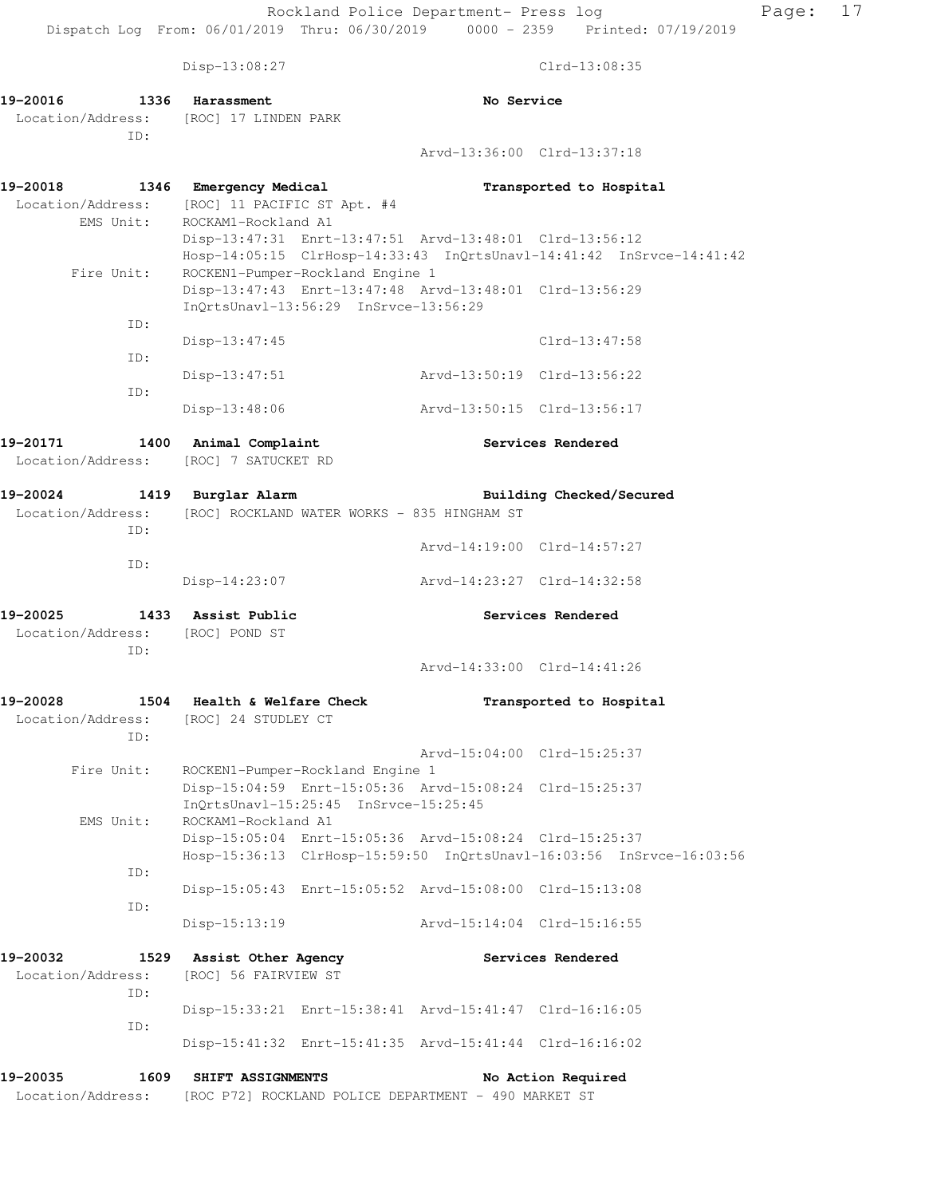Disp-13:08:27 Clrd-13:08:35

**19-20016 1336 Harassment No Service**
Location/Address: [ROC] 17 LINDEN PARK
ID:
Arvd-13:36:00 Clrd-13:37:18

**19-20018 1346 Emergency Medical Transported to Hospital**
Location/Address: [ROC] 11 PACIFIC ST Apt. #4
EMS Unit: ROCKAM1-Rockland A1
Disp-13:47:31 Enrt-13:47:51 Arvd-13:48:01 Clrd-13:56:12
Hosp-14:05:15 ClrHosp-14:33:43 InQrtsUnavl-14:41:42 InSrvce-14:41:42
Fire Unit: ROCKEN1-Pumper-Rockland Engine 1
Disp-13:47:43 Enrt-13:47:48 Arvd-13:48:01 Clrd-13:56:29
InQrtsUnavl-13:56:29 InSrvce-13:56:29
ID:
Disp-13:47:45 Clrd-13:47:58
ID:
Disp-13:47:51 Arvd-13:50:19 Clrd-13:56:22
ID:
Disp-13:48:06 Arvd-13:50:15 Clrd-13:56:17

**19-20171 1400 Animal Complaint Services Rendered**
Location/Address: [ROC] 7 SATUCKET RD

**19-20024 1419 Burglar Alarm Building Checked/Secured**
Location/Address: [ROC] ROCKLAND WATER WORKS - 835 HINGHAM ST
ID:
Arvd-14:19:00 Clrd-14:57:27
ID:
Disp-14:23:07 Arvd-14:23:27 Clrd-14:32:58

**19-20025 1433 Assist Public Services Rendered**
Location/Address: [ROC] POND ST
ID:
Arvd-14:33:00 Clrd-14:41:26

**19-20028 1504 Health & Welfare Check Transported to Hospital**
Location/Address: [ROC] 24 STUDLEY CT
ID:
Arvd-15:04:00 Clrd-15:25:37
Fire Unit: ROCKEN1-Pumper-Rockland Engine 1
Disp-15:04:59 Enrt-15:05:36 Arvd-15:08:24 Clrd-15:25:37
InQrtsUnavl-15:25:45 InSrvce-15:25:45
EMS Unit: ROCKAM1-Rockland A1
Disp-15:05:04 Enrt-15:05:36 Arvd-15:08:24 Clrd-15:25:37
Hosp-15:36:13 ClrHosp-15:59:50 InQrtsUnavl-16:03:56 InSrvce-16:03:56
ID:
Disp-15:05:43 Enrt-15:05:52 Arvd-15:08:00 Clrd-15:13:08
ID:
Disp-15:13:19 Arvd-15:14:04 Clrd-15:16:55

**19-20032 1529 Assist Other Agency Services Rendered**
Location/Address: [ROC] 56 FAIRVIEW ST
ID:
Disp-15:33:21 Enrt-15:38:41 Arvd-15:41:47 Clrd-16:16:05
ID:
Disp-15:41:32 Enrt-15:41:35 Arvd-15:41:44 Clrd-16:16:02

**19-20035 1609 SHIFT ASSIGNMENTS No Action Required**
Location/Address: [ROC P72] ROCKLAND POLICE DEPARTMENT - 490 MARKET ST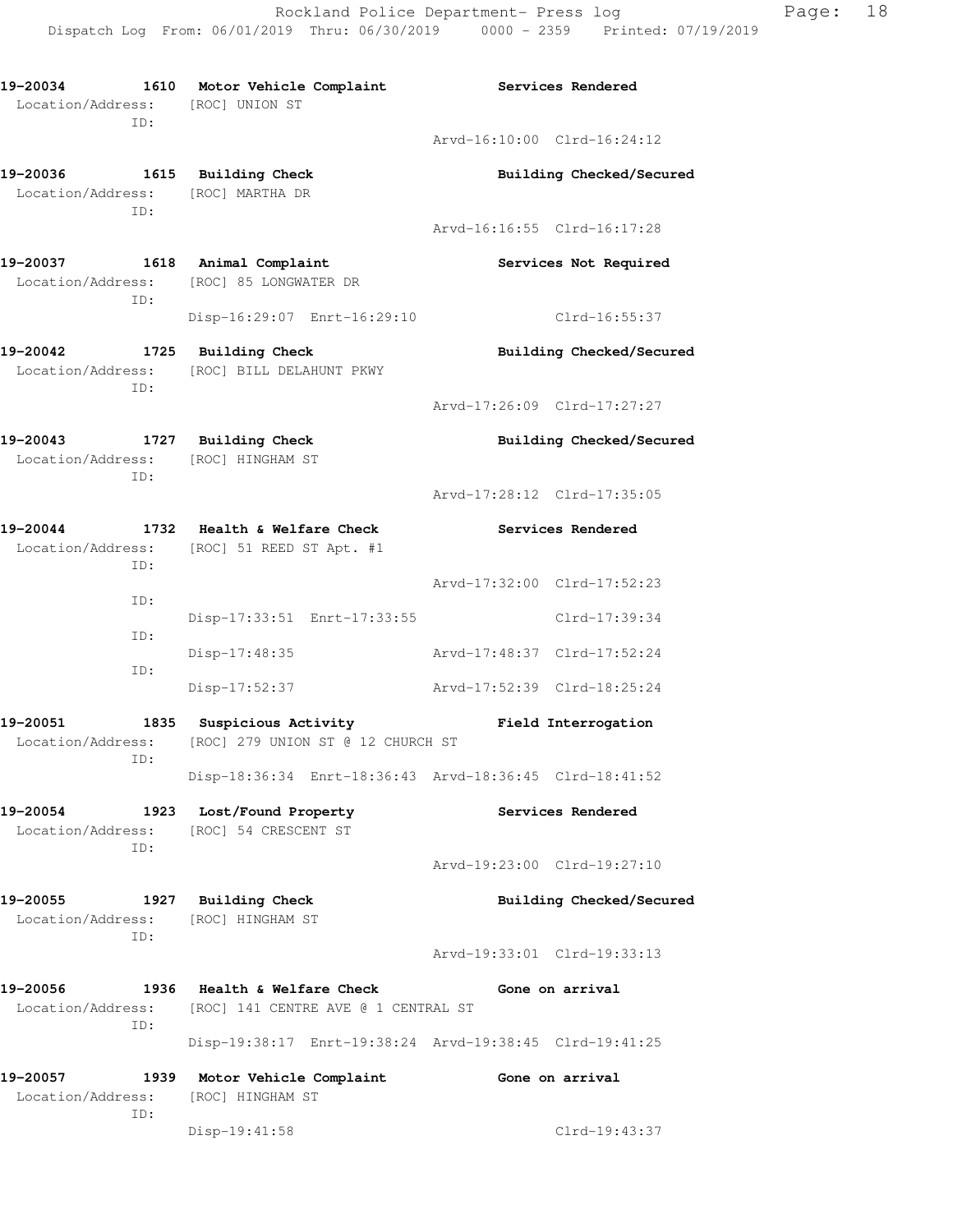**19-20034 1610 Motor Vehicle Complaint** — **Services Rendered**
Location/Address: [ROC] UNION ST
ID:
Arvd-16:10:00 Clrd-16:24:12

**19-20036 1615 Building Check** — **Building Checked/Secured**
Location/Address: [ROC] MARTHA DR
ID:
Arvd-16:16:55 Clrd-16:17:28

**19-20037 1618 Animal Complaint** — **Services Not Required**
Location/Address: [ROC] 85 LONGWATER DR
ID:
Disp-16:29:07 Enrt-16:29:10 Clrd-16:55:37

**19-20042 1725 Building Check** — **Building Checked/Secured**
Location/Address: [ROC] BILL DELAHUNT PKWY
ID:
Arvd-17:26:09 Clrd-17:27:27

**19-20043 1727 Building Check** — **Building Checked/Secured**
Location/Address: [ROC] HINGHAM ST
ID:
Arvd-17:28:12 Clrd-17:35:05

**19-20044 1732 Health & Welfare Check** — **Services Rendered**
Location/Address: [ROC] 51 REED ST Apt. #1
ID:
Arvd-17:32:00 Clrd-17:52:23
ID:
Disp-17:33:51 Enrt-17:33:55 Clrd-17:39:34
ID:
Disp-17:48:35 Arvd-17:48:37 Clrd-17:52:24
ID:
Disp-17:52:37 Arvd-17:52:39 Clrd-18:25:24

**19-20051 1835 Suspicious Activity** — **Field Interrogation**
Location/Address: [ROC] 279 UNION ST @ 12 CHURCH ST
ID:
Disp-18:36:34 Enrt-18:36:43 Arvd-18:36:45 Clrd-18:41:52

**19-20054 1923 Lost/Found Property** — **Services Rendered**
Location/Address: [ROC] 54 CRESCENT ST
ID:
Arvd-19:23:00 Clrd-19:27:10

**19-20055 1927 Building Check** — **Building Checked/Secured**
Location/Address: [ROC] HINGHAM ST
ID:
Arvd-19:33:01 Clrd-19:33:13

**19-20056 1936 Health & Welfare Check** — **Gone on arrival**
Location/Address: [ROC] 141 CENTRE AVE @ 1 CENTRAL ST
ID:
Disp-19:38:17 Enrt-19:38:24 Arvd-19:38:45 Clrd-19:41:25

**19-20057 1939 Motor Vehicle Complaint** — **Gone on arrival**
Location/Address: [ROC] HINGHAM ST
ID:
Disp-19:41:58 Clrd-19:43:37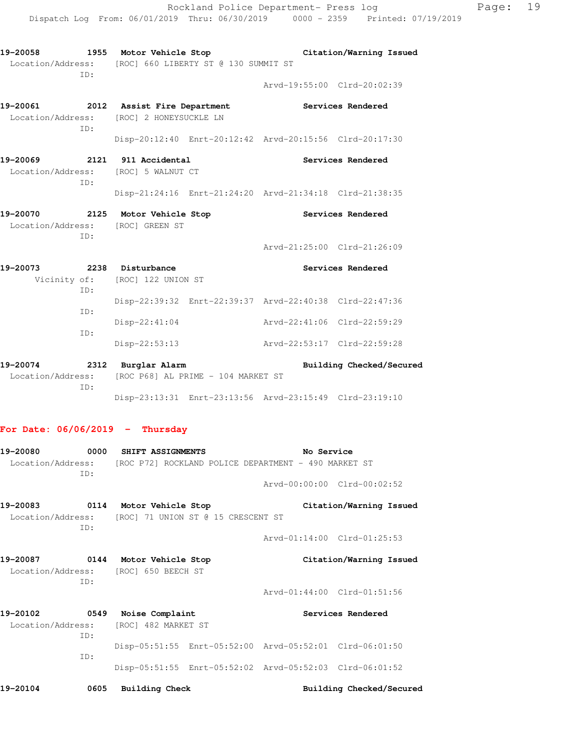**19-20058** 1955 **Motor Vehicle Stop** **Citation/Warning Issued**
Location/Address: [ROC] 660 LIBERTY ST @ 130 SUMMIT ST
ID:
Arvd-19:55:00 Clrd-20:02:39

**19-20061** 2012 **Assist Fire Department** **Services Rendered**
Location/Address: [ROC] 2 HONEYSUCKLE LN
ID:
Disp-20:12:40 Enrt-20:12:42 Arvd-20:15:56 Clrd-20:17:30

**19-20069** 2121 **911 Accidental** **Services Rendered**
Location/Address: [ROC] 5 WALNUT CT
ID:
Disp-21:24:16 Enrt-21:24:20 Arvd-21:34:18 Clrd-21:38:35

**19-20070** 2125 **Motor Vehicle Stop** **Services Rendered**
Location/Address: [ROC] GREEN ST
ID:
Arvd-21:25:00 Clrd-21:26:09

**19-20073** 2238 **Disturbance** **Services Rendered**
Vicinity of: [ROC] 122 UNION ST
ID:
Disp-22:39:32 Enrt-22:39:37 Arvd-22:40:38 Clrd-22:47:36
ID:
Disp-22:41:04 Arvd-22:41:06 Clrd-22:59:29
ID:
Disp-22:53:13 Arvd-22:53:17 Clrd-22:59:28

**19-20074** 2312 **Burglar Alarm** **Building Checked/Secured**
Location/Address: [ROC P68] AL PRIME - 104 MARKET ST
ID:
Disp-23:13:31 Enrt-23:13:56 Arvd-23:15:49 Clrd-23:19:10

## For Date: 06/06/2019 - Thursday

**19-20080** 0000 **SHIFT ASSIGNMENTS** **No Service**
Location/Address: [ROC P72] ROCKLAND POLICE DEPARTMENT - 490 MARKET ST
ID:
Arvd-00:00:00 Clrd-00:02:52

**19-20083** 0114 **Motor Vehicle Stop** **Citation/Warning Issued**
Location/Address: [ROC] 71 UNION ST @ 15 CRESCENT ST
ID:
Arvd-01:14:00 Clrd-01:25:53

**19-20087** 0144 **Motor Vehicle Stop** **Citation/Warning Issued**
Location/Address: [ROC] 650 BEECH ST
ID:
Arvd-01:44:00 Clrd-01:51:56

**19-20102** 0549 **Noise Complaint** **Services Rendered**
Location/Address: [ROC] 482 MARKET ST
ID:
Disp-05:51:55 Enrt-05:52:00 Arvd-05:52:01 Clrd-06:01:50
ID:
Disp-05:51:55 Enrt-05:52:02 Arvd-05:52:03 Clrd-06:01:52

**19-20104** 0605 **Building Check** **Building Checked/Secured**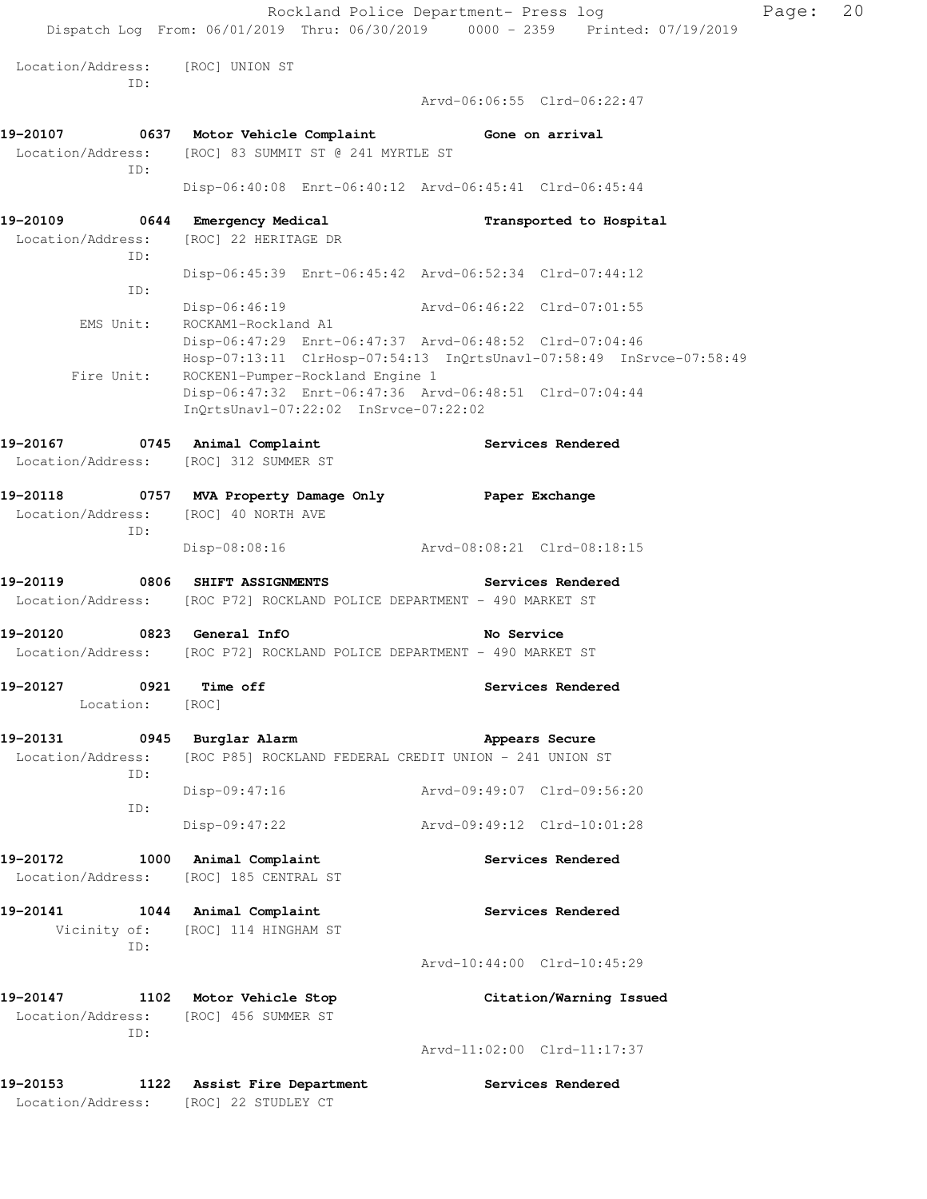Location/Address: [ROC] UNION ST
ID:
Arvd-06:06:55 Clrd-06:22:47

**19-20107 0637 Motor Vehicle Complaint Gone on arrival**
Location/Address: [ROC] 83 SUMMIT ST @ 241 MYRTLE ST
ID:
Disp-06:40:08 Enrt-06:40:12 Arvd-06:45:41 Clrd-06:45:44

**19-20109 0644 Emergency Medical Transported to Hospital**
Location/Address: [ROC] 22 HERITAGE DR
ID:
Disp-06:45:39 Enrt-06:45:42 Arvd-06:52:34 Clrd-07:44:12
ID:
Disp-06:46:19 Arvd-06:46:22 Clrd-07:01:55
EMS Unit: ROCKAM1-Rockland A1
Disp-06:47:29 Enrt-06:47:37 Arvd-06:48:52 Clrd-07:04:46
Hosp-07:13:11 ClrHosp-07:54:13 InQrtsUnavl-07:58:49 InSrvce-07:58:49
Fire Unit: ROCKEN1-Pumper-Rockland Engine 1
Disp-06:47:32 Enrt-06:47:36 Arvd-06:48:51 Clrd-07:04:44
InQrtsUnavl-07:22:02 InSrvce-07:22:02

**19-20167 0745 Animal Complaint Services Rendered**
Location/Address: [ROC] 312 SUMMER ST

**19-20118 0757 MVA Property Damage Only Paper Exchange**
Location/Address: [ROC] 40 NORTH AVE
ID:
Disp-08:08:16 Arvd-08:08:21 Clrd-08:18:15

**19-20119 0806 SHIFT ASSIGNMENTS Services Rendered**
Location/Address: [ROC P72] ROCKLAND POLICE DEPARTMENT - 490 MARKET ST

**19-20120 0823 General InfO No Service**
Location/Address: [ROC P72] ROCKLAND POLICE DEPARTMENT - 490 MARKET ST

**19-20127 0921 Time off Services Rendered**
Location: [ROC]

**19-20131 0945 Burglar Alarm Appears Secure**
Location/Address: [ROC P85] ROCKLAND FEDERAL CREDIT UNION - 241 UNION ST
ID:
Disp-09:47:16 Arvd-09:49:07 Clrd-09:56:20
ID:
Disp-09:47:22 Arvd-09:49:12 Clrd-10:01:28

**19-20172 1000 Animal Complaint Services Rendered**
Location/Address: [ROC] 185 CENTRAL ST

**19-20141 1044 Animal Complaint Services Rendered**
Vicinity of: [ROC] 114 HINGHAM ST
ID:
Arvd-10:44:00 Clrd-10:45:29

**19-20147 1102 Motor Vehicle Stop Citation/Warning Issued**
Location/Address: [ROC] 456 SUMMER ST
ID:
Arvd-11:02:00 Clrd-11:17:37

**19-20153 1122 Assist Fire Department Services Rendered**
Location/Address: [ROC] 22 STUDLEY CT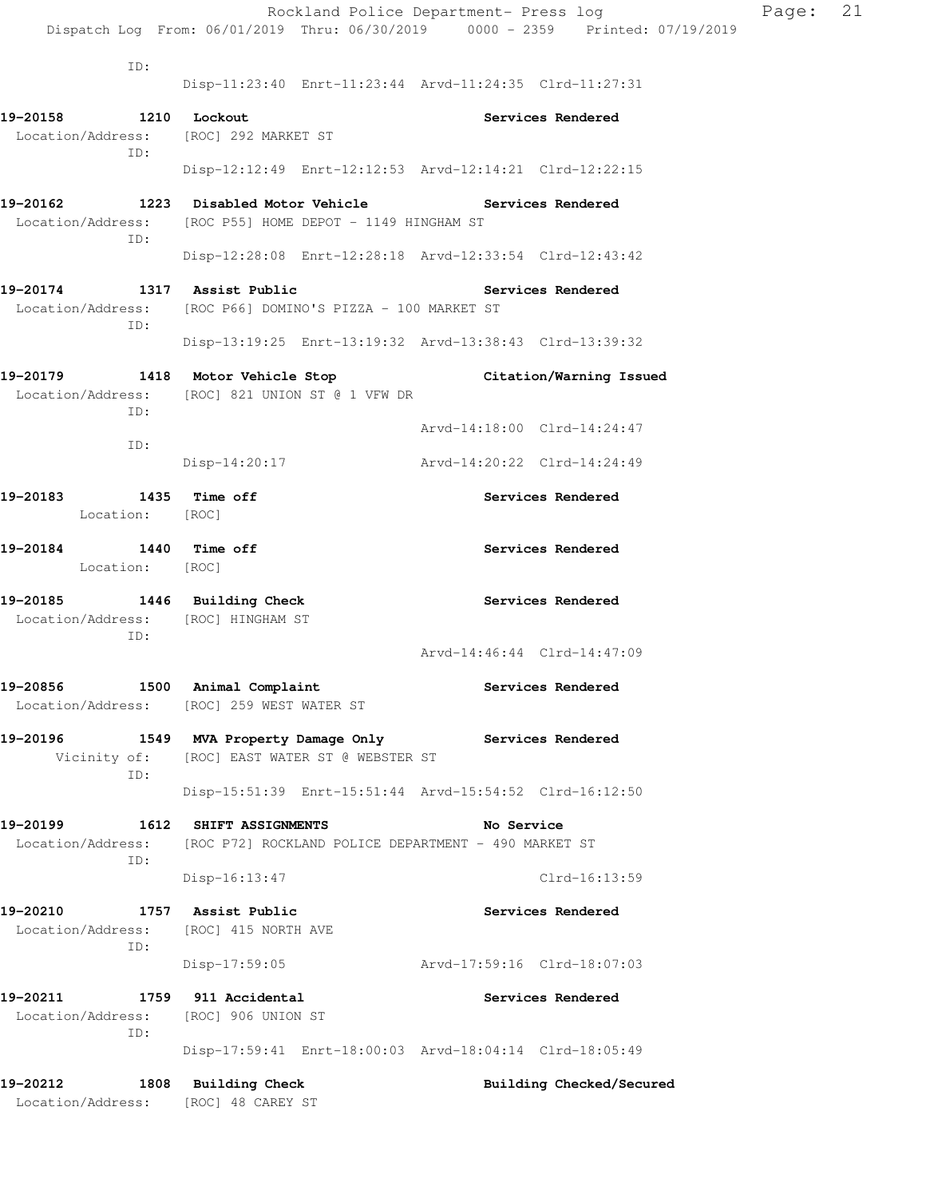ID:
Disp-11:23:40 Enrt-11:23:44 Arvd-11:24:35 Clrd-11:27:31

**19-20158 1210 Lockout** **Services Rendered**
Location/Address: [ROC] 292 MARKET ST
ID:
Disp-12:12:49 Enrt-12:12:53 Arvd-12:14:21 Clrd-12:22:15

**19-20162 1223 Disabled Motor Vehicle** **Services Rendered**
Location/Address: [ROC P55] HOME DEPOT - 1149 HINGHAM ST
ID:
Disp-12:28:08 Enrt-12:28:18 Arvd-12:33:54 Clrd-12:43:42

**19-20174 1317 Assist Public** **Services Rendered**
Location/Address: [ROC P66] DOMINO'S PIZZA - 100 MARKET ST
ID:
Disp-13:19:25 Enrt-13:19:32 Arvd-13:38:43 Clrd-13:39:32

**19-20179 1418 Motor Vehicle Stop** **Citation/Warning Issued**
Location/Address: [ROC] 821 UNION ST @ 1 VFW DR
ID:
Arvd-14:18:00 Clrd-14:24:47
ID:
Disp-14:20:17 Arvd-14:20:22 Clrd-14:24:49

**19-20183 1435 Time off** **Services Rendered**
Location: [ROC]

**19-20184 1440 Time off** **Services Rendered**
Location: [ROC]

**19-20185 1446 Building Check** **Services Rendered**
Location/Address: [ROC] HINGHAM ST
ID:
Arvd-14:46:44 Clrd-14:47:09

**19-20856 1500 Animal Complaint** **Services Rendered**
Location/Address: [ROC] 259 WEST WATER ST

**19-20196 1549 MVA Property Damage Only** **Services Rendered**
Vicinity of: [ROC] EAST WATER ST @ WEBSTER ST
ID:
Disp-15:51:39 Enrt-15:51:44 Arvd-15:54:52 Clrd-16:12:50

**19-20199 1612 SHIFT ASSIGNMENTS** **No Service**
Location/Address: [ROC P72] ROCKLAND POLICE DEPARTMENT - 490 MARKET ST
ID:
Disp-16:13:47 Clrd-16:13:59

**19-20210 1757 Assist Public** **Services Rendered**
Location/Address: [ROC] 415 NORTH AVE
ID:
Disp-17:59:05 Arvd-17:59:16 Clrd-18:07:03

**19-20211 1759 911 Accidental** **Services Rendered**
Location/Address: [ROC] 906 UNION ST
ID:
Disp-17:59:41 Enrt-18:00:03 Arvd-18:04:14 Clrd-18:05:49

**19-20212 1808 Building Check** **Building Checked/Secured**
Location/Address: [ROC] 48 CAREY ST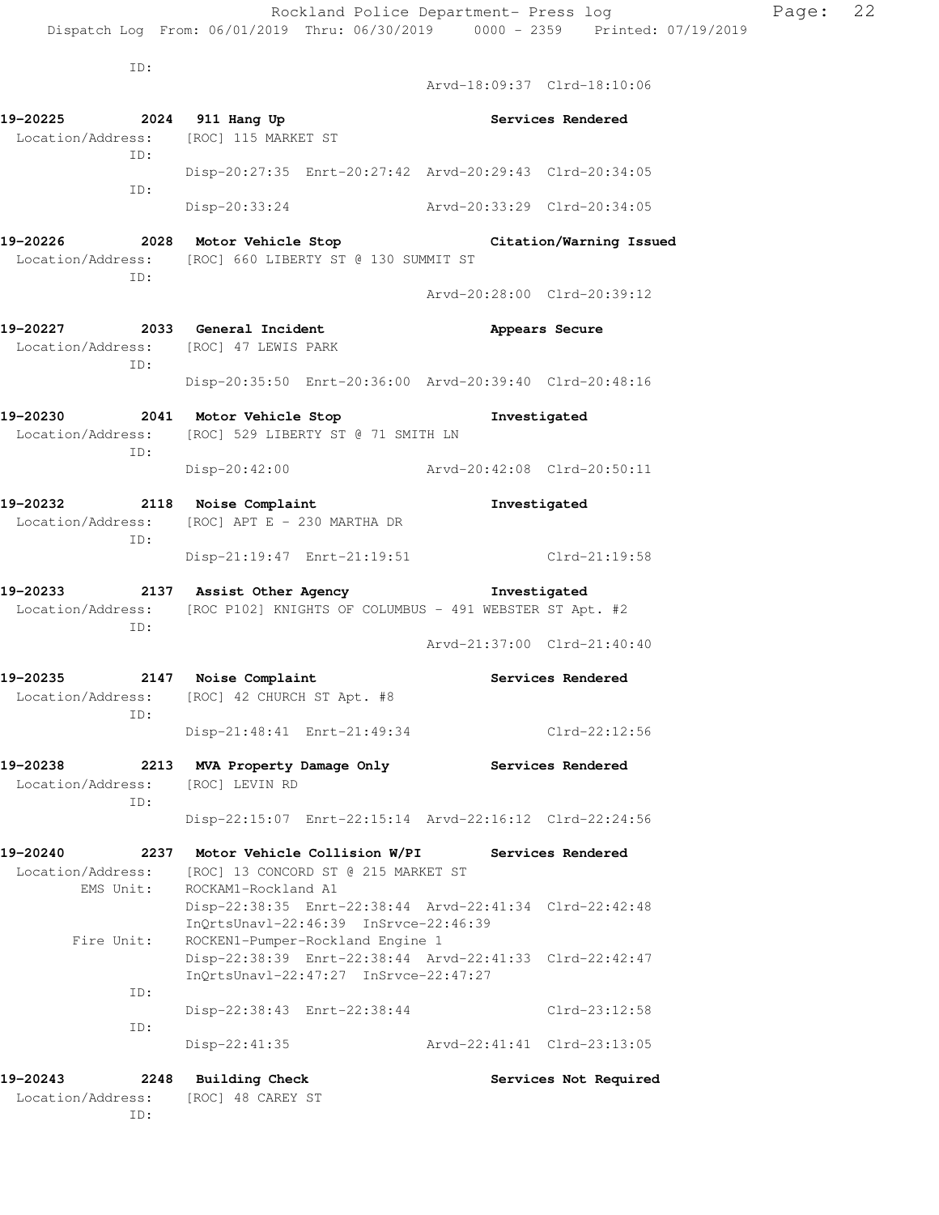ID:

Arvd-18:09:37 Clrd-18:10:06

**19-20225 2024 911 Hang Up** **Services Rendered**
Location/Address: [ROC] 115 MARKET ST
ID:
Disp-20:27:35 Enrt-20:27:42 Arvd-20:29:43 Clrd-20:34:05
ID:
Disp-20:33:24 Arvd-20:33:29 Clrd-20:34:05

**19-20226 2028 Motor Vehicle Stop** **Citation/Warning Issued**
Location/Address: [ROC] 660 LIBERTY ST @ 130 SUMMIT ST
ID:
Arvd-20:28:00 Clrd-20:39:12

**19-20227 2033 General Incident** **Appears Secure**
Location/Address: [ROC] 47 LEWIS PARK
ID:
Disp-20:35:50 Enrt-20:36:00 Arvd-20:39:40 Clrd-20:48:16

**19-20230 2041 Motor Vehicle Stop** **Investigated**
Location/Address: [ROC] 529 LIBERTY ST @ 71 SMITH LN
ID:
Disp-20:42:00 Arvd-20:42:08 Clrd-20:50:11

**19-20232 2118 Noise Complaint** **Investigated**
Location/Address: [ROC] APT E - 230 MARTHA DR
ID:
Disp-21:19:47 Enrt-21:19:51 Clrd-21:19:58

**19-20233 2137 Assist Other Agency** **Investigated**
Location/Address: [ROC P102] KNIGHTS OF COLUMBUS - 491 WEBSTER ST Apt. #2
ID:
Arvd-21:37:00 Clrd-21:40:40

**19-20235 2147 Noise Complaint** **Services Rendered**
Location/Address: [ROC] 42 CHURCH ST Apt. #8
ID:
Disp-21:48:41 Enrt-21:49:34 Clrd-22:12:56

**19-20238 2213 MVA Property Damage Only** **Services Rendered**
Location/Address: [ROC] LEVIN RD
ID:
Disp-22:15:07 Enrt-22:15:14 Arvd-22:16:12 Clrd-22:24:56

**19-20240 2237 Motor Vehicle Collision W/PI** **Services Rendered**
Location/Address: [ROC] 13 CONCORD ST @ 215 MARKET ST
EMS Unit: ROCKAM1-Rockland A1
Disp-22:38:35 Enrt-22:38:44 Arvd-22:41:34 Clrd-22:42:48
InQrtsUnavl-22:46:39 InSrvce-22:46:39
Fire Unit: ROCKEN1-Pumper-Rockland Engine 1
Disp-22:38:39 Enrt-22:38:44 Arvd-22:41:33 Clrd-22:42:47
InQrtsUnavl-22:47:27 InSrvce-22:47:27
ID:
Disp-22:38:43 Enrt-22:38:44 Clrd-23:12:58
ID:
Disp-22:41:35 Arvd-22:41:41 Clrd-23:13:05

**19-20243 2248 Building Check** **Services Not Required**
Location/Address: [ROC] 48 CAREY ST
ID: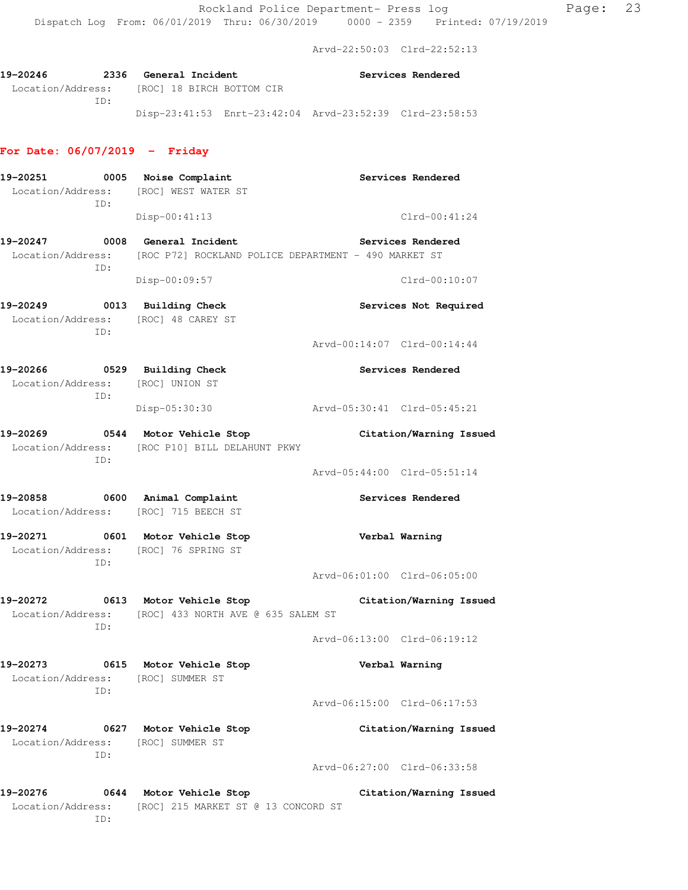Arvd-22:50:03 Clrd-22:52:13

**19-20246 2336 General Incident — Services Rendered**
Location/Address: [ROC] 18 BIRCH BOTTOM CIR
ID:
Disp-23:41:53 Enrt-23:42:04 Arvd-23:52:39 Clrd-23:58:53

## For Date: 06/07/2019 - Friday

**19-20251 0005 Noise Complaint — Services Rendered**
Location/Address: [ROC] WEST WATER ST
ID:
Disp-00:41:13 Clrd-00:41:24

**19-20247 0008 General Incident — Services Rendered**
Location/Address: [ROC P72] ROCKLAND POLICE DEPARTMENT - 490 MARKET ST
ID:
Disp-00:09:57 Clrd-00:10:07

**19-20249 0013 Building Check — Services Not Required**
Location/Address: [ROC] 48 CAREY ST
ID:
Arvd-00:14:07 Clrd-00:14:44

**19-20266 0529 Building Check — Services Rendered**
Location/Address: [ROC] UNION ST
ID:
Disp-05:30:30 Arvd-05:30:41 Clrd-05:45:21

**19-20269 0544 Motor Vehicle Stop — Citation/Warning Issued**
Location/Address: [ROC P10] BILL DELAHUNT PKWY
ID:
Arvd-05:44:00 Clrd-05:51:14

**19-20858 0600 Animal Complaint — Services Rendered**
Location/Address: [ROC] 715 BEECH ST

**19-20271 0601 Motor Vehicle Stop — Verbal Warning**
Location/Address: [ROC] 76 SPRING ST
ID:
Arvd-06:01:00 Clrd-06:05:00

**19-20272 0613 Motor Vehicle Stop — Citation/Warning Issued**
Location/Address: [ROC] 433 NORTH AVE @ 635 SALEM ST
ID:
Arvd-06:13:00 Clrd-06:19:12

**19-20273 0615 Motor Vehicle Stop — Verbal Warning**
Location/Address: [ROC] SUMMER ST
ID:
Arvd-06:15:00 Clrd-06:17:53

**19-20274 0627 Motor Vehicle Stop — Citation/Warning Issued**
Location/Address: [ROC] SUMMER ST
ID:
Arvd-06:27:00 Clrd-06:33:58

**19-20276 0644 Motor Vehicle Stop — Citation/Warning Issued**
Location/Address: [ROC] 215 MARKET ST @ 13 CONCORD ST
ID: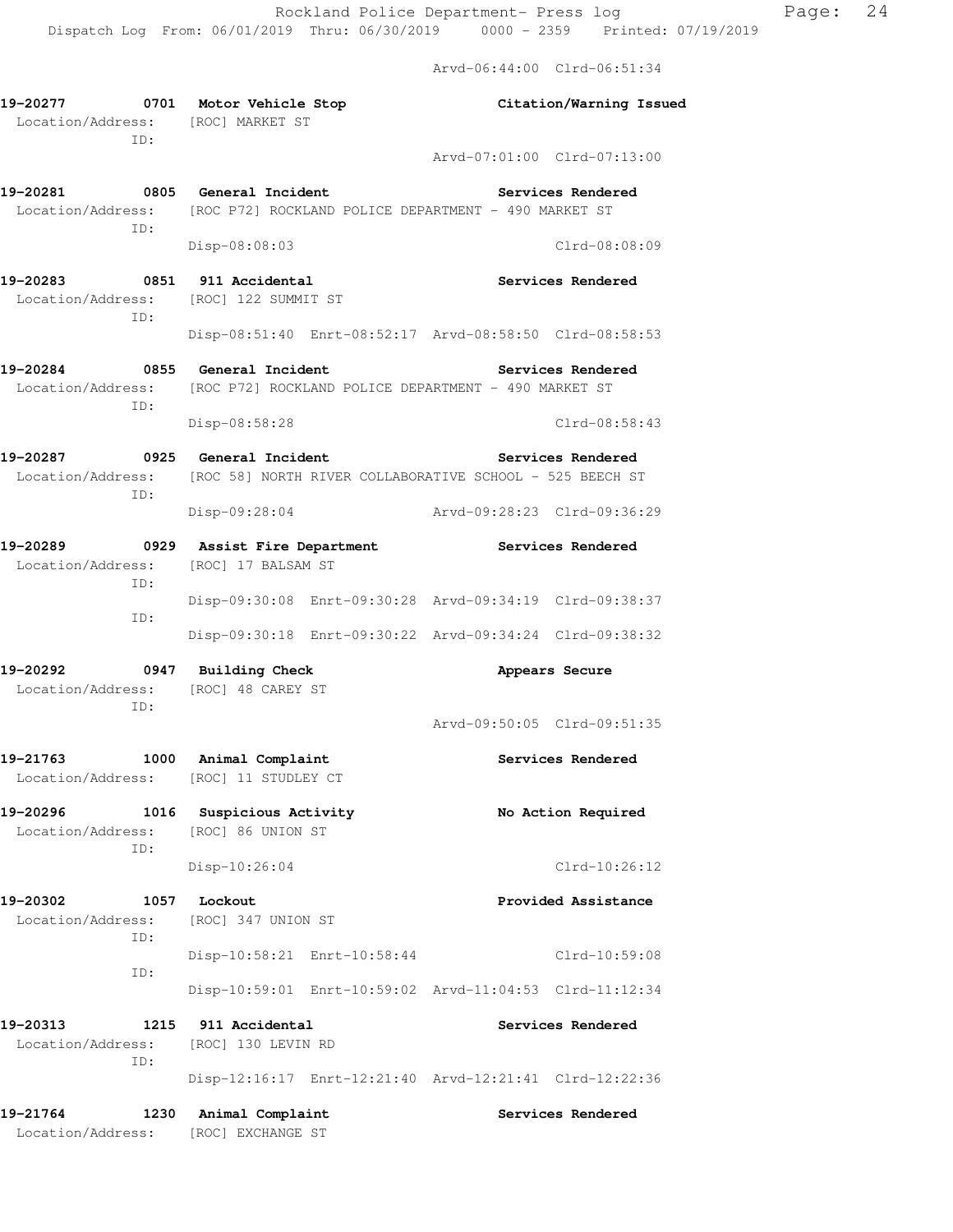Arvd-06:44:00 Clrd-06:51:34

**19-20277 0701 Motor Vehicle Stop** — **Citation/Warning Issued**
Location/Address: [ROC] MARKET ST
ID:
Arvd-07:01:00 Clrd-07:13:00

**19-20281 0805 General Incident** — **Services Rendered**
Location/Address: [ROC P72] ROCKLAND POLICE DEPARTMENT - 490 MARKET ST
ID:
Disp-08:08:03 Clrd-08:08:09

**19-20283 0851 911 Accidental** — **Services Rendered**
Location/Address: [ROC] 122 SUMMIT ST
ID:
Disp-08:51:40 Enrt-08:52:17 Arvd-08:58:50 Clrd-08:58:53

**19-20284 0855 General Incident** — **Services Rendered**
Location/Address: [ROC P72] ROCKLAND POLICE DEPARTMENT - 490 MARKET ST
ID:
Disp-08:58:28 Clrd-08:58:43

**19-20287 0925 General Incident** — **Services Rendered**
Location/Address: [ROC 58] NORTH RIVER COLLABORATIVE SCHOOL - 525 BEECH ST
ID:
Disp-09:28:04 Arvd-09:28:23 Clrd-09:36:29

**19-20289 0929 Assist Fire Department** — **Services Rendered**
Location/Address: [ROC] 17 BALSAM ST
ID:
Disp-09:30:08 Enrt-09:30:28 Arvd-09:34:19 Clrd-09:38:37
ID:
Disp-09:30:18 Enrt-09:30:22 Arvd-09:34:24 Clrd-09:38:32

**19-20292 0947 Building Check** — **Appears Secure**
Location/Address: [ROC] 48 CAREY ST
ID:
Arvd-09:50:05 Clrd-09:51:35

**19-21763 1000 Animal Complaint** — **Services Rendered**
Location/Address: [ROC] 11 STUDLEY CT

**19-20296 1016 Suspicious Activity** — **No Action Required**
Location/Address: [ROC] 86 UNION ST
ID:
Disp-10:26:04 Clrd-10:26:12

**19-20302 1057 Lockout** — **Provided Assistance**
Location/Address: [ROC] 347 UNION ST
ID:
Disp-10:58:21 Enrt-10:58:44 Clrd-10:59:08
ID:
Disp-10:59:01 Enrt-10:59:02 Arvd-11:04:53 Clrd-11:12:34

**19-20313 1215 911 Accidental** — **Services Rendered**
Location/Address: [ROC] 130 LEVIN RD
ID:
Disp-12:16:17 Enrt-12:21:40 Arvd-12:21:41 Clrd-12:22:36

**19-21764 1230 Animal Complaint** — **Services Rendered**
Location/Address: [ROC] EXCHANGE ST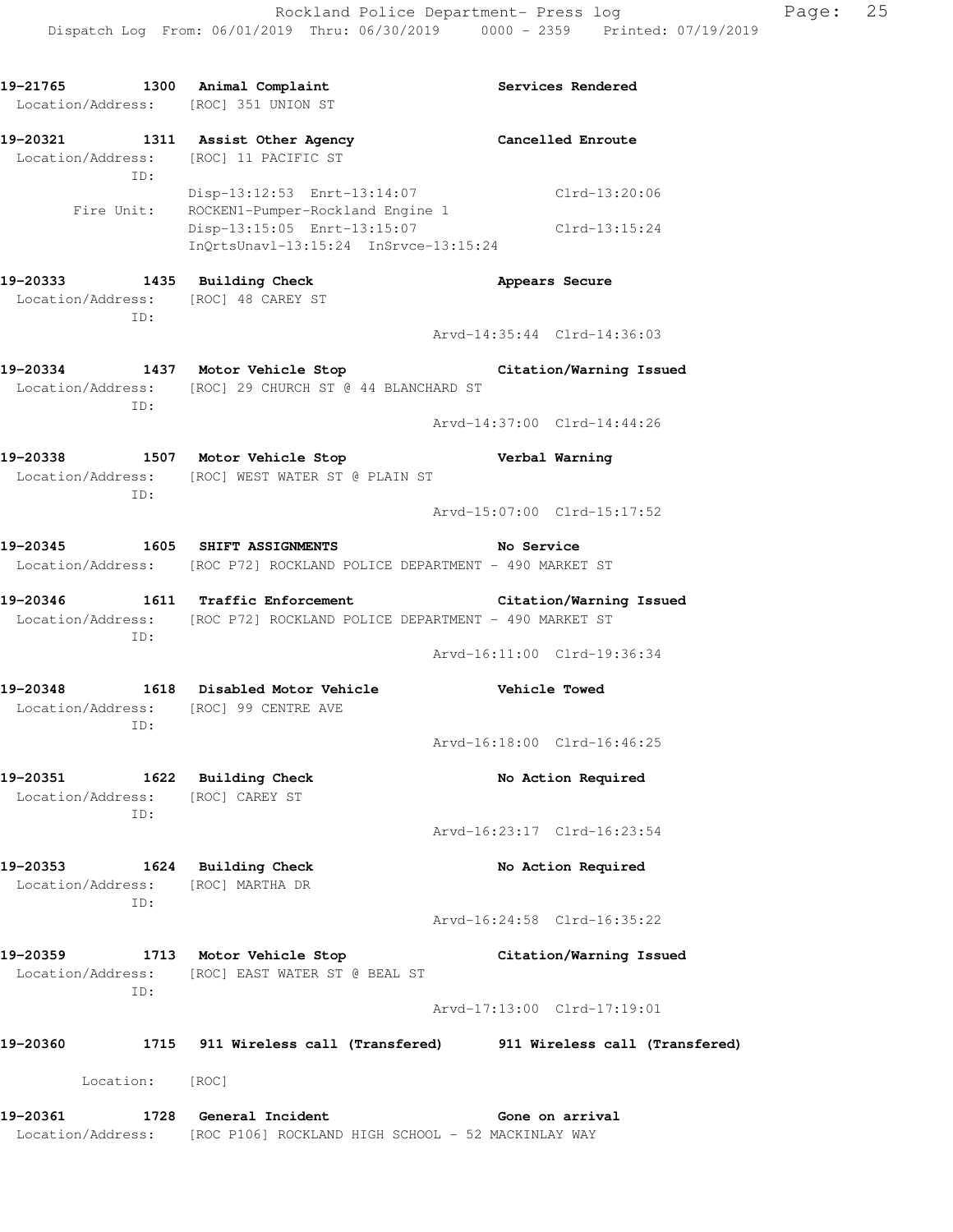**19-21765 1300 Animal Complaint — Services Rendered**
Location/Address: [ROC] 351 UNION ST

**19-20321 1311 Assist Other Agency — Cancelled Enroute**
Location/Address: [ROC] 11 PACIFIC ST
ID:
Disp-13:12:53 Enrt-13:14:07 Clrd-13:20:06
Fire Unit: ROCKEN1-Pumper-Rockland Engine 1
Disp-13:15:05 Enrt-13:15:07 Clrd-13:15:24
InQrtsUnavl-13:15:24 InSrvce-13:15:24

**19-20333 1435 Building Check — Appears Secure**
Location/Address: [ROC] 48 CAREY ST
ID:
Arvd-14:35:44 Clrd-14:36:03

**19-20334 1437 Motor Vehicle Stop — Citation/Warning Issued**
Location/Address: [ROC] 29 CHURCH ST @ 44 BLANCHARD ST
ID:
Arvd-14:37:00 Clrd-14:44:26

**19-20338 1507 Motor Vehicle Stop — Verbal Warning**
Location/Address: [ROC] WEST WATER ST @ PLAIN ST
ID:
Arvd-15:07:00 Clrd-15:17:52

**19-20345 1605 SHIFT ASSIGNMENTS — No Service**
Location/Address: [ROC P72] ROCKLAND POLICE DEPARTMENT - 490 MARKET ST

**19-20346 1611 Traffic Enforcement — Citation/Warning Issued**
Location/Address: [ROC P72] ROCKLAND POLICE DEPARTMENT - 490 MARKET ST
ID:
Arvd-16:11:00 Clrd-19:36:34

**19-20348 1618 Disabled Motor Vehicle — Vehicle Towed**
Location/Address: [ROC] 99 CENTRE AVE
ID:
Arvd-16:18:00 Clrd-16:46:25

**19-20351 1622 Building Check — No Action Required**
Location/Address: [ROC] CAREY ST
ID:
Arvd-16:23:17 Clrd-16:23:54

**19-20353 1624 Building Check — No Action Required**
Location/Address: [ROC] MARTHA DR
ID:
Arvd-16:24:58 Clrd-16:35:22

**19-20359 1713 Motor Vehicle Stop — Citation/Warning Issued**
Location/Address: [ROC] EAST WATER ST @ BEAL ST
ID:
Arvd-17:13:00 Clrd-17:19:01

**19-20360 1715 911 Wireless call (Transfered) — 911 Wireless call (Transfered)**
Location: [ROC]

**19-20361 1728 General Incident — Gone on arrival**
Location/Address: [ROC P106] ROCKLAND HIGH SCHOOL - 52 MACKINLAY WAY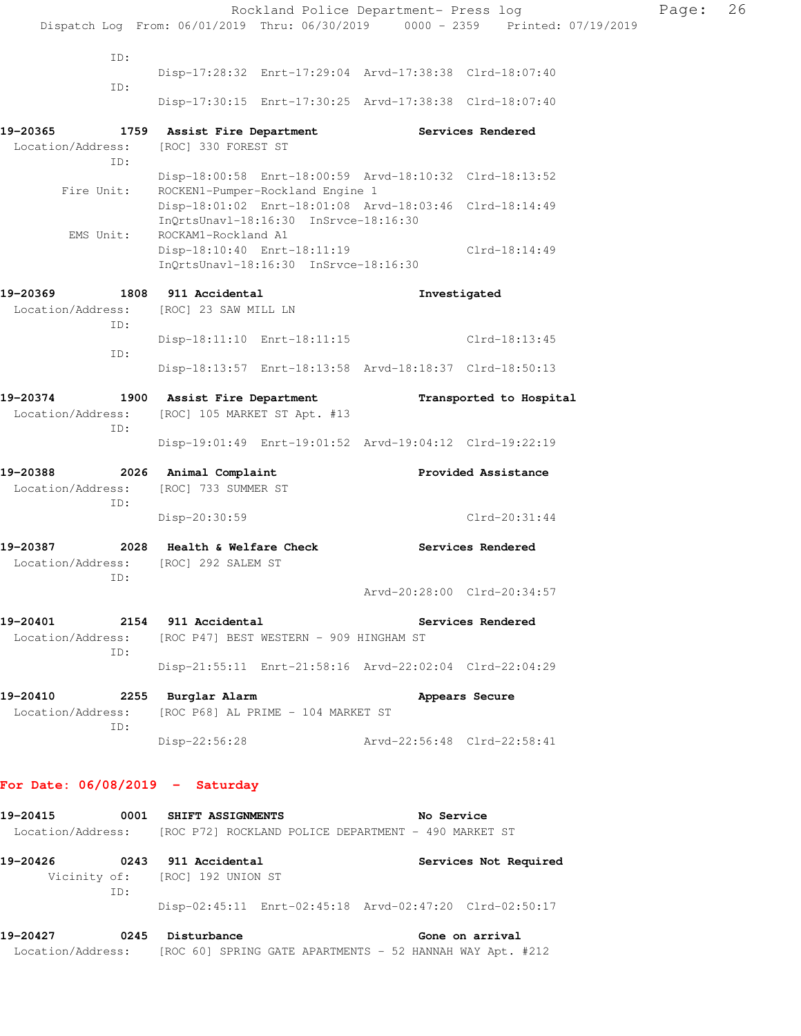ID:
Disp-17:28:32 Enrt-17:29:04 Arvd-17:38:38 Clrd-18:07:40
ID:
Disp-17:30:15 Enrt-17:30:25 Arvd-17:38:38 Clrd-18:07:40

**19-20365 1759 Assist Fire Department Services Rendered**
Location/Address: [ROC] 330 FOREST ST
ID:
Disp-18:00:58 Enrt-18:00:59 Arvd-18:10:32 Clrd-18:13:52
Fire Unit: ROCKEN1-Pumper-Rockland Engine 1
Disp-18:01:02 Enrt-18:01:08 Arvd-18:03:46 Clrd-18:14:49
InQrtsUnavl-18:16:30 InSrvce-18:16:30
EMS Unit: ROCKAM1-Rockland A1
Disp-18:10:40 Enrt-18:11:19 Clrd-18:14:49
InQrtsUnavl-18:16:30 InSrvce-18:16:30

**19-20369 1808 911 Accidental Investigated**
Location/Address: [ROC] 23 SAW MILL LN
ID:
Disp-18:11:10 Enrt-18:11:15 Clrd-18:13:45
ID:
Disp-18:13:57 Enrt-18:13:58 Arvd-18:18:37 Clrd-18:50:13

**19-20374 1900 Assist Fire Department Transported to Hospital**
Location/Address: [ROC] 105 MARKET ST Apt. #13
ID:
Disp-19:01:49 Enrt-19:01:52 Arvd-19:04:12 Clrd-19:22:19

**19-20388 2026 Animal Complaint Provided Assistance**
Location/Address: [ROC] 733 SUMMER ST
ID:
Disp-20:30:59 Clrd-20:31:44

**19-20387 2028 Health & Welfare Check Services Rendered**
Location/Address: [ROC] 292 SALEM ST
ID:
Arvd-20:28:00 Clrd-20:34:57

**19-20401 2154 911 Accidental Services Rendered**
Location/Address: [ROC P47] BEST WESTERN - 909 HINGHAM ST
ID:
Disp-21:55:11 Enrt-21:58:16 Arvd-22:02:04 Clrd-22:04:29

**19-20410 2255 Burglar Alarm Appears Secure**
Location/Address: [ROC P68] AL PRIME - 104 MARKET ST
ID:
Disp-22:56:28 Arvd-22:56:48 Clrd-22:58:41

## For Date: 06/08/2019 - Saturday

**19-20415 0001 SHIFT ASSIGNMENTS No Service**
Location/Address: [ROC P72] ROCKLAND POLICE DEPARTMENT - 490 MARKET ST

**19-20426 0243 911 Accidental Services Not Required**
Vicinity of: [ROC] 192 UNION ST
ID:
Disp-02:45:11 Enrt-02:45:18 Arvd-02:47:20 Clrd-02:50:17

**19-20427 0245 Disturbance Gone on arrival**
Location/Address: [ROC 60] SPRING GATE APARTMENTS - 52 HANNAH WAY Apt. #212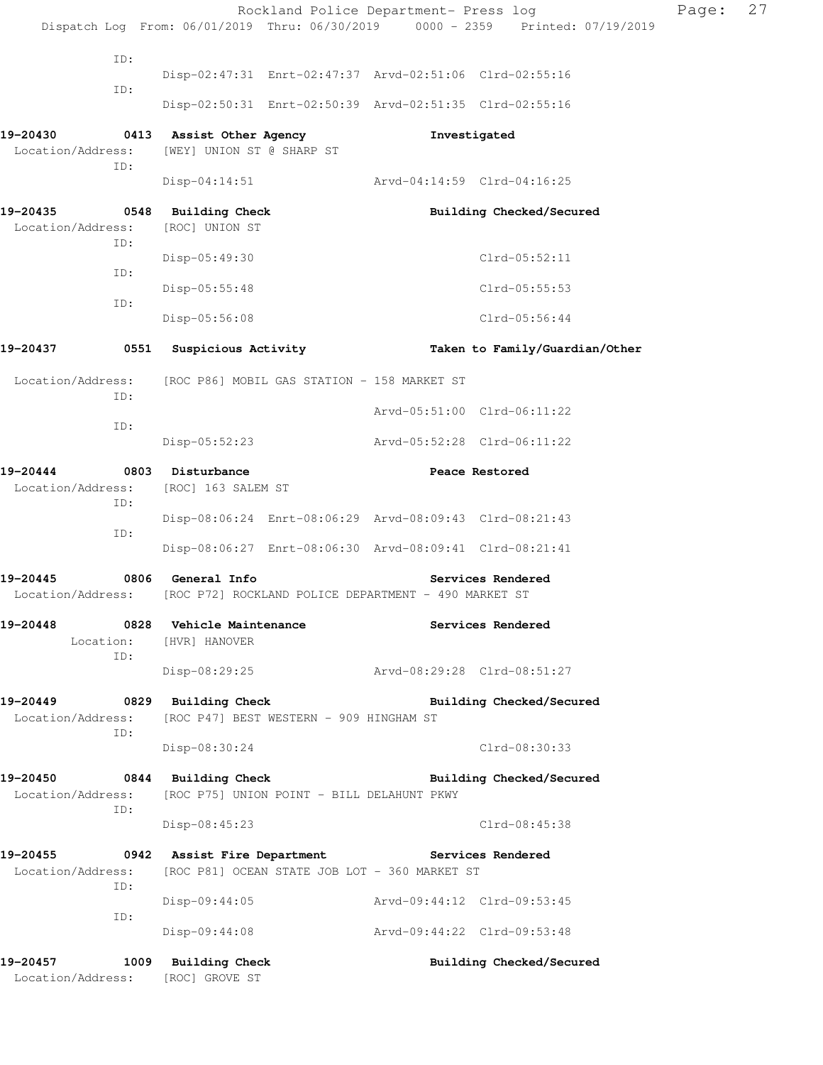ID:

Disp-02:47:31 Enrt-02:47:37 Arvd-02:51:06 Clrd-02:55:16

ID:

Disp-02:50:31 Enrt-02:50:39 Arvd-02:51:35 Clrd-02:55:16

**19-20430 0413 Assist Other Agency** **Investigated**
Location/Address: [WEY] UNION ST @ SHARP ST
ID:
Disp-04:14:51 Arvd-04:14:59 Clrd-04:16:25

**19-20435 0548 Building Check** **Building Checked/Secured**
Location/Address: [ROC] UNION ST
ID:
Disp-05:49:30 Clrd-05:52:11
ID:
Disp-05:55:48 Clrd-05:55:53
ID:
Disp-05:56:08 Clrd-05:56:44

**19-20437 0551 Suspicious Activity** **Taken to Family/Guardian/Other**

Location/Address: [ROC P86] MOBIL GAS STATION - 158 MARKET ST
ID:
Arvd-05:51:00 Clrd-06:11:22
ID:
Disp-05:52:23 Arvd-05:52:28 Clrd-06:11:22

**19-20444 0803 Disturbance** **Peace Restored**
Location/Address: [ROC] 163 SALEM ST
ID:
Disp-08:06:24 Enrt-08:06:29 Arvd-08:09:43 Clrd-08:21:43
ID:
Disp-08:06:27 Enrt-08:06:30 Arvd-08:09:41 Clrd-08:21:41

**19-20445 0806 General Info** **Services Rendered**
Location/Address: [ROC P72] ROCKLAND POLICE DEPARTMENT - 490 MARKET ST

**19-20448 0828 Vehicle Maintenance** **Services Rendered**
Location: [HVR] HANOVER
ID:
Disp-08:29:25 Arvd-08:29:28 Clrd-08:51:27

**19-20449 0829 Building Check** **Building Checked/Secured**
Location/Address: [ROC P47] BEST WESTERN - 909 HINGHAM ST
ID:
Disp-08:30:24 Clrd-08:30:33

**19-20450 0844 Building Check** **Building Checked/Secured**
Location/Address: [ROC P75] UNION POINT - BILL DELAHUNT PKWY
ID:
Disp-08:45:23 Clrd-08:45:38

**19-20455 0942 Assist Fire Department** **Services Rendered**
Location/Address: [ROC P81] OCEAN STATE JOB LOT - 360 MARKET ST
ID:
Disp-09:44:05 Arvd-09:44:12 Clrd-09:53:45
ID:
Disp-09:44:08 Arvd-09:44:22 Clrd-09:53:48

**19-20457 1009 Building Check** **Building Checked/Secured**
Location/Address: [ROC] GROVE ST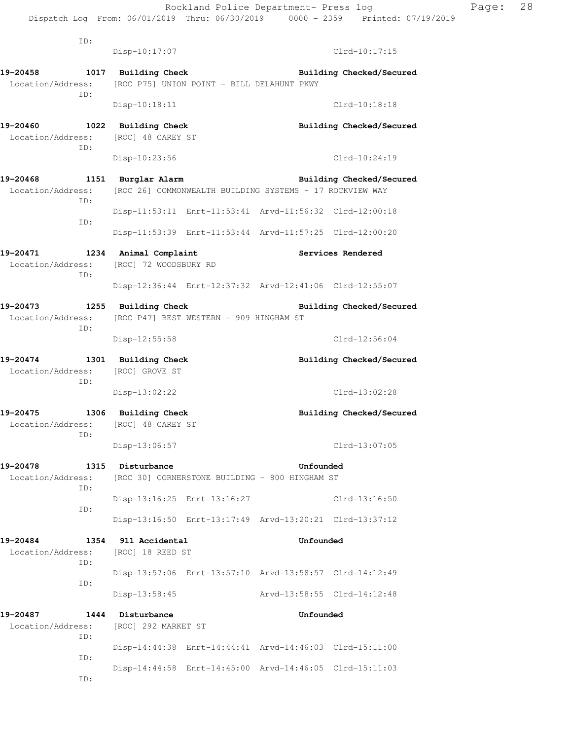ID:
Disp-10:17:07 Clrd-10:17:15

**19-20458 1017 Building Check** **Building Checked/Secured**
Location/Address: [ROC P75] UNION POINT - BILL DELAHUNT PKWY
ID:
Disp-10:18:11 Clrd-10:18:18

**19-20460 1022 Building Check** **Building Checked/Secured**
Location/Address: [ROC] 48 CAREY ST
ID:
Disp-10:23:56 Clrd-10:24:19

**19-20468 1151 Burglar Alarm** **Building Checked/Secured**
Location/Address: [ROC 26] COMMONWEALTH BUILDING SYSTEMS - 17 ROCKVIEW WAY
ID:
Disp-11:53:11 Enrt-11:53:41 Arvd-11:56:32 Clrd-12:00:18
ID:
Disp-11:53:39 Enrt-11:53:44 Arvd-11:57:25 Clrd-12:00:20

**19-20471 1234 Animal Complaint** **Services Rendered**
Location/Address: [ROC] 72 WOODSBURY RD
ID:
Disp-12:36:44 Enrt-12:37:32 Arvd-12:41:06 Clrd-12:55:07

**19-20473 1255 Building Check** **Building Checked/Secured**
Location/Address: [ROC P47] BEST WESTERN - 909 HINGHAM ST
ID:
Disp-12:55:58 Clrd-12:56:04

**19-20474 1301 Building Check** **Building Checked/Secured**
Location/Address: [ROC] GROVE ST
ID:
Disp-13:02:22 Clrd-13:02:28

**19-20475 1306 Building Check** **Building Checked/Secured**
Location/Address: [ROC] 48 CAREY ST
ID:
Disp-13:06:57 Clrd-13:07:05

**19-20478 1315 Disturbance** **Unfounded**
Location/Address: [ROC 30] CORNERSTONE BUILDING - 800 HINGHAM ST
ID:
Disp-13:16:25 Enrt-13:16:27 Clrd-13:16:50
ID:
Disp-13:16:50 Enrt-13:17:49 Arvd-13:20:21 Clrd-13:37:12

**19-20484 1354 911 Accidental** **Unfounded**
Location/Address: [ROC] 18 REED ST
ID:
Disp-13:57:06 Enrt-13:57:10 Arvd-13:58:57 Clrd-14:12:49
ID:
Disp-13:58:45 Arvd-13:58:55 Clrd-14:12:48

**19-20487 1444 Disturbance** **Unfounded**
Location/Address: [ROC] 292 MARKET ST
ID:
Disp-14:44:38 Enrt-14:44:41 Arvd-14:46:03 Clrd-15:11:00
ID:
Disp-14:44:58 Enrt-14:45:00 Arvd-14:46:05 Clrd-15:11:03
ID: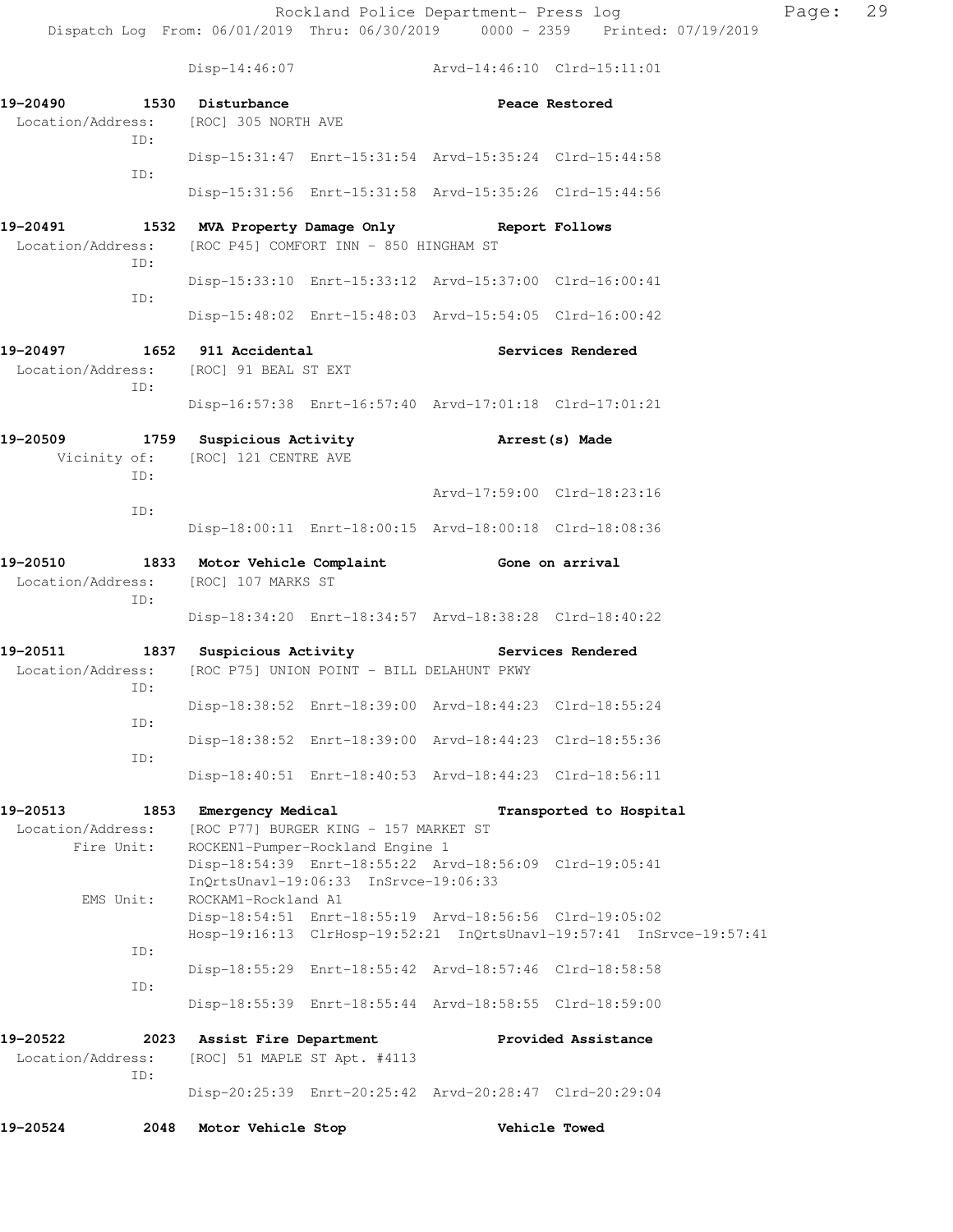Disp-14:46:07 Arvd-14:46:10 Clrd-15:11:01

**19-20490 1530 Disturbance Peace Restored**
Location/Address: [ROC] 305 NORTH AVE
ID:
Disp-15:31:47 Enrt-15:31:54 Arvd-15:35:24 Clrd-15:44:58
ID:
Disp-15:31:56 Enrt-15:31:58 Arvd-15:35:26 Clrd-15:44:56

**19-20491 1532 MVA Property Damage Only Report Follows**
Location/Address: [ROC P45] COMFORT INN - 850 HINGHAM ST
ID:
Disp-15:33:10 Enrt-15:33:12 Arvd-15:37:00 Clrd-16:00:41
ID:
Disp-15:48:02 Enrt-15:48:03 Arvd-15:54:05 Clrd-16:00:42

**19-20497 1652 911 Accidental Services Rendered**
Location/Address: [ROC] 91 BEAL ST EXT
ID:
Disp-16:57:38 Enrt-16:57:40 Arvd-17:01:18 Clrd-17:01:21

**19-20509 1759 Suspicious Activity Arrest(s) Made**
Vicinity of: [ROC] 121 CENTRE AVE
ID:
Arvd-17:59:00 Clrd-18:23:16
ID:
Disp-18:00:11 Enrt-18:00:15 Arvd-18:00:18 Clrd-18:08:36

**19-20510 1833 Motor Vehicle Complaint Gone on arrival**
Location/Address: [ROC] 107 MARKS ST
ID:
Disp-18:34:20 Enrt-18:34:57 Arvd-18:38:28 Clrd-18:40:22

**19-20511 1837 Suspicious Activity Services Rendered**
Location/Address: [ROC P75] UNION POINT - BILL DELAHUNT PKWY
ID:
Disp-18:38:52 Enrt-18:39:00 Arvd-18:44:23 Clrd-18:55:24
ID:
Disp-18:38:52 Enrt-18:39:00 Arvd-18:44:23 Clrd-18:55:36
ID:
Disp-18:40:51 Enrt-18:40:53 Arvd-18:44:23 Clrd-18:56:11

**19-20513 1853 Emergency Medical Transported to Hospital**
Location/Address: [ROC P77] BURGER KING - 157 MARKET ST
Fire Unit: ROCKEN1-Pumper-Rockland Engine 1
Disp-18:54:39 Enrt-18:55:22 Arvd-18:56:09 Clrd-19:05:41
InQrtsUnavl-19:06:33 InSrvce-19:06:33
EMS Unit: ROCKAM1-Rockland A1
Disp-18:54:51 Enrt-18:55:19 Arvd-18:56:56 Clrd-19:05:02
Hosp-19:16:13 ClrHosp-19:52:21 InQrtsUnavl-19:57:41 InSrvce-19:57:41
ID:
Disp-18:55:29 Enrt-18:55:42 Arvd-18:57:46 Clrd-18:58:58
ID:
Disp-18:55:39 Enrt-18:55:44 Arvd-18:58:55 Clrd-18:59:00

**19-20522 2023 Assist Fire Department Provided Assistance**
Location/Address: [ROC] 51 MAPLE ST Apt. #4113
ID:
Disp-20:25:39 Enrt-20:25:42 Arvd-20:28:47 Clrd-20:29:04

**19-20524 2048 Motor Vehicle Stop Vehicle Towed**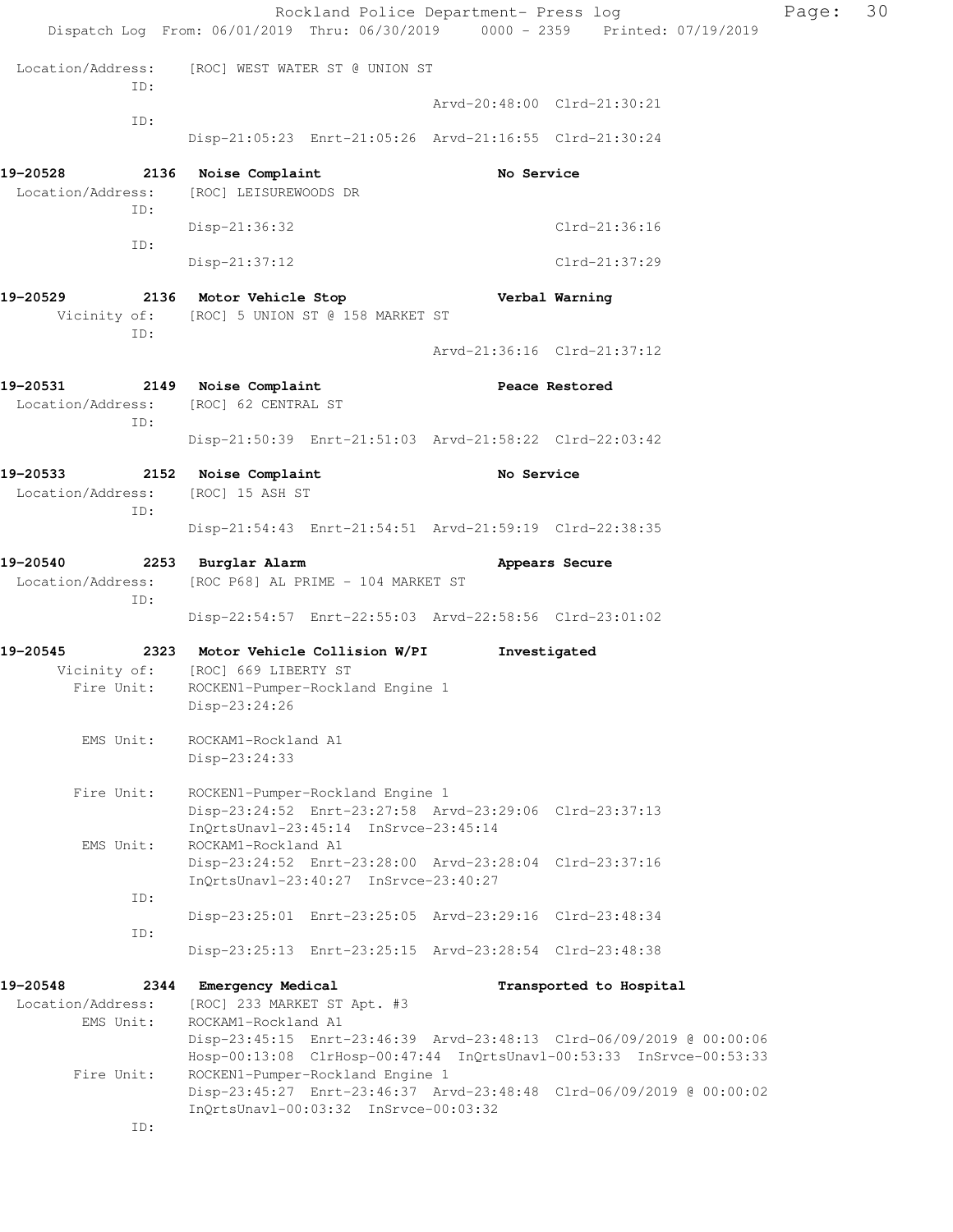```
 Location/Address:    [ROC] WEST WATER ST @ UNION ST
              ID:
                                                 Arvd-20:48:00  Clrd-21:30:21
              ID:
                      Disp-21:05:23  Enrt-21:05:26  Arvd-21:16:55  Clrd-21:30:24

19-20528        2136  Noise Complaint                     No Service
 Location/Address:    [ROC] LEISUREWOODS DR
              ID:
                      Disp-21:36:32                                Clrd-21:36:16
              ID:
                      Disp-21:37:12                                Clrd-21:37:29

19-20529        2136  Motor Vehicle Stop                  Verbal Warning
      Vicinity of:    [ROC] 5 UNION ST @ 158 MARKET ST
              ID:
                                                 Arvd-21:36:16  Clrd-21:37:12

19-20531        2149  Noise Complaint                     Peace Restored
 Location/Address:    [ROC] 62 CENTRAL ST
              ID:
                      Disp-21:50:39  Enrt-21:51:03  Arvd-21:58:22  Clrd-22:03:42

19-20533        2152  Noise Complaint                     No Service
 Location/Address:    [ROC] 15 ASH ST
              ID:
                      Disp-21:54:43  Enrt-21:54:51  Arvd-21:59:19  Clrd-22:38:35

19-20540        2253  Burglar Alarm                       Appears Secure
 Location/Address:    [ROC P68] AL PRIME - 104 MARKET ST
              ID:
                      Disp-22:54:57  Enrt-22:55:03  Arvd-22:58:56  Clrd-23:01:02

19-20545        2323  Motor Vehicle Collision W/PI        Investigated
      Vicinity of:    [ROC] 669 LIBERTY ST
        Fire Unit:    ROCKEN1-Pumper-Rockland Engine 1
                      Disp-23:24:26

         EMS Unit:    ROCKAM1-Rockland A1
                      Disp-23:24:33

        Fire Unit:    ROCKEN1-Pumper-Rockland Engine 1
                      Disp-23:24:52  Enrt-23:27:58  Arvd-23:29:06  Clrd-23:37:13
                      InQrtsUnavl-23:45:14  InSrvce-23:45:14
         EMS Unit:    ROCKAM1-Rockland A1
                      Disp-23:24:52  Enrt-23:28:00  Arvd-23:28:04  Clrd-23:37:16
                      InQrtsUnavl-23:40:27  InSrvce-23:40:27
              ID:
                      Disp-23:25:01  Enrt-23:25:05  Arvd-23:29:16  Clrd-23:48:34
              ID:
                      Disp-23:25:13  Enrt-23:25:15  Arvd-23:28:54  Clrd-23:48:38

19-20548        2344  Emergency Medical                   Transported to Hospital
 Location/Address:    [ROC] 233 MARKET ST Apt. #3
         EMS Unit:    ROCKAM1-Rockland A1
                      Disp-23:45:15  Enrt-23:46:39  Arvd-23:48:13  Clrd-06/09/2019 @ 00:00:06
                      Hosp-00:13:08  ClrHosp-00:47:44  InQrtsUnavl-00:53:33  InSrvce-00:53:33
        Fire Unit:    ROCKEN1-Pumper-Rockland Engine 1
                      Disp-23:45:27  Enrt-23:46:37  Arvd-23:48:48  Clrd-06/09/2019 @ 00:00:02
                      InQrtsUnavl-00:03:32  InSrvce-00:03:32
              ID:
```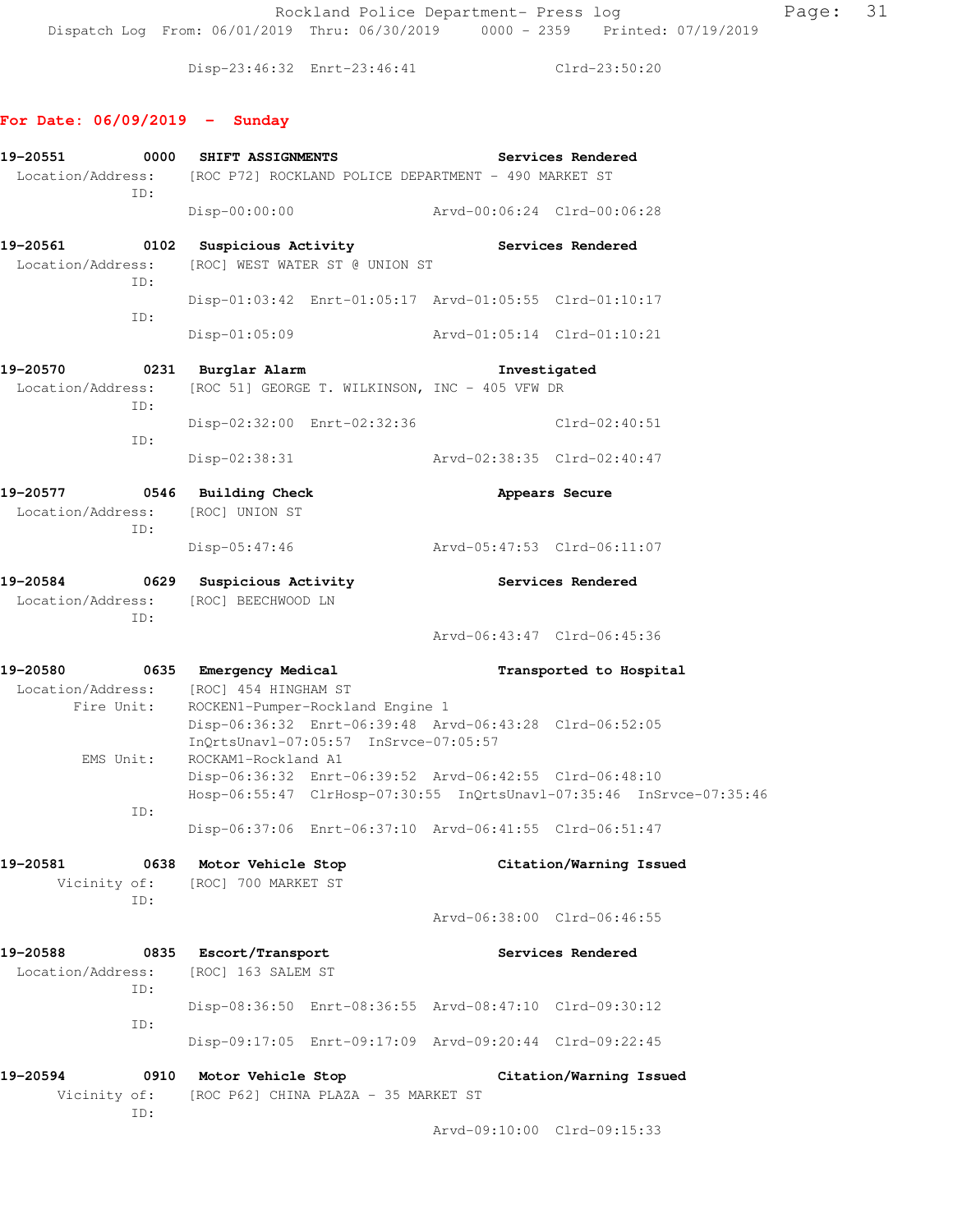Disp-23:46:32 Enrt-23:46:41 Clrd-23:50:20

## For Date: 06/09/2019 - Sunday

**19-20551 0000 SHIFT ASSIGNMENTS Services Rendered**
Location/Address: [ROC P72] ROCKLAND POLICE DEPARTMENT - 490 MARKET ST
ID:
Disp-00:00:00 Arvd-00:06:24 Clrd-00:06:28

**19-20561 0102 Suspicious Activity Services Rendered**
Location/Address: [ROC] WEST WATER ST @ UNION ST
ID:
Disp-01:03:42 Enrt-01:05:17 Arvd-01:05:55 Clrd-01:10:17
ID:
Disp-01:05:09 Arvd-01:05:14 Clrd-01:10:21

**19-20570 0231 Burglar Alarm Investigated**
Location/Address: [ROC 51] GEORGE T. WILKINSON, INC - 405 VFW DR
ID:
Disp-02:32:00 Enrt-02:32:36 Clrd-02:40:51
ID:
Disp-02:38:31 Arvd-02:38:35 Clrd-02:40:47

**19-20577 0546 Building Check Appears Secure**
Location/Address: [ROC] UNION ST
ID:
Disp-05:47:46 Arvd-05:47:53 Clrd-06:11:07

**19-20584 0629 Suspicious Activity Services Rendered**
Location/Address: [ROC] BEECHWOOD LN
ID:
Arvd-06:43:47 Clrd-06:45:36

**19-20580 0635 Emergency Medical Transported to Hospital**
Location/Address: [ROC] 454 HINGHAM ST
Fire Unit: ROCKEN1-Pumper-Rockland Engine 1
Disp-06:36:32 Enrt-06:39:48 Arvd-06:43:28 Clrd-06:52:05
InQrtsUnavl-07:05:57 InSrvce-07:05:57
EMS Unit: ROCKAM1-Rockland A1
Disp-06:36:32 Enrt-06:39:52 Arvd-06:42:55 Clrd-06:48:10
Hosp-06:55:47 ClrHosp-07:30:55 InQrtsUnavl-07:35:46 InSrvce-07:35:46
ID:
Disp-06:37:06 Enrt-06:37:10 Arvd-06:41:55 Clrd-06:51:47

**19-20581 0638 Motor Vehicle Stop Citation/Warning Issued**
Vicinity of: [ROC] 700 MARKET ST
ID:
Arvd-06:38:00 Clrd-06:46:55

**19-20588 0835 Escort/Transport Services Rendered**
Location/Address: [ROC] 163 SALEM ST
ID:
Disp-08:36:50 Enrt-08:36:55 Arvd-08:47:10 Clrd-09:30:12
ID:
Disp-09:17:05 Enrt-09:17:09 Arvd-09:20:44 Clrd-09:22:45

**19-20594 0910 Motor Vehicle Stop Citation/Warning Issued**
Vicinity of: [ROC P62] CHINA PLAZA - 35 MARKET ST
ID:
Arvd-09:10:00 Clrd-09:15:33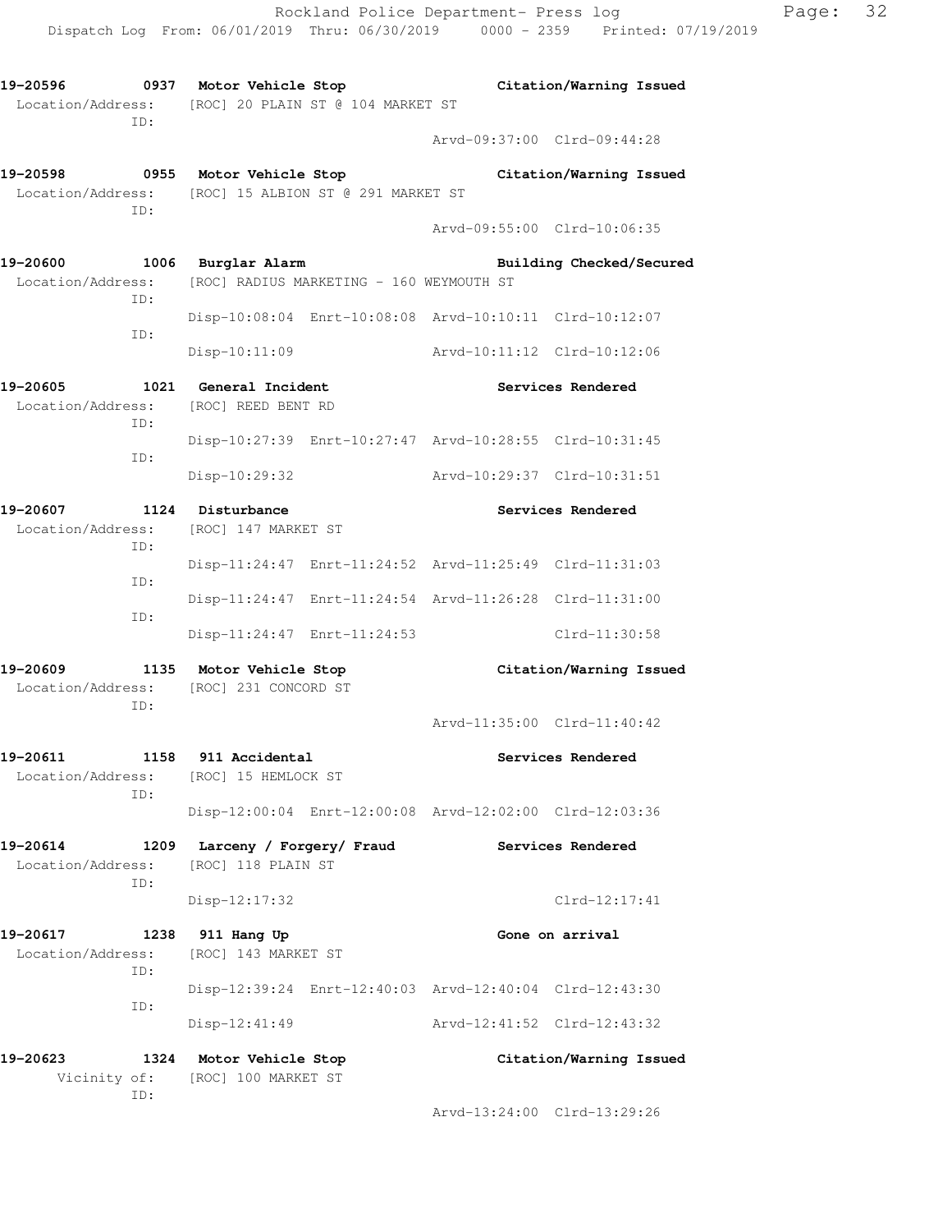**19-20596 0937 Motor Vehicle Stop** **Citation/Warning Issued**
Location/Address: [ROC] 20 PLAIN ST @ 104 MARKET ST
ID:
Arvd-09:37:00 Clrd-09:44:28

**19-20598 0955 Motor Vehicle Stop** **Citation/Warning Issued**
Location/Address: [ROC] 15 ALBION ST @ 291 MARKET ST
ID:
Arvd-09:55:00 Clrd-10:06:35

**19-20600 1006 Burglar Alarm** **Building Checked/Secured**
Location/Address: [ROC] RADIUS MARKETING - 160 WEYMOUTH ST
ID:
Disp-10:08:04 Enrt-10:08:08 Arvd-10:10:11 Clrd-10:12:07
ID:
Disp-10:11:09 Arvd-10:11:12 Clrd-10:12:06

**19-20605 1021 General Incident** **Services Rendered**
Location/Address: [ROC] REED BENT RD
ID:
Disp-10:27:39 Enrt-10:27:47 Arvd-10:28:55 Clrd-10:31:45
ID:
Disp-10:29:32 Arvd-10:29:37 Clrd-10:31:51

**19-20607 1124 Disturbance** **Services Rendered**
Location/Address: [ROC] 147 MARKET ST
ID:
Disp-11:24:47 Enrt-11:24:52 Arvd-11:25:49 Clrd-11:31:03
ID:
Disp-11:24:47 Enrt-11:24:54 Arvd-11:26:28 Clrd-11:31:00
ID:
Disp-11:24:47 Enrt-11:24:53 Clrd-11:30:58

**19-20609 1135 Motor Vehicle Stop** **Citation/Warning Issued**
Location/Address: [ROC] 231 CONCORD ST
ID:
Arvd-11:35:00 Clrd-11:40:42

**19-20611 1158 911 Accidental** **Services Rendered**
Location/Address: [ROC] 15 HEMLOCK ST
ID:
Disp-12:00:04 Enrt-12:00:08 Arvd-12:02:00 Clrd-12:03:36

**19-20614 1209 Larceny / Forgery/ Fraud** **Services Rendered**
Location/Address: [ROC] 118 PLAIN ST
ID:
Disp-12:17:32 Clrd-12:17:41

**19-20617 1238 911 Hang Up** **Gone on arrival**
Location/Address: [ROC] 143 MARKET ST
ID:
Disp-12:39:24 Enrt-12:40:03 Arvd-12:40:04 Clrd-12:43:30
ID:
Disp-12:41:49 Arvd-12:41:52 Clrd-12:43:32

**19-20623 1324 Motor Vehicle Stop** **Citation/Warning Issued**
Vicinity of: [ROC] 100 MARKET ST
ID:
Arvd-13:24:00 Clrd-13:29:26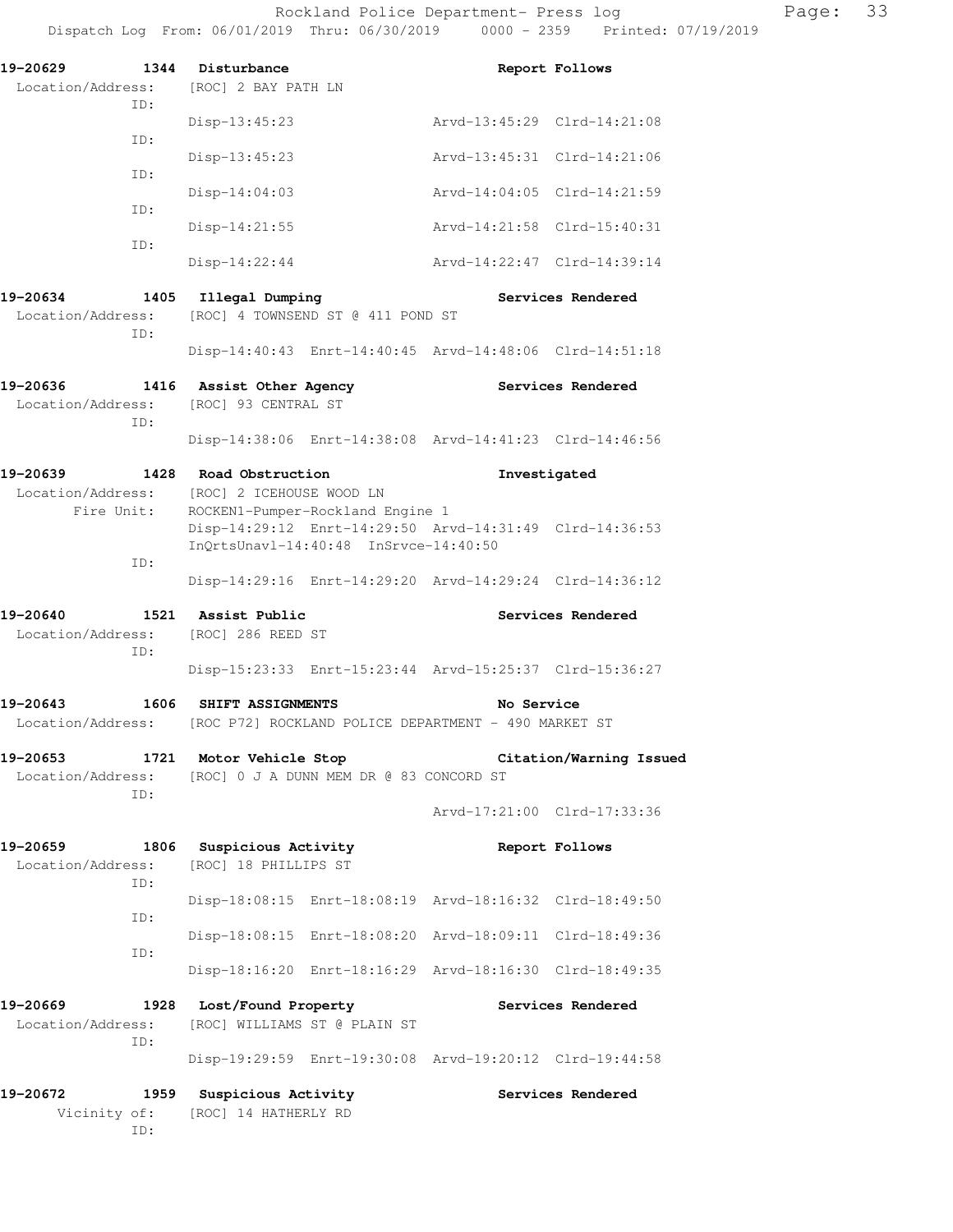19-20629 1344 Disturbance Report Follows
Location/Address: [ROC] 2 BAY PATH LN
ID:
Disp-13:45:23 Arvd-13:45:29 Clrd-14:21:08
ID:
Disp-13:45:23 Arvd-13:45:31 Clrd-14:21:06
ID:
Disp-14:04:03 Arvd-14:04:05 Clrd-14:21:59
ID:
Disp-14:21:55 Arvd-14:21:58 Clrd-15:40:31
ID:
Disp-14:22:44 Arvd-14:22:47 Clrd-14:39:14

19-20634 1405 Illegal Dumping Services Rendered
Location/Address: [ROC] 4 TOWNSEND ST @ 411 POND ST
ID:
Disp-14:40:43 Enrt-14:40:45 Arvd-14:48:06 Clrd-14:51:18

19-20636 1416 Assist Other Agency Services Rendered
Location/Address: [ROC] 93 CENTRAL ST
ID:
Disp-14:38:06 Enrt-14:38:08 Arvd-14:41:23 Clrd-14:46:56

19-20639 1428 Road Obstruction Investigated
Location/Address: [ROC] 2 ICEHOUSE WOOD LN
Fire Unit: ROCKEN1-Pumper-Rockland Engine 1
Disp-14:29:12 Enrt-14:29:50 Arvd-14:31:49 Clrd-14:36:53
InQrtsUnavl-14:40:48 InSrvce-14:40:50
ID:
Disp-14:29:16 Enrt-14:29:20 Arvd-14:29:24 Clrd-14:36:12

19-20640 1521 Assist Public Services Rendered
Location/Address: [ROC] 286 REED ST
ID:
Disp-15:23:33 Enrt-15:23:44 Arvd-15:25:37 Clrd-15:36:27

19-20643 1606 SHIFT ASSIGNMENTS No Service
Location/Address: [ROC P72] ROCKLAND POLICE DEPARTMENT - 490 MARKET ST

19-20653 1721 Motor Vehicle Stop Citation/Warning Issued
Location/Address: [ROC] 0 J A DUNN MEM DR @ 83 CONCORD ST
ID:
Arvd-17:21:00 Clrd-17:33:36

19-20659 1806 Suspicious Activity Report Follows
Location/Address: [ROC] 18 PHILLIPS ST
ID:
Disp-18:08:15 Enrt-18:08:19 Arvd-18:16:32 Clrd-18:49:50
ID:
Disp-18:08:15 Enrt-18:08:20 Arvd-18:09:11 Clrd-18:49:36
ID:
Disp-18:16:20 Enrt-18:16:29 Arvd-18:16:30 Clrd-18:49:35

19-20669 1928 Lost/Found Property Services Rendered
Location/Address: [ROC] WILLIAMS ST @ PLAIN ST
ID:
Disp-19:29:59 Enrt-19:30:08 Arvd-19:20:12 Clrd-19:44:58

19-20672 1959 Suspicious Activity Services Rendered
Vicinity of: [ROC] 14 HATHERLY RD
ID: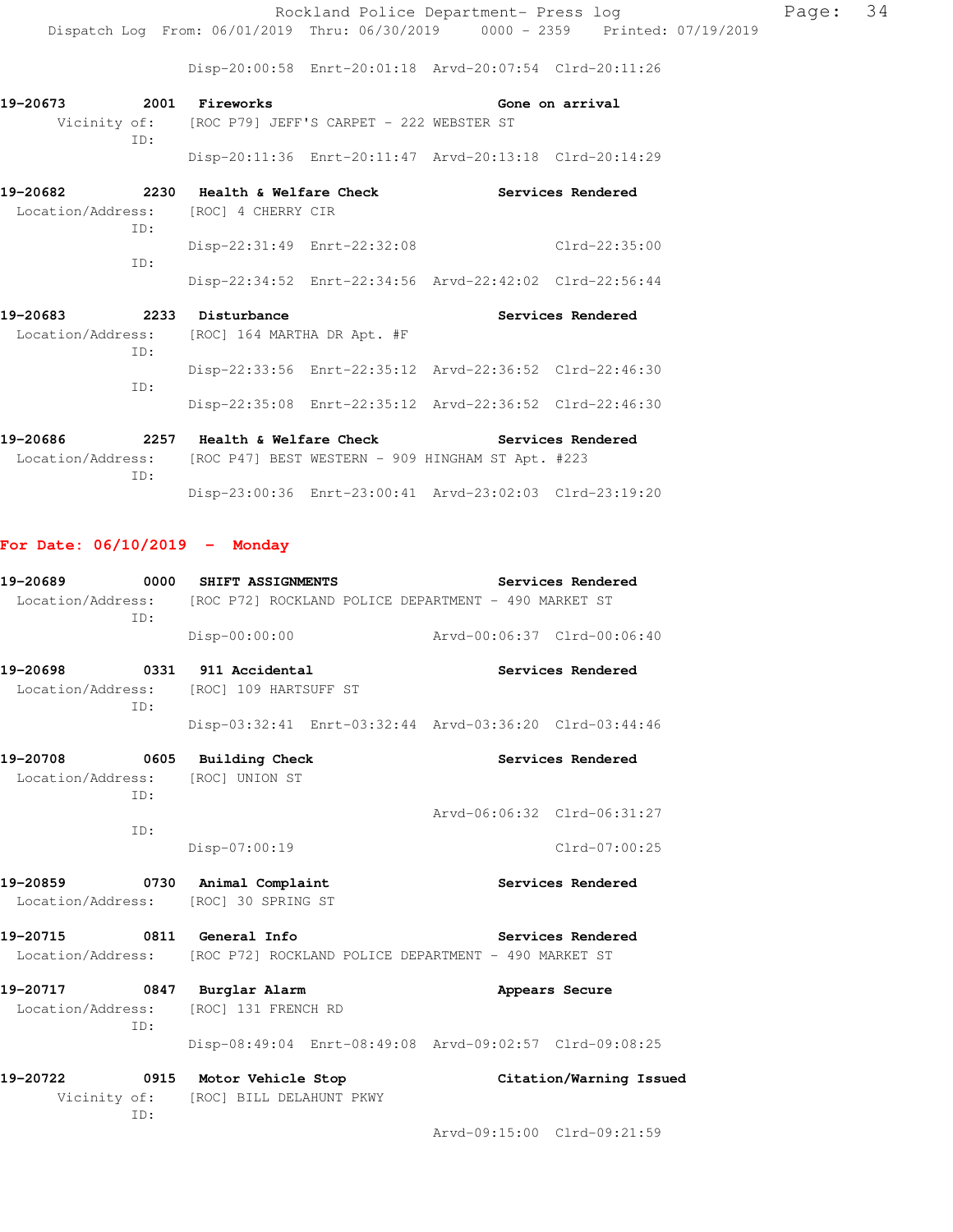Disp-20:00:58 Enrt-20:01:18 Arvd-20:07:54 Clrd-20:11:26

**19-20673 2001 Fireworks** **Gone on arrival**
Vicinity of: [ROC P79] JEFF'S CARPET - 222 WEBSTER ST
ID:
Disp-20:11:36 Enrt-20:11:47 Arvd-20:13:18 Clrd-20:14:29

**19-20682 2230 Health & Welfare Check** **Services Rendered**
Location/Address: [ROC] 4 CHERRY CIR
ID:
Disp-22:31:49 Enrt-22:32:08 Clrd-22:35:00
ID:
Disp-22:34:52 Enrt-22:34:56 Arvd-22:42:02 Clrd-22:56:44

**19-20683 2233 Disturbance** **Services Rendered**
Location/Address: [ROC] 164 MARTHA DR Apt. #F
ID:
Disp-22:33:56 Enrt-22:35:12 Arvd-22:36:52 Clrd-22:46:30
ID:
Disp-22:35:08 Enrt-22:35:12 Arvd-22:36:52 Clrd-22:46:30

**19-20686 2257 Health & Welfare Check** **Services Rendered**
Location/Address: [ROC P47] BEST WESTERN - 909 HINGHAM ST Apt. #223
ID:
Disp-23:00:36 Enrt-23:00:41 Arvd-23:02:03 Clrd-23:19:20

## For Date: 06/10/2019 - Monday

**19-20689 0000 SHIFT ASSIGNMENTS** **Services Rendered**
Location/Address: [ROC P72] ROCKLAND POLICE DEPARTMENT - 490 MARKET ST
ID:
Disp-00:00:00 Arvd-00:06:37 Clrd-00:06:40

**19-20698 0331 911 Accidental** **Services Rendered**
Location/Address: [ROC] 109 HARTSUFF ST
ID:
Disp-03:32:41 Enrt-03:32:44 Arvd-03:36:20 Clrd-03:44:46

**19-20708 0605 Building Check** **Services Rendered**
Location/Address: [ROC] UNION ST
ID:
Arvd-06:06:32 Clrd-06:31:27
ID:
Disp-07:00:19 Clrd-07:00:25

**19-20859 0730 Animal Complaint** **Services Rendered**
Location/Address: [ROC] 30 SPRING ST

**19-20715 0811 General Info** **Services Rendered**
Location/Address: [ROC P72] ROCKLAND POLICE DEPARTMENT - 490 MARKET ST

**19-20717 0847 Burglar Alarm** **Appears Secure**
Location/Address: [ROC] 131 FRENCH RD
ID:
Disp-08:49:04 Enrt-08:49:08 Arvd-09:02:57 Clrd-09:08:25

**19-20722 0915 Motor Vehicle Stop** **Citation/Warning Issued**
Vicinity of: [ROC] BILL DELAHUNT PKWY
ID:
Arvd-09:15:00 Clrd-09:21:59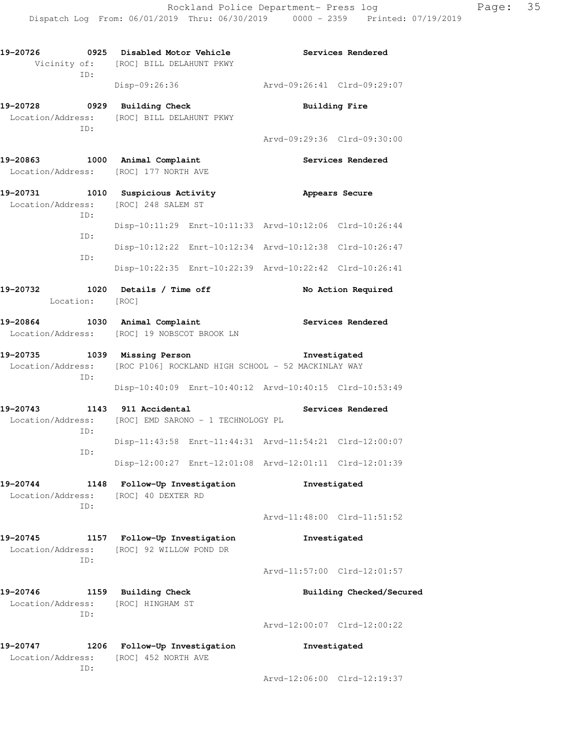**19-20726 0925 Disabled Motor Vehicle** **Services Rendered**
Vicinity of: [ROC] BILL DELAHUNT PKWY
ID:
Disp-09:26:36 Arvd-09:26:41 Clrd-09:29:07

**19-20728 0929 Building Check** **Building Fire**
Location/Address: [ROC] BILL DELAHUNT PKWY
ID:
Arvd-09:29:36 Clrd-09:30:00

**19-20863 1000 Animal Complaint** **Services Rendered**
Location/Address: [ROC] 177 NORTH AVE

**19-20731 1010 Suspicious Activity** **Appears Secure**
Location/Address: [ROC] 248 SALEM ST
ID:
Disp-10:11:29 Enrt-10:11:33 Arvd-10:12:06 Clrd-10:26:44
ID:
Disp-10:12:22 Enrt-10:12:34 Arvd-10:12:38 Clrd-10:26:47
ID:
Disp-10:22:35 Enrt-10:22:39 Arvd-10:22:42 Clrd-10:26:41

**19-20732 1020 Details / Time off** **No Action Required**
Location: [ROC]

**19-20864 1030 Animal Complaint** **Services Rendered**
Location/Address: [ROC] 19 NOBSCOT BROOK LN

**19-20735 1039 Missing Person** **Investigated**
Location/Address: [ROC P106] ROCKLAND HIGH SCHOOL - 52 MACKINLAY WAY
ID:
Disp-10:40:09 Enrt-10:40:12 Arvd-10:40:15 Clrd-10:53:49

**19-20743 1143 911 Accidental** **Services Rendered**
Location/Address: [ROC] EMD SARONO - 1 TECHNOLOGY PL
ID:
Disp-11:43:58 Enrt-11:44:31 Arvd-11:54:21 Clrd-12:00:07
ID:
Disp-12:00:27 Enrt-12:01:08 Arvd-12:01:11 Clrd-12:01:39

**19-20744 1148 Follow-Up Investigation** **Investigated**
Location/Address: [ROC] 40 DEXTER RD
ID:
Arvd-11:48:00 Clrd-11:51:52

**19-20745 1157 Follow-Up Investigation** **Investigated**
Location/Address: [ROC] 92 WILLOW POND DR
ID:
Arvd-11:57:00 Clrd-12:01:57

**19-20746 1159 Building Check** **Building Checked/Secured**
Location/Address: [ROC] HINGHAM ST
ID:
Arvd-12:00:07 Clrd-12:00:22

**19-20747 1206 Follow-Up Investigation** **Investigated**
Location/Address: [ROC] 452 NORTH AVE
ID:
Arvd-12:06:00 Clrd-12:19:37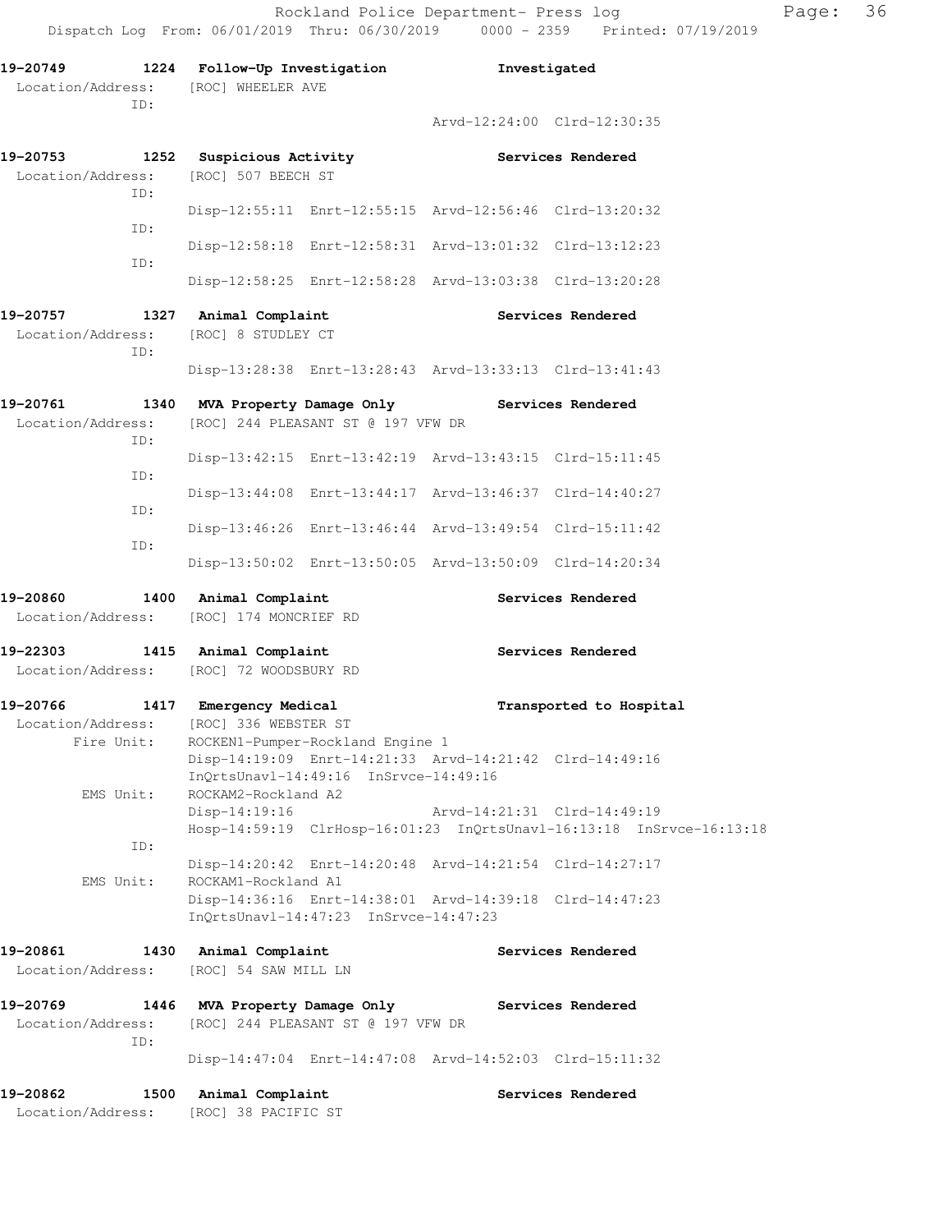**19-20749 1224 Follow-Up Investigation — Investigated**
Location/Address: [ROC] WHEELER AVE
ID:
Arvd-12:24:00 Clrd-12:30:35

**19-20753 1252 Suspicious Activity — Services Rendered**
Location/Address: [ROC] 507 BEECH ST
ID:
Disp-12:55:11 Enrt-12:55:15 Arvd-12:56:46 Clrd-13:20:32
ID:
Disp-12:58:18 Enrt-12:58:31 Arvd-13:01:32 Clrd-13:12:23
ID:
Disp-12:58:25 Enrt-12:58:28 Arvd-13:03:38 Clrd-13:20:28

**19-20757 1327 Animal Complaint — Services Rendered**
Location/Address: [ROC] 8 STUDLEY CT
ID:
Disp-13:28:38 Enrt-13:28:43 Arvd-13:33:13 Clrd-13:41:43

**19-20761 1340 MVA Property Damage Only — Services Rendered**
Location/Address: [ROC] 244 PLEASANT ST @ 197 VFW DR
ID:
Disp-13:42:15 Enrt-13:42:19 Arvd-13:43:15 Clrd-15:11:45
ID:
Disp-13:44:08 Enrt-13:44:17 Arvd-13:46:37 Clrd-14:40:27
ID:
Disp-13:46:26 Enrt-13:46:44 Arvd-13:49:54 Clrd-15:11:42
ID:
Disp-13:50:02 Enrt-13:50:05 Arvd-13:50:09 Clrd-14:20:34

**19-20860 1400 Animal Complaint — Services Rendered**
Location/Address: [ROC] 174 MONCRIEF RD

**19-22303 1415 Animal Complaint — Services Rendered**
Location/Address: [ROC] 72 WOODSBURY RD

**19-20766 1417 Emergency Medical — Transported to Hospital**
Location/Address: [ROC] 336 WEBSTER ST
Fire Unit: ROCKEN1-Pumper-Rockland Engine 1
Disp-14:19:09 Enrt-14:21:33 Arvd-14:21:42 Clrd-14:49:16
InQrtsUnavl-14:49:16 InSrvce-14:49:16
EMS Unit: ROCKAM2-Rockland A2
Disp-14:19:16 Arvd-14:21:31 Clrd-14:49:19
Hosp-14:59:19 ClrHosp-16:01:23 InQrtsUnavl-16:13:18 InSrvce-16:13:18
ID:
Disp-14:20:42 Enrt-14:20:48 Arvd-14:21:54 Clrd-14:27:17
EMS Unit: ROCKAM1-Rockland A1
Disp-14:36:16 Enrt-14:38:01 Arvd-14:39:18 Clrd-14:47:23
InQrtsUnavl-14:47:23 InSrvce-14:47:23

**19-20861 1430 Animal Complaint — Services Rendered**
Location/Address: [ROC] 54 SAW MILL LN

**19-20769 1446 MVA Property Damage Only — Services Rendered**
Location/Address: [ROC] 244 PLEASANT ST @ 197 VFW DR
ID:
Disp-14:47:04 Enrt-14:47:08 Arvd-14:52:03 Clrd-15:11:32

**19-20862 1500 Animal Complaint — Services Rendered**
Location/Address: [ROC] 38 PACIFIC ST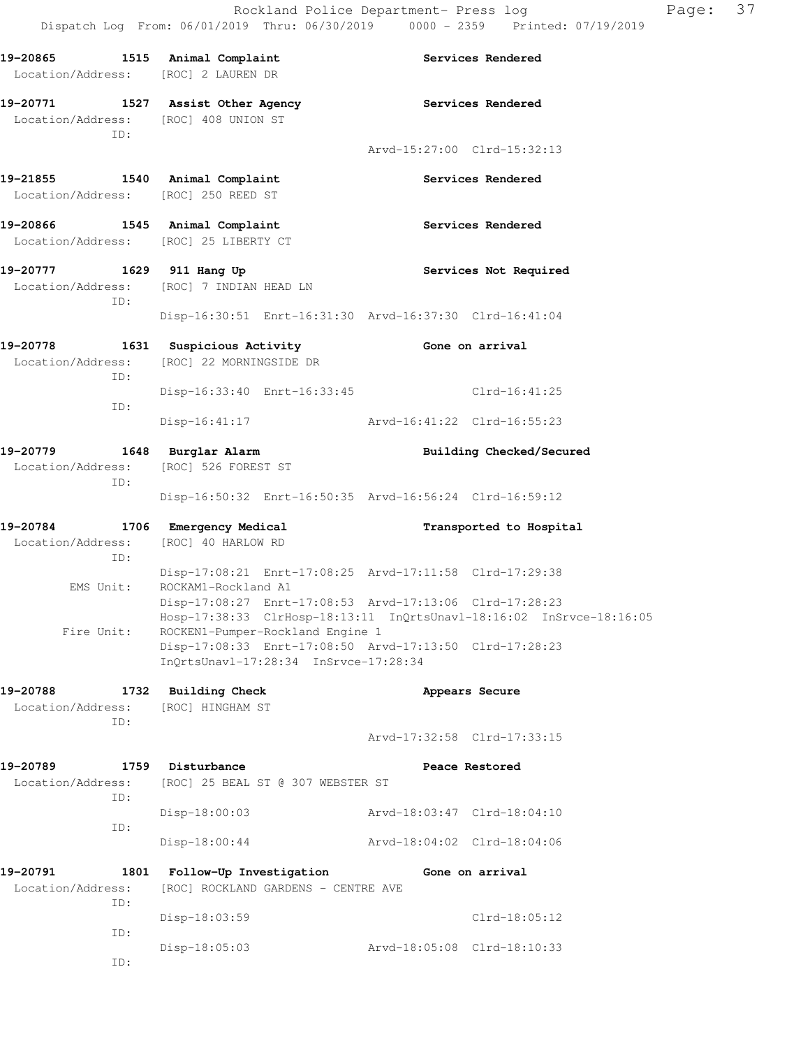19-20865 1515 Animal Complaint Services Rendered
Location/Address: [ROC] 2 LAUREN DR

19-20771 1527 Assist Other Agency Services Rendered
Location/Address: [ROC] 408 UNION ST
ID:
Arvd-15:27:00 Clrd-15:32:13

19-21855 1540 Animal Complaint Services Rendered
Location/Address: [ROC] 250 REED ST

19-20866 1545 Animal Complaint Services Rendered
Location/Address: [ROC] 25 LIBERTY CT

19-20777 1629 911 Hang Up Services Not Required
Location/Address: [ROC] 7 INDIAN HEAD LN
ID:
Disp-16:30:51 Enrt-16:31:30 Arvd-16:37:30 Clrd-16:41:04

19-20778 1631 Suspicious Activity Gone on arrival
Location/Address: [ROC] 22 MORNINGSIDE DR
ID:
Disp-16:33:40 Enrt-16:33:45 Clrd-16:41:25
ID:
Disp-16:41:17 Arvd-16:41:22 Clrd-16:55:23

19-20779 1648 Burglar Alarm Building Checked/Secured
Location/Address: [ROC] 526 FOREST ST
ID:
Disp-16:50:32 Enrt-16:50:35 Arvd-16:56:24 Clrd-16:59:12

19-20784 1706 Emergency Medical Transported to Hospital
Location/Address: [ROC] 40 HARLOW RD
ID:
Disp-17:08:21 Enrt-17:08:25 Arvd-17:11:58 Clrd-17:29:38
EMS Unit: ROCKAM1-Rockland A1
Disp-17:08:27 Enrt-17:08:53 Arvd-17:13:06 Clrd-17:28:23
Hosp-17:38:33 ClrHosp-18:13:11 InQrtsUnavl-18:16:02 InSrvce-18:16:05
Fire Unit: ROCKEN1-Pumper-Rockland Engine 1
Disp-17:08:33 Enrt-17:08:50 Arvd-17:13:50 Clrd-17:28:23
InQrtsUnavl-17:28:34 InSrvce-17:28:34

19-20788 1732 Building Check Appears Secure
Location/Address: [ROC] HINGHAM ST
ID:
Arvd-17:32:58 Clrd-17:33:15

19-20789 1759 Disturbance Peace Restored
Location/Address: [ROC] 25 BEAL ST @ 307 WEBSTER ST
ID:
Disp-18:00:03 Arvd-18:03:47 Clrd-18:04:10
ID:
Disp-18:00:44 Arvd-18:04:02 Clrd-18:04:06

19-20791 1801 Follow-Up Investigation Gone on arrival
Location/Address: [ROC] ROCKLAND GARDENS - CENTRE AVE
ID:
Disp-18:03:59 Clrd-18:05:12
ID:
Disp-18:05:03 Arvd-18:05:08 Clrd-18:10:33
ID: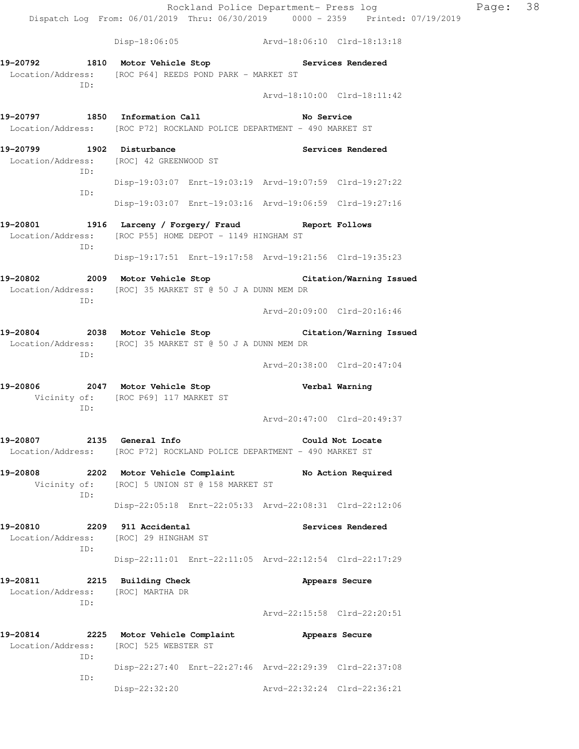Disp-18:06:05 Arvd-18:06:10 Clrd-18:13:18

**19-20792 1810 Motor Vehicle Stop Services Rendered**
Location/Address: [ROC P64] REEDS POND PARK - MARKET ST
ID:
Arvd-18:10:00 Clrd-18:11:42

**19-20797 1850 Information Call No Service**
Location/Address: [ROC P72] ROCKLAND POLICE DEPARTMENT - 490 MARKET ST

**19-20799 1902 Disturbance Services Rendered**
Location/Address: [ROC] 42 GREENWOOD ST
ID:
Disp-19:03:07 Enrt-19:03:19 Arvd-19:07:59 Clrd-19:27:22
ID:
Disp-19:03:07 Enrt-19:03:16 Arvd-19:06:59 Clrd-19:27:16

**19-20801 1916 Larceny / Forgery/ Fraud Report Follows**
Location/Address: [ROC P55] HOME DEPOT - 1149 HINGHAM ST
ID:
Disp-19:17:51 Enrt-19:17:58 Arvd-19:21:56 Clrd-19:35:23

**19-20802 2009 Motor Vehicle Stop Citation/Warning Issued**
Location/Address: [ROC] 35 MARKET ST @ 50 J A DUNN MEM DR
ID:
Arvd-20:09:00 Clrd-20:16:46

**19-20804 2038 Motor Vehicle Stop Citation/Warning Issued**
Location/Address: [ROC] 35 MARKET ST @ 50 J A DUNN MEM DR
ID:
Arvd-20:38:00 Clrd-20:47:04

**19-20806 2047 Motor Vehicle Stop Verbal Warning**
Vicinity of: [ROC P69] 117 MARKET ST
ID:
Arvd-20:47:00 Clrd-20:49:37

**19-20807 2135 General Info Could Not Locate**
Location/Address: [ROC P72] ROCKLAND POLICE DEPARTMENT - 490 MARKET ST

**19-20808 2202 Motor Vehicle Complaint No Action Required**
Vicinity of: [ROC] 5 UNION ST @ 158 MARKET ST
ID:
Disp-22:05:18 Enrt-22:05:33 Arvd-22:08:31 Clrd-22:12:06

**19-20810 2209 911 Accidental Services Rendered**
Location/Address: [ROC] 29 HINGHAM ST
ID:
Disp-22:11:01 Enrt-22:11:05 Arvd-22:12:54 Clrd-22:17:29

**19-20811 2215 Building Check Appears Secure**
Location/Address: [ROC] MARTHA DR
ID:
Arvd-22:15:58 Clrd-22:20:51

**19-20814 2225 Motor Vehicle Complaint Appears Secure**
Location/Address: [ROC] 525 WEBSTER ST
ID:
Disp-22:27:40 Enrt-22:27:46 Arvd-22:29:39 Clrd-22:37:08
ID:
Disp-22:32:20 Arvd-22:32:24 Clrd-22:36:21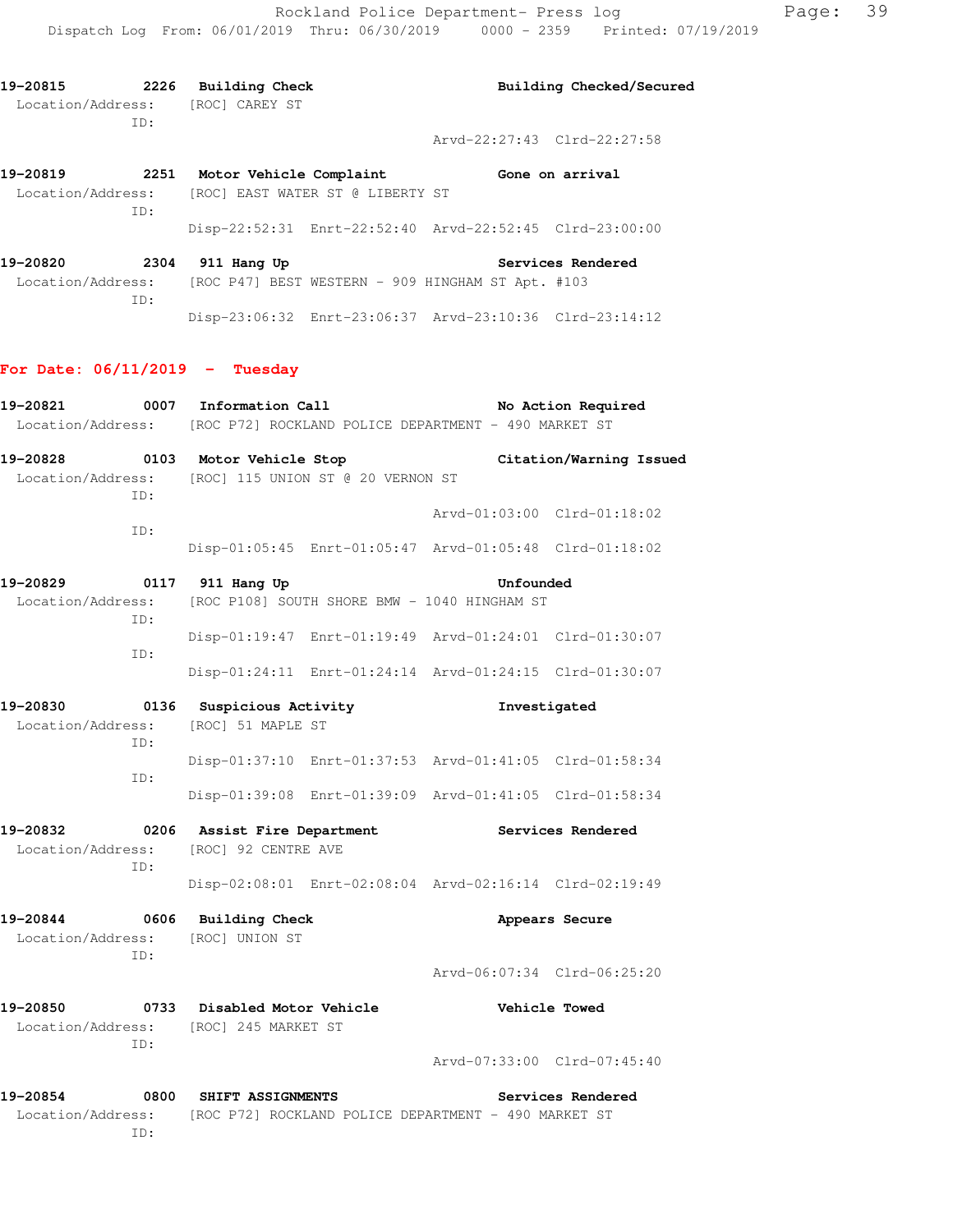19-20815 2226 Building Check Building Checked/Secured
Location/Address: [ROC] CAREY ST
ID:
Arvd-22:27:43 Clrd-22:27:58

19-20819 2251 Motor Vehicle Complaint Gone on arrival
Location/Address: [ROC] EAST WATER ST @ LIBERTY ST
ID:
Disp-22:52:31 Enrt-22:52:40 Arvd-22:52:45 Clrd-23:00:00

19-20820 2304 911 Hang Up Services Rendered
Location/Address: [ROC P47] BEST WESTERN - 909 HINGHAM ST Apt. #103
ID:
Disp-23:06:32 Enrt-23:06:37 Arvd-23:10:36 Clrd-23:14:12

## For Date: 06/11/2019 - Tuesday

19-20821 0007 Information Call No Action Required
Location/Address: [ROC P72] ROCKLAND POLICE DEPARTMENT - 490 MARKET ST

19-20828 0103 Motor Vehicle Stop Citation/Warning Issued
Location/Address: [ROC] 115 UNION ST @ 20 VERNON ST
ID:
Arvd-01:03:00 Clrd-01:18:02
ID:
Disp-01:05:45 Enrt-01:05:47 Arvd-01:05:48 Clrd-01:18:02

19-20829 0117 911 Hang Up Unfounded
Location/Address: [ROC P108] SOUTH SHORE BMW - 1040 HINGHAM ST
ID:
Disp-01:19:47 Enrt-01:19:49 Arvd-01:24:01 Clrd-01:30:07
ID:
Disp-01:24:11 Enrt-01:24:14 Arvd-01:24:15 Clrd-01:30:07

19-20830 0136 Suspicious Activity Investigated
Location/Address: [ROC] 51 MAPLE ST
ID:
Disp-01:37:10 Enrt-01:37:53 Arvd-01:41:05 Clrd-01:58:34
ID:
Disp-01:39:08 Enrt-01:39:09 Arvd-01:41:05 Clrd-01:58:34

19-20832 0206 Assist Fire Department Services Rendered
Location/Address: [ROC] 92 CENTRE AVE
ID:
Disp-02:08:01 Enrt-02:08:04 Arvd-02:16:14 Clrd-02:19:49

19-20844 0606 Building Check Appears Secure
Location/Address: [ROC] UNION ST
ID:
Arvd-06:07:34 Clrd-06:25:20

19-20850 0733 Disabled Motor Vehicle Vehicle Towed
Location/Address: [ROC] 245 MARKET ST
ID:
Arvd-07:33:00 Clrd-07:45:40

19-20854 0800 SHIFT ASSIGNMENTS Services Rendered
Location/Address: [ROC P72] ROCKLAND POLICE DEPARTMENT - 490 MARKET ST
ID: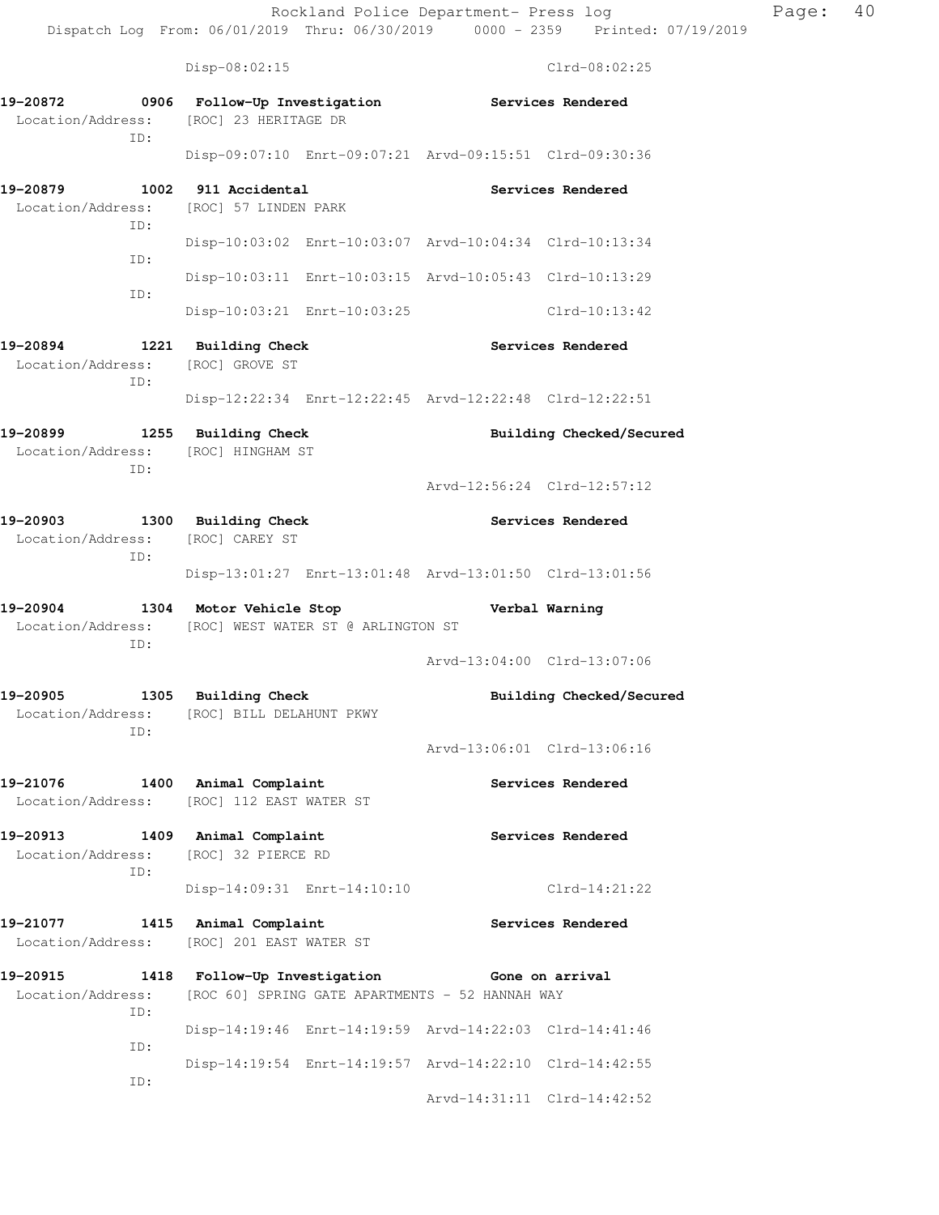Disp-08:02:15 Clrd-08:02:25

**19-20872 0906 Follow-Up Investigation Services Rendered**
Location/Address: [ROC] 23 HERITAGE DR
ID:
Disp-09:07:10 Enrt-09:07:21 Arvd-09:15:51 Clrd-09:30:36

**19-20879 1002 911 Accidental Services Rendered**
Location/Address: [ROC] 57 LINDEN PARK
ID:
Disp-10:03:02 Enrt-10:03:07 Arvd-10:04:34 Clrd-10:13:34
ID:
Disp-10:03:11 Enrt-10:03:15 Arvd-10:05:43 Clrd-10:13:29
ID:
Disp-10:03:21 Enrt-10:03:25 Clrd-10:13:42

**19-20894 1221 Building Check Services Rendered**
Location/Address: [ROC] GROVE ST
ID:
Disp-12:22:34 Enrt-12:22:45 Arvd-12:22:48 Clrd-12:22:51

**19-20899 1255 Building Check Building Checked/Secured**
Location/Address: [ROC] HINGHAM ST
ID:
Arvd-12:56:24 Clrd-12:57:12

**19-20903 1300 Building Check Services Rendered**
Location/Address: [ROC] CAREY ST
ID:
Disp-13:01:27 Enrt-13:01:48 Arvd-13:01:50 Clrd-13:01:56

**19-20904 1304 Motor Vehicle Stop Verbal Warning**
Location/Address: [ROC] WEST WATER ST @ ARLINGTON ST
ID:
Arvd-13:04:00 Clrd-13:07:06

**19-20905 1305 Building Check Building Checked/Secured**
Location/Address: [ROC] BILL DELAHUNT PKWY
ID:
Arvd-13:06:01 Clrd-13:06:16

**19-21076 1400 Animal Complaint Services Rendered**
Location/Address: [ROC] 112 EAST WATER ST

**19-20913 1409 Animal Complaint Services Rendered**
Location/Address: [ROC] 32 PIERCE RD
ID:
Disp-14:09:31 Enrt-14:10:10 Clrd-14:21:22

**19-21077 1415 Animal Complaint Services Rendered**
Location/Address: [ROC] 201 EAST WATER ST

**19-20915 1418 Follow-Up Investigation Gone on arrival**
Location/Address: [ROC 60] SPRING GATE APARTMENTS - 52 HANNAH WAY
ID:
Disp-14:19:46 Enrt-14:19:59 Arvd-14:22:03 Clrd-14:41:46
ID:
Disp-14:19:54 Enrt-14:19:57 Arvd-14:22:10 Clrd-14:42:55
ID:
Arvd-14:31:11 Clrd-14:42:52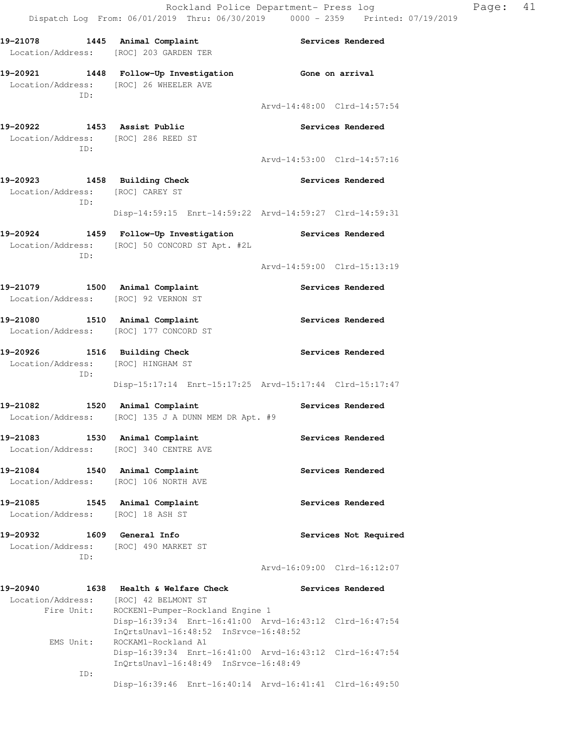**19-21078 1445 Animal Complaint** **Services Rendered**
Location/Address: [ROC] 203 GARDEN TER

**19-20921 1448 Follow-Up Investigation** **Gone on arrival**
Location/Address: [ROC] 26 WHEELER AVE
ID:
Arvd-14:48:00 Clrd-14:57:54

**19-20922 1453 Assist Public** **Services Rendered**
Location/Address: [ROC] 286 REED ST
ID:
Arvd-14:53:00 Clrd-14:57:16

**19-20923 1458 Building Check** **Services Rendered**
Location/Address: [ROC] CAREY ST
ID:
Disp-14:59:15 Enrt-14:59:22 Arvd-14:59:27 Clrd-14:59:31

**19-20924 1459 Follow-Up Investigation** **Services Rendered**
Location/Address: [ROC] 50 CONCORD ST Apt. #2L
ID:
Arvd-14:59:00 Clrd-15:13:19

**19-21079 1500 Animal Complaint** **Services Rendered**
Location/Address: [ROC] 92 VERNON ST

**19-21080 1510 Animal Complaint** **Services Rendered**
Location/Address: [ROC] 177 CONCORD ST

**19-20926 1516 Building Check** **Services Rendered**
Location/Address: [ROC] HINGHAM ST
ID:
Disp-15:17:14 Enrt-15:17:25 Arvd-15:17:44 Clrd-15:17:47

**19-21082 1520 Animal Complaint** **Services Rendered**
Location/Address: [ROC] 135 J A DUNN MEM DR Apt. #9

**19-21083 1530 Animal Complaint** **Services Rendered**
Location/Address: [ROC] 340 CENTRE AVE

**19-21084 1540 Animal Complaint** **Services Rendered**
Location/Address: [ROC] 106 NORTH AVE

**19-21085 1545 Animal Complaint** **Services Rendered**
Location/Address: [ROC] 18 ASH ST

**19-20932 1609 General Info** **Services Not Required**
Location/Address: [ROC] 490 MARKET ST
ID:
Arvd-16:09:00 Clrd-16:12:07

**19-20940 1638 Health & Welfare Check** **Services Rendered**
Location/Address: [ROC] 42 BELMONT ST
Fire Unit: ROCKEN1-Pumper-Rockland Engine 1
Disp-16:39:34 Enrt-16:41:00 Arvd-16:43:12 Clrd-16:47:54
InQrtsUnavl-16:48:52 InSrvce-16:48:52
EMS Unit: ROCKAM1-Rockland A1
Disp-16:39:34 Enrt-16:41:00 Arvd-16:43:12 Clrd-16:47:54
InQrtsUnavl-16:48:49 InSrvce-16:48:49
ID:
Disp-16:39:46 Enrt-16:40:14 Arvd-16:41:41 Clrd-16:49:50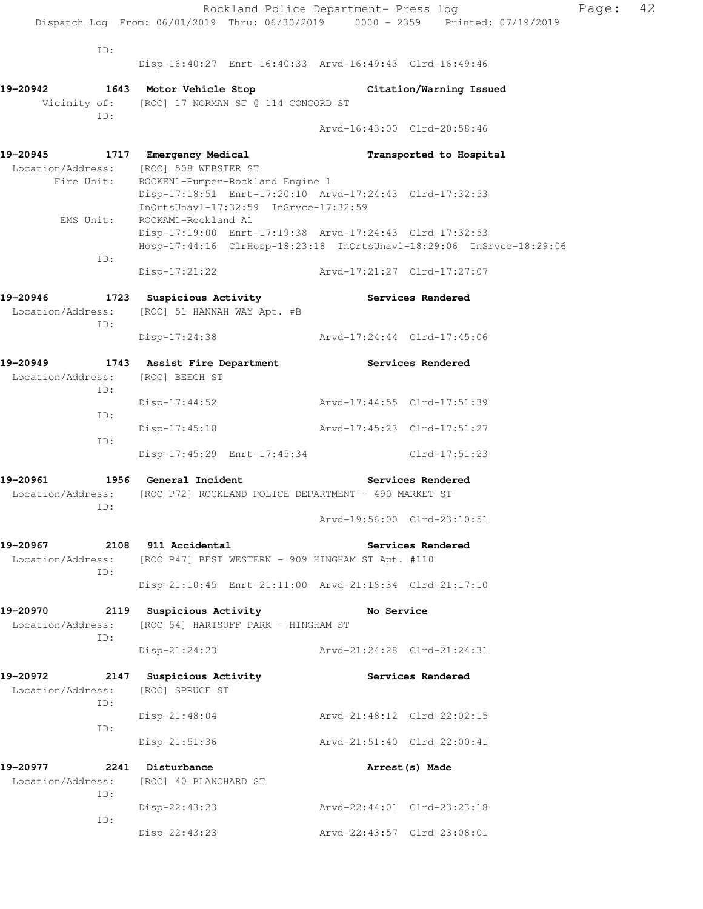```
         ID:
              Disp-16:40:27 Enrt-16:40:33 Arvd-16:49:43 Clrd-16:49:46

19-20942        1643 Motor Vehicle Stop                   Citation/Warning Issued
     Vicinity of:    [ROC] 17 NORMAN ST @ 114 CONCORD ST
         ID:
                                                Arvd-16:43:00 Clrd-20:58:46

19-20945        1717 Emergency Medical                    Transported to Hospital
 Location/Address:   [ROC] 508 WEBSTER ST
       Fire Unit:    ROCKEN1-Pumper-Rockland Engine 1
                     Disp-17:18:51 Enrt-17:20:10 Arvd-17:24:43 Clrd-17:32:53
                     InQrtsUnavl-17:32:59 InSrvce-17:32:59
        EMS Unit:    ROCKAM1-Rockland A1
                     Disp-17:19:00 Enrt-17:19:38 Arvd-17:24:43 Clrd-17:32:53
                     Hosp-17:44:16 ClrHosp-18:23:18 InQrtsUnavl-18:29:06 InSrvce-18:29:06
         ID:
                     Disp-17:21:22              Arvd-17:21:27 Clrd-17:27:07

19-20946        1723 Suspicious Activity                  Services Rendered
 Location/Address:   [ROC] 51 HANNAH WAY Apt. #B
         ID:
                     Disp-17:24:38              Arvd-17:24:44 Clrd-17:45:06

19-20949        1743 Assist Fire Department               Services Rendered
 Location/Address:   [ROC] BEECH ST
         ID:
                     Disp-17:44:52              Arvd-17:44:55 Clrd-17:51:39
         ID:
                     Disp-17:45:18              Arvd-17:45:23 Clrd-17:51:27
         ID:
                     Disp-17:45:29 Enrt-17:45:34              Clrd-17:51:23

19-20961        1956 General Incident                     Services Rendered
 Location/Address:   [ROC P72] ROCKLAND POLICE DEPARTMENT - 490 MARKET ST
         ID:
                                                Arvd-19:56:00 Clrd-23:10:51

19-20967        2108 911 Accidental                       Services Rendered
 Location/Address:   [ROC P47] BEST WESTERN - 909 HINGHAM ST Apt. #110
         ID:
                     Disp-21:10:45 Enrt-21:11:00 Arvd-21:16:34 Clrd-21:17:10

19-20970        2119 Suspicious Activity                  No Service
 Location/Address:   [ROC 54] HARTSUFF PARK - HINGHAM ST
         ID:
                     Disp-21:24:23              Arvd-21:24:28 Clrd-21:24:31

19-20972        2147 Suspicious Activity                  Services Rendered
 Location/Address:   [ROC] SPRUCE ST
         ID:
                     Disp-21:48:04              Arvd-21:48:12 Clrd-22:02:15
         ID:
                     Disp-21:51:36              Arvd-21:51:40 Clrd-22:00:41

19-20977        2241 Disturbance                          Arrest(s) Made
 Location/Address:   [ROC] 40 BLANCHARD ST
         ID:
                     Disp-22:43:23              Arvd-22:44:01 Clrd-23:23:18
         ID:
                     Disp-22:43:23              Arvd-22:43:57 Clrd-23:08:01
```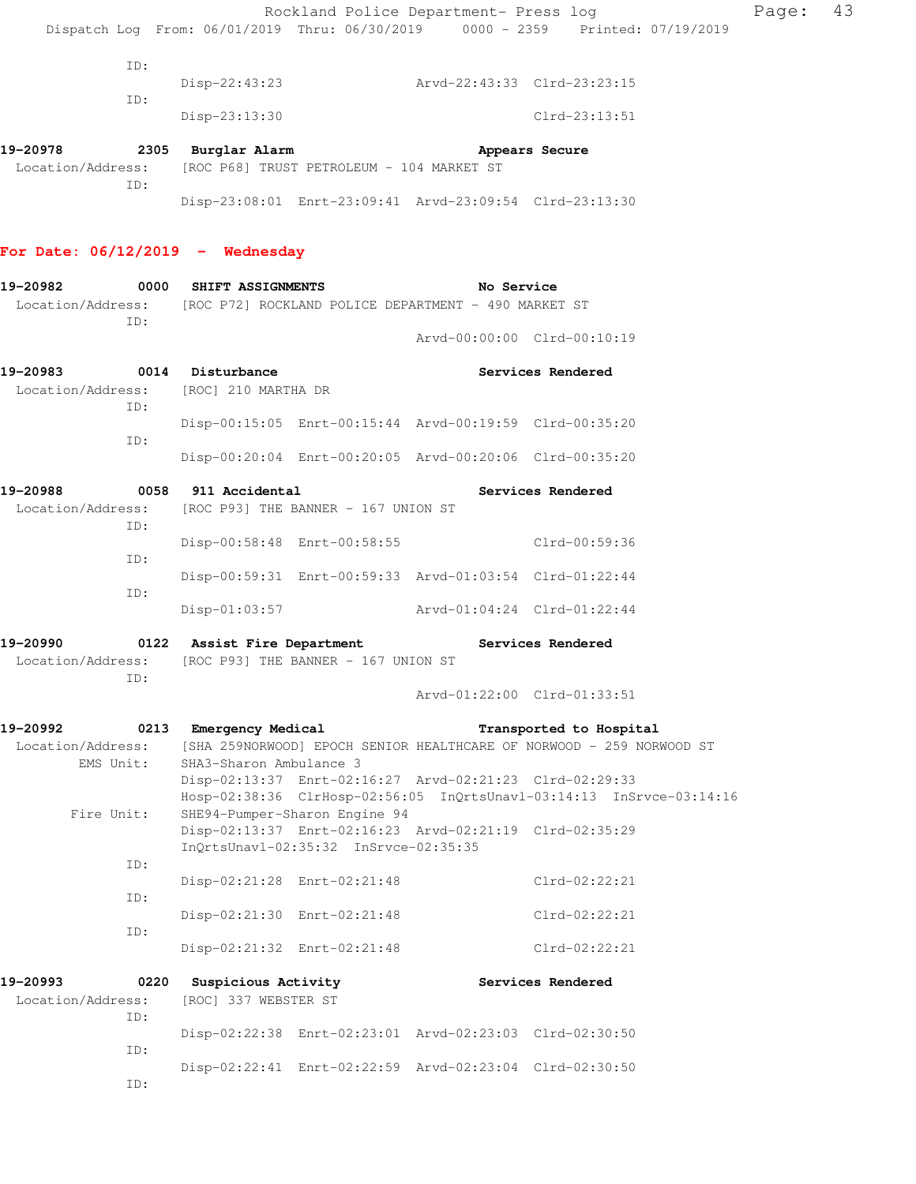ID:
Disp-22:43:23 Arvd-22:43:33 Clrd-23:23:15

ID:
Disp-23:13:30 Clrd-23:13:51

**19-20978 2305 Burglar Alarm Appears Secure**
Location/Address: [ROC P68] TRUST PETROLEUM - 104 MARKET ST
ID:
Disp-23:08:01 Enrt-23:09:41 Arvd-23:09:54 Clrd-23:13:30

## For Date: 06/12/2019 - Wednesday

**19-20982 0000 SHIFT ASSIGNMENTS No Service**
Location/Address: [ROC P72] ROCKLAND POLICE DEPARTMENT - 490 MARKET ST
ID:
Arvd-00:00:00 Clrd-00:10:19

**19-20983 0014 Disturbance Services Rendered**
Location/Address: [ROC] 210 MARTHA DR
ID:
Disp-00:15:05 Enrt-00:15:44 Arvd-00:19:59 Clrd-00:35:20
ID:
Disp-00:20:04 Enrt-00:20:05 Arvd-00:20:06 Clrd-00:35:20

**19-20988 0058 911 Accidental Services Rendered**
Location/Address: [ROC P93] THE BANNER - 167 UNION ST
ID:
Disp-00:58:48 Enrt-00:58:55 Clrd-00:59:36
ID:
Disp-00:59:31 Enrt-00:59:33 Arvd-01:03:54 Clrd-01:22:44
ID:
Disp-01:03:57 Arvd-01:04:24 Clrd-01:22:44

**19-20990 0122 Assist Fire Department Services Rendered**
Location/Address: [ROC P93] THE BANNER - 167 UNION ST
ID:
Arvd-01:22:00 Clrd-01:33:51

**19-20992 0213 Emergency Medical Transported to Hospital**
Location/Address: [SHA 259NORWOOD] EPOCH SENIOR HEALTHCARE OF NORWOOD - 259 NORWOOD ST
EMS Unit: SHA3-Sharon Ambulance 3
Disp-02:13:37 Enrt-02:16:27 Arvd-02:21:23 Clrd-02:29:33
Hosp-02:38:36 ClrHosp-02:56:05 InQrtsUnavl-03:14:13 InSrvce-03:14:16
Fire Unit: SHE94-Pumper-Sharon Engine 94
Disp-02:13:37 Enrt-02:16:23 Arvd-02:21:19 Clrd-02:35:29
InQrtsUnavl-02:35:32 InSrvce-02:35:35
ID:
Disp-02:21:28 Enrt-02:21:48 Clrd-02:22:21
ID:
Disp-02:21:30 Enrt-02:21:48 Clrd-02:22:21
ID:
Disp-02:21:32 Enrt-02:21:48 Clrd-02:22:21

**19-20993 0220 Suspicious Activity Services Rendered**
Location/Address: [ROC] 337 WEBSTER ST
ID:
Disp-02:22:38 Enrt-02:23:01 Arvd-02:23:03 Clrd-02:30:50
ID:
Disp-02:22:41 Enrt-02:22:59 Arvd-02:23:04 Clrd-02:30:50
ID: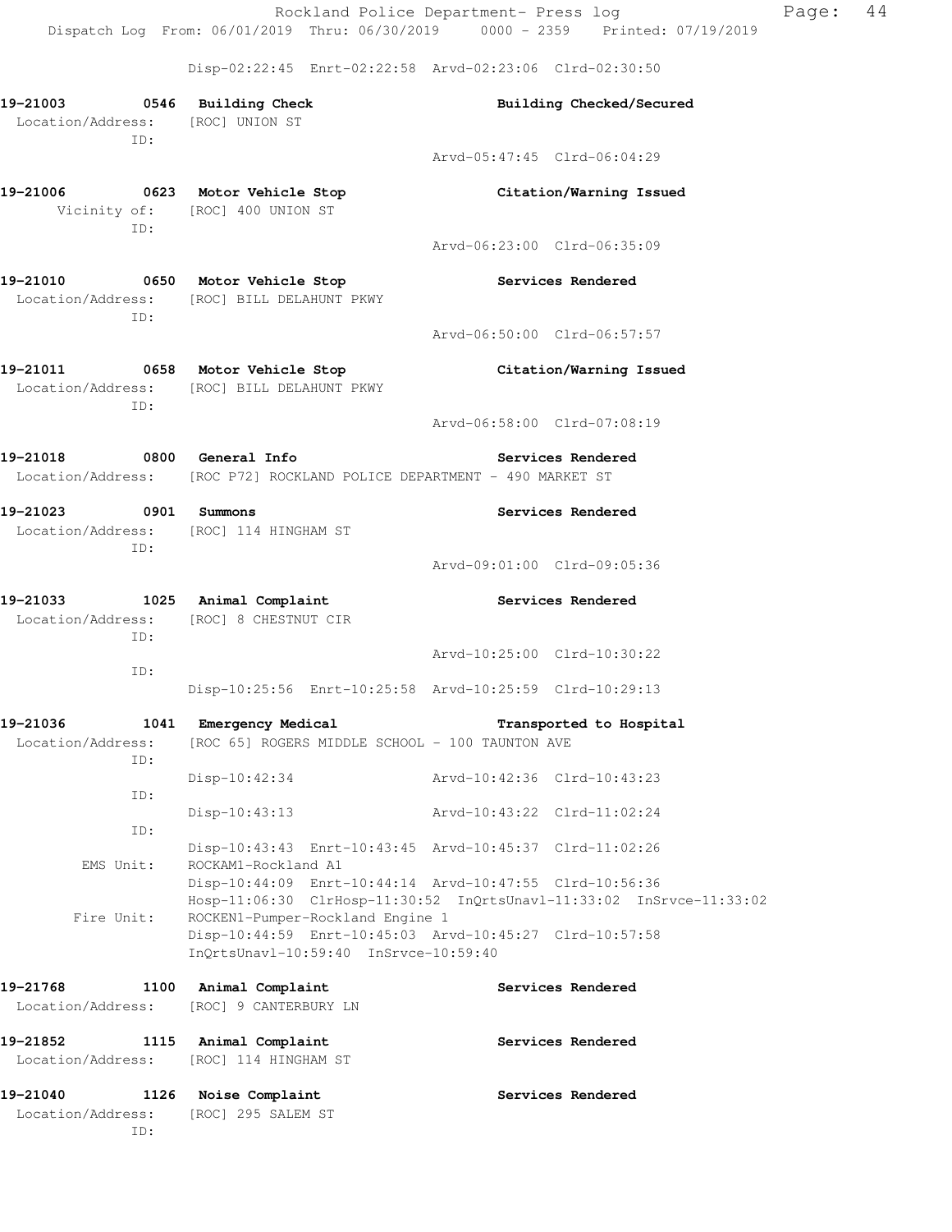Disp-02:22:45 Enrt-02:22:58 Arvd-02:23:06 Clrd-02:30:50

**19-21003 0546 Building Check** **Building Checked/Secured**
Location/Address: [ROC] UNION ST
ID:
Arvd-05:47:45 Clrd-06:04:29

**19-21006 0623 Motor Vehicle Stop** **Citation/Warning Issued**
Vicinity of: [ROC] 400 UNION ST
ID:
Arvd-06:23:00 Clrd-06:35:09

**19-21010 0650 Motor Vehicle Stop** **Services Rendered**
Location/Address: [ROC] BILL DELAHUNT PKWY
ID:
Arvd-06:50:00 Clrd-06:57:57

**19-21011 0658 Motor Vehicle Stop** **Citation/Warning Issued**
Location/Address: [ROC] BILL DELAHUNT PKWY
ID:
Arvd-06:58:00 Clrd-07:08:19

**19-21018 0800 General Info** **Services Rendered**
Location/Address: [ROC P72] ROCKLAND POLICE DEPARTMENT - 490 MARKET ST

**19-21023 0901 Summons** **Services Rendered**
Location/Address: [ROC] 114 HINGHAM ST
ID:
Arvd-09:01:00 Clrd-09:05:36

**19-21033 1025 Animal Complaint** **Services Rendered**
Location/Address: [ROC] 8 CHESTNUT CIR
ID:
Arvd-10:25:00 Clrd-10:30:22
ID:
Disp-10:25:56 Enrt-10:25:58 Arvd-10:25:59 Clrd-10:29:13

**19-21036 1041 Emergency Medical** **Transported to Hospital**
Location/Address: [ROC 65] ROGERS MIDDLE SCHOOL - 100 TAUNTON AVE
ID:
Disp-10:42:34 Arvd-10:42:36 Clrd-10:43:23
ID:
Disp-10:43:13 Arvd-10:43:22 Clrd-11:02:24
ID:
Disp-10:43:43 Enrt-10:43:45 Arvd-10:45:37 Clrd-11:02:26
EMS Unit: ROCKAM1-Rockland A1
Disp-10:44:09 Enrt-10:44:14 Arvd-10:47:55 Clrd-10:56:36
Hosp-11:06:30 ClrHosp-11:30:52 InQrtsUnavl-11:33:02 InSrvce-11:33:02
Fire Unit: ROCKEN1-Pumper-Rockland Engine 1
Disp-10:44:59 Enrt-10:45:03 Arvd-10:45:27 Clrd-10:57:58
InQrtsUnavl-10:59:40 InSrvce-10:59:40

**19-21768 1100 Animal Complaint** **Services Rendered**
Location/Address: [ROC] 9 CANTERBURY LN

**19-21852 1115 Animal Complaint** **Services Rendered**
Location/Address: [ROC] 114 HINGHAM ST

**19-21040 1126 Noise Complaint** **Services Rendered**
Location/Address: [ROC] 295 SALEM ST
ID: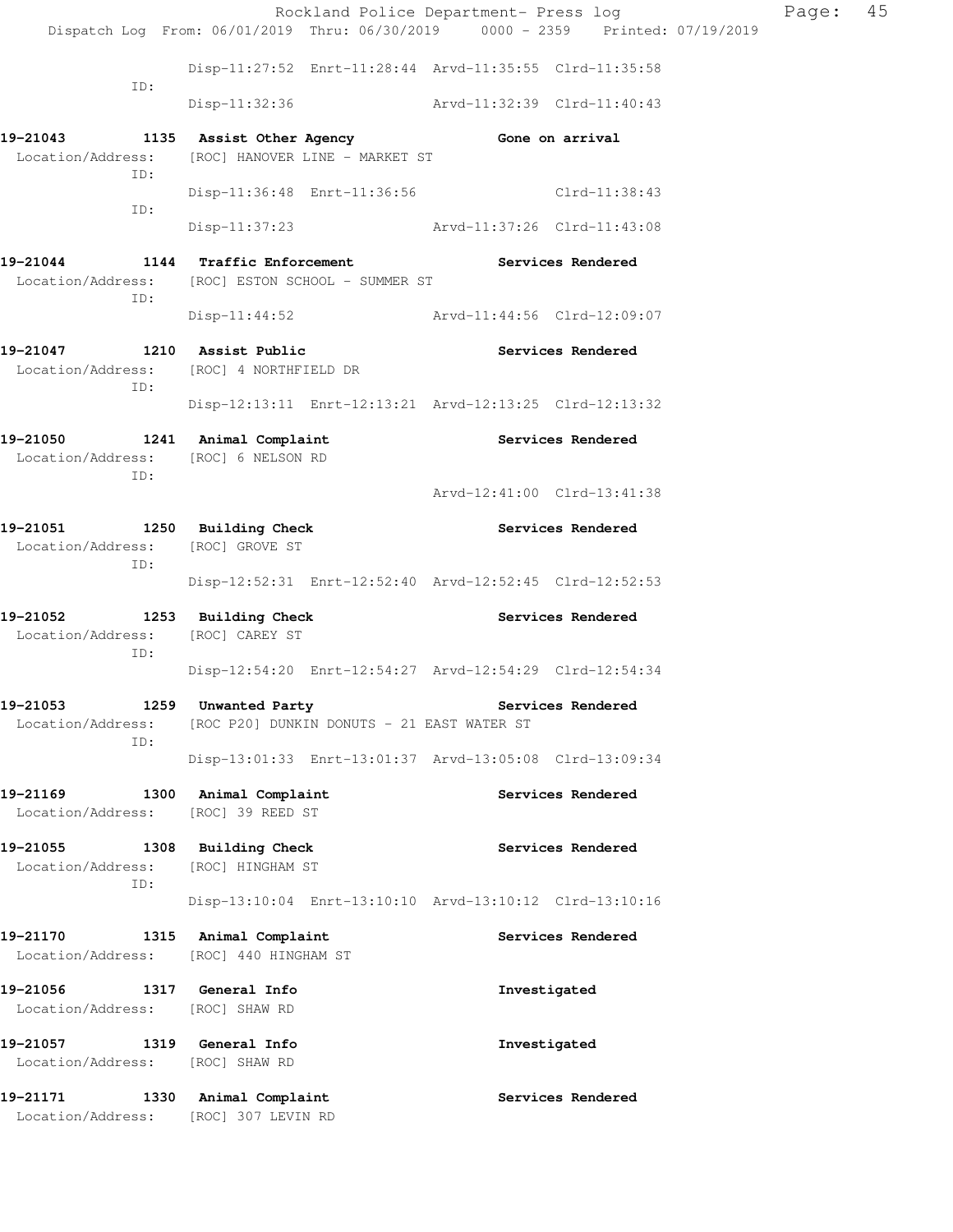```
                Disp-11:27:52  Enrt-11:28:44  Arvd-11:35:55  Clrd-11:35:58
          ID:
                Disp-11:32:36                 Arvd-11:32:39  Clrd-11:40:43

19-21043      1135  Assist Other Agency                Gone on arrival
 Location/Address:   [ROC] HANOVER LINE - MARKET ST
          ID:
                Disp-11:36:48  Enrt-11:36:56                 Clrd-11:38:43
          ID:
                Disp-11:37:23                 Arvd-11:37:26  Clrd-11:43:08

19-21044      1144  Traffic Enforcement                Services Rendered
 Location/Address:   [ROC] ESTON SCHOOL - SUMMER ST
          ID:
                Disp-11:44:52                 Arvd-11:44:56  Clrd-12:09:07

19-21047      1210  Assist Public                      Services Rendered
 Location/Address:   [ROC] 4 NORTHFIELD DR
          ID:
                Disp-12:13:11  Enrt-12:13:21  Arvd-12:13:25  Clrd-12:13:32

19-21050      1241  Animal Complaint                   Services Rendered
 Location/Address:   [ROC] 6 NELSON RD
          ID:
                                              Arvd-12:41:00  Clrd-13:41:38

19-21051      1250  Building Check                     Services Rendered
 Location/Address:   [ROC] GROVE ST
          ID:
                Disp-12:52:31  Enrt-12:52:40  Arvd-12:52:45  Clrd-12:52:53

19-21052      1253  Building Check                     Services Rendered
 Location/Address:   [ROC] CAREY ST
          ID:
                Disp-12:54:20  Enrt-12:54:27  Arvd-12:54:29  Clrd-12:54:34

19-21053      1259  Unwanted Party                     Services Rendered
 Location/Address:   [ROC P20] DUNKIN DONUTS - 21 EAST WATER ST
          ID:
                Disp-13:01:33  Enrt-13:01:37  Arvd-13:05:08  Clrd-13:09:34

19-21169      1300  Animal Complaint                   Services Rendered
 Location/Address:   [ROC] 39 REED ST

19-21055      1308  Building Check                     Services Rendered
 Location/Address:   [ROC] HINGHAM ST
          ID:
                Disp-13:10:04  Enrt-13:10:10  Arvd-13:10:12  Clrd-13:10:16

19-21170      1315  Animal Complaint                   Services Rendered
 Location/Address:   [ROC] 440 HINGHAM ST

19-21056      1317  General Info                       Investigated
 Location/Address:   [ROC] SHAW RD

19-21057      1319  General Info                       Investigated
 Location/Address:   [ROC] SHAW RD

19-21171      1330  Animal Complaint                   Services Rendered
 Location/Address:   [ROC] 307 LEVIN RD
```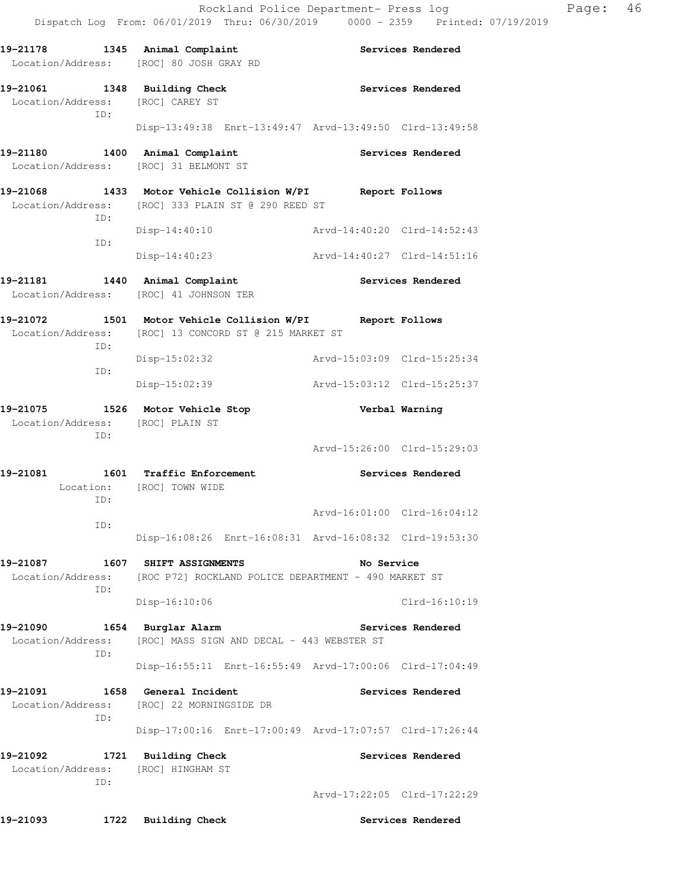19-21178 1345 Animal Complaint Services Rendered
Location/Address: [ROC] 80 JOSH GRAY RD

19-21061 1348 Building Check Services Rendered
Location/Address: [ROC] CAREY ST
ID:
Disp-13:49:38 Enrt-13:49:47 Arvd-13:49:50 Clrd-13:49:58

19-21180 1400 Animal Complaint Services Rendered
Location/Address: [ROC] 31 BELMONT ST

19-21068 1433 Motor Vehicle Collision W/PI Report Follows
Location/Address: [ROC] 333 PLAIN ST @ 290 REED ST
ID:
Disp-14:40:10 Arvd-14:40:20 Clrd-14:52:43
ID:
Disp-14:40:23 Arvd-14:40:27 Clrd-14:51:16

19-21181 1440 Animal Complaint Services Rendered
Location/Address: [ROC] 41 JOHNSON TER

19-21072 1501 Motor Vehicle Collision W/PI Report Follows
Location/Address: [ROC] 13 CONCORD ST @ 215 MARKET ST
ID:
Disp-15:02:32 Arvd-15:03:09 Clrd-15:25:34
ID:
Disp-15:02:39 Arvd-15:03:12 Clrd-15:25:37

19-21075 1526 Motor Vehicle Stop Verbal Warning
Location/Address: [ROC] PLAIN ST
ID:
Arvd-15:26:00 Clrd-15:29:03

19-21081 1601 Traffic Enforcement Services Rendered
Location: [ROC] TOWN WIDE
ID:
Arvd-16:01:00 Clrd-16:04:12
ID:
Disp-16:08:26 Enrt-16:08:31 Arvd-16:08:32 Clrd-19:53:30

19-21087 1607 SHIFT ASSIGNMENTS No Service
Location/Address: [ROC P72] ROCKLAND POLICE DEPARTMENT - 490 MARKET ST
ID:
Disp-16:10:06 Clrd-16:10:19

19-21090 1654 Burglar Alarm Services Rendered
Location/Address: [ROC] MASS SIGN AND DECAL - 443 WEBSTER ST
ID:
Disp-16:55:11 Enrt-16:55:49 Arvd-17:00:06 Clrd-17:04:49

19-21091 1658 General Incident Services Rendered
Location/Address: [ROC] 22 MORNINGSIDE DR
ID:
Disp-17:00:16 Enrt-17:00:49 Arvd-17:07:57 Clrd-17:26:44

19-21092 1721 Building Check Services Rendered
Location/Address: [ROC] HINGHAM ST
ID:
Arvd-17:22:05 Clrd-17:22:29

19-21093 1722 Building Check Services Rendered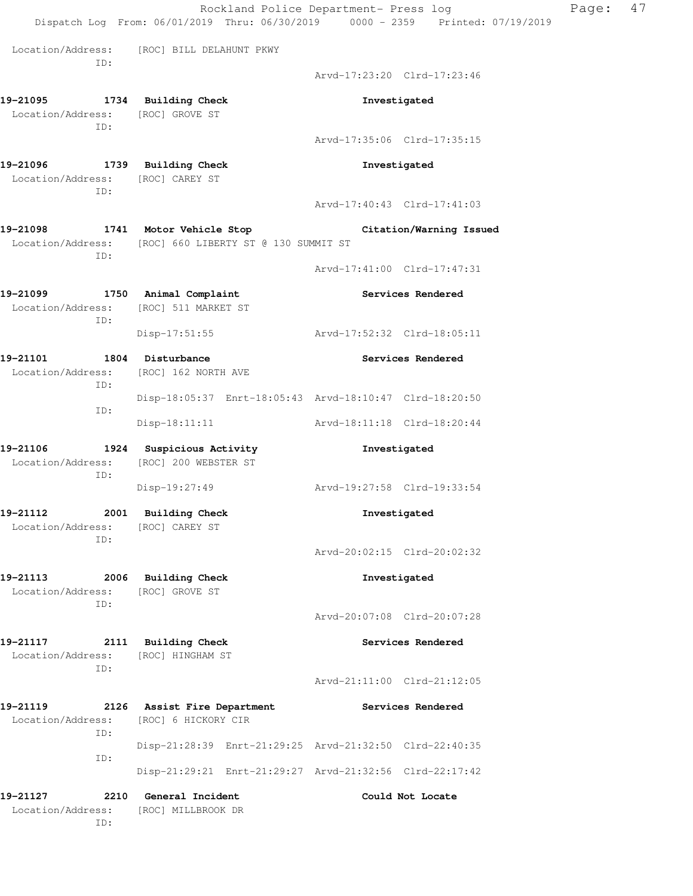Location/Address: [ROC] BILL DELAHUNT PKWY
ID:
Arvd-17:23:20 Clrd-17:23:46

**19-21095 1734 Building Check — Investigated**
Location/Address: [ROC] GROVE ST
ID:
Arvd-17:35:06 Clrd-17:35:15

**19-21096 1739 Building Check — Investigated**
Location/Address: [ROC] CAREY ST
ID:
Arvd-17:40:43 Clrd-17:41:03

**19-21098 1741 Motor Vehicle Stop — Citation/Warning Issued**
Location/Address: [ROC] 660 LIBERTY ST @ 130 SUMMIT ST
ID:
Arvd-17:41:00 Clrd-17:47:31

**19-21099 1750 Animal Complaint — Services Rendered**
Location/Address: [ROC] 511 MARKET ST
ID:
Disp-17:51:55 Arvd-17:52:32 Clrd-18:05:11

**19-21101 1804 Disturbance — Services Rendered**
Location/Address: [ROC] 162 NORTH AVE
ID:
Disp-18:05:37 Enrt-18:05:43 Arvd-18:10:47 Clrd-18:20:50
ID:
Disp-18:11:11 Arvd-18:11:18 Clrd-18:20:44

**19-21106 1924 Suspicious Activity — Investigated**
Location/Address: [ROC] 200 WEBSTER ST
ID:
Disp-19:27:49 Arvd-19:27:58 Clrd-19:33:54

**19-21112 2001 Building Check — Investigated**
Location/Address: [ROC] CAREY ST
ID:
Arvd-20:02:15 Clrd-20:02:32

**19-21113 2006 Building Check — Investigated**
Location/Address: [ROC] GROVE ST
ID:
Arvd-20:07:08 Clrd-20:07:28

**19-21117 2111 Building Check — Services Rendered**
Location/Address: [ROC] HINGHAM ST
ID:
Arvd-21:11:00 Clrd-21:12:05

**19-21119 2126 Assist Fire Department — Services Rendered**
Location/Address: [ROC] 6 HICKORY CIR
ID:
Disp-21:28:39 Enrt-21:29:25 Arvd-21:32:50 Clrd-22:40:35
ID:
Disp-21:29:21 Enrt-21:29:27 Arvd-21:32:56 Clrd-22:17:42

**19-21127 2210 General Incident — Could Not Locate**
Location/Address: [ROC] MILLBROOK DR
ID: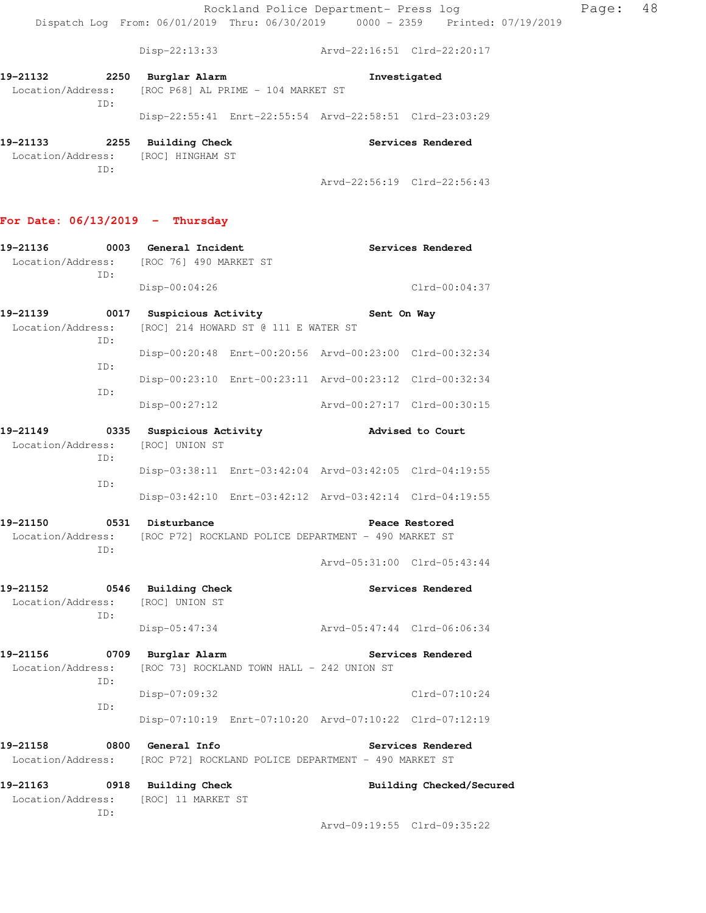Disp-22:13:33 Arvd-22:16:51 Clrd-22:20:17

**19-21132 2250 Burglar Alarm Investigated**
Location/Address: [ROC P68] AL PRIME - 104 MARKET ST
ID:
Disp-22:55:41 Enrt-22:55:54 Arvd-22:58:51 Clrd-23:03:29

**19-21133 2255 Building Check Services Rendered**
Location/Address: [ROC] HINGHAM ST
ID:
Arvd-22:56:19 Clrd-22:56:43

## For Date: 06/13/2019 - Thursday

**19-21136 0003 General Incident Services Rendered**
Location/Address: [ROC 76] 490 MARKET ST
ID:
Disp-00:04:26 Clrd-00:04:37

**19-21139 0017 Suspicious Activity Sent On Way**
Location/Address: [ROC] 214 HOWARD ST @ 111 E WATER ST
ID:
Disp-00:20:48 Enrt-00:20:56 Arvd-00:23:00 Clrd-00:32:34
ID:
Disp-00:23:10 Enrt-00:23:11 Arvd-00:23:12 Clrd-00:32:34
ID:
Disp-00:27:12 Arvd-00:27:17 Clrd-00:30:15

**19-21149 0335 Suspicious Activity Advised to Court**
Location/Address: [ROC] UNION ST
ID:
Disp-03:38:11 Enrt-03:42:04 Arvd-03:42:05 Clrd-04:19:55
ID:
Disp-03:42:10 Enrt-03:42:12 Arvd-03:42:14 Clrd-04:19:55

**19-21150 0531 Disturbance Peace Restored**
Location/Address: [ROC P72] ROCKLAND POLICE DEPARTMENT - 490 MARKET ST
ID:
Arvd-05:31:00 Clrd-05:43:44

**19-21152 0546 Building Check Services Rendered**
Location/Address: [ROC] UNION ST
ID:
Disp-05:47:34 Arvd-05:47:44 Clrd-06:06:34

**19-21156 0709 Burglar Alarm Services Rendered**
Location/Address: [ROC 73] ROCKLAND TOWN HALL - 242 UNION ST
ID:
Disp-07:09:32 Clrd-07:10:24
ID:
Disp-07:10:19 Enrt-07:10:20 Arvd-07:10:22 Clrd-07:12:19

**19-21158 0800 General Info Services Rendered**
Location/Address: [ROC P72] ROCKLAND POLICE DEPARTMENT - 490 MARKET ST

**19-21163 0918 Building Check Building Checked/Secured**
Location/Address: [ROC] 11 MARKET ST
ID:
Arvd-09:19:55 Clrd-09:35:22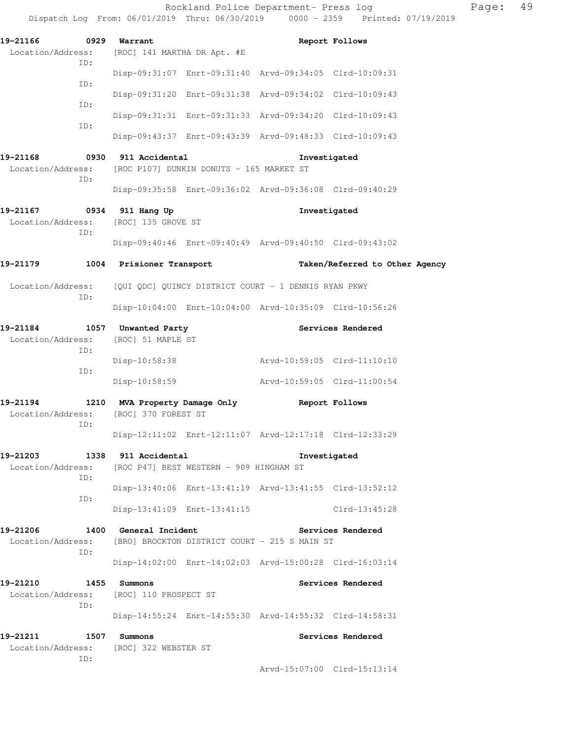19-21166 0929 Warrant Report Follows
Location/Address: [ROC] 141 MARTHA DR Apt. #E
ID:
Disp-09:31:07 Enrt-09:31:40 Arvd-09:34:05 Clrd-10:09:31
ID:
Disp-09:31:20 Enrt-09:31:38 Arvd-09:34:02 Clrd-10:09:43
ID:
Disp-09:31:31 Enrt-09:31:33 Arvd-09:34:20 Clrd-10:09:43
ID:
Disp-09:43:37 Enrt-09:43:39 Arvd-09:48:33 Clrd-10:09:43

19-21168 0930 911 Accidental Investigated
Location/Address: [ROC P107] DUNKIN DONUTS - 165 MARKET ST
ID:
Disp-09:35:58 Enrt-09:36:02 Arvd-09:36:08 Clrd-09:40:29

19-21167 0934 911 Hang Up Investigated
Location/Address: [ROC] 135 GROVE ST
ID:
Disp-09:40:46 Enrt-09:40:49 Arvd-09:40:50 Clrd-09:43:02

19-21179 1004 Prisioner Transport Taken/Referred to Other Agency
Location/Address: [QUI QDC] QUINCY DISTRICT COURT - 1 DENNIS RYAN PKWY
ID:
Disp-10:04:00 Enrt-10:04:00 Arvd-10:35:09 Clrd-10:56:26

19-21184 1057 Unwanted Party Services Rendered
Location/Address: [ROC] 51 MAPLE ST
ID:
Disp-10:58:38 Arvd-10:59:05 Clrd-11:10:10
ID:
Disp-10:58:59 Arvd-10:59:05 Clrd-11:00:54

19-21194 1210 MVA Property Damage Only Report Follows
Location/Address: [ROC] 370 FOREST ST
ID:
Disp-12:11:02 Enrt-12:11:07 Arvd-12:17:18 Clrd-12:33:29

19-21203 1338 911 Accidental Investigated
Location/Address: [ROC P47] BEST WESTERN - 909 HINGHAM ST
ID:
Disp-13:40:06 Enrt-13:41:19 Arvd-13:41:55 Clrd-13:52:12
ID:
Disp-13:41:09 Enrt-13:41:15 Clrd-13:45:28

19-21206 1400 General Incident Services Rendered
Location/Address: [BRO] BROCKTON DISTRICT COURT - 215 S MAIN ST
ID:
Disp-14:02:00 Enrt-14:02:03 Arvd-15:00:28 Clrd-16:03:14

19-21210 1455 Summons Services Rendered
Location/Address: [ROC] 110 PROSPECT ST
ID:
Disp-14:55:24 Enrt-14:55:30 Arvd-14:55:32 Clrd-14:58:31

19-21211 1507 Summons Services Rendered
Location/Address: [ROC] 322 WEBSTER ST
ID:
Arvd-15:07:00 Clrd-15:13:14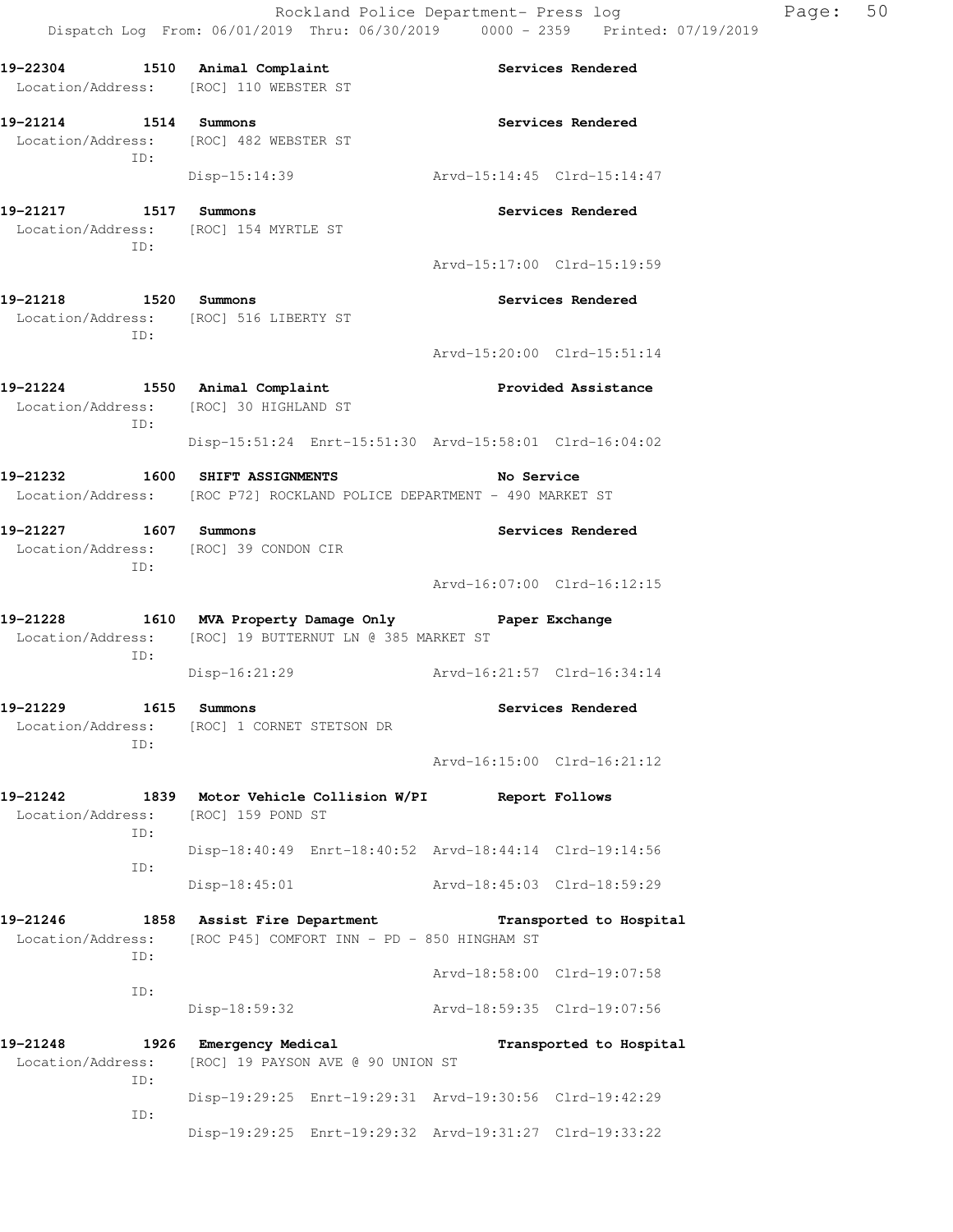19-22304 1510 Animal Complaint Services Rendered
Location/Address: [ROC] 110 WEBSTER ST

19-21214 1514 Summons Services Rendered
Location/Address: [ROC] 482 WEBSTER ST
ID:
Disp-15:14:39 Arvd-15:14:45 Clrd-15:14:47

19-21217 1517 Summons Services Rendered
Location/Address: [ROC] 154 MYRTLE ST
ID:
Arvd-15:17:00 Clrd-15:19:59

19-21218 1520 Summons Services Rendered
Location/Address: [ROC] 516 LIBERTY ST
ID:
Arvd-15:20:00 Clrd-15:51:14

19-21224 1550 Animal Complaint Provided Assistance
Location/Address: [ROC] 30 HIGHLAND ST
ID:
Disp-15:51:24 Enrt-15:51:30 Arvd-15:58:01 Clrd-16:04:02

19-21232 1600 SHIFT ASSIGNMENTS No Service
Location/Address: [ROC P72] ROCKLAND POLICE DEPARTMENT - 490 MARKET ST

19-21227 1607 Summons Services Rendered
Location/Address: [ROC] 39 CONDON CIR
ID:
Arvd-16:07:00 Clrd-16:12:15

19-21228 1610 MVA Property Damage Only Paper Exchange
Location/Address: [ROC] 19 BUTTERNUT LN @ 385 MARKET ST
ID:
Disp-16:21:29 Arvd-16:21:57 Clrd-16:34:14

19-21229 1615 Summons Services Rendered
Location/Address: [ROC] 1 CORNET STETSON DR
ID:
Arvd-16:15:00 Clrd-16:21:12

19-21242 1839 Motor Vehicle Collision W/PI Report Follows
Location/Address: [ROC] 159 POND ST
ID:
Disp-18:40:49 Enrt-18:40:52 Arvd-18:44:14 Clrd-19:14:56
ID:
Disp-18:45:01 Arvd-18:45:03 Clrd-18:59:29

19-21246 1858 Assist Fire Department Transported to Hospital
Location/Address: [ROC P45] COMFORT INN - PD - 850 HINGHAM ST
ID:
Arvd-18:58:00 Clrd-19:07:58
ID:
Disp-18:59:32 Arvd-18:59:35 Clrd-19:07:56

19-21248 1926 Emergency Medical Transported to Hospital
Location/Address: [ROC] 19 PAYSON AVE @ 90 UNION ST
ID:
Disp-19:29:25 Enrt-19:29:31 Arvd-19:30:56 Clrd-19:42:29
ID:
Disp-19:29:25 Enrt-19:29:32 Arvd-19:31:27 Clrd-19:33:22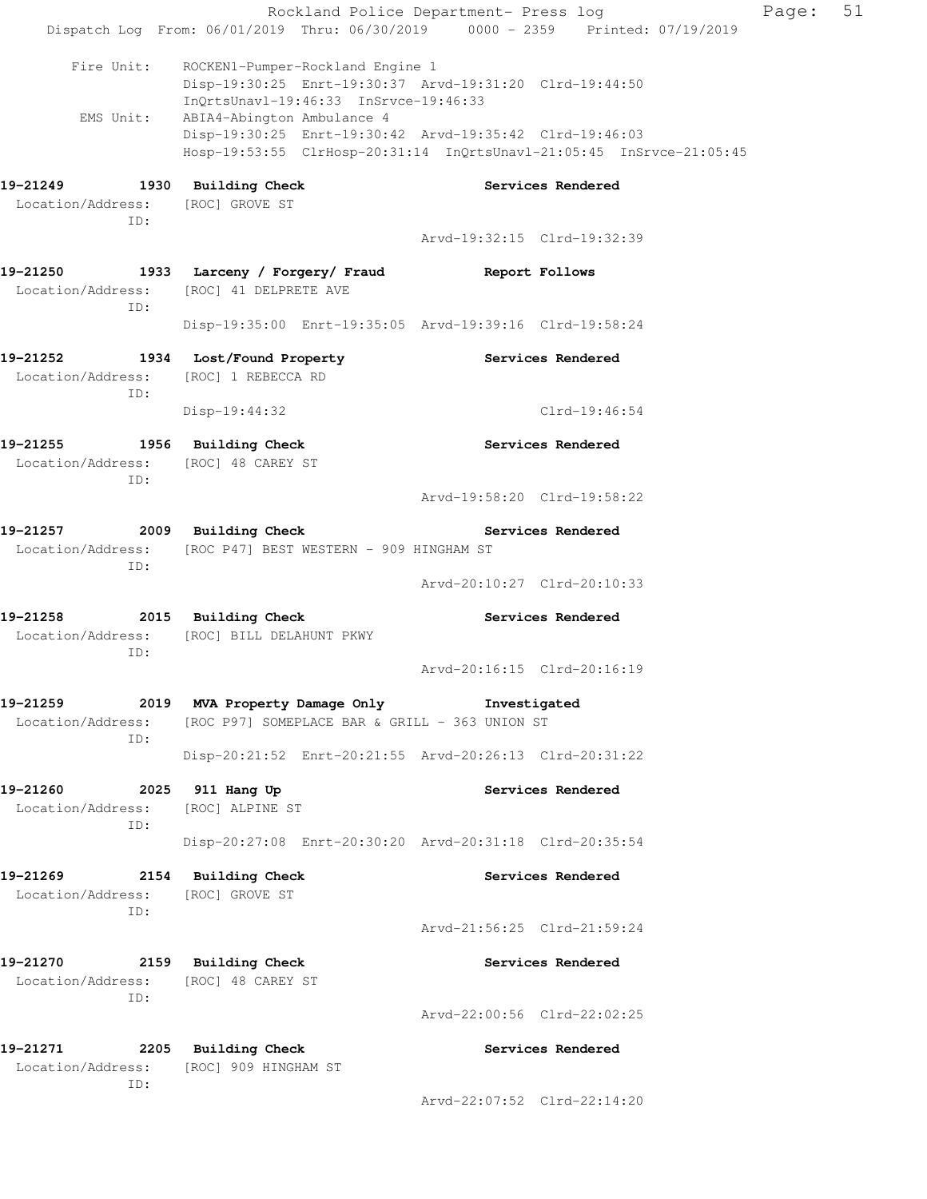Fire Unit: ROCKEN1-Pumper-Rockland Engine 1
Disp-19:30:25 Enrt-19:30:37 Arvd-19:31:20 Clrd-19:44:50
InQrtsUnavl-19:46:33 InSrvce-19:46:33

EMS Unit: ABIA4-Abington Ambulance 4
Disp-19:30:25 Enrt-19:30:42 Arvd-19:35:42 Clrd-19:46:03
Hosp-19:53:55 ClrHosp-20:31:14 InQrtsUnavl-21:05:45 InSrvce-21:05:45

**19-21249 1930 Building Check** — **Services Rendered**
Location/Address: [ROC] GROVE ST
ID:
Arvd-19:32:15 Clrd-19:32:39

**19-21250 1933 Larceny / Forgery/ Fraud** — **Report Follows**
Location/Address: [ROC] 41 DELPRETE AVE
ID:
Disp-19:35:00 Enrt-19:35:05 Arvd-19:39:16 Clrd-19:58:24

**19-21252 1934 Lost/Found Property** — **Services Rendered**
Location/Address: [ROC] 1 REBECCA RD
ID:
Disp-19:44:32 Clrd-19:46:54

**19-21255 1956 Building Check** — **Services Rendered**
Location/Address: [ROC] 48 CAREY ST
ID:
Arvd-19:58:20 Clrd-19:58:22

**19-21257 2009 Building Check** — **Services Rendered**
Location/Address: [ROC P47] BEST WESTERN - 909 HINGHAM ST
ID:
Arvd-20:10:27 Clrd-20:10:33

**19-21258 2015 Building Check** — **Services Rendered**
Location/Address: [ROC] BILL DELAHUNT PKWY
ID:
Arvd-20:16:15 Clrd-20:16:19

**19-21259 2019 MVA Property Damage Only** — **Investigated**
Location/Address: [ROC P97] SOMEPLACE BAR & GRILL - 363 UNION ST
ID:
Disp-20:21:52 Enrt-20:21:55 Arvd-20:26:13 Clrd-20:31:22

**19-21260 2025 911 Hang Up** — **Services Rendered**
Location/Address: [ROC] ALPINE ST
ID:
Disp-20:27:08 Enrt-20:30:20 Arvd-20:31:18 Clrd-20:35:54

**19-21269 2154 Building Check** — **Services Rendered**
Location/Address: [ROC] GROVE ST
ID:
Arvd-21:56:25 Clrd-21:59:24

**19-21270 2159 Building Check** — **Services Rendered**
Location/Address: [ROC] 48 CAREY ST
ID:
Arvd-22:00:56 Clrd-22:02:25

**19-21271 2205 Building Check** — **Services Rendered**
Location/Address: [ROC] 909 HINGHAM ST
ID:
Arvd-22:07:52 Clrd-22:14:20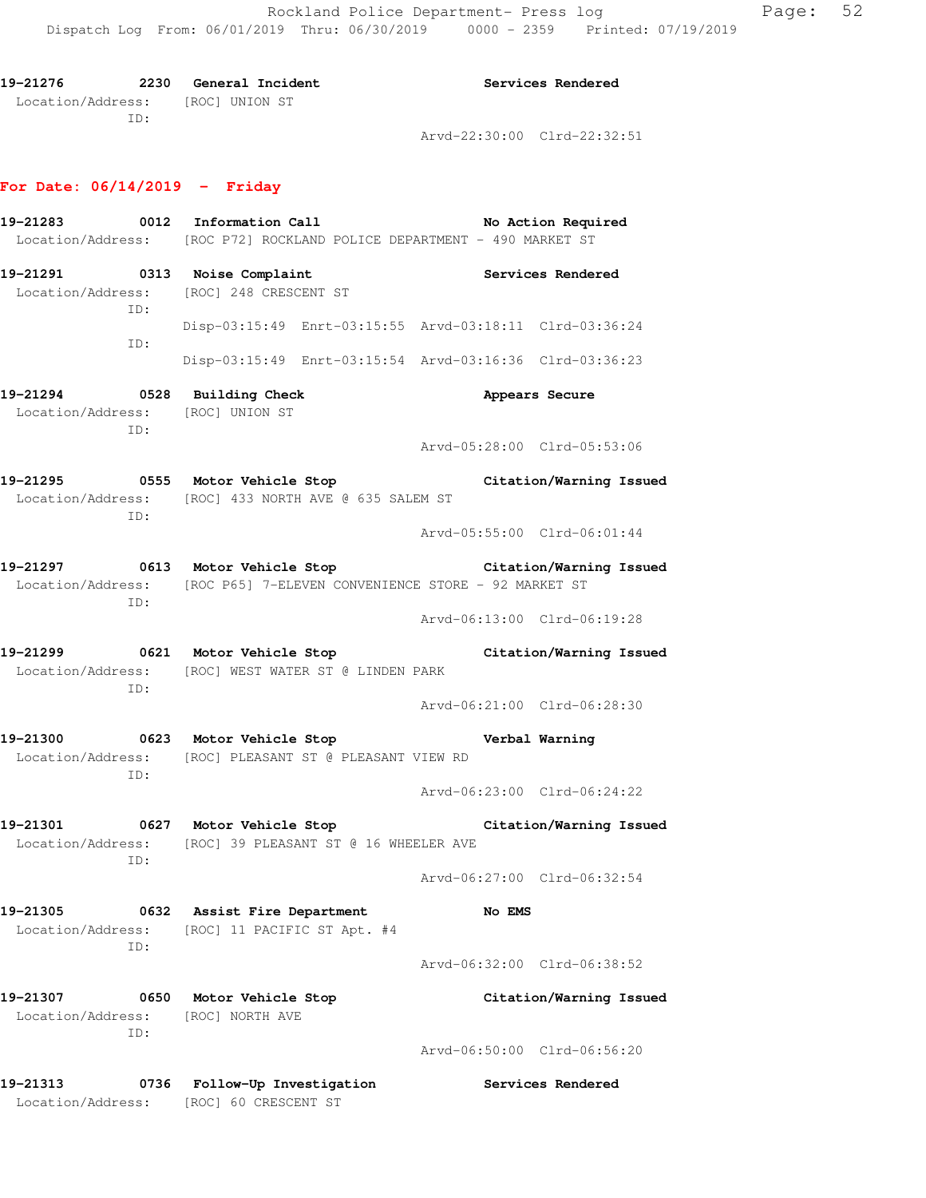**19-21276** **2230** **General Incident** **Services Rendered**
Location/Address: [ROC] UNION ST
ID:
Arvd-22:30:00 Clrd-22:32:51

## For Date: 06/14/2019 - Friday

**19-21283** **0012** **Information Call** **No Action Required**
Location/Address: [ROC P72] ROCKLAND POLICE DEPARTMENT - 490 MARKET ST

**19-21291** **0313** **Noise Complaint** **Services Rendered**
Location/Address: [ROC] 248 CRESCENT ST
ID:
Disp-03:15:49 Enrt-03:15:55 Arvd-03:18:11 Clrd-03:36:24
ID:
Disp-03:15:49 Enrt-03:15:54 Arvd-03:16:36 Clrd-03:36:23

**19-21294** **0528** **Building Check** **Appears Secure**
Location/Address: [ROC] UNION ST
ID:
Arvd-05:28:00 Clrd-05:53:06

**19-21295** **0555** **Motor Vehicle Stop** **Citation/Warning Issued**
Location/Address: [ROC] 433 NORTH AVE @ 635 SALEM ST
ID:
Arvd-05:55:00 Clrd-06:01:44

**19-21297** **0613** **Motor Vehicle Stop** **Citation/Warning Issued**
Location/Address: [ROC P65] 7-ELEVEN CONVENIENCE STORE - 92 MARKET ST
ID:
Arvd-06:13:00 Clrd-06:19:28

**19-21299** **0621** **Motor Vehicle Stop** **Citation/Warning Issued**
Location/Address: [ROC] WEST WATER ST @ LINDEN PARK
ID:
Arvd-06:21:00 Clrd-06:28:30

**19-21300** **0623** **Motor Vehicle Stop** **Verbal Warning**
Location/Address: [ROC] PLEASANT ST @ PLEASANT VIEW RD
ID:
Arvd-06:23:00 Clrd-06:24:22

**19-21301** **0627** **Motor Vehicle Stop** **Citation/Warning Issued**
Location/Address: [ROC] 39 PLEASANT ST @ 16 WHEELER AVE
ID:
Arvd-06:27:00 Clrd-06:32:54

**19-21305** **0632** **Assist Fire Department** **No EMS**
Location/Address: [ROC] 11 PACIFIC ST Apt. #4
ID:
Arvd-06:32:00 Clrd-06:38:52

**19-21307** **0650** **Motor Vehicle Stop** **Citation/Warning Issued**
Location/Address: [ROC] NORTH AVE
ID:
Arvd-06:50:00 Clrd-06:56:20

**19-21313** **0736** **Follow-Up Investigation** **Services Rendered**
Location/Address: [ROC] 60 CRESCENT ST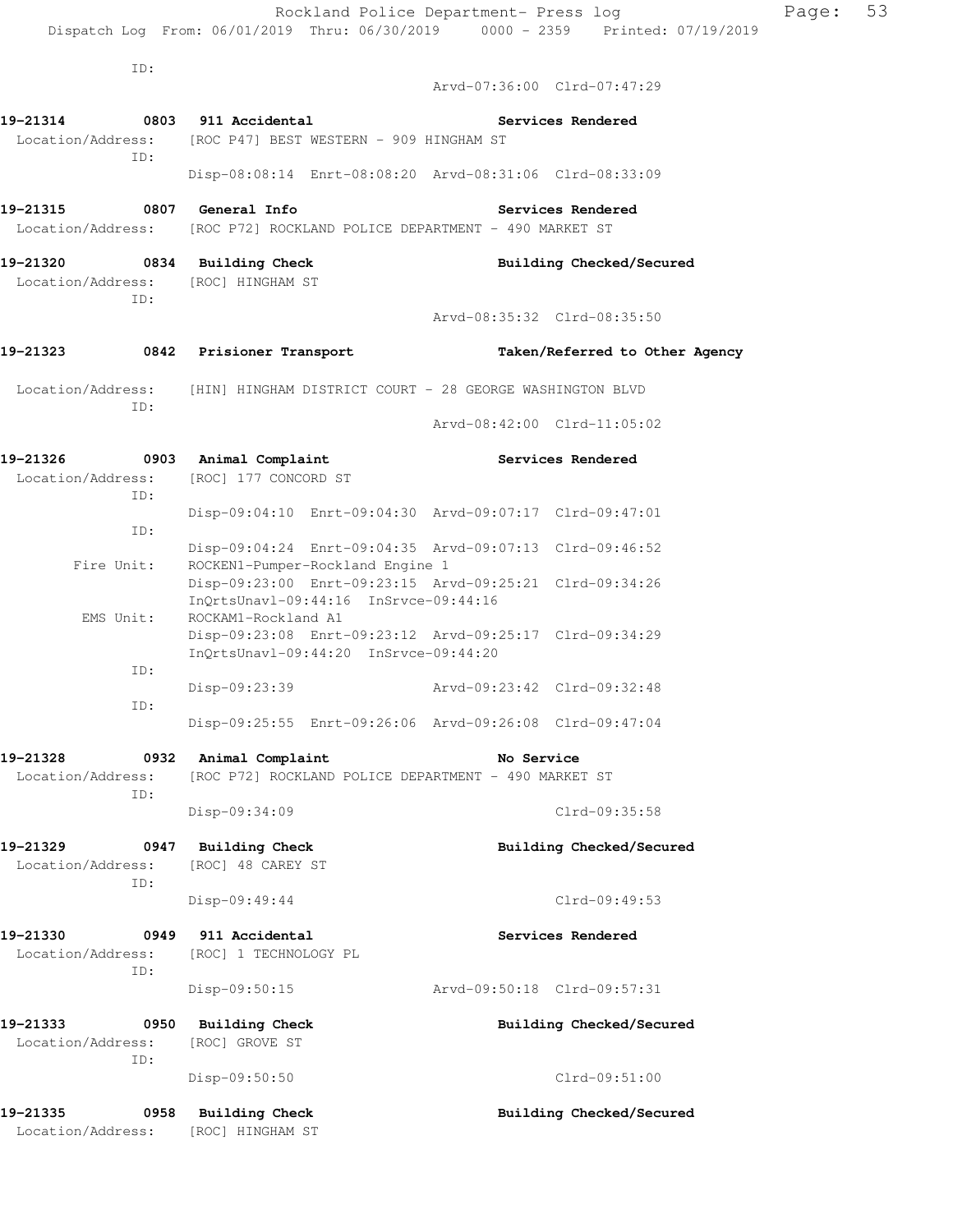ID:
Arvd-07:36:00 Clrd-07:47:29

**19-21314 0803 911 Accidental** Services Rendered
Location/Address: [ROC P47] BEST WESTERN - 909 HINGHAM ST
ID:
Disp-08:08:14 Enrt-08:08:20 Arvd-08:31:06 Clrd-08:33:09

**19-21315 0807 General Info** Services Rendered
Location/Address: [ROC P72] ROCKLAND POLICE DEPARTMENT - 490 MARKET ST

**19-21320 0834 Building Check** Building Checked/Secured
Location/Address: [ROC] HINGHAM ST
ID:
Arvd-08:35:32 Clrd-08:35:50

**19-21323 0842 Prisioner Transport** Taken/Referred to Other Agency
Location/Address: [HIN] HINGHAM DISTRICT COURT - 28 GEORGE WASHINGTON BLVD
ID:
Arvd-08:42:00 Clrd-11:05:02

**19-21326 0903 Animal Complaint** Services Rendered
Location/Address: [ROC] 177 CONCORD ST
ID:
Disp-09:04:10 Enrt-09:04:30 Arvd-09:07:17 Clrd-09:47:01
ID:
Disp-09:04:24 Enrt-09:04:35 Arvd-09:07:13 Clrd-09:46:52
Fire Unit: ROCKEN1-Pumper-Rockland Engine 1
Disp-09:23:00 Enrt-09:23:15 Arvd-09:25:21 Clrd-09:34:26
InQrtsUnavl-09:44:16 InSrvce-09:44:16
EMS Unit: ROCKAM1-Rockland A1
Disp-09:23:08 Enrt-09:23:12 Arvd-09:25:17 Clrd-09:34:29
InQrtsUnavl-09:44:20 InSrvce-09:44:20
ID:
Disp-09:23:39 Arvd-09:23:42 Clrd-09:32:48
ID:
Disp-09:25:55 Enrt-09:26:06 Arvd-09:26:08 Clrd-09:47:04

**19-21328 0932 Animal Complaint** No Service
Location/Address: [ROC P72] ROCKLAND POLICE DEPARTMENT - 490 MARKET ST
ID:
Disp-09:34:09 Clrd-09:35:58

**19-21329 0947 Building Check** Building Checked/Secured
Location/Address: [ROC] 48 CAREY ST
ID:
Disp-09:49:44 Clrd-09:49:53

**19-21330 0949 911 Accidental** Services Rendered
Location/Address: [ROC] 1 TECHNOLOGY PL
ID:
Disp-09:50:15 Arvd-09:50:18 Clrd-09:57:31

**19-21333 0950 Building Check** Building Checked/Secured
Location/Address: [ROC] GROVE ST
ID:
Disp-09:50:50 Clrd-09:51:00

**19-21335 0958 Building Check** Building Checked/Secured
Location/Address: [ROC] HINGHAM ST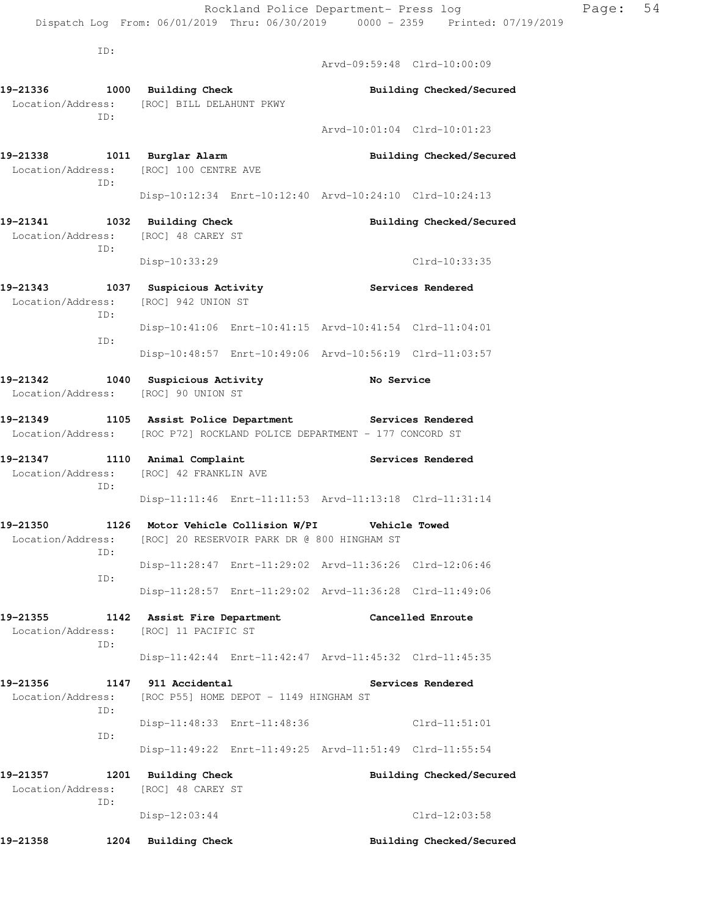ID:

Arvd-09:59:48 Clrd-10:00:09

**19-21336 1000 Building Check Building Checked/Secured**
Location/Address: [ROC] BILL DELAHUNT PKWY
ID:
Arvd-10:01:04 Clrd-10:01:23

**19-21338 1011 Burglar Alarm Building Checked/Secured**
Location/Address: [ROC] 100 CENTRE AVE
ID:
Disp-10:12:34 Enrt-10:12:40 Arvd-10:24:10 Clrd-10:24:13

**19-21341 1032 Building Check Building Checked/Secured**
Location/Address: [ROC] 48 CAREY ST
ID:
Disp-10:33:29 Clrd-10:33:35

**19-21343 1037 Suspicious Activity Services Rendered**
Location/Address: [ROC] 942 UNION ST
ID:
Disp-10:41:06 Enrt-10:41:15 Arvd-10:41:54 Clrd-11:04:01
ID:
Disp-10:48:57 Enrt-10:49:06 Arvd-10:56:19 Clrd-11:03:57

**19-21342 1040 Suspicious Activity No Service**
Location/Address: [ROC] 90 UNION ST

**19-21349 1105 Assist Police Department Services Rendered**
Location/Address: [ROC P72] ROCKLAND POLICE DEPARTMENT - 177 CONCORD ST

**19-21347 1110 Animal Complaint Services Rendered**
Location/Address: [ROC] 42 FRANKLIN AVE
ID:
Disp-11:11:46 Enrt-11:11:53 Arvd-11:13:18 Clrd-11:31:14

**19-21350 1126 Motor Vehicle Collision W/PI Vehicle Towed**
Location/Address: [ROC] 20 RESERVOIR PARK DR @ 800 HINGHAM ST
ID:
Disp-11:28:47 Enrt-11:29:02 Arvd-11:36:26 Clrd-12:06:46
ID:
Disp-11:28:57 Enrt-11:29:02 Arvd-11:36:28 Clrd-11:49:06

**19-21355 1142 Assist Fire Department Cancelled Enroute**
Location/Address: [ROC] 11 PACIFIC ST
ID:
Disp-11:42:44 Enrt-11:42:47 Arvd-11:45:32 Clrd-11:45:35

**19-21356 1147 911 Accidental Services Rendered**
Location/Address: [ROC P55] HOME DEPOT - 1149 HINGHAM ST
ID:
Disp-11:48:33 Enrt-11:48:36 Clrd-11:51:01
ID:
Disp-11:49:22 Enrt-11:49:25 Arvd-11:51:49 Clrd-11:55:54

**19-21357 1201 Building Check Building Checked/Secured**
Location/Address: [ROC] 48 CAREY ST
ID:
Disp-12:03:44 Clrd-12:03:58

**19-21358 1204 Building Check Building Checked/Secured**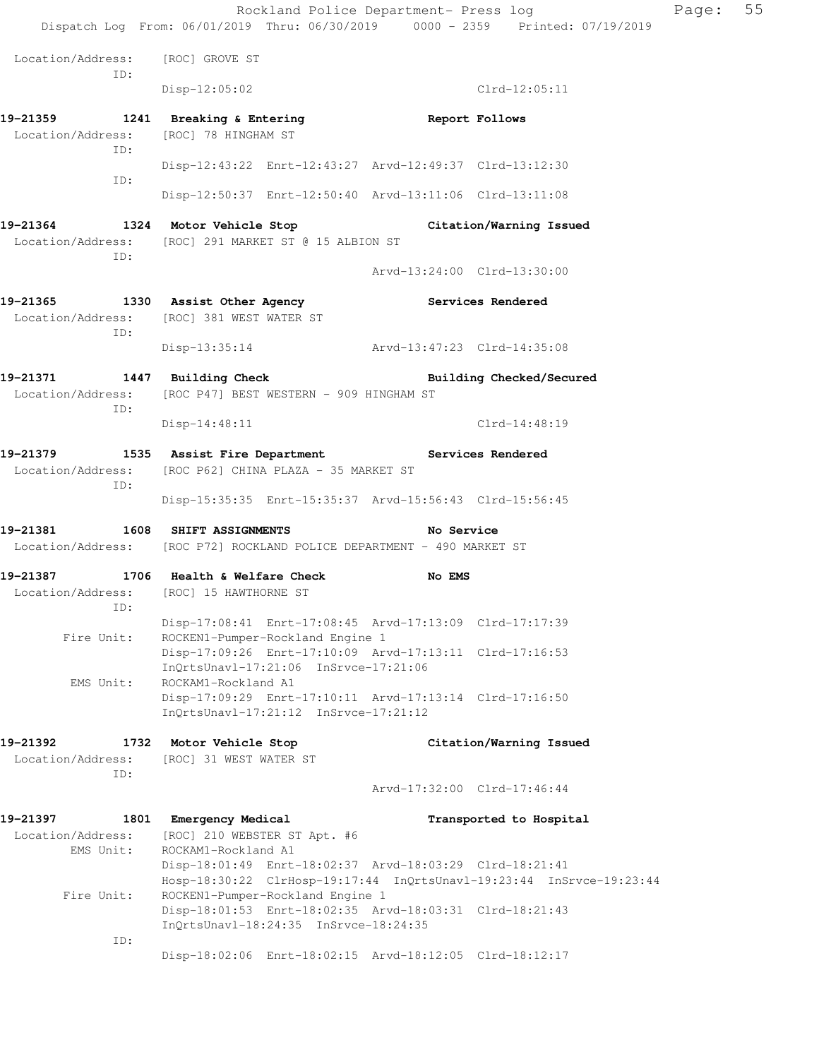Location/Address: [ROC] GROVE ST
ID:
Disp-12:05:02 Clrd-12:05:11

**19-21359 1241 Breaking & Entering Report Follows**
Location/Address: [ROC] 78 HINGHAM ST
ID:
Disp-12:43:22 Enrt-12:43:27 Arvd-12:49:37 Clrd-13:12:30
ID:
Disp-12:50:37 Enrt-12:50:40 Arvd-13:11:06 Clrd-13:11:08

**19-21364 1324 Motor Vehicle Stop Citation/Warning Issued**
Location/Address: [ROC] 291 MARKET ST @ 15 ALBION ST
ID:
Arvd-13:24:00 Clrd-13:30:00

**19-21365 1330 Assist Other Agency Services Rendered**
Location/Address: [ROC] 381 WEST WATER ST
ID:
Disp-13:35:14 Arvd-13:47:23 Clrd-14:35:08

**19-21371 1447 Building Check Building Checked/Secured**
Location/Address: [ROC P47] BEST WESTERN - 909 HINGHAM ST
ID:
Disp-14:48:11 Clrd-14:48:19

**19-21379 1535 Assist Fire Department Services Rendered**
Location/Address: [ROC P62] CHINA PLAZA - 35 MARKET ST
ID:
Disp-15:35:35 Enrt-15:35:37 Arvd-15:56:43 Clrd-15:56:45

**19-21381 1608 SHIFT ASSIGNMENTS No Service**
Location/Address: [ROC P72] ROCKLAND POLICE DEPARTMENT - 490 MARKET ST

**19-21387 1706 Health & Welfare Check No EMS**
Location/Address: [ROC] 15 HAWTHORNE ST
ID:
Disp-17:08:41 Enrt-17:08:45 Arvd-17:13:09 Clrd-17:17:39
Fire Unit: ROCKEN1-Pumper-Rockland Engine 1
Disp-17:09:26 Enrt-17:10:09 Arvd-17:13:11 Clrd-17:16:53
InQrtsUnavl-17:21:06 InSrvce-17:21:06
EMS Unit: ROCKAM1-Rockland A1
Disp-17:09:29 Enrt-17:10:11 Arvd-17:13:14 Clrd-17:16:50
InQrtsUnavl-17:21:12 InSrvce-17:21:12

**19-21392 1732 Motor Vehicle Stop Citation/Warning Issued**
Location/Address: [ROC] 31 WEST WATER ST
ID:
Arvd-17:32:00 Clrd-17:46:44

**19-21397 1801 Emergency Medical Transported to Hospital**
Location/Address: [ROC] 210 WEBSTER ST Apt. #6
EMS Unit: ROCKAM1-Rockland A1
Disp-18:01:49 Enrt-18:02:37 Arvd-18:03:29 Clrd-18:21:41
Hosp-18:30:22 ClrHosp-19:17:44 InQrtsUnavl-19:23:44 InSrvce-19:23:44
Fire Unit: ROCKEN1-Pumper-Rockland Engine 1
Disp-18:01:53 Enrt-18:02:35 Arvd-18:03:31 Clrd-18:21:43
InQrtsUnavl-18:24:35 InSrvce-18:24:35
ID:
Disp-18:02:06 Enrt-18:02:15 Arvd-18:12:05 Clrd-18:12:17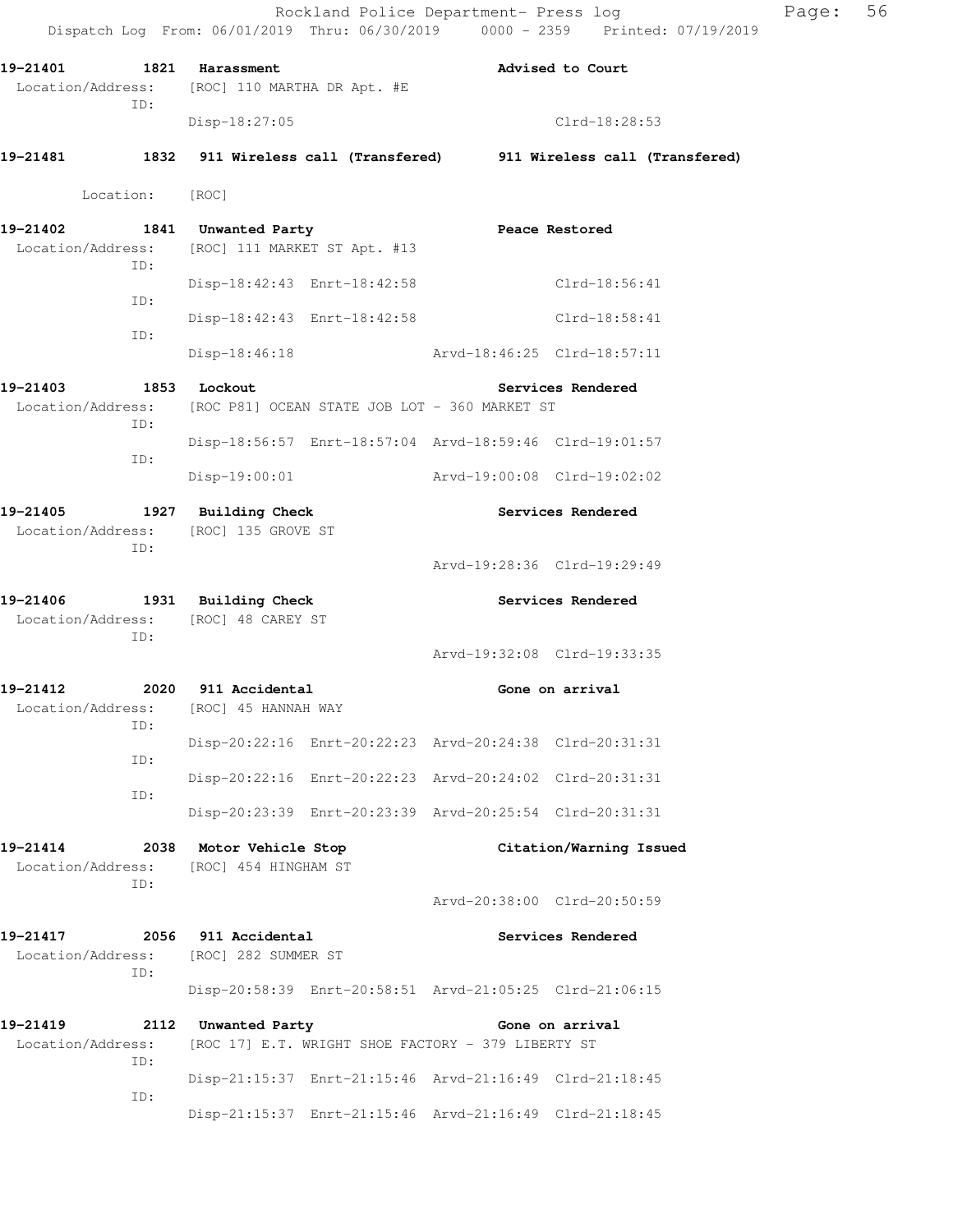Rockland Police Department- Press log

Dispatch Log From: 06/01/2019 Thru: 06/30/2019 0000 - 2359 Printed: 07/19/2019

**19-21401 1821 Harassment** — Advised to Court
Location/Address: [ROC] 110 MARTHA DR Apt. #E
ID:
Disp-18:27:05 Clrd-18:28:53

**19-21481 1832 911 Wireless call (Transfered)** — 911 Wireless call (Transfered)
Location: [ROC]

**19-21402 1841 Unwanted Party** — Peace Restored
Location/Address: [ROC] 111 MARKET ST Apt. #13
ID:
Disp-18:42:43 Enrt-18:42:58 Clrd-18:56:41
ID:
Disp-18:42:43 Enrt-18:42:58 Clrd-18:58:41
ID:
Disp-18:46:18 Arvd-18:46:25 Clrd-18:57:11

**19-21403 1853 Lockout** — Services Rendered
Location/Address: [ROC P81] OCEAN STATE JOB LOT - 360 MARKET ST
ID:
Disp-18:56:57 Enrt-18:57:04 Arvd-18:59:46 Clrd-19:01:57
ID:
Disp-19:00:01 Arvd-19:00:08 Clrd-19:02:02

**19-21405 1927 Building Check** — Services Rendered
Location/Address: [ROC] 135 GROVE ST
ID:
Arvd-19:28:36 Clrd-19:29:49

**19-21406 1931 Building Check** — Services Rendered
Location/Address: [ROC] 48 CAREY ST
ID:
Arvd-19:32:08 Clrd-19:33:35

**19-21412 2020 911 Accidental** — Gone on arrival
Location/Address: [ROC] 45 HANNAH WAY
ID:
Disp-20:22:16 Enrt-20:22:23 Arvd-20:24:38 Clrd-20:31:31
ID:
Disp-20:22:16 Enrt-20:22:23 Arvd-20:24:02 Clrd-20:31:31
ID:
Disp-20:23:39 Enrt-20:23:39 Arvd-20:25:54 Clrd-20:31:31

**19-21414 2038 Motor Vehicle Stop** — Citation/Warning Issued
Location/Address: [ROC] 454 HINGHAM ST
ID:
Arvd-20:38:00 Clrd-20:50:59

**19-21417 2056 911 Accidental** — Services Rendered
Location/Address: [ROC] 282 SUMMER ST
ID:
Disp-20:58:39 Enrt-20:58:51 Arvd-21:05:25 Clrd-21:06:15

**19-21419 2112 Unwanted Party** — Gone on arrival
Location/Address: [ROC 17] E.T. WRIGHT SHOE FACTORY - 379 LIBERTY ST
ID:
Disp-21:15:37 Enrt-21:15:46 Arvd-21:16:49 Clrd-21:18:45
ID:
Disp-21:15:37 Enrt-21:15:46 Arvd-21:16:49 Clrd-21:18:45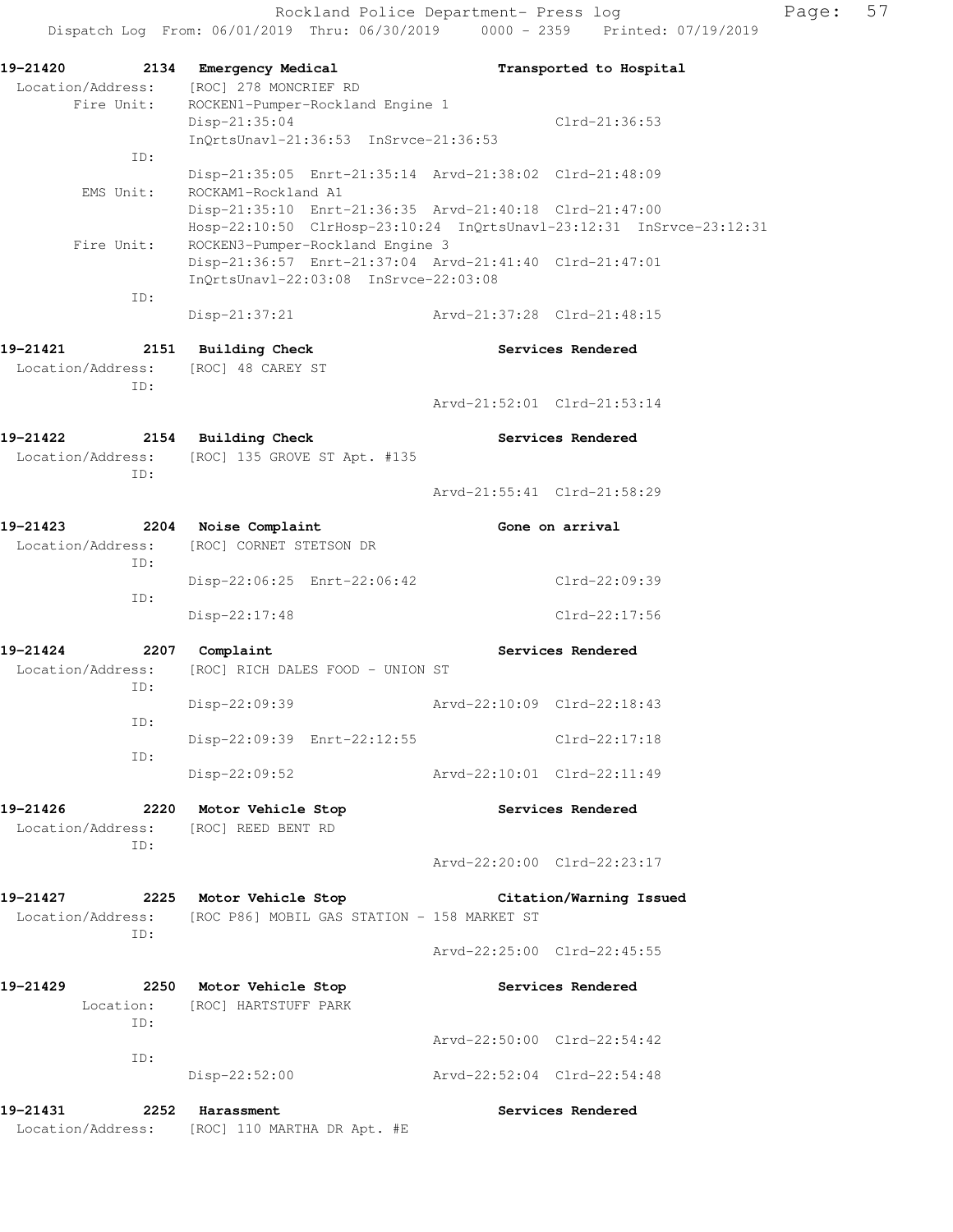**19-21420 2134 Emergency Medical** — **Transported to Hospital**
Location/Address: [ROC] 278 MONCRIEF RD
Fire Unit: ROCKEN1-Pumper-Rockland Engine 1
Disp-21:35:04 Clrd-21:36:53
InQrtsUnavl-21:36:53 InSrvce-21:36:53
ID:
Disp-21:35:05 Enrt-21:35:14 Arvd-21:38:02 Clrd-21:48:09
EMS Unit: ROCKAM1-Rockland A1
Disp-21:35:10 Enrt-21:36:35 Arvd-21:40:18 Clrd-21:47:00
Hosp-22:10:50 ClrHosp-23:10:24 InQrtsUnavl-23:12:31 InSrvce-23:12:31
Fire Unit: ROCKEN3-Pumper-Rockland Engine 3
Disp-21:36:57 Enrt-21:37:04 Arvd-21:41:40 Clrd-21:47:01
InQrtsUnavl-22:03:08 InSrvce-22:03:08
ID:
Disp-21:37:21 Arvd-21:37:28 Clrd-21:48:15

**19-21421 2151 Building Check** — **Services Rendered**
Location/Address: [ROC] 48 CAREY ST
ID:
Arvd-21:52:01 Clrd-21:53:14

**19-21422 2154 Building Check** — **Services Rendered**
Location/Address: [ROC] 135 GROVE ST Apt. #135
ID:
Arvd-21:55:41 Clrd-21:58:29

**19-21423 2204 Noise Complaint** — **Gone on arrival**
Location/Address: [ROC] CORNET STETSON DR
ID:
Disp-22:06:25 Enrt-22:06:42 Clrd-22:09:39
ID:
Disp-22:17:48 Clrd-22:17:56

**19-21424 2207 Complaint** — **Services Rendered**
Location/Address: [ROC] RICH DALES FOOD - UNION ST
ID:
Disp-22:09:39 Arvd-22:10:09 Clrd-22:18:43
ID:
Disp-22:09:39 Enrt-22:12:55 Clrd-22:17:18
ID:
Disp-22:09:52 Arvd-22:10:01 Clrd-22:11:49

**19-21426 2220 Motor Vehicle Stop** — **Services Rendered**
Location/Address: [ROC] REED BENT RD
ID:
Arvd-22:20:00 Clrd-22:23:17

**19-21427 2225 Motor Vehicle Stop** — **Citation/Warning Issued**
Location/Address: [ROC P86] MOBIL GAS STATION - 158 MARKET ST
ID:
Arvd-22:25:00 Clrd-22:45:55

**19-21429 2250 Motor Vehicle Stop** — **Services Rendered**
Location: [ROC] HARTSTUFF PARK
ID:
Arvd-22:50:00 Clrd-22:54:42
ID:
Disp-22:52:00 Arvd-22:52:04 Clrd-22:54:48

**19-21431 2252 Harassment** — **Services Rendered**
Location/Address: [ROC] 110 MARTHA DR Apt. #E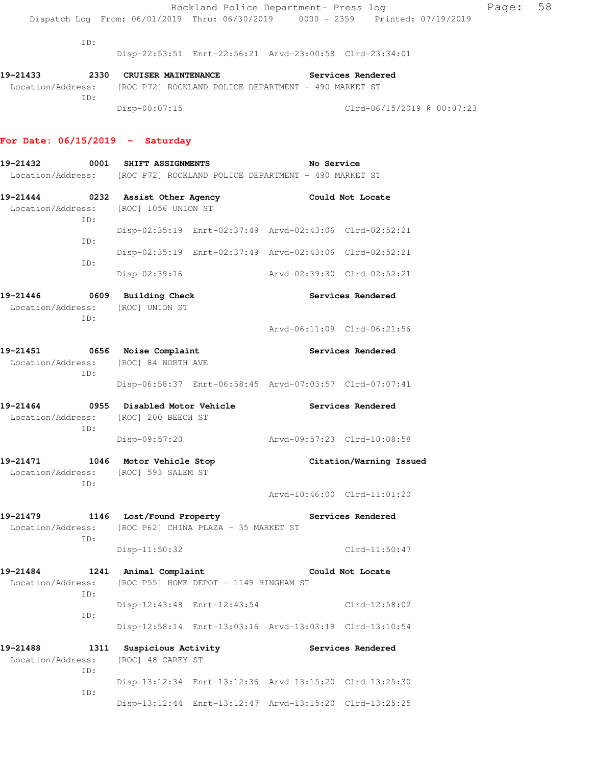ID:

Disp-22:53:51 Enrt-22:56:21 Arvd-23:00:58 Clrd-23:34:01

**19-21433 2330 CRUISER MAINTENANCE Services Rendered**
Location/Address: [ROC P72] ROCKLAND POLICE DEPARTMENT - 490 MARKET ST
ID:
Disp-00:07:15 Clrd-06/15/2019 @ 00:07:23

## For Date: 06/15/2019 - Saturday

**19-21432 0001 SHIFT ASSIGNMENTS No Service**
Location/Address: [ROC P72] ROCKLAND POLICE DEPARTMENT - 490 MARKET ST

**19-21444 0232 Assist Other Agency Could Not Locate**
Location/Address: [ROC] 1056 UNION ST
ID:
Disp-02:35:19 Enrt-02:37:49 Arvd-02:43:06 Clrd-02:52:21
ID:
Disp-02:35:19 Enrt-02:37:49 Arvd-02:43:06 Clrd-02:52:21
ID:
Disp-02:39:16 Arvd-02:39:30 Clrd-02:52:21

**19-21446 0609 Building Check Services Rendered**
Location/Address: [ROC] UNION ST
ID:
Arvd-06:11:09 Clrd-06:21:56

**19-21451 0656 Noise Complaint Services Rendered**
Location/Address: [ROC] 84 NORTH AVE
ID:
Disp-06:58:37 Enrt-06:58:45 Arvd-07:03:57 Clrd-07:07:41

**19-21464 0955 Disabled Motor Vehicle Services Rendered**
Location/Address: [ROC] 200 BEECH ST
ID:
Disp-09:57:20 Arvd-09:57:23 Clrd-10:08:58

**19-21471 1046 Motor Vehicle Stop Citation/Warning Issued**
Location/Address: [ROC] 593 SALEM ST
ID:
Arvd-10:46:00 Clrd-11:01:20

**19-21479 1146 Lost/Found Property Services Rendered**
Location/Address: [ROC P62] CHINA PLAZA - 35 MARKET ST
ID:
Disp-11:50:32 Clrd-11:50:47

**19-21484 1241 Animal Complaint Could Not Locate**
Location/Address: [ROC P55] HOME DEPOT - 1149 HINGHAM ST
ID:
Disp-12:43:48 Enrt-12:43:54 Clrd-12:58:02
ID:
Disp-12:58:14 Enrt-13:03:16 Arvd-13:03:19 Clrd-13:10:54

**19-21488 1311 Suspicious Activity Services Rendered**
Location/Address: [ROC] 48 CAREY ST
ID:
Disp-13:12:34 Enrt-13:12:36 Arvd-13:15:20 Clrd-13:25:30
ID:
Disp-13:12:44 Enrt-13:12:47 Arvd-13:15:20 Clrd-13:25:25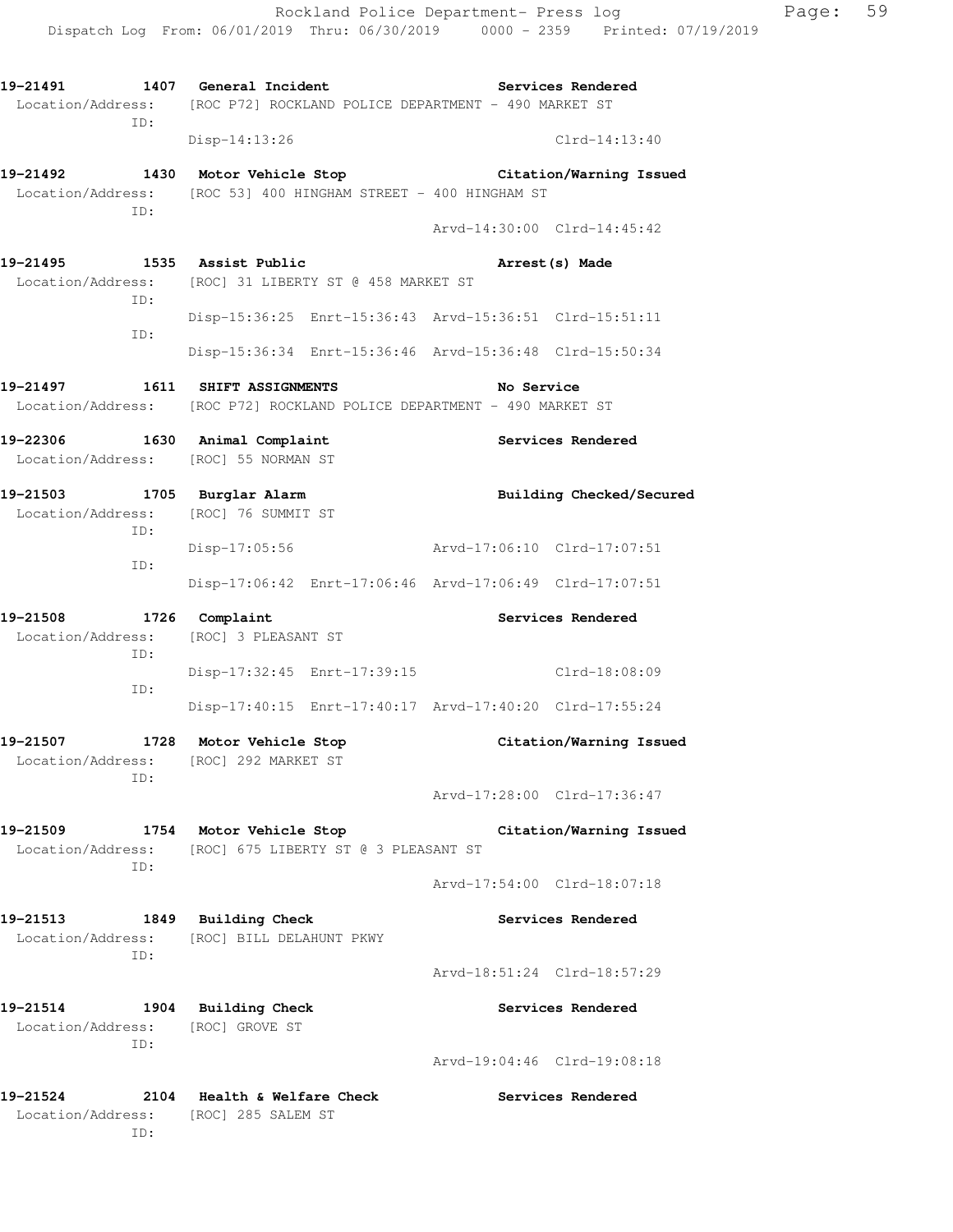19-21491 1407 General Incident Services Rendered
Location/Address: [ROC P72] ROCKLAND POLICE DEPARTMENT - 490 MARKET ST
ID:
Disp-14:13:26 Clrd-14:13:40

19-21492 1430 Motor Vehicle Stop Citation/Warning Issued
Location/Address: [ROC 53] 400 HINGHAM STREET - 400 HINGHAM ST
ID:
Arvd-14:30:00 Clrd-14:45:42

19-21495 1535 Assist Public Arrest(s) Made
Location/Address: [ROC] 31 LIBERTY ST @ 458 MARKET ST
ID:
Disp-15:36:25 Enrt-15:36:43 Arvd-15:36:51 Clrd-15:51:11
ID:
Disp-15:36:34 Enrt-15:36:46 Arvd-15:36:48 Clrd-15:50:34

19-21497 1611 SHIFT ASSIGNMENTS No Service
Location/Address: [ROC P72] ROCKLAND POLICE DEPARTMENT - 490 MARKET ST

19-22306 1630 Animal Complaint Services Rendered
Location/Address: [ROC] 55 NORMAN ST

19-21503 1705 Burglar Alarm Building Checked/Secured
Location/Address: [ROC] 76 SUMMIT ST
ID:
Disp-17:05:56 Arvd-17:06:10 Clrd-17:07:51
ID:
Disp-17:06:42 Enrt-17:06:46 Arvd-17:06:49 Clrd-17:07:51

19-21508 1726 Complaint Services Rendered
Location/Address: [ROC] 3 PLEASANT ST
ID:
Disp-17:32:45 Enrt-17:39:15 Clrd-18:08:09
ID:
Disp-17:40:15 Enrt-17:40:17 Arvd-17:40:20 Clrd-17:55:24

19-21507 1728 Motor Vehicle Stop Citation/Warning Issued
Location/Address: [ROC] 292 MARKET ST
ID:
Arvd-17:28:00 Clrd-17:36:47

19-21509 1754 Motor Vehicle Stop Citation/Warning Issued
Location/Address: [ROC] 675 LIBERTY ST @ 3 PLEASANT ST
ID:
Arvd-17:54:00 Clrd-18:07:18

19-21513 1849 Building Check Services Rendered
Location/Address: [ROC] BILL DELAHUNT PKWY
ID:
Arvd-18:51:24 Clrd-18:57:29

19-21514 1904 Building Check Services Rendered
Location/Address: [ROC] GROVE ST
ID:
Arvd-19:04:46 Clrd-19:08:18

19-21524 2104 Health & Welfare Check Services Rendered
Location/Address: [ROC] 285 SALEM ST
ID: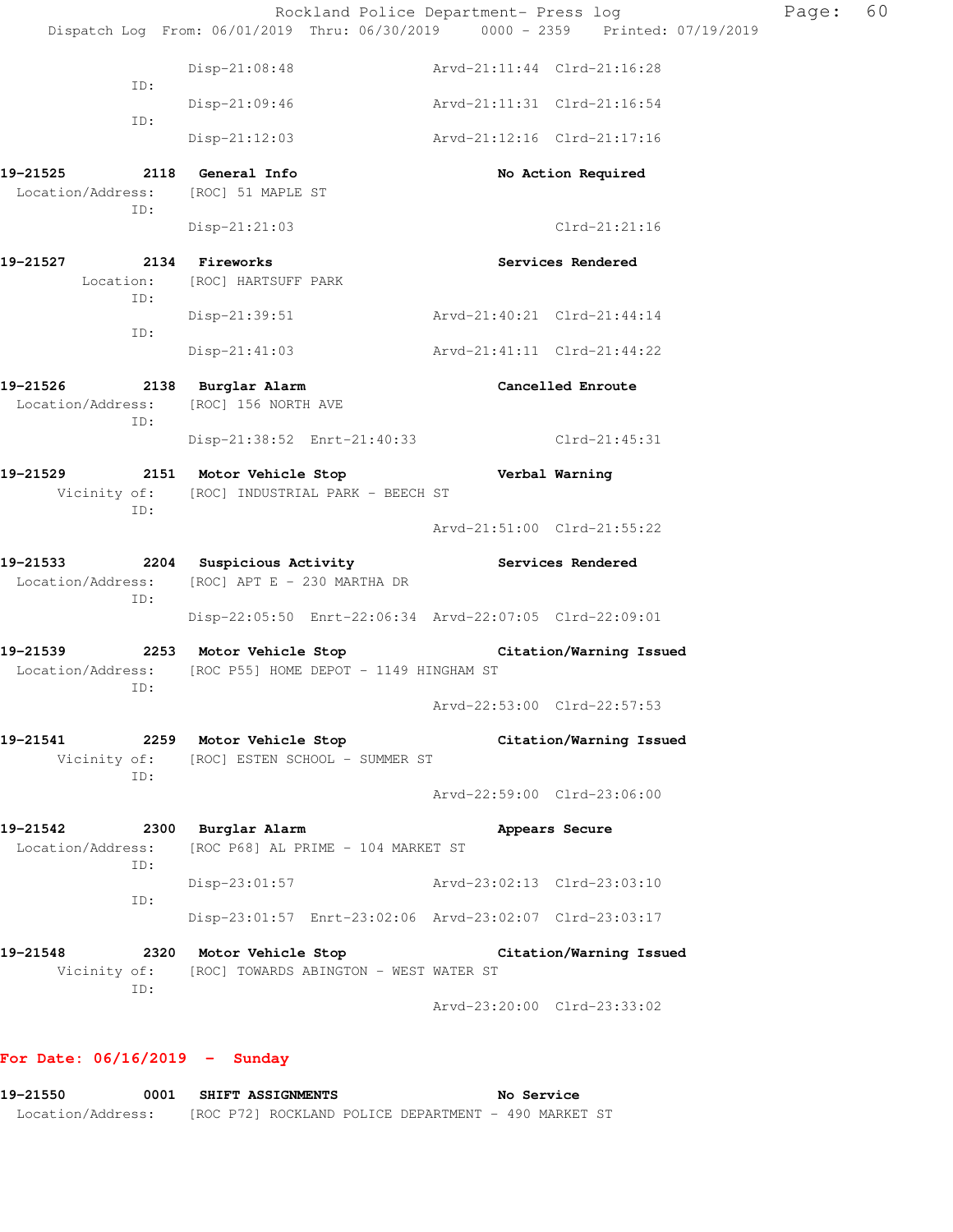```
            Disp-21:08:48              Arvd-21:11:44  Clrd-21:16:28
        ID:
            Disp-21:09:46              Arvd-21:11:31  Clrd-21:16:54
        ID:
            Disp-21:12:03              Arvd-21:12:16  Clrd-21:17:16
```

**19-21525 2118 General Info** — **No Action Required**
Location/Address: [ROC] 51 MAPLE ST
```
        ID:
            Disp-21:21:03                             Clrd-21:21:16
```

**19-21527 2134 Fireworks** — **Services Rendered**
Location: [ROC] HARTSUFF PARK
```
        ID:
            Disp-21:39:51              Arvd-21:40:21  Clrd-21:44:14
        ID:
            Disp-21:41:03              Arvd-21:41:11  Clrd-21:44:22
```

**19-21526 2138 Burglar Alarm** — **Cancelled Enroute**
Location/Address: [ROC] 156 NORTH AVE
```
        ID:
            Disp-21:38:52  Enrt-21:40:33              Clrd-21:45:31
```

**19-21529 2151 Motor Vehicle Stop** — **Verbal Warning**
Vicinity of: [ROC] INDUSTRIAL PARK - BEECH ST
```
        ID:
                                       Arvd-21:51:00  Clrd-21:55:22
```

**19-21533 2204 Suspicious Activity** — **Services Rendered**
Location/Address: [ROC] APT E - 230 MARTHA DR
```
        ID:
            Disp-22:05:50  Enrt-22:06:34  Arvd-22:07:05  Clrd-22:09:01
```

**19-21539 2253 Motor Vehicle Stop** — **Citation/Warning Issued**
Location/Address: [ROC P55] HOME DEPOT - 1149 HINGHAM ST
```
        ID:
                                       Arvd-22:53:00  Clrd-22:57:53
```

**19-21541 2259 Motor Vehicle Stop** — **Citation/Warning Issued**
Vicinity of: [ROC] ESTEN SCHOOL - SUMMER ST
```
        ID:
                                       Arvd-22:59:00  Clrd-23:06:00
```

**19-21542 2300 Burglar Alarm** — **Appears Secure**
Location/Address: [ROC P68] AL PRIME - 104 MARKET ST
```
        ID:
            Disp-23:01:57              Arvd-23:02:13  Clrd-23:03:10
        ID:
            Disp-23:01:57  Enrt-23:02:06  Arvd-23:02:07  Clrd-23:03:17
```

**19-21548 2320 Motor Vehicle Stop** — **Citation/Warning Issued**
Vicinity of: [ROC] TOWARDS ABINGTON - WEST WATER ST
```
        ID:
                                       Arvd-23:20:00  Clrd-23:33:02
```

## For Date: 06/16/2019 - Sunday

**19-21550 0001 SHIFT ASSIGNMENTS** — **No Service**
Location/Address: [ROC P72] ROCKLAND POLICE DEPARTMENT - 490 MARKET ST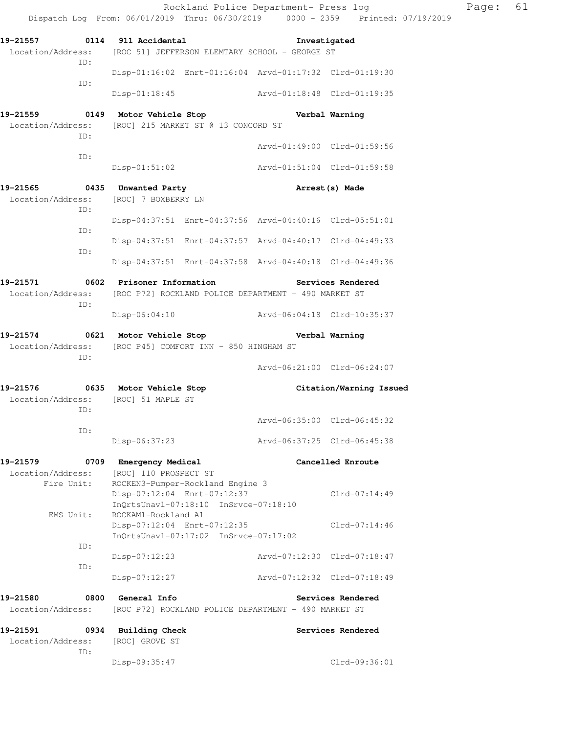**19-21557 0114 911 Accidental — Investigated**
Location/Address: [ROC 51] JEFFERSON ELEMTARY SCHOOL - GEORGE ST
ID:
Disp-01:16:02 Enrt-01:16:04 Arvd-01:17:32 Clrd-01:19:30
ID:
Disp-01:18:45 Arvd-01:18:48 Clrd-01:19:35

**19-21559 0149 Motor Vehicle Stop — Verbal Warning**
Location/Address: [ROC] 215 MARKET ST @ 13 CONCORD ST
ID:
Arvd-01:49:00 Clrd-01:59:56
ID:
Disp-01:51:02 Arvd-01:51:04 Clrd-01:59:58

**19-21565 0435 Unwanted Party — Arrest(s) Made**
Location/Address: [ROC] 7 BOXBERRY LN
ID:
Disp-04:37:51 Enrt-04:37:56 Arvd-04:40:16 Clrd-05:51:01
ID:
Disp-04:37:51 Enrt-04:37:57 Arvd-04:40:17 Clrd-04:49:33
ID:
Disp-04:37:51 Enrt-04:37:58 Arvd-04:40:18 Clrd-04:49:36

**19-21571 0602 Prisoner Information — Services Rendered**
Location/Address: [ROC P72] ROCKLAND POLICE DEPARTMENT - 490 MARKET ST
ID:
Disp-06:04:10 Arvd-06:04:18 Clrd-10:35:37

**19-21574 0621 Motor Vehicle Stop — Verbal Warning**
Location/Address: [ROC P45] COMFORT INN - 850 HINGHAM ST
ID:
Arvd-06:21:00 Clrd-06:24:07

**19-21576 0635 Motor Vehicle Stop — Citation/Warning Issued**
Location/Address: [ROC] 51 MAPLE ST
ID:
Arvd-06:35:00 Clrd-06:45:32
ID:
Disp-06:37:23 Arvd-06:37:25 Clrd-06:45:38

**19-21579 0709 Emergency Medical — Cancelled Enroute**
Location/Address: [ROC] 110 PROSPECT ST
Fire Unit: ROCKEN3-Pumper-Rockland Engine 3
Disp-07:12:04 Enrt-07:12:37 Clrd-07:14:49
InQrtsUnavl-07:18:10 InSrvce-07:18:10
EMS Unit: ROCKAM1-Rockland A1
Disp-07:12:04 Enrt-07:12:35 Clrd-07:14:46
InQrtsUnavl-07:17:02 InSrvce-07:17:02
ID:
Disp-07:12:23 Arvd-07:12:30 Clrd-07:18:47
ID:
Disp-07:12:27 Arvd-07:12:32 Clrd-07:18:49

**19-21580 0800 General Info — Services Rendered**
Location/Address: [ROC P72] ROCKLAND POLICE DEPARTMENT - 490 MARKET ST

**19-21591 0934 Building Check — Services Rendered**
Location/Address: [ROC] GROVE ST
ID:
Disp-09:35:47 Clrd-09:36:01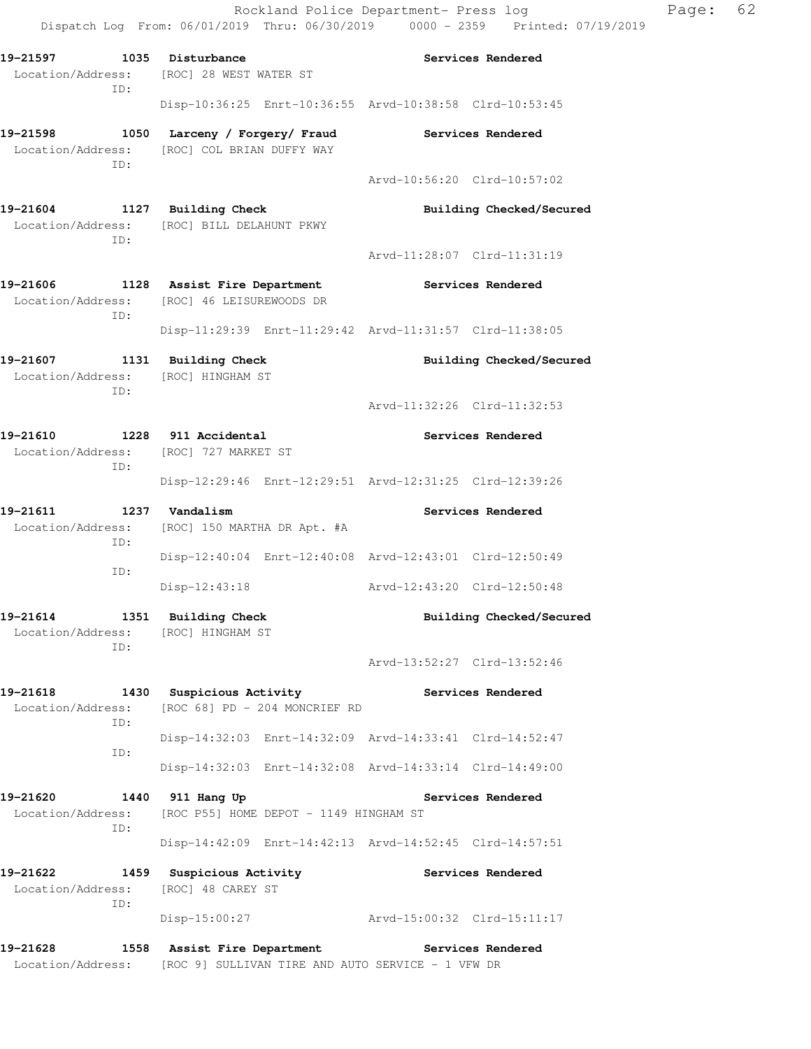**19-21597 1035 Disturbance** — **Services Rendered**
Location/Address: [ROC] 28 WEST WATER ST
ID:
Disp-10:36:25 Enrt-10:36:55 Arvd-10:38:58 Clrd-10:53:45

**19-21598 1050 Larceny / Forgery/ Fraud** — **Services Rendered**
Location/Address: [ROC] COL BRIAN DUFFY WAY
ID:
Arvd-10:56:20 Clrd-10:57:02

**19-21604 1127 Building Check** — **Building Checked/Secured**
Location/Address: [ROC] BILL DELAHUNT PKWY
ID:
Arvd-11:28:07 Clrd-11:31:19

**19-21606 1128 Assist Fire Department** — **Services Rendered**
Location/Address: [ROC] 46 LEISUREWOODS DR
ID:
Disp-11:29:39 Enrt-11:29:42 Arvd-11:31:57 Clrd-11:38:05

**19-21607 1131 Building Check** — **Building Checked/Secured**
Location/Address: [ROC] HINGHAM ST
ID:
Arvd-11:32:26 Clrd-11:32:53

**19-21610 1228 911 Accidental** — **Services Rendered**
Location/Address: [ROC] 727 MARKET ST
ID:
Disp-12:29:46 Enrt-12:29:51 Arvd-12:31:25 Clrd-12:39:26

**19-21611 1237 Vandalism** — **Services Rendered**
Location/Address: [ROC] 150 MARTHA DR Apt. #A
ID:
Disp-12:40:04 Enrt-12:40:08 Arvd-12:43:01 Clrd-12:50:49
ID:
Disp-12:43:18 Arvd-12:43:20 Clrd-12:50:48

**19-21614 1351 Building Check** — **Building Checked/Secured**
Location/Address: [ROC] HINGHAM ST
ID:
Arvd-13:52:27 Clrd-13:52:46

**19-21618 1430 Suspicious Activity** — **Services Rendered**
Location/Address: [ROC 68] PD - 204 MONCRIEF RD
ID:
Disp-14:32:03 Enrt-14:32:09 Arvd-14:33:41 Clrd-14:52:47
ID:
Disp-14:32:03 Enrt-14:32:08 Arvd-14:33:14 Clrd-14:49:00

**19-21620 1440 911 Hang Up** — **Services Rendered**
Location/Address: [ROC P55] HOME DEPOT - 1149 HINGHAM ST
ID:
Disp-14:42:09 Enrt-14:42:13 Arvd-14:52:45 Clrd-14:57:51

**19-21622 1459 Suspicious Activity** — **Services Rendered**
Location/Address: [ROC] 48 CAREY ST
ID:
Disp-15:00:27 Arvd-15:00:32 Clrd-15:11:17

**19-21628 1558 Assist Fire Department** — **Services Rendered**
Location/Address: [ROC 9] SULLIVAN TIRE AND AUTO SERVICE - 1 VFW DR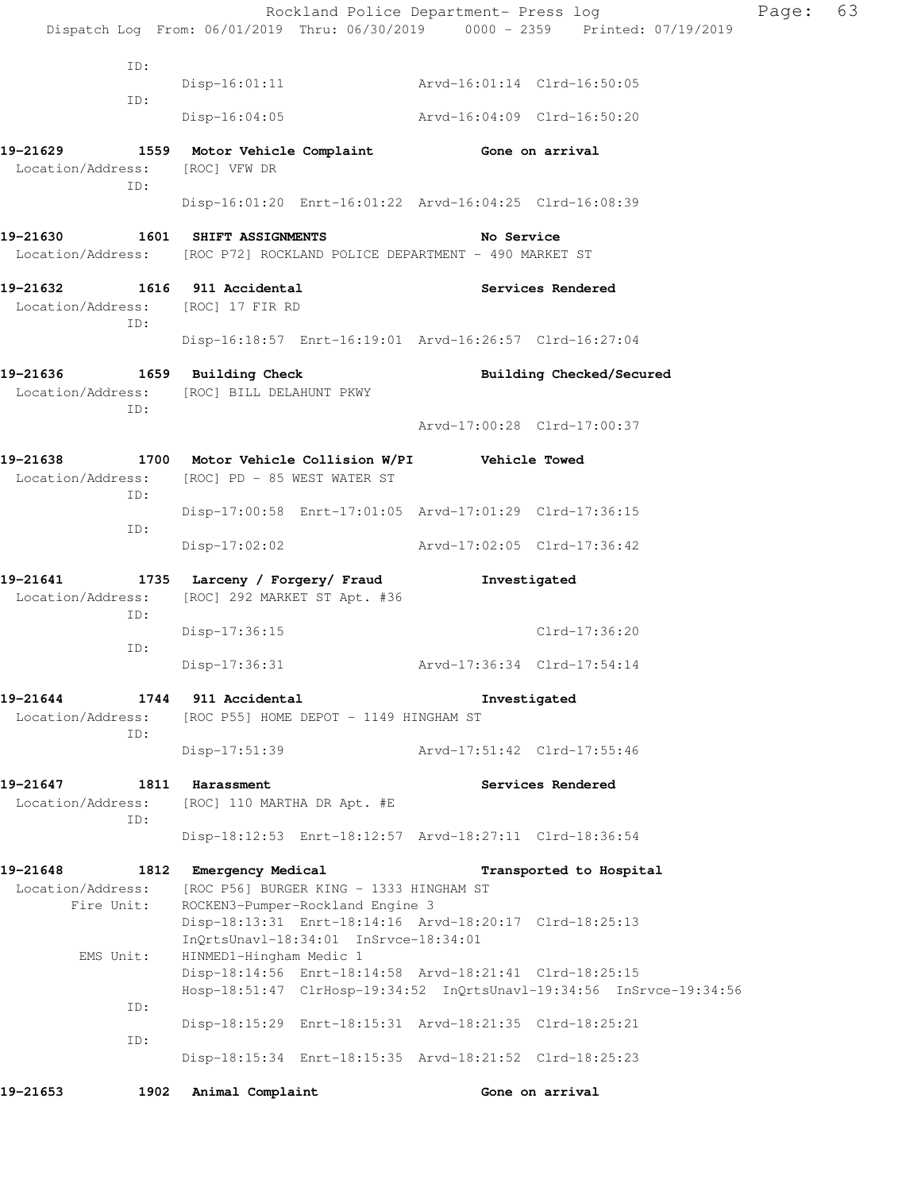ID:
Disp-16:01:11 Arvd-16:01:14 Clrd-16:50:05
ID:
Disp-16:04:05 Arvd-16:04:09 Clrd-16:50:20

**19-21629 1559 Motor Vehicle Complaint Gone on arrival**
Location/Address: [ROC] VFW DR
ID:
Disp-16:01:20 Enrt-16:01:22 Arvd-16:04:25 Clrd-16:08:39

**19-21630 1601 SHIFT ASSIGNMENTS No Service**
Location/Address: [ROC P72] ROCKLAND POLICE DEPARTMENT - 490 MARKET ST

**19-21632 1616 911 Accidental Services Rendered**
Location/Address: [ROC] 17 FIR RD
ID:
Disp-16:18:57 Enrt-16:19:01 Arvd-16:26:57 Clrd-16:27:04

**19-21636 1659 Building Check Building Checked/Secured**
Location/Address: [ROC] BILL DELAHUNT PKWY
ID:
Arvd-17:00:28 Clrd-17:00:37

**19-21638 1700 Motor Vehicle Collision W/PI Vehicle Towed**
Location/Address: [ROC] PD - 85 WEST WATER ST
ID:
Disp-17:00:58 Enrt-17:01:05 Arvd-17:01:29 Clrd-17:36:15
ID:
Disp-17:02:02 Arvd-17:02:05 Clrd-17:36:42

**19-21641 1735 Larceny / Forgery/ Fraud Investigated**
Location/Address: [ROC] 292 MARKET ST Apt. #36
ID:
Disp-17:36:15 Clrd-17:36:20
ID:
Disp-17:36:31 Arvd-17:36:34 Clrd-17:54:14

**19-21644 1744 911 Accidental Investigated**
Location/Address: [ROC P55] HOME DEPOT - 1149 HINGHAM ST
ID:
Disp-17:51:39 Arvd-17:51:42 Clrd-17:55:46

**19-21647 1811 Harassment Services Rendered**
Location/Address: [ROC] 110 MARTHA DR Apt. #E
ID:
Disp-18:12:53 Enrt-18:12:57 Arvd-18:27:11 Clrd-18:36:54

**19-21648 1812 Emergency Medical Transported to Hospital**
Location/Address: [ROC P56] BURGER KING - 1333 HINGHAM ST
Fire Unit: ROCKEN3-Pumper-Rockland Engine 3
Disp-18:13:31 Enrt-18:14:16 Arvd-18:20:17 Clrd-18:25:13
InQrtsUnavl-18:34:01 InSrvce-18:34:01
EMS Unit: HINMED1-Hingham Medic 1
Disp-18:14:56 Enrt-18:14:58 Arvd-18:21:41 Clrd-18:25:15
Hosp-18:51:47 ClrHosp-19:34:52 InQrtsUnavl-19:34:56 InSrvce-19:34:56
ID:
Disp-18:15:29 Enrt-18:15:31 Arvd-18:21:35 Clrd-18:25:21
ID:
Disp-18:15:34 Enrt-18:15:35 Arvd-18:21:52 Clrd-18:25:23

**19-21653 1902 Animal Complaint Gone on arrival**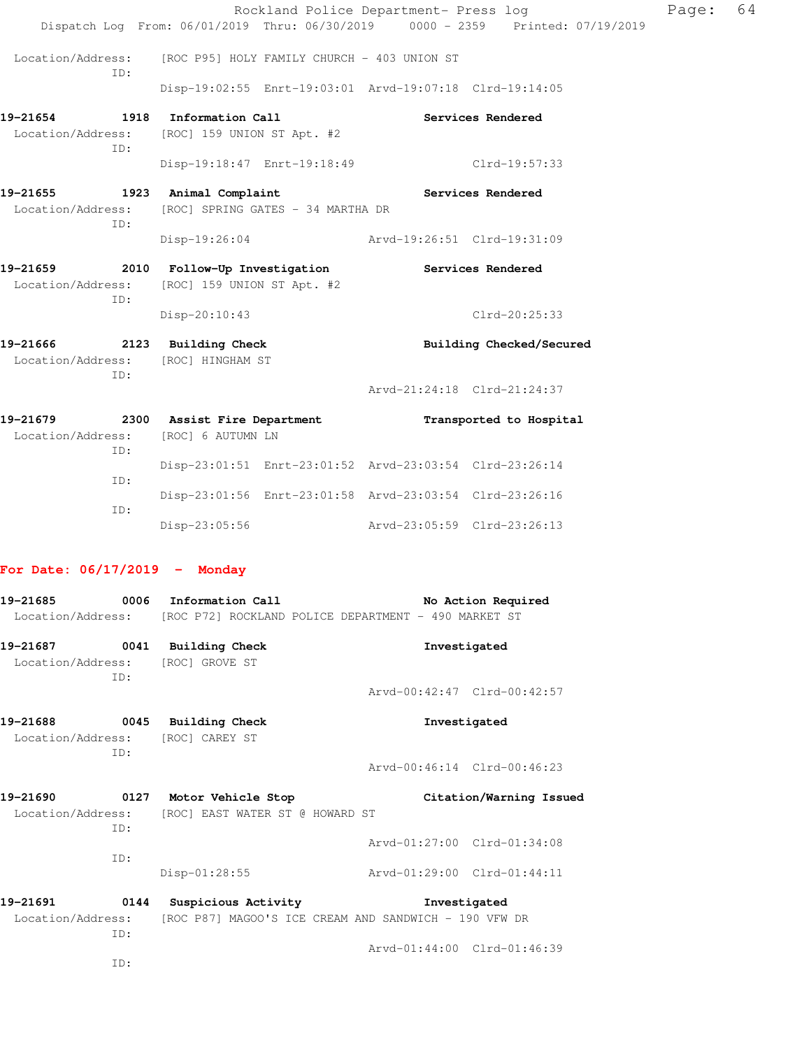Location/Address: [ROC P95] HOLY FAMILY CHURCH - 403 UNION ST
ID:
Disp-19:02:55 Enrt-19:03:01 Arvd-19:07:18 Clrd-19:14:05

**19-21654 1918 Information Call** **Services Rendered**
Location/Address: [ROC] 159 UNION ST Apt. #2
ID:
Disp-19:18:47 Enrt-19:18:49 Clrd-19:57:33

**19-21655 1923 Animal Complaint** **Services Rendered**
Location/Address: [ROC] SPRING GATES - 34 MARTHA DR
ID:
Disp-19:26:04 Arvd-19:26:51 Clrd-19:31:09

**19-21659 2010 Follow-Up Investigation** **Services Rendered**
Location/Address: [ROC] 159 UNION ST Apt. #2
ID:
Disp-20:10:43 Clrd-20:25:33

**19-21666 2123 Building Check** **Building Checked/Secured**
Location/Address: [ROC] HINGHAM ST
ID:
Arvd-21:24:18 Clrd-21:24:37

**19-21679 2300 Assist Fire Department** **Transported to Hospital**
Location/Address: [ROC] 6 AUTUMN LN
ID:
Disp-23:01:51 Enrt-23:01:52 Arvd-23:03:54 Clrd-23:26:14
ID:
Disp-23:01:56 Enrt-23:01:58 Arvd-23:03:54 Clrd-23:26:16
ID:
Disp-23:05:56 Arvd-23:05:59 Clrd-23:26:13

## For Date: 06/17/2019 - Monday

**19-21685 0006 Information Call** **No Action Required**
Location/Address: [ROC P72] ROCKLAND POLICE DEPARTMENT - 490 MARKET ST

**19-21687 0041 Building Check** **Investigated**
Location/Address: [ROC] GROVE ST
ID:
Arvd-00:42:47 Clrd-00:42:57

**19-21688 0045 Building Check** **Investigated**
Location/Address: [ROC] CAREY ST
ID:
Arvd-00:46:14 Clrd-00:46:23

**19-21690 0127 Motor Vehicle Stop** **Citation/Warning Issued**
Location/Address: [ROC] EAST WATER ST @ HOWARD ST
ID:
Arvd-01:27:00 Clrd-01:34:08
ID:
Disp-01:28:55 Arvd-01:29:00 Clrd-01:44:11

**19-21691 0144 Suspicious Activity** **Investigated**
Location/Address: [ROC P87] MAGOO'S ICE CREAM AND SANDWICH - 190 VFW DR
ID:
Arvd-01:44:00 Clrd-01:46:39
ID: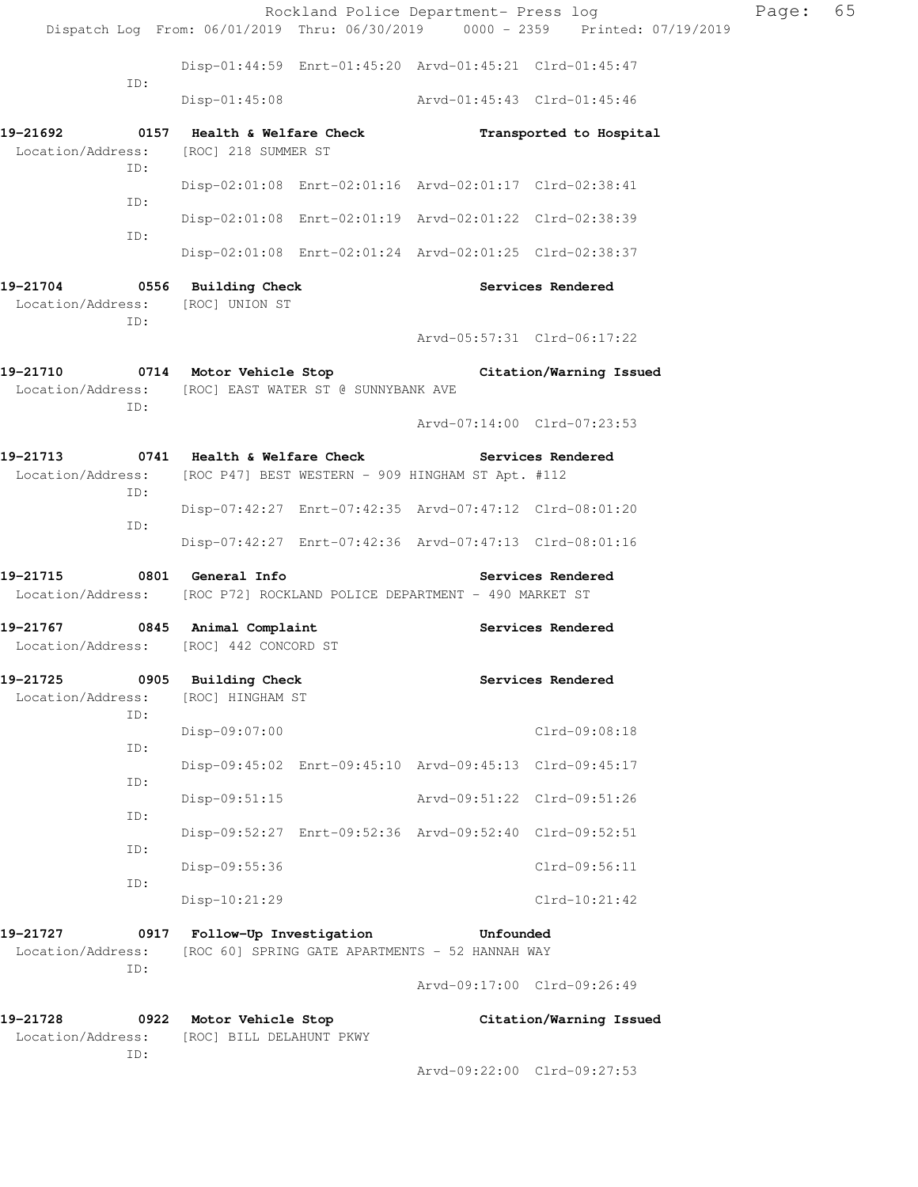```
              Disp-01:44:59  Enrt-01:45:20  Arvd-01:45:21  Clrd-01:45:47
         ID:
              Disp-01:45:08                 Arvd-01:45:43  Clrd-01:45:46

19-21692      0157  Health & Welfare Check              Transported to Hospital
 Location/Address:    [ROC] 218 SUMMER ST
         ID:
              Disp-02:01:08  Enrt-02:01:16  Arvd-02:01:17  Clrd-02:38:41
         ID:
              Disp-02:01:08  Enrt-02:01:19  Arvd-02:01:22  Clrd-02:38:39
         ID:
              Disp-02:01:08  Enrt-02:01:24  Arvd-02:01:25  Clrd-02:38:37

19-21704      0556  Building Check                      Services Rendered
 Location/Address:    [ROC] UNION ST
         ID:
                                            Arvd-05:57:31  Clrd-06:17:22

19-21710      0714  Motor Vehicle Stop                  Citation/Warning Issued
 Location/Address:    [ROC] EAST WATER ST @ SUNNYBANK AVE
         ID:
                                            Arvd-07:14:00  Clrd-07:23:53

19-21713      0741  Health & Welfare Check              Services Rendered
 Location/Address:    [ROC P47] BEST WESTERN - 909 HINGHAM ST Apt. #112
         ID:
              Disp-07:42:27  Enrt-07:42:35  Arvd-07:47:12  Clrd-08:01:20
         ID:
              Disp-07:42:27  Enrt-07:42:36  Arvd-07:47:13  Clrd-08:01:16

19-21715      0801  General Info                        Services Rendered
 Location/Address:    [ROC P72] ROCKLAND POLICE DEPARTMENT - 490 MARKET ST

19-21767      0845  Animal Complaint                    Services Rendered
 Location/Address:    [ROC] 442 CONCORD ST

19-21725      0905  Building Check                      Services Rendered
 Location/Address:    [ROC] HINGHAM ST
         ID:
              Disp-09:07:00                                Clrd-09:08:18
         ID:
              Disp-09:45:02  Enrt-09:45:10  Arvd-09:45:13  Clrd-09:45:17
         ID:
              Disp-09:51:15                 Arvd-09:51:22  Clrd-09:51:26
         ID:
              Disp-09:52:27  Enrt-09:52:36  Arvd-09:52:40  Clrd-09:52:51
         ID:
              Disp-09:55:36                                Clrd-09:56:11
         ID:
              Disp-10:21:29                                Clrd-10:21:42

19-21727      0917  Follow-Up Investigation             Unfounded
 Location/Address:    [ROC 60] SPRING GATE APARTMENTS - 52 HANNAH WAY
         ID:
                                            Arvd-09:17:00  Clrd-09:26:49

19-21728      0922  Motor Vehicle Stop                  Citation/Warning Issued
 Location/Address:    [ROC] BILL DELAHUNT PKWY
         ID:
                                            Arvd-09:22:00  Clrd-09:27:53
```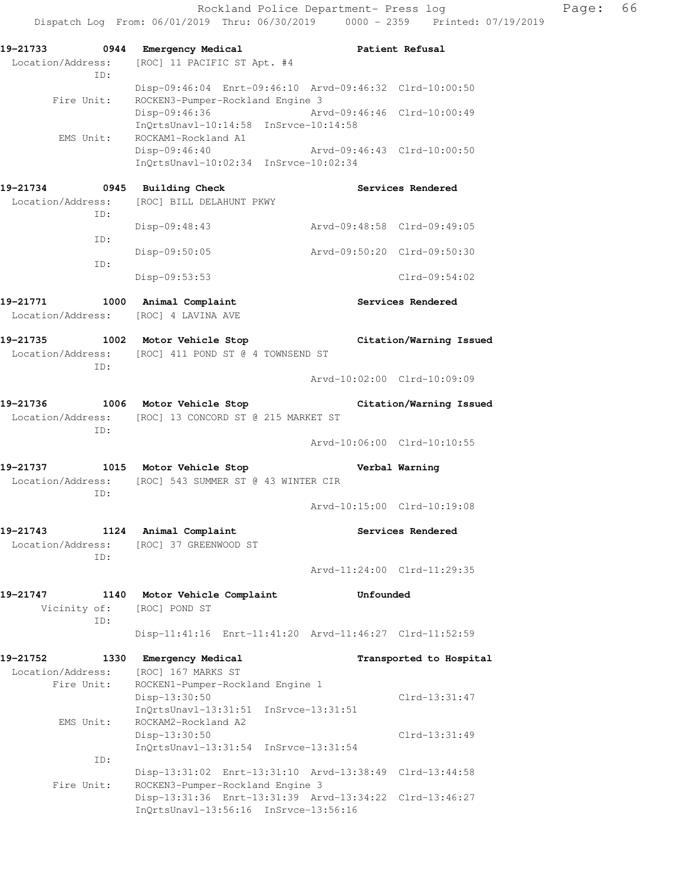```
19-21733        0944  Emergency Medical                    Patient Refusal
  Location/Address:    [ROC] 11 PACIFIC ST Apt. #4
              ID:
                       Disp-09:46:04  Enrt-09:46:10  Arvd-09:46:32  Clrd-10:00:50
        Fire Unit:     ROCKEN3-Pumper-Rockland Engine 3
                       Disp-09:46:36                 Arvd-09:46:46  Clrd-10:00:49
                       InQrtsUnavl-10:14:58  InSrvce-10:14:58
         EMS Unit:     ROCKAM1-Rockland A1
                       Disp-09:46:40                 Arvd-09:46:43  Clrd-10:00:50
                       InQrtsUnavl-10:02:34  InSrvce-10:02:34

19-21734        0945  Building Check                       Services Rendered
  Location/Address:    [ROC] BILL DELAHUNT PKWY
              ID:
                       Disp-09:48:43                 Arvd-09:48:58  Clrd-09:49:05
              ID:
                       Disp-09:50:05                 Arvd-09:50:20  Clrd-09:50:30
              ID:
                       Disp-09:53:53                                Clrd-09:54:02

19-21771        1000  Animal Complaint                     Services Rendered
  Location/Address:    [ROC] 4 LAVINA AVE

19-21735        1002  Motor Vehicle Stop                   Citation/Warning Issued
  Location/Address:    [ROC] 411 POND ST @ 4 TOWNSEND ST
              ID:
                                                     Arvd-10:02:00  Clrd-10:09:09

19-21736        1006  Motor Vehicle Stop                   Citation/Warning Issued
  Location/Address:    [ROC] 13 CONCORD ST @ 215 MARKET ST
              ID:
                                                     Arvd-10:06:00  Clrd-10:10:55

19-21737        1015  Motor Vehicle Stop                   Verbal Warning
  Location/Address:    [ROC] 543 SUMMER ST @ 43 WINTER CIR
              ID:
                                                     Arvd-10:15:00  Clrd-10:19:08

19-21743        1124  Animal Complaint                     Services Rendered
  Location/Address:    [ROC] 37 GREENWOOD ST
              ID:
                                                     Arvd-11:24:00  Clrd-11:29:35

19-21747        1140  Motor Vehicle Complaint              Unfounded
      Vicinity of:     [ROC] POND ST
              ID:
                       Disp-11:41:16  Enrt-11:41:20  Arvd-11:46:27  Clrd-11:52:59

19-21752        1330  Emergency Medical                    Transported to Hospital
  Location/Address:    [ROC] 167 MARKS ST
        Fire Unit:     ROCKEN1-Pumper-Rockland Engine 1
                       Disp-13:30:50                                Clrd-13:31:47
                       InQrtsUnavl-13:31:51  InSrvce-13:31:51
         EMS Unit:     ROCKAM2-Rockland A2
                       Disp-13:30:50                                Clrd-13:31:49
                       InQrtsUnavl-13:31:54  InSrvce-13:31:54
              ID:
                       Disp-13:31:02  Enrt-13:31:10  Arvd-13:38:49  Clrd-13:44:58
        Fire Unit:     ROCKEN3-Pumper-Rockland Engine 3
                       Disp-13:31:36  Enrt-13:31:39  Arvd-13:34:22  Clrd-13:46:27
                       InQrtsUnavl-13:56:16  InSrvce-13:56:16
```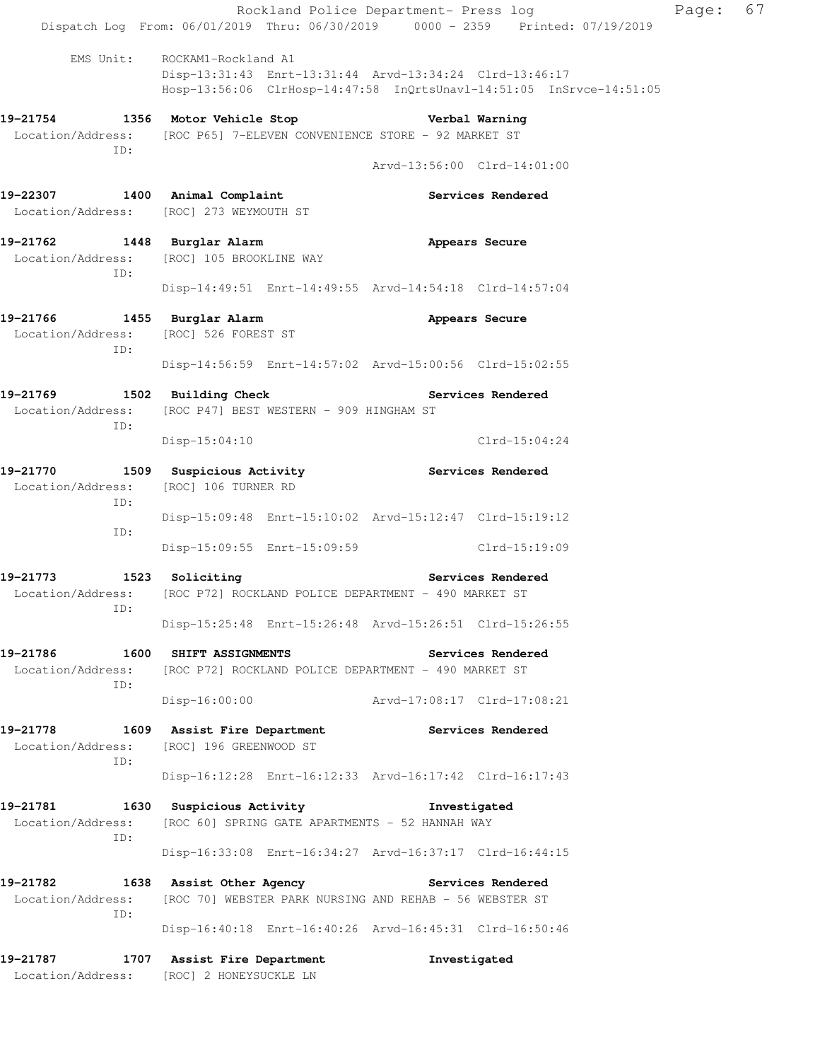EMS Unit: ROCKAM1-Rockland A1
Disp-13:31:43 Enrt-13:31:44 Arvd-13:34:24 Clrd-13:46:17
Hosp-13:56:06 ClrHosp-14:47:58 InQrtsUnavl-14:51:05 InSrvce-14:51:05

**19-21754 1356 Motor Vehicle Stop** **Verbal Warning**
Location/Address: [ROC P65] 7-ELEVEN CONVENIENCE STORE - 92 MARKET ST
ID:
Arvd-13:56:00 Clrd-14:01:00

**19-22307 1400 Animal Complaint** **Services Rendered**
Location/Address: [ROC] 273 WEYMOUTH ST

**19-21762 1448 Burglar Alarm** **Appears Secure**
Location/Address: [ROC] 105 BROOKLINE WAY
ID:
Disp-14:49:51 Enrt-14:49:55 Arvd-14:54:18 Clrd-14:57:04

**19-21766 1455 Burglar Alarm** **Appears Secure**
Location/Address: [ROC] 526 FOREST ST
ID:
Disp-14:56:59 Enrt-14:57:02 Arvd-15:00:56 Clrd-15:02:55

**19-21769 1502 Building Check** **Services Rendered**
Location/Address: [ROC P47] BEST WESTERN - 909 HINGHAM ST
ID:
Disp-15:04:10 Clrd-15:04:24

**19-21770 1509 Suspicious Activity** **Services Rendered**
Location/Address: [ROC] 106 TURNER RD
ID:
Disp-15:09:48 Enrt-15:10:02 Arvd-15:12:47 Clrd-15:19:12
ID:
Disp-15:09:55 Enrt-15:09:59 Clrd-15:19:09

**19-21773 1523 Soliciting** **Services Rendered**
Location/Address: [ROC P72] ROCKLAND POLICE DEPARTMENT - 490 MARKET ST
ID:
Disp-15:25:48 Enrt-15:26:48 Arvd-15:26:51 Clrd-15:26:55

**19-21786 1600 SHIFT ASSIGNMENTS** **Services Rendered**
Location/Address: [ROC P72] ROCKLAND POLICE DEPARTMENT - 490 MARKET ST
ID:
Disp-16:00:00 Arvd-17:08:17 Clrd-17:08:21

**19-21778 1609 Assist Fire Department** **Services Rendered**
Location/Address: [ROC] 196 GREENWOOD ST
ID:
Disp-16:12:28 Enrt-16:12:33 Arvd-16:17:42 Clrd-16:17:43

**19-21781 1630 Suspicious Activity** **Investigated**
Location/Address: [ROC 60] SPRING GATE APARTMENTS - 52 HANNAH WAY
ID:
Disp-16:33:08 Enrt-16:34:27 Arvd-16:37:17 Clrd-16:44:15

**19-21782 1638 Assist Other Agency** **Services Rendered**
Location/Address: [ROC 70] WEBSTER PARK NURSING AND REHAB - 56 WEBSTER ST
ID:
Disp-16:40:18 Enrt-16:40:26 Arvd-16:45:31 Clrd-16:50:46

**19-21787 1707 Assist Fire Department** **Investigated**
Location/Address: [ROC] 2 HONEYSUCKLE LN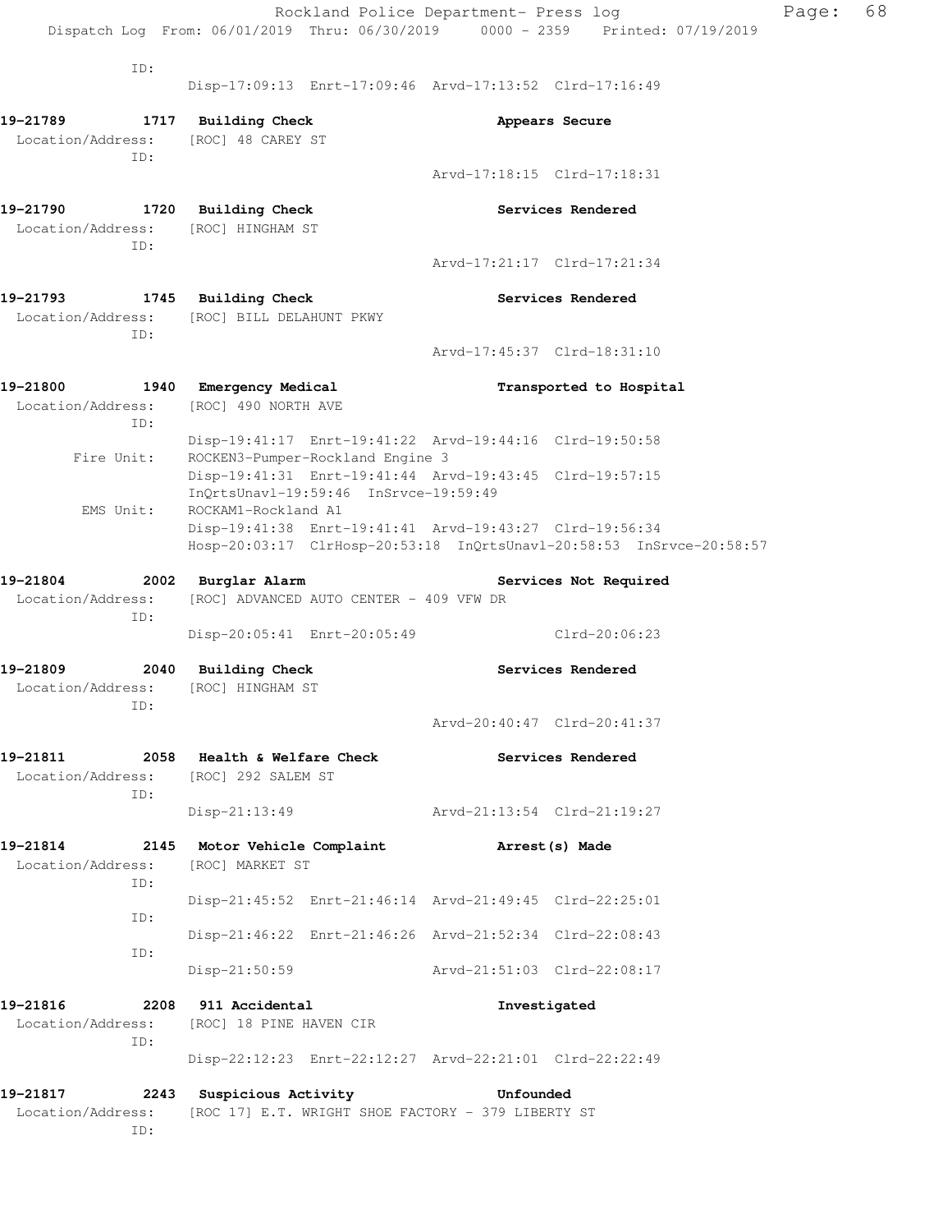ID:
Disp-17:09:13 Enrt-17:09:46 Arvd-17:13:52 Clrd-17:16:49

**19-21789 1717 Building Check** **Appears Secure**
Location/Address: [ROC] 48 CAREY ST
ID:
Arvd-17:18:15 Clrd-17:18:31

**19-21790 1720 Building Check** **Services Rendered**
Location/Address: [ROC] HINGHAM ST
ID:
Arvd-17:21:17 Clrd-17:21:34

**19-21793 1745 Building Check** **Services Rendered**
Location/Address: [ROC] BILL DELAHUNT PKWY
ID:
Arvd-17:45:37 Clrd-18:31:10

**19-21800 1940 Emergency Medical** **Transported to Hospital**
Location/Address: [ROC] 490 NORTH AVE
ID:
Disp-19:41:17 Enrt-19:41:22 Arvd-19:44:16 Clrd-19:50:58
Fire Unit: ROCKEN3-Pumper-Rockland Engine 3
Disp-19:41:31 Enrt-19:41:44 Arvd-19:43:45 Clrd-19:57:15
InQrtsUnavl-19:59:46 InSrvce-19:59:49
EMS Unit: ROCKAM1-Rockland A1
Disp-19:41:38 Enrt-19:41:41 Arvd-19:43:27 Clrd-19:56:34
Hosp-20:03:17 ClrHosp-20:53:18 InQrtsUnavl-20:58:53 InSrvce-20:58:57

**19-21804 2002 Burglar Alarm** **Services Not Required**
Location/Address: [ROC] ADVANCED AUTO CENTER - 409 VFW DR
ID:
Disp-20:05:41 Enrt-20:05:49 Clrd-20:06:23

**19-21809 2040 Building Check** **Services Rendered**
Location/Address: [ROC] HINGHAM ST
ID:
Arvd-20:40:47 Clrd-20:41:37

**19-21811 2058 Health & Welfare Check** **Services Rendered**
Location/Address: [ROC] 292 SALEM ST
ID:
Disp-21:13:49 Arvd-21:13:54 Clrd-21:19:27

**19-21814 2145 Motor Vehicle Complaint** **Arrest(s) Made**
Location/Address: [ROC] MARKET ST
ID:
Disp-21:45:52 Enrt-21:46:14 Arvd-21:49:45 Clrd-22:25:01
ID:
Disp-21:46:22 Enrt-21:46:26 Arvd-21:52:34 Clrd-22:08:43
ID:
Disp-21:50:59 Arvd-21:51:03 Clrd-22:08:17

**19-21816 2208 911 Accidental** **Investigated**
Location/Address: [ROC] 18 PINE HAVEN CIR
ID:
Disp-22:12:23 Enrt-22:12:27 Arvd-22:21:01 Clrd-22:22:49

**19-21817 2243 Suspicious Activity** **Unfounded**
Location/Address: [ROC 17] E.T. WRIGHT SHOE FACTORY - 379 LIBERTY ST
ID: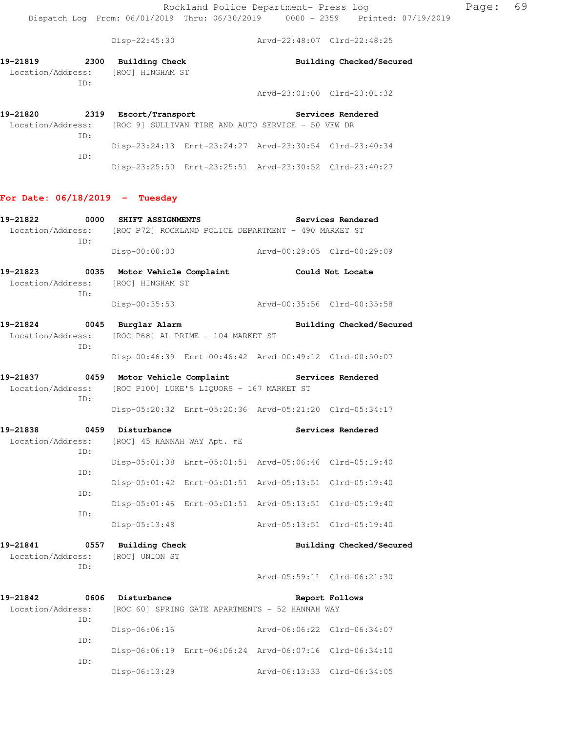Disp-22:45:30 Arvd-22:48:07 Clrd-22:48:25

**19-21819 2300 Building Check Building Checked/Secured**
Location/Address: [ROC] HINGHAM ST
ID:
Arvd-23:01:00 Clrd-23:01:32

**19-21820 2319 Escort/Transport Services Rendered**
Location/Address: [ROC 9] SULLIVAN TIRE AND AUTO SERVICE - 50 VFW DR
ID:
Disp-23:24:13 Enrt-23:24:27 Arvd-23:30:54 Clrd-23:40:34
ID:
Disp-23:25:50 Enrt-23:25:51 Arvd-23:30:52 Clrd-23:40:27

## For Date: 06/18/2019 - Tuesday

**19-21822 0000 SHIFT ASSIGNMENTS Services Rendered**
Location/Address: [ROC P72] ROCKLAND POLICE DEPARTMENT - 490 MARKET ST
ID:
Disp-00:00:00 Arvd-00:29:05 Clrd-00:29:09

**19-21823 0035 Motor Vehicle Complaint Could Not Locate**
Location/Address: [ROC] HINGHAM ST
ID:
Disp-00:35:53 Arvd-00:35:56 Clrd-00:35:58

**19-21824 0045 Burglar Alarm Building Checked/Secured**
Location/Address: [ROC P68] AL PRIME - 104 MARKET ST
ID:
Disp-00:46:39 Enrt-00:46:42 Arvd-00:49:12 Clrd-00:50:07

**19-21837 0459 Motor Vehicle Complaint Services Rendered**
Location/Address: [ROC P100] LUKE'S LIQUORS - 167 MARKET ST
ID:
Disp-05:20:32 Enrt-05:20:36 Arvd-05:21:20 Clrd-05:34:17

**19-21838 0459 Disturbance Services Rendered**
Location/Address: [ROC] 45 HANNAH WAY Apt. #E
ID:
Disp-05:01:38 Enrt-05:01:51 Arvd-05:06:46 Clrd-05:19:40
ID:
Disp-05:01:42 Enrt-05:01:51 Arvd-05:13:51 Clrd-05:19:40
ID:
Disp-05:01:46 Enrt-05:01:51 Arvd-05:13:51 Clrd-05:19:40
ID:
Disp-05:13:48 Arvd-05:13:51 Clrd-05:19:40

**19-21841 0557 Building Check Building Checked/Secured**
Location/Address: [ROC] UNION ST
ID:
Arvd-05:59:11 Clrd-06:21:30

**19-21842 0606 Disturbance Report Follows**
Location/Address: [ROC 60] SPRING GATE APARTMENTS - 52 HANNAH WAY
ID:
Disp-06:06:16 Arvd-06:06:22 Clrd-06:34:07
ID:
Disp-06:06:19 Enrt-06:06:24 Arvd-06:07:16 Clrd-06:34:10
ID:
Disp-06:13:29 Arvd-06:13:33 Clrd-06:34:05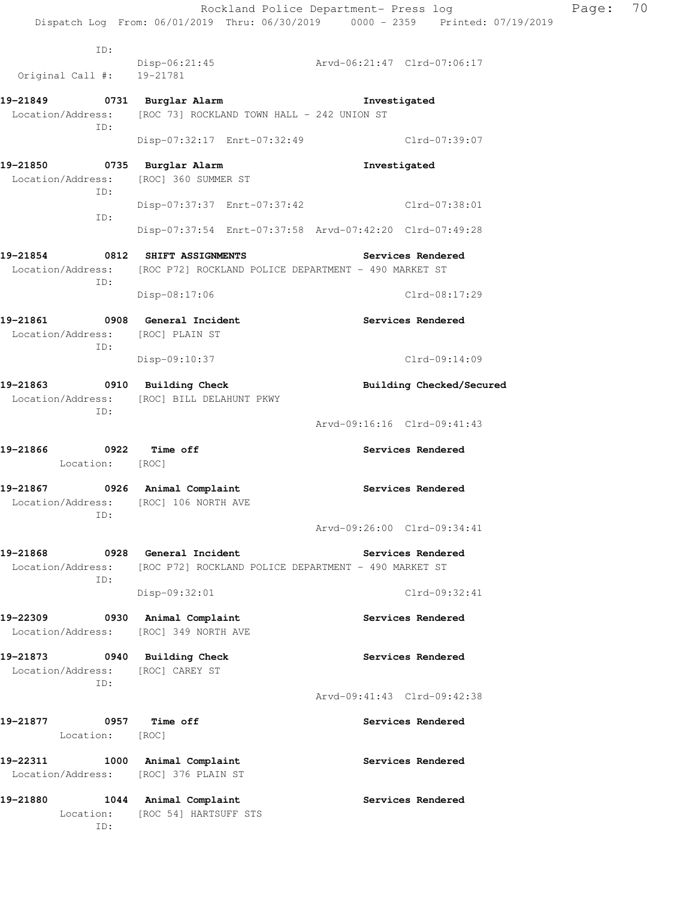ID:
Disp-06:21:45 Arvd-06:21:47 Clrd-07:06:17
Original Call #: 19-21781

**19-21849 0731 Burglar Alarm Investigated**
Location/Address: [ROC 73] ROCKLAND TOWN HALL - 242 UNION ST
ID:
Disp-07:32:17 Enrt-07:32:49 Clrd-07:39:07

**19-21850 0735 Burglar Alarm Investigated**
Location/Address: [ROC] 360 SUMMER ST
ID:
Disp-07:37:37 Enrt-07:37:42 Clrd-07:38:01
ID:
Disp-07:37:54 Enrt-07:37:58 Arvd-07:42:20 Clrd-07:49:28

**19-21854 0812 SHIFT ASSIGNMENTS Services Rendered**
Location/Address: [ROC P72] ROCKLAND POLICE DEPARTMENT - 490 MARKET ST
ID:
Disp-08:17:06 Clrd-08:17:29

**19-21861 0908 General Incident Services Rendered**
Location/Address: [ROC] PLAIN ST
ID:
Disp-09:10:37 Clrd-09:14:09

**19-21863 0910 Building Check Building Checked/Secured**
Location/Address: [ROC] BILL DELAHUNT PKWY
ID:
Arvd-09:16:16 Clrd-09:41:43

**19-21866 0922 Time off Services Rendered**
Location: [ROC]

**19-21867 0926 Animal Complaint Services Rendered**
Location/Address: [ROC] 106 NORTH AVE
ID:
Arvd-09:26:00 Clrd-09:34:41

**19-21868 0928 General Incident Services Rendered**
Location/Address: [ROC P72] ROCKLAND POLICE DEPARTMENT - 490 MARKET ST
ID:
Disp-09:32:01 Clrd-09:32:41

**19-22309 0930 Animal Complaint Services Rendered**
Location/Address: [ROC] 349 NORTH AVE

**19-21873 0940 Building Check Services Rendered**
Location/Address: [ROC] CAREY ST
ID:
Arvd-09:41:43 Clrd-09:42:38

**19-21877 0957 Time off Services Rendered**
Location: [ROC]

**19-22311 1000 Animal Complaint Services Rendered**
Location/Address: [ROC] 376 PLAIN ST

**19-21880 1044 Animal Complaint Services Rendered**
Location: [ROC 54] HARTSUFF STS
ID: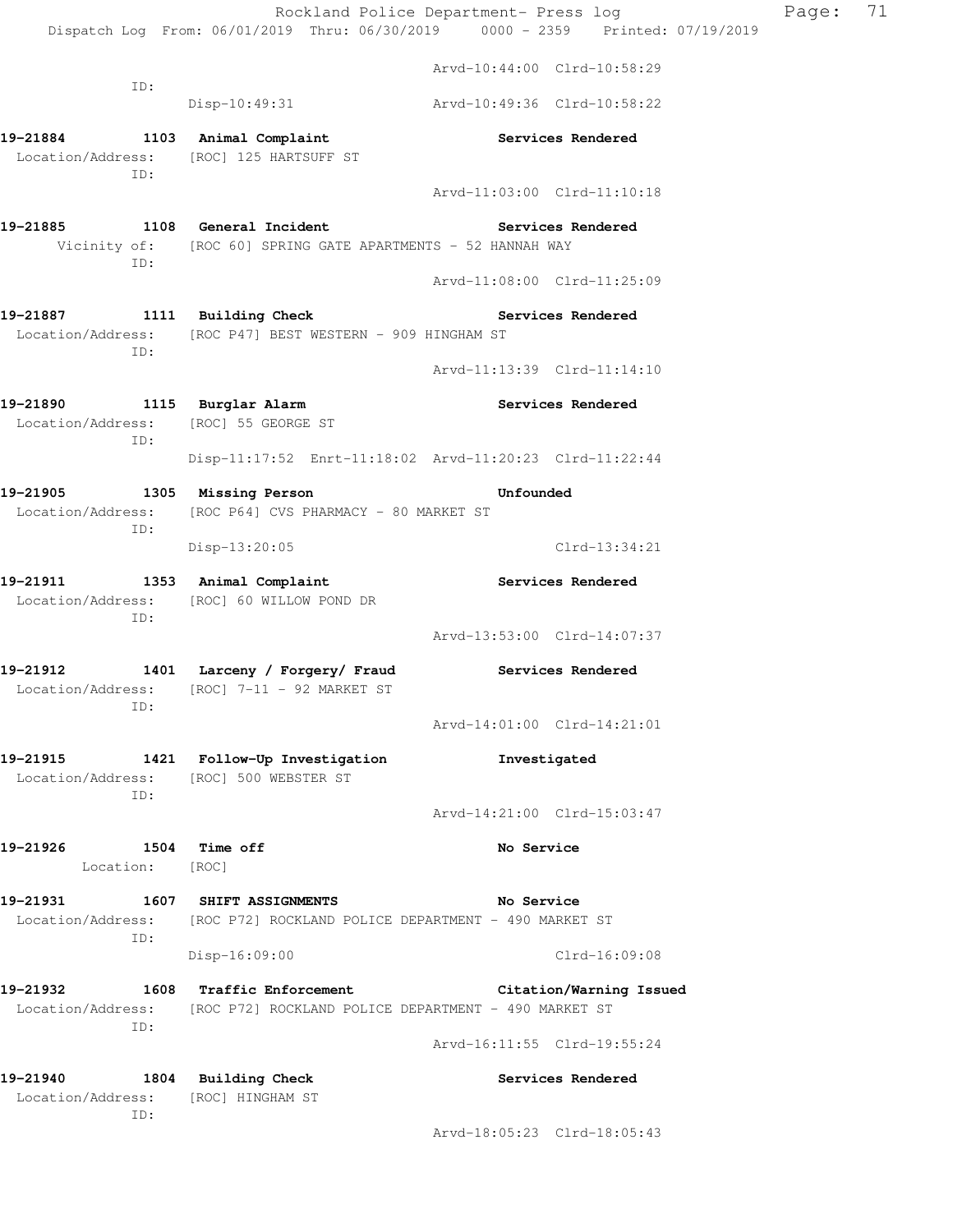Arvd-10:44:00 Clrd-10:58:29

ID:

Disp-10:49:31 Arvd-10:49:36 Clrd-10:58:22

**19-21884 1103 Animal Complaint** **Services Rendered**
Location/Address: [ROC] 125 HARTSUFF ST
ID:
Arvd-11:03:00 Clrd-11:10:18

**19-21885 1108 General Incident** **Services Rendered**
Vicinity of: [ROC 60] SPRING GATE APARTMENTS - 52 HANNAH WAY
ID:
Arvd-11:08:00 Clrd-11:25:09

**19-21887 1111 Building Check** **Services Rendered**
Location/Address: [ROC P47] BEST WESTERN - 909 HINGHAM ST
ID:
Arvd-11:13:39 Clrd-11:14:10

**19-21890 1115 Burglar Alarm** **Services Rendered**
Location/Address: [ROC] 55 GEORGE ST
ID:
Disp-11:17:52 Enrt-11:18:02 Arvd-11:20:23 Clrd-11:22:44

**19-21905 1305 Missing Person** **Unfounded**
Location/Address: [ROC P64] CVS PHARMACY - 80 MARKET ST
ID:
Disp-13:20:05 Clrd-13:34:21

**19-21911 1353 Animal Complaint** **Services Rendered**
Location/Address: [ROC] 60 WILLOW POND DR
ID:
Arvd-13:53:00 Clrd-14:07:37

**19-21912 1401 Larceny / Forgery/ Fraud** **Services Rendered**
Location/Address: [ROC] 7-11 - 92 MARKET ST
ID:
Arvd-14:01:00 Clrd-14:21:01

**19-21915 1421 Follow-Up Investigation** **Investigated**
Location/Address: [ROC] 500 WEBSTER ST
ID:
Arvd-14:21:00 Clrd-15:03:47

**19-21926 1504 Time off** **No Service**
Location: [ROC]

**19-21931 1607 SHIFT ASSIGNMENTS** **No Service**
Location/Address: [ROC P72] ROCKLAND POLICE DEPARTMENT - 490 MARKET ST
ID:
Disp-16:09:00 Clrd-16:09:08

**19-21932 1608 Traffic Enforcement** **Citation/Warning Issued**
Location/Address: [ROC P72] ROCKLAND POLICE DEPARTMENT - 490 MARKET ST
ID:
Arvd-16:11:55 Clrd-19:55:24

**19-21940 1804 Building Check** **Services Rendered**
Location/Address: [ROC] HINGHAM ST
ID:
Arvd-18:05:23 Clrd-18:05:43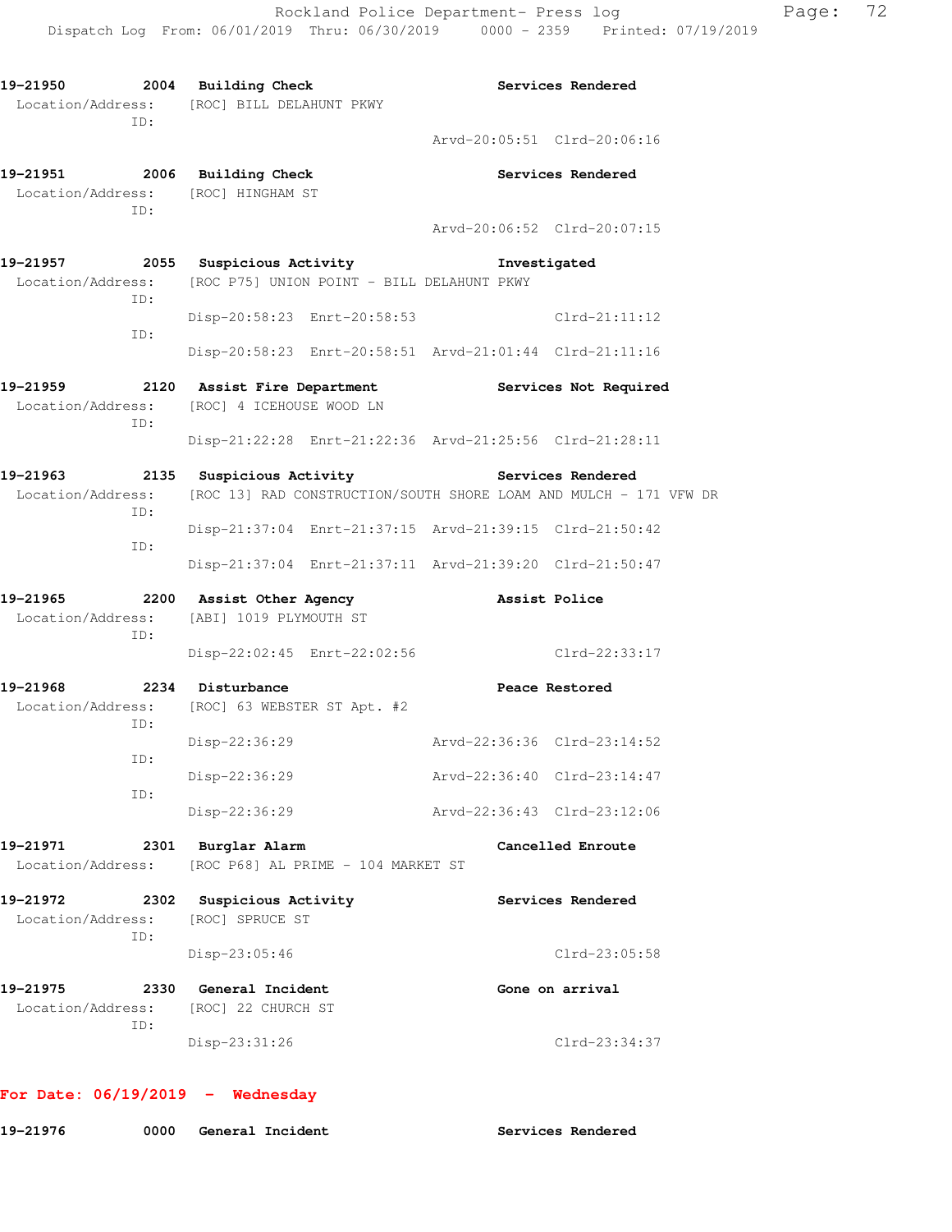**19-21950** 2004 **Building Check** **Services Rendered**
Location/Address: [ROC] BILL DELAHUNT PKWY
ID:
Arvd-20:05:51 Clrd-20:06:16

**19-21951** 2006 **Building Check** **Services Rendered**
Location/Address: [ROC] HINGHAM ST
ID:
Arvd-20:06:52 Clrd-20:07:15

**19-21957** 2055 **Suspicious Activity** **Investigated**
Location/Address: [ROC P75] UNION POINT - BILL DELAHUNT PKWY
ID:
Disp-20:58:23 Enrt-20:58:53 Clrd-21:11:12
ID:
Disp-20:58:23 Enrt-20:58:51 Arvd-21:01:44 Clrd-21:11:16

**19-21959** 2120 **Assist Fire Department** **Services Not Required**
Location/Address: [ROC] 4 ICEHOUSE WOOD LN
ID:
Disp-21:22:28 Enrt-21:22:36 Arvd-21:25:56 Clrd-21:28:11

**19-21963** 2135 **Suspicious Activity** **Services Rendered**
Location/Address: [ROC 13] RAD CONSTRUCTION/SOUTH SHORE LOAM AND MULCH - 171 VFW DR
ID:
Disp-21:37:04 Enrt-21:37:15 Arvd-21:39:15 Clrd-21:50:42
ID:
Disp-21:37:04 Enrt-21:37:11 Arvd-21:39:20 Clrd-21:50:47

**19-21965** 2200 **Assist Other Agency** **Assist Police**
Location/Address: [ABI] 1019 PLYMOUTH ST
ID:
Disp-22:02:45 Enrt-22:02:56 Clrd-22:33:17

**19-21968** 2234 **Disturbance** **Peace Restored**
Location/Address: [ROC] 63 WEBSTER ST Apt. #2
ID:
Disp-22:36:29 Arvd-22:36:36 Clrd-23:14:52
ID:
Disp-22:36:29 Arvd-22:36:40 Clrd-23:14:47
ID:
Disp-22:36:29 Arvd-22:36:43 Clrd-23:12:06

**19-21971** 2301 **Burglar Alarm** **Cancelled Enroute**
Location/Address: [ROC P68] AL PRIME - 104 MARKET ST

**19-21972** 2302 **Suspicious Activity** **Services Rendered**
Location/Address: [ROC] SPRUCE ST
ID:
Disp-23:05:46 Clrd-23:05:58

**19-21975** 2330 **General Incident** **Gone on arrival**
Location/Address: [ROC] 22 CHURCH ST
ID:
Disp-23:31:26 Clrd-23:34:37

## For Date: 06/19/2019 - Wednesday

**19-21976** 0000 **General Incident** **Services Rendered**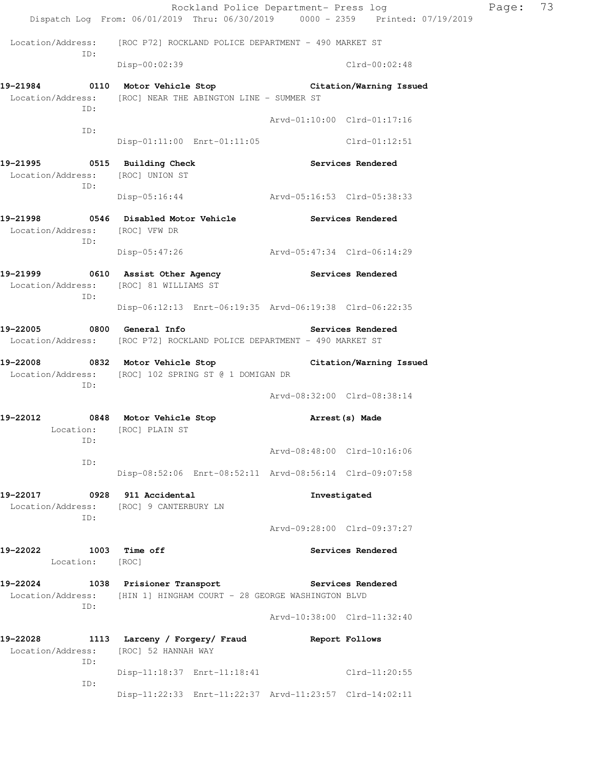Location/Address: [ROC P72] ROCKLAND POLICE DEPARTMENT - 490 MARKET ST
ID:
Disp-00:02:39 Clrd-00:02:48

**19-21984 0110 Motor Vehicle Stop Citation/Warning Issued**
Location/Address: [ROC] NEAR THE ABINGTON LINE - SUMMER ST
ID:
Arvd-01:10:00 Clrd-01:17:16
ID:
Disp-01:11:00 Enrt-01:11:05 Clrd-01:12:51

**19-21995 0515 Building Check Services Rendered**
Location/Address: [ROC] UNION ST
ID:
Disp-05:16:44 Arvd-05:16:53 Clrd-05:38:33

**19-21998 0546 Disabled Motor Vehicle Services Rendered**
Location/Address: [ROC] VFW DR
ID:
Disp-05:47:26 Arvd-05:47:34 Clrd-06:14:29

**19-21999 0610 Assist Other Agency Services Rendered**
Location/Address: [ROC] 81 WILLIAMS ST
ID:
Disp-06:12:13 Enrt-06:19:35 Arvd-06:19:38 Clrd-06:22:35

**19-22005 0800 General Info Services Rendered**
Location/Address: [ROC P72] ROCKLAND POLICE DEPARTMENT - 490 MARKET ST

**19-22008 0832 Motor Vehicle Stop Citation/Warning Issued**
Location/Address: [ROC] 102 SPRING ST @ 1 DOMIGAN DR
ID:
Arvd-08:32:00 Clrd-08:38:14

**19-22012 0848 Motor Vehicle Stop Arrest(s) Made**
Location: [ROC] PLAIN ST
ID:
Arvd-08:48:00 Clrd-10:16:06
ID:
Disp-08:52:06 Enrt-08:52:11 Arvd-08:56:14 Clrd-09:07:58

**19-22017 0928 911 Accidental Investigated**
Location/Address: [ROC] 9 CANTERBURY LN
ID:
Arvd-09:28:00 Clrd-09:37:27

**19-22022 1003 Time off Services Rendered**
Location: [ROC]

**19-22024 1038 Prisioner Transport Services Rendered**
Location/Address: [HIN 1] HINGHAM COURT - 28 GEORGE WASHINGTON BLVD
ID:
Arvd-10:38:00 Clrd-11:32:40

**19-22028 1113 Larceny / Forgery/ Fraud Report Follows**
Location/Address: [ROC] 52 HANNAH WAY
ID:
Disp-11:18:37 Enrt-11:18:41 Clrd-11:20:55
ID:
Disp-11:22:33 Enrt-11:22:37 Arvd-11:23:57 Clrd-14:02:11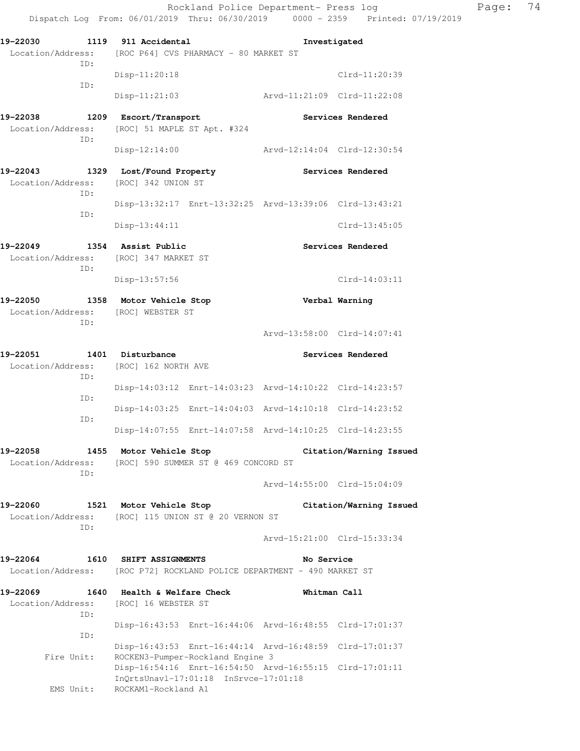**19-22030 1119 911 Accidental** — **Investigated**
Location/Address: [ROC P64] CVS PHARMACY - 80 MARKET ST
ID:
Disp-11:20:18 Clrd-11:20:39
ID:
Disp-11:21:03 Arvd-11:21:09 Clrd-11:22:08

**19-22038 1209 Escort/Transport** — **Services Rendered**
Location/Address: [ROC] 51 MAPLE ST Apt. #324
ID:
Disp-12:14:00 Arvd-12:14:04 Clrd-12:30:54

**19-22043 1329 Lost/Found Property** — **Services Rendered**
Location/Address: [ROC] 342 UNION ST
ID:
Disp-13:32:17 Enrt-13:32:25 Arvd-13:39:06 Clrd-13:43:21
ID:
Disp-13:44:11 Clrd-13:45:05

**19-22049 1354 Assist Public** — **Services Rendered**
Location/Address: [ROC] 347 MARKET ST
ID:
Disp-13:57:56 Clrd-14:03:11

**19-22050 1358 Motor Vehicle Stop** — **Verbal Warning**
Location/Address: [ROC] WEBSTER ST
ID:
Arvd-13:58:00 Clrd-14:07:41

**19-22051 1401 Disturbance** — **Services Rendered**
Location/Address: [ROC] 162 NORTH AVE
ID:
Disp-14:03:12 Enrt-14:03:23 Arvd-14:10:22 Clrd-14:23:57
ID:
Disp-14:03:25 Enrt-14:04:03 Arvd-14:10:18 Clrd-14:23:52
ID:
Disp-14:07:55 Enrt-14:07:58 Arvd-14:10:25 Clrd-14:23:55

**19-22058 1455 Motor Vehicle Stop** — **Citation/Warning Issued**
Location/Address: [ROC] 590 SUMMER ST @ 469 CONCORD ST
ID:
Arvd-14:55:00 Clrd-15:04:09

**19-22060 1521 Motor Vehicle Stop** — **Citation/Warning Issued**
Location/Address: [ROC] 115 UNION ST @ 20 VERNON ST
ID:
Arvd-15:21:00 Clrd-15:33:34

**19-22064 1610 SHIFT ASSIGNMENTS** — **No Service**
Location/Address: [ROC P72] ROCKLAND POLICE DEPARTMENT - 490 MARKET ST

**19-22069 1640 Health & Welfare Check** — **Whitman Call**
Location/Address: [ROC] 16 WEBSTER ST
ID:
Disp-16:43:53 Enrt-16:44:06 Arvd-16:48:55 Clrd-17:01:37
ID:
Disp-16:43:53 Enrt-16:44:14 Arvd-16:48:59 Clrd-17:01:37
Fire Unit: ROCKEN3-Pumper-Rockland Engine 3
Disp-16:54:16 Enrt-16:54:50 Arvd-16:55:15 Clrd-17:01:11
InQrtsUnavl-17:01:18 InSrvce-17:01:18
EMS Unit: ROCKAM1-Rockland A1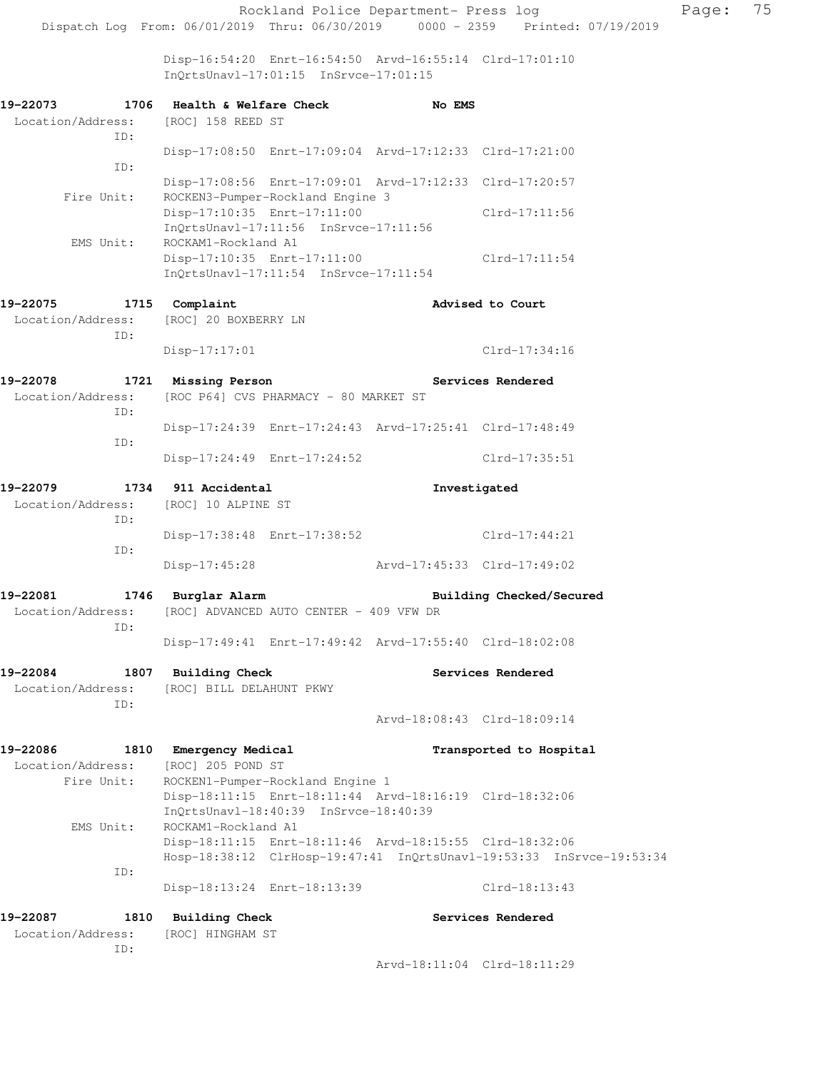Disp-16:54:20 Enrt-16:54:50 Arvd-16:55:14 Clrd-17:01:10
InQrtsUnavl-17:01:15 InSrvce-17:01:15

**19-22073 1706 Health & Welfare Check — No EMS**
Location/Address: [ROC] 158 REED ST
ID:
Disp-17:08:50 Enrt-17:09:04 Arvd-17:12:33 Clrd-17:21:00
ID:
Disp-17:08:56 Enrt-17:09:01 Arvd-17:12:33 Clrd-17:20:57
Fire Unit: ROCKEN3-Pumper-Rockland Engine 3
Disp-17:10:35 Enrt-17:11:00 Clrd-17:11:56
InQrtsUnavl-17:11:56 InSrvce-17:11:56
EMS Unit: ROCKAM1-Rockland A1
Disp-17:10:35 Enrt-17:11:00 Clrd-17:11:54
InQrtsUnavl-17:11:54 InSrvce-17:11:54

**19-22075 1715 Complaint — Advised to Court**
Location/Address: [ROC] 20 BOXBERRY LN
ID:
Disp-17:17:01 Clrd-17:34:16

**19-22078 1721 Missing Person — Services Rendered**
Location/Address: [ROC P64] CVS PHARMACY - 80 MARKET ST
ID:
Disp-17:24:39 Enrt-17:24:43 Arvd-17:25:41 Clrd-17:48:49
ID:
Disp-17:24:49 Enrt-17:24:52 Clrd-17:35:51

**19-22079 1734 911 Accidental — Investigated**
Location/Address: [ROC] 10 ALPINE ST
ID:
Disp-17:38:48 Enrt-17:38:52 Clrd-17:44:21
ID:
Disp-17:45:28 Arvd-17:45:33 Clrd-17:49:02

**19-22081 1746 Burglar Alarm — Building Checked/Secured**
Location/Address: [ROC] ADVANCED AUTO CENTER - 409 VFW DR
ID:
Disp-17:49:41 Enrt-17:49:42 Arvd-17:55:40 Clrd-18:02:08

**19-22084 1807 Building Check — Services Rendered**
Location/Address: [ROC] BILL DELAHUNT PKWY
ID:
Arvd-18:08:43 Clrd-18:09:14

**19-22086 1810 Emergency Medical — Transported to Hospital**
Location/Address: [ROC] 205 POND ST
Fire Unit: ROCKEN1-Pumper-Rockland Engine 1
Disp-18:11:15 Enrt-18:11:44 Arvd-18:16:19 Clrd-18:32:06
InQrtsUnavl-18:40:39 InSrvce-18:40:39
EMS Unit: ROCKAM1-Rockland A1
Disp-18:11:15 Enrt-18:11:46 Arvd-18:15:55 Clrd-18:32:06
Hosp-18:38:12 ClrHosp-19:47:41 InQrtsUnavl-19:53:33 InSrvce-19:53:34
ID:
Disp-18:13:24 Enrt-18:13:39 Clrd-18:13:43

**19-22087 1810 Building Check — Services Rendered**
Location/Address: [ROC] HINGHAM ST
ID:
Arvd-18:11:04 Clrd-18:11:29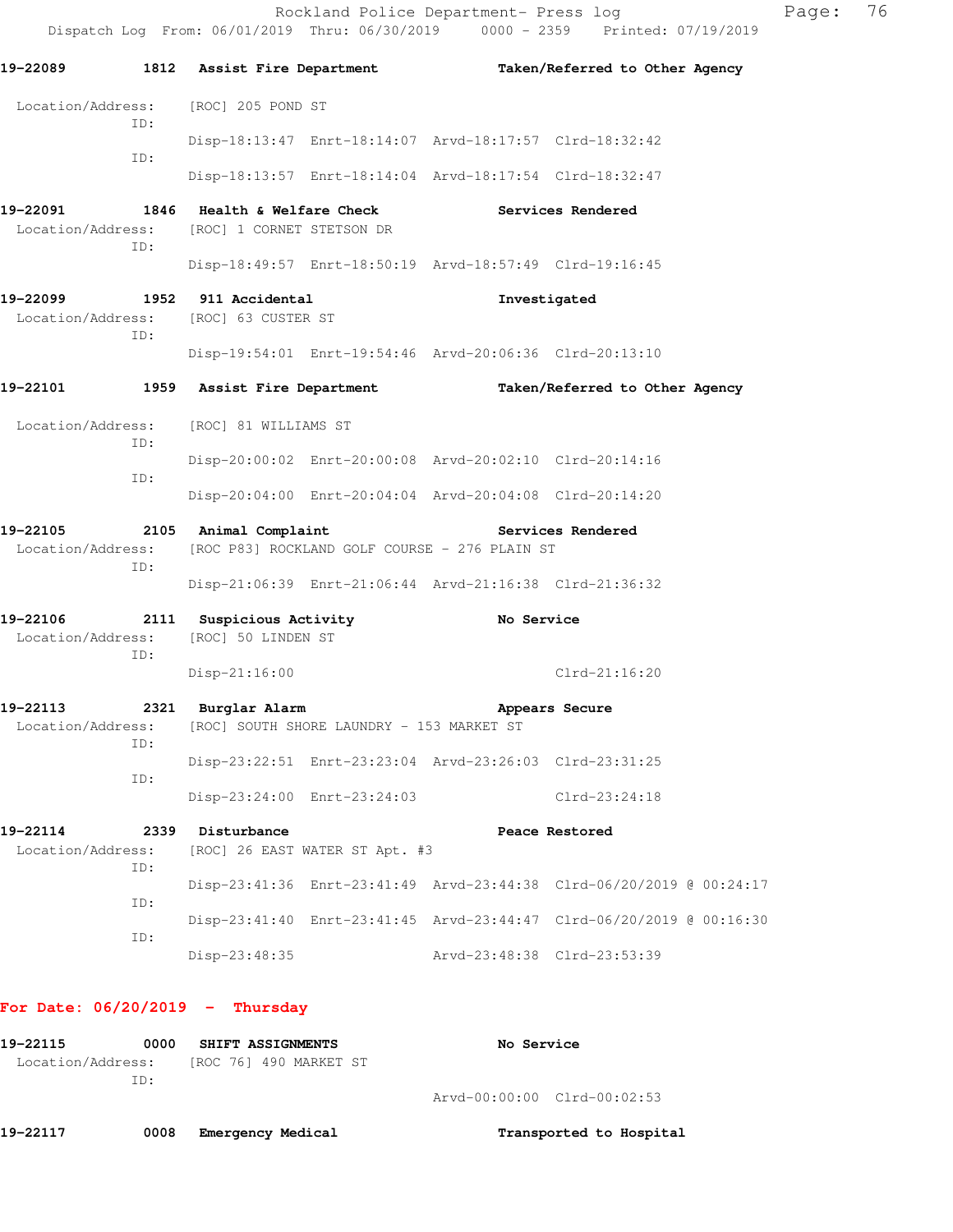**19-22089** 1812 **Assist Fire Department** **Taken/Referred to Other Agency**

Location/Address: [ROC] 205 POND ST

ID:
Disp-18:13:47 Enrt-18:14:07 Arvd-18:17:57 Clrd-18:32:42

ID:
Disp-18:13:57 Enrt-18:14:04 Arvd-18:17:54 Clrd-18:32:47

**19-22091** 1846 **Health & Welfare Check** **Services Rendered**

Location/Address: [ROC] 1 CORNET STETSON DR

ID:
Disp-18:49:57 Enrt-18:50:19 Arvd-18:57:49 Clrd-19:16:45

**19-22099** 1952 **911 Accidental** **Investigated**

Location/Address: [ROC] 63 CUSTER ST

ID:
Disp-19:54:01 Enrt-19:54:46 Arvd-20:06:36 Clrd-20:13:10

**19-22101** 1959 **Assist Fire Department** **Taken/Referred to Other Agency**

Location/Address: [ROC] 81 WILLIAMS ST

ID:
Disp-20:00:02 Enrt-20:00:08 Arvd-20:02:10 Clrd-20:14:16

ID:
Disp-20:04:00 Enrt-20:04:04 Arvd-20:04:08 Clrd-20:14:20

**19-22105** 2105 **Animal Complaint** **Services Rendered**

Location/Address: [ROC P83] ROCKLAND GOLF COURSE - 276 PLAIN ST

ID:
Disp-21:06:39 Enrt-21:06:44 Arvd-21:16:38 Clrd-21:36:32

**19-22106** 2111 **Suspicious Activity** **No Service**

Location/Address: [ROC] 50 LINDEN ST

ID:
Disp-21:16:00 Clrd-21:16:20

**19-22113** 2321 **Burglar Alarm** **Appears Secure**

Location/Address: [ROC] SOUTH SHORE LAUNDRY - 153 MARKET ST

ID:
Disp-23:22:51 Enrt-23:23:04 Arvd-23:26:03 Clrd-23:31:25

ID:
Disp-23:24:00 Enrt-23:24:03 Clrd-23:24:18

**19-22114** 2339 **Disturbance** **Peace Restored**

Location/Address: [ROC] 26 EAST WATER ST Apt. #3

ID:
Disp-23:41:36 Enrt-23:41:49 Arvd-23:44:38 Clrd-06/20/2019 @ 00:24:17

ID:
Disp-23:41:40 Enrt-23:41:45 Arvd-23:44:47 Clrd-06/20/2019 @ 00:16:30

ID:
Disp-23:48:35 Arvd-23:48:38 Clrd-23:53:39

## For Date: 06/20/2019 - Thursday

**19-22115** 0000 **SHIFT ASSIGNMENTS** **No Service**

Location/Address: [ROC 76] 490 MARKET ST

ID:
Arvd-00:00:00 Clrd-00:02:53

**19-22117** 0008 **Emergency Medical** **Transported to Hospital**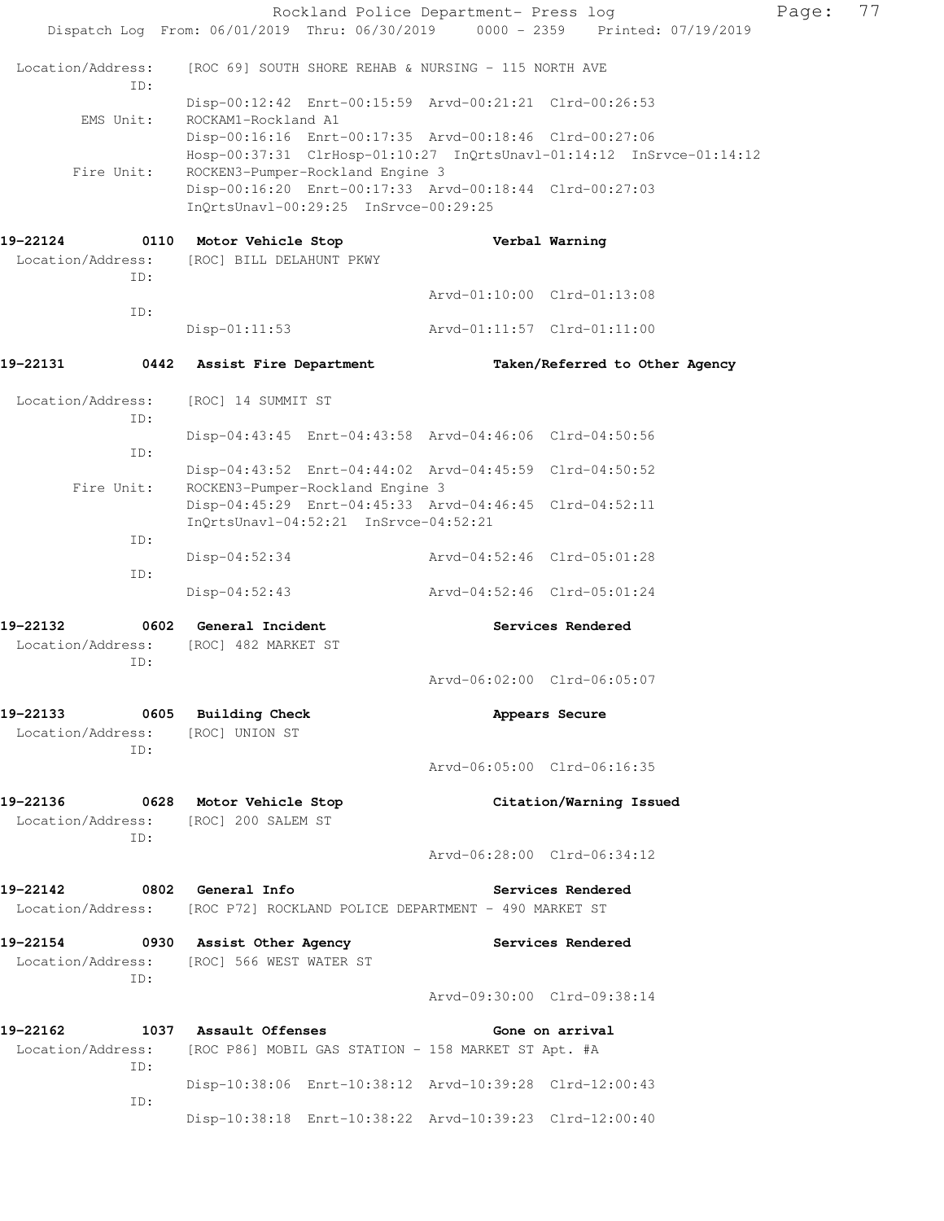Location/Address: [ROC 69] SOUTH SHORE REHAB & NURSING - 115 NORTH AVE
ID:
Disp-00:12:42 Enrt-00:15:59 Arvd-00:21:21 Clrd-00:26:53
EMS Unit: ROCKAM1-Rockland A1
Disp-00:16:16 Enrt-00:17:35 Arvd-00:18:46 Clrd-00:27:06
Hosp-00:37:31 ClrHosp-01:10:27 InQrtsUnavl-01:14:12 InSrvce-01:14:12
Fire Unit: ROCKEN3-Pumper-Rockland Engine 3
Disp-00:16:20 Enrt-00:17:33 Arvd-00:18:44 Clrd-00:27:03
InQrtsUnavl-00:29:25 InSrvce-00:29:25

**19-22124 0110 Motor Vehicle Stop Verbal Warning**
Location/Address: [ROC] BILL DELAHUNT PKWY
ID:
Arvd-01:10:00 Clrd-01:13:08
ID:
Disp-01:11:53 Arvd-01:11:57 Clrd-01:11:00

**19-22131 0442 Assist Fire Department Taken/Referred to Other Agency**

Location/Address: [ROC] 14 SUMMIT ST
ID:
Disp-04:43:45 Enrt-04:43:58 Arvd-04:46:06 Clrd-04:50:56
ID:
Disp-04:43:52 Enrt-04:44:02 Arvd-04:45:59 Clrd-04:50:52
Fire Unit: ROCKEN3-Pumper-Rockland Engine 3
Disp-04:45:29 Enrt-04:45:33 Arvd-04:46:45 Clrd-04:52:11
InQrtsUnavl-04:52:21 InSrvce-04:52:21
ID:
Disp-04:52:34 Arvd-04:52:46 Clrd-05:01:28
ID:
Disp-04:52:43 Arvd-04:52:46 Clrd-05:01:24

**19-22132 0602 General Incident Services Rendered**
Location/Address: [ROC] 482 MARKET ST
ID:
Arvd-06:02:00 Clrd-06:05:07

**19-22133 0605 Building Check Appears Secure**
Location/Address: [ROC] UNION ST
ID:
Arvd-06:05:00 Clrd-06:16:35

**19-22136 0628 Motor Vehicle Stop Citation/Warning Issued**
Location/Address: [ROC] 200 SALEM ST
ID:
Arvd-06:28:00 Clrd-06:34:12

**19-22142 0802 General Info Services Rendered**
Location/Address: [ROC P72] ROCKLAND POLICE DEPARTMENT - 490 MARKET ST

**19-22154 0930 Assist Other Agency Services Rendered**
Location/Address: [ROC] 566 WEST WATER ST
ID:
Arvd-09:30:00 Clrd-09:38:14

**19-22162 1037 Assault Offenses Gone on arrival**
Location/Address: [ROC P86] MOBIL GAS STATION - 158 MARKET ST Apt. #A
ID:
Disp-10:38:06 Enrt-10:38:12 Arvd-10:39:28 Clrd-12:00:43
ID:
Disp-10:38:18 Enrt-10:38:22 Arvd-10:39:23 Clrd-12:00:40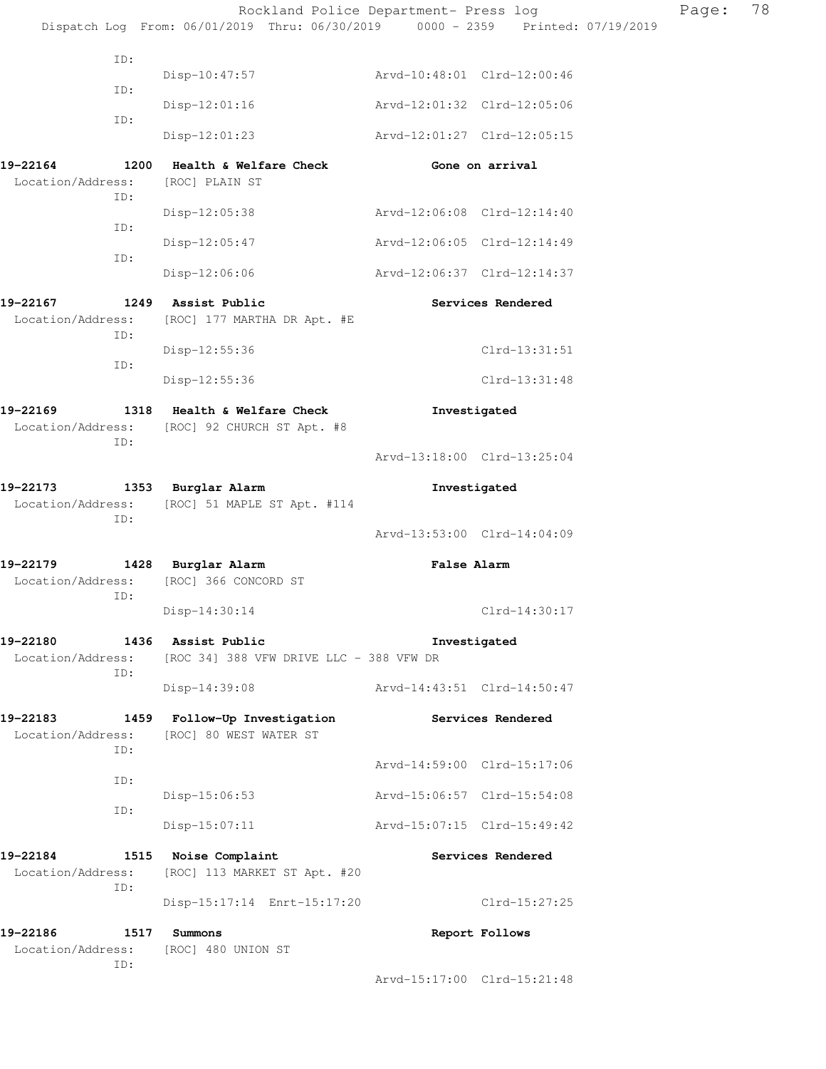```
          ID:
              Disp-10:47:57               Arvd-10:48:01  Clrd-12:00:46
          ID:
              Disp-12:01:16               Arvd-12:01:32  Clrd-12:05:06
          ID:
              Disp-12:01:23               Arvd-12:01:27  Clrd-12:05:15

19-22164        1200  Health & Welfare Check              Gone on arrival
 Location/Address:    [ROC] PLAIN ST
          ID:
              Disp-12:05:38               Arvd-12:06:08  Clrd-12:14:40
          ID:
              Disp-12:05:47               Arvd-12:06:05  Clrd-12:14:49
          ID:
              Disp-12:06:06               Arvd-12:06:37  Clrd-12:14:37

19-22167        1249  Assist Public                       Services Rendered
 Location/Address:    [ROC] 177 MARTHA DR Apt. #E
          ID:
              Disp-12:55:36                              Clrd-13:31:51
          ID:
              Disp-12:55:36                              Clrd-13:31:48

19-22169        1318  Health & Welfare Check              Investigated
 Location/Address:    [ROC] 92 CHURCH ST Apt. #8
          ID:
                                          Arvd-13:18:00  Clrd-13:25:04

19-22173        1353  Burglar Alarm                       Investigated
 Location/Address:    [ROC] 51 MAPLE ST Apt. #114
          ID:
                                          Arvd-13:53:00  Clrd-14:04:09

19-22179        1428  Burglar Alarm                       False Alarm
 Location/Address:    [ROC] 366 CONCORD ST
          ID:
              Disp-14:30:14                              Clrd-14:30:17

19-22180        1436  Assist Public                       Investigated
 Location/Address:    [ROC 34] 388 VFW DRIVE LLC - 388 VFW DR
          ID:
              Disp-14:39:08               Arvd-14:43:51  Clrd-14:50:47

19-22183        1459  Follow-Up Investigation             Services Rendered
 Location/Address:    [ROC] 80 WEST WATER ST
          ID:
                                          Arvd-14:59:00  Clrd-15:17:06
          ID:
              Disp-15:06:53               Arvd-15:06:57  Clrd-15:54:08
          ID:
              Disp-15:07:11               Arvd-15:07:15  Clrd-15:49:42

19-22184        1515  Noise Complaint                     Services Rendered
 Location/Address:    [ROC] 113 MARKET ST Apt. #20
          ID:
              Disp-15:17:14  Enrt-15:17:20               Clrd-15:27:25

19-22186        1517  Summons                             Report Follows
 Location/Address:    [ROC] 480 UNION ST
          ID:
                                          Arvd-15:17:00  Clrd-15:21:48
```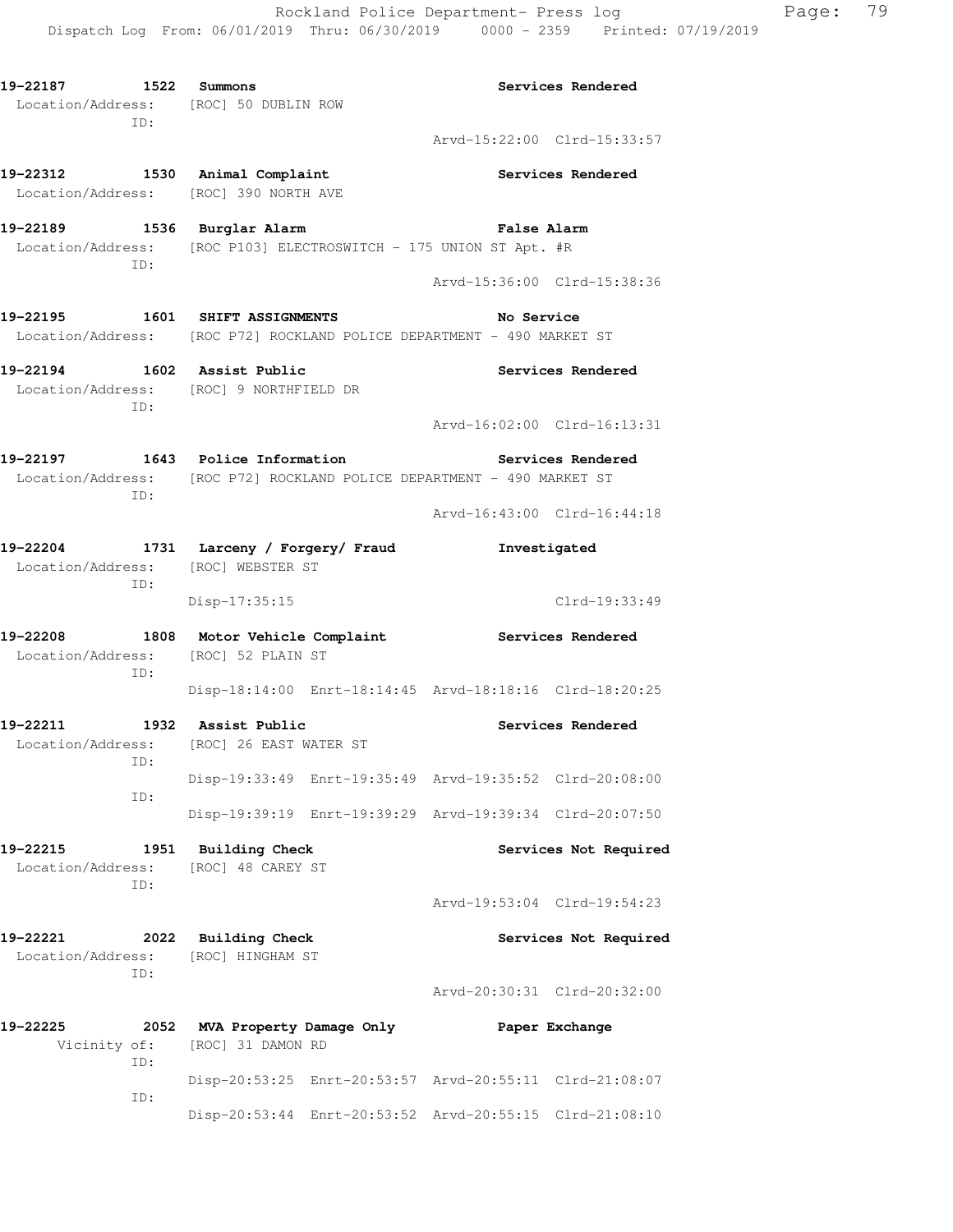19-22187 1522 Summons Services Rendered
Location/Address: [ROC] 50 DUBLIN ROW
ID:
Arvd-15:22:00 Clrd-15:33:57

19-22312 1530 Animal Complaint Services Rendered
Location/Address: [ROC] 390 NORTH AVE

19-22189 1536 Burglar Alarm False Alarm
Location/Address: [ROC P103] ELECTROSWITCH - 175 UNION ST Apt. #R
ID:
Arvd-15:36:00 Clrd-15:38:36

19-22195 1601 SHIFT ASSIGNMENTS No Service
Location/Address: [ROC P72] ROCKLAND POLICE DEPARTMENT - 490 MARKET ST

19-22194 1602 Assist Public Services Rendered
Location/Address: [ROC] 9 NORTHFIELD DR
ID:
Arvd-16:02:00 Clrd-16:13:31

19-22197 1643 Police Information Services Rendered
Location/Address: [ROC P72] ROCKLAND POLICE DEPARTMENT - 490 MARKET ST
ID:
Arvd-16:43:00 Clrd-16:44:18

19-22204 1731 Larceny / Forgery/ Fraud Investigated
Location/Address: [ROC] WEBSTER ST
ID:
Disp-17:35:15 Clrd-19:33:49

19-22208 1808 Motor Vehicle Complaint Services Rendered
Location/Address: [ROC] 52 PLAIN ST
ID:
Disp-18:14:00 Enrt-18:14:45 Arvd-18:18:16 Clrd-18:20:25

19-22211 1932 Assist Public Services Rendered
Location/Address: [ROC] 26 EAST WATER ST
ID:
Disp-19:33:49 Enrt-19:35:49 Arvd-19:35:52 Clrd-20:08:00
ID:
Disp-19:39:19 Enrt-19:39:29 Arvd-19:39:34 Clrd-20:07:50

19-22215 1951 Building Check Services Not Required
Location/Address: [ROC] 48 CAREY ST
ID:
Arvd-19:53:04 Clrd-19:54:23

19-22221 2022 Building Check Services Not Required
Location/Address: [ROC] HINGHAM ST
ID:
Arvd-20:30:31 Clrd-20:32:00

19-22225 2052 MVA Property Damage Only Paper Exchange
Vicinity of: [ROC] 31 DAMON RD
ID:
Disp-20:53:25 Enrt-20:53:57 Arvd-20:55:11 Clrd-21:08:07
ID:
Disp-20:53:44 Enrt-20:53:52 Arvd-20:55:15 Clrd-21:08:10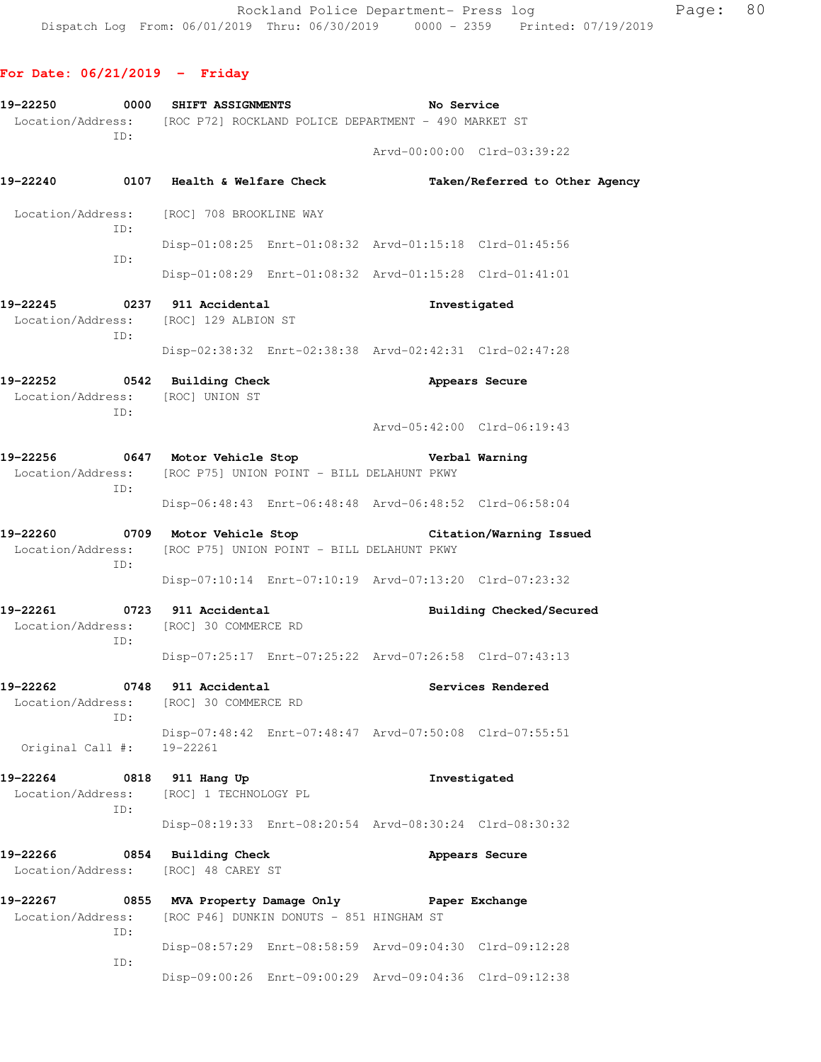## For Date: 06/21/2019 - Friday

**19-22250** 0000 **SHIFT ASSIGNMENTS** **No Service**
Location/Address: [ROC P72] ROCKLAND POLICE DEPARTMENT - 490 MARKET ST
ID:
Arvd-00:00:00 Clrd-03:39:22

**19-22240** 0107 **Health & Welfare Check** **Taken/Referred to Other Agency**
Location/Address: [ROC] 708 BROOKLINE WAY
ID:
Disp-01:08:25 Enrt-01:08:32 Arvd-01:15:18 Clrd-01:45:56
ID:
Disp-01:08:29 Enrt-01:08:32 Arvd-01:15:28 Clrd-01:41:01

**19-22245** 0237 **911 Accidental** **Investigated**
Location/Address: [ROC] 129 ALBION ST
ID:
Disp-02:38:32 Enrt-02:38:38 Arvd-02:42:31 Clrd-02:47:28

**19-22252** 0542 **Building Check** **Appears Secure**
Location/Address: [ROC] UNION ST
ID:
Arvd-05:42:00 Clrd-06:19:43

**19-22256** 0647 **Motor Vehicle Stop** **Verbal Warning**
Location/Address: [ROC P75] UNION POINT - BILL DELAHUNT PKWY
ID:
Disp-06:48:43 Enrt-06:48:48 Arvd-06:48:52 Clrd-06:58:04

**19-22260** 0709 **Motor Vehicle Stop** **Citation/Warning Issued**
Location/Address: [ROC P75] UNION POINT - BILL DELAHUNT PKWY
ID:
Disp-07:10:14 Enrt-07:10:19 Arvd-07:13:20 Clrd-07:23:32

**19-22261** 0723 **911 Accidental** **Building Checked/Secured**
Location/Address: [ROC] 30 COMMERCE RD
ID:
Disp-07:25:17 Enrt-07:25:22 Arvd-07:26:58 Clrd-07:43:13

**19-22262** 0748 **911 Accidental** **Services Rendered**
Location/Address: [ROC] 30 COMMERCE RD
ID:
Disp-07:48:42 Enrt-07:48:47 Arvd-07:50:08 Clrd-07:55:51
Original Call #: 19-22261

**19-22264** 0818 **911 Hang Up** **Investigated**
Location/Address: [ROC] 1 TECHNOLOGY PL
ID:
Disp-08:19:33 Enrt-08:20:54 Arvd-08:30:24 Clrd-08:30:32

**19-22266** 0854 **Building Check** **Appears Secure**
Location/Address: [ROC] 48 CAREY ST

**19-22267** 0855 **MVA Property Damage Only** **Paper Exchange**
Location/Address: [ROC P46] DUNKIN DONUTS - 851 HINGHAM ST
ID:
Disp-08:57:29 Enrt-08:58:59 Arvd-09:04:30 Clrd-09:12:28
ID:
Disp-09:00:26 Enrt-09:00:29 Arvd-09:04:36 Clrd-09:12:38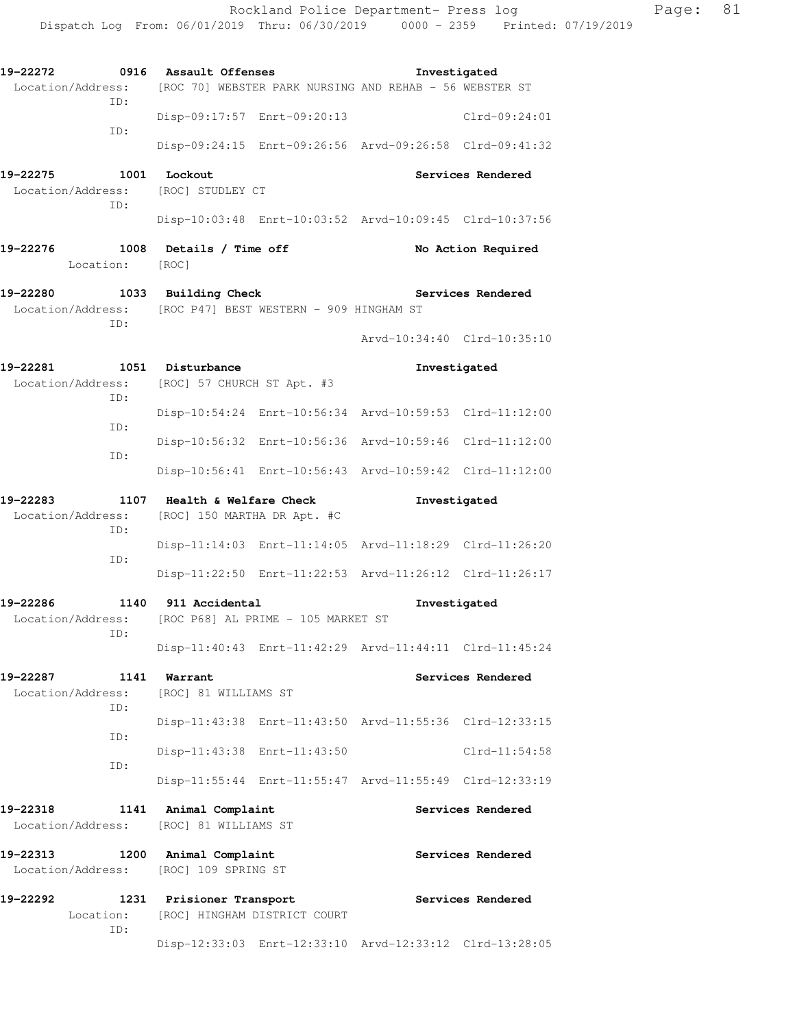19-22272 0916 Assault Offenses Investigated
Location/Address: [ROC 70] WEBSTER PARK NURSING AND REHAB - 56 WEBSTER ST
ID:
Disp-09:17:57 Enrt-09:20:13 Clrd-09:24:01
ID:
Disp-09:24:15 Enrt-09:26:56 Arvd-09:26:58 Clrd-09:41:32

19-22275 1001 Lockout Services Rendered
Location/Address: [ROC] STUDLEY CT
ID:
Disp-10:03:48 Enrt-10:03:52 Arvd-10:09:45 Clrd-10:37:56

19-22276 1008 Details / Time off No Action Required
Location: [ROC]

19-22280 1033 Building Check Services Rendered
Location/Address: [ROC P47] BEST WESTERN - 909 HINGHAM ST
ID:
Arvd-10:34:40 Clrd-10:35:10

19-22281 1051 Disturbance Investigated
Location/Address: [ROC] 57 CHURCH ST Apt. #3
ID:
Disp-10:54:24 Enrt-10:56:34 Arvd-10:59:53 Clrd-11:12:00
ID:
Disp-10:56:32 Enrt-10:56:36 Arvd-10:59:46 Clrd-11:12:00
ID:
Disp-10:56:41 Enrt-10:56:43 Arvd-10:59:42 Clrd-11:12:00

19-22283 1107 Health & Welfare Check Investigated
Location/Address: [ROC] 150 MARTHA DR Apt. #C
ID:
Disp-11:14:03 Enrt-11:14:05 Arvd-11:18:29 Clrd-11:26:20
ID:
Disp-11:22:50 Enrt-11:22:53 Arvd-11:26:12 Clrd-11:26:17

19-22286 1140 911 Accidental Investigated
Location/Address: [ROC P68] AL PRIME - 105 MARKET ST
ID:
Disp-11:40:43 Enrt-11:42:29 Arvd-11:44:11 Clrd-11:45:24

19-22287 1141 Warrant Services Rendered
Location/Address: [ROC] 81 WILLIAMS ST
ID:
Disp-11:43:38 Enrt-11:43:50 Arvd-11:55:36 Clrd-12:33:15
ID:
Disp-11:43:38 Enrt-11:43:50 Clrd-11:54:58
ID:
Disp-11:55:44 Enrt-11:55:47 Arvd-11:55:49 Clrd-12:33:19

19-22318 1141 Animal Complaint Services Rendered
Location/Address: [ROC] 81 WILLIAMS ST

19-22313 1200 Animal Complaint Services Rendered
Location/Address: [ROC] 109 SPRING ST

19-22292 1231 Prisioner Transport Services Rendered
Location: [ROC] HINGHAM DISTRICT COURT
ID:
Disp-12:33:03 Enrt-12:33:10 Arvd-12:33:12 Clrd-13:28:05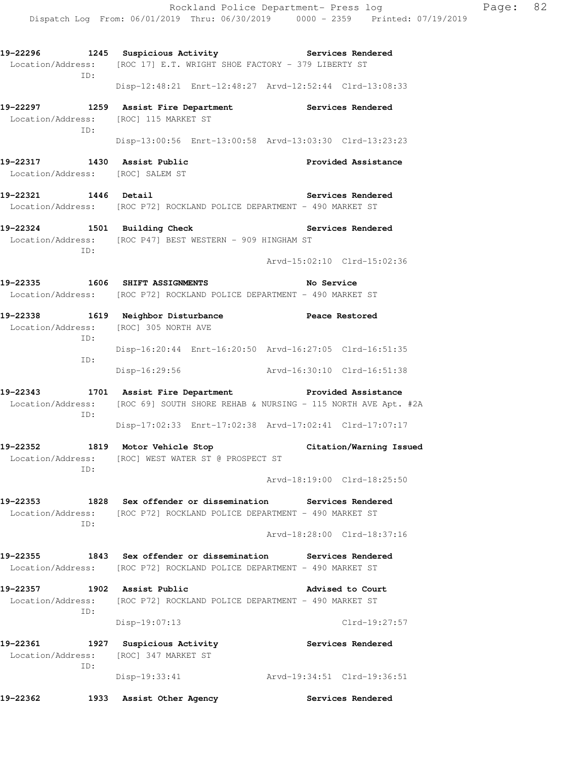**19-22296 1245 Suspicious Activity Services Rendered**
Location/Address: [ROC 17] E.T. WRIGHT SHOE FACTORY - 379 LIBERTY ST
ID:
Disp-12:48:21 Enrt-12:48:27 Arvd-12:52:44 Clrd-13:08:33

**19-22297 1259 Assist Fire Department Services Rendered**
Location/Address: [ROC] 115 MARKET ST
ID:
Disp-13:00:56 Enrt-13:00:58 Arvd-13:03:30 Clrd-13:23:23

**19-22317 1430 Assist Public Provided Assistance**
Location/Address: [ROC] SALEM ST

**19-22321 1446 Detail Services Rendered**
Location/Address: [ROC P72] ROCKLAND POLICE DEPARTMENT - 490 MARKET ST

**19-22324 1501 Building Check Services Rendered**
Location/Address: [ROC P47] BEST WESTERN - 909 HINGHAM ST
ID:
Arvd-15:02:10 Clrd-15:02:36

**19-22335 1606 SHIFT ASSIGNMENTS No Service**
Location/Address: [ROC P72] ROCKLAND POLICE DEPARTMENT - 490 MARKET ST

**19-22338 1619 Neighbor Disturbance Peace Restored**
Location/Address: [ROC] 305 NORTH AVE
ID:
Disp-16:20:44 Enrt-16:20:50 Arvd-16:27:05 Clrd-16:51:35
ID:
Disp-16:29:56 Arvd-16:30:10 Clrd-16:51:38

**19-22343 1701 Assist Fire Department Provided Assistance**
Location/Address: [ROC 69] SOUTH SHORE REHAB & NURSING - 115 NORTH AVE Apt. #2A
ID:
Disp-17:02:33 Enrt-17:02:38 Arvd-17:02:41 Clrd-17:07:17

**19-22352 1819 Motor Vehicle Stop Citation/Warning Issued**
Location/Address: [ROC] WEST WATER ST @ PROSPECT ST
ID:
Arvd-18:19:00 Clrd-18:25:50

**19-22353 1828 Sex offender or dissemination Services Rendered**
Location/Address: [ROC P72] ROCKLAND POLICE DEPARTMENT - 490 MARKET ST
ID:
Arvd-18:28:00 Clrd-18:37:16

**19-22355 1843 Sex offender or dissemination Services Rendered**
Location/Address: [ROC P72] ROCKLAND POLICE DEPARTMENT - 490 MARKET ST

**19-22357 1902 Assist Public Advised to Court**
Location/Address: [ROC P72] ROCKLAND POLICE DEPARTMENT - 490 MARKET ST
ID:
Disp-19:07:13 Clrd-19:27:57

**19-22361 1927 Suspicious Activity Services Rendered**
Location/Address: [ROC] 347 MARKET ST
ID:
Disp-19:33:41 Arvd-19:34:51 Clrd-19:36:51

**19-22362 1933 Assist Other Agency Services Rendered**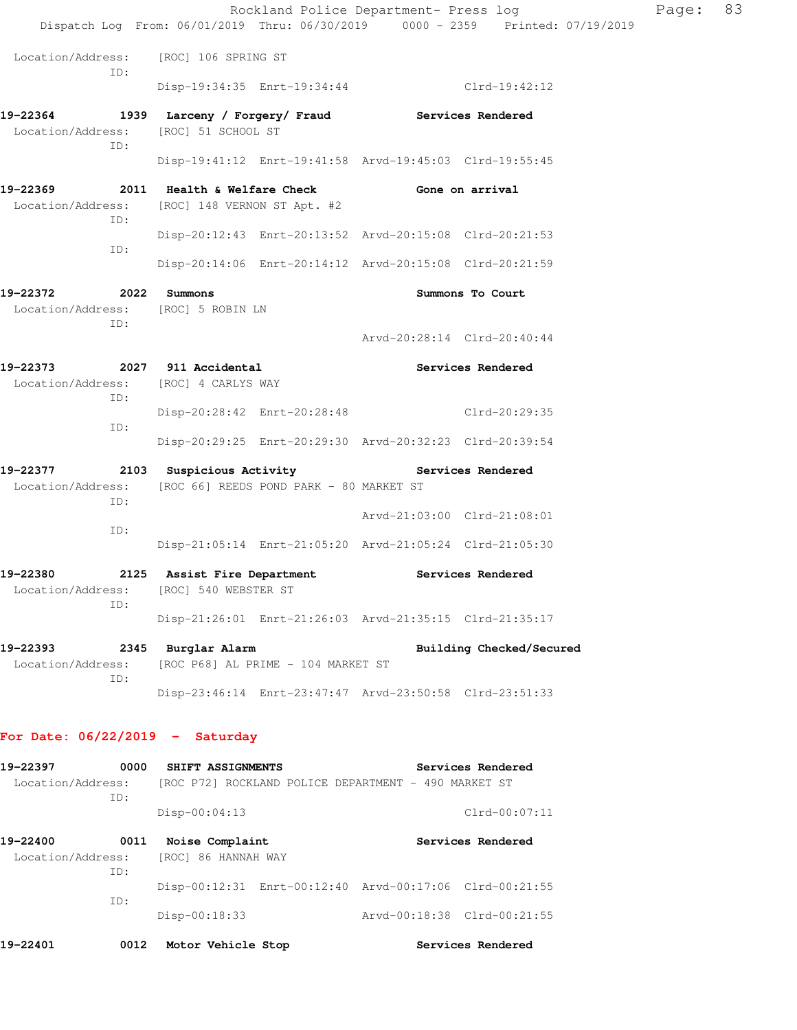Location/Address: [ROC] 106 SPRING ST
ID:
Disp-19:34:35 Enrt-19:34:44 Clrd-19:42:12

**19-22364 1939 Larceny / Forgery/ Fraud Services Rendered**
Location/Address: [ROC] 51 SCHOOL ST
ID:
Disp-19:41:12 Enrt-19:41:58 Arvd-19:45:03 Clrd-19:55:45

**19-22369 2011 Health & Welfare Check Gone on arrival**
Location/Address: [ROC] 148 VERNON ST Apt. #2
ID:
Disp-20:12:43 Enrt-20:13:52 Arvd-20:15:08 Clrd-20:21:53
ID:
Disp-20:14:06 Enrt-20:14:12 Arvd-20:15:08 Clrd-20:21:59

**19-22372 2022 Summons Summons To Court**
Location/Address: [ROC] 5 ROBIN LN
ID:
Arvd-20:28:14 Clrd-20:40:44

**19-22373 2027 911 Accidental Services Rendered**
Location/Address: [ROC] 4 CARLYS WAY
ID:
Disp-20:28:42 Enrt-20:28:48 Clrd-20:29:35
ID:
Disp-20:29:25 Enrt-20:29:30 Arvd-20:32:23 Clrd-20:39:54

**19-22377 2103 Suspicious Activity Services Rendered**
Location/Address: [ROC 66] REEDS POND PARK - 80 MARKET ST
ID:
Arvd-21:03:00 Clrd-21:08:01
ID:
Disp-21:05:14 Enrt-21:05:20 Arvd-21:05:24 Clrd-21:05:30

**19-22380 2125 Assist Fire Department Services Rendered**
Location/Address: [ROC] 540 WEBSTER ST
ID:
Disp-21:26:01 Enrt-21:26:03 Arvd-21:35:15 Clrd-21:35:17

**19-22393 2345 Burglar Alarm Building Checked/Secured**
Location/Address: [ROC P68] AL PRIME - 104 MARKET ST
ID:
Disp-23:46:14 Enrt-23:47:47 Arvd-23:50:58 Clrd-23:51:33

## For Date: 06/22/2019 - Saturday

**19-22397 0000 SHIFT ASSIGNMENTS Services Rendered**
Location/Address: [ROC P72] ROCKLAND POLICE DEPARTMENT - 490 MARKET ST
ID:
Disp-00:04:13 Clrd-00:07:11

**19-22400 0011 Noise Complaint Services Rendered**
Location/Address: [ROC] 86 HANNAH WAY
ID:
Disp-00:12:31 Enrt-00:12:40 Arvd-00:17:06 Clrd-00:21:55
ID:
Disp-00:18:33 Arvd-00:18:38 Clrd-00:21:55

**19-22401 0012 Motor Vehicle Stop Services Rendered**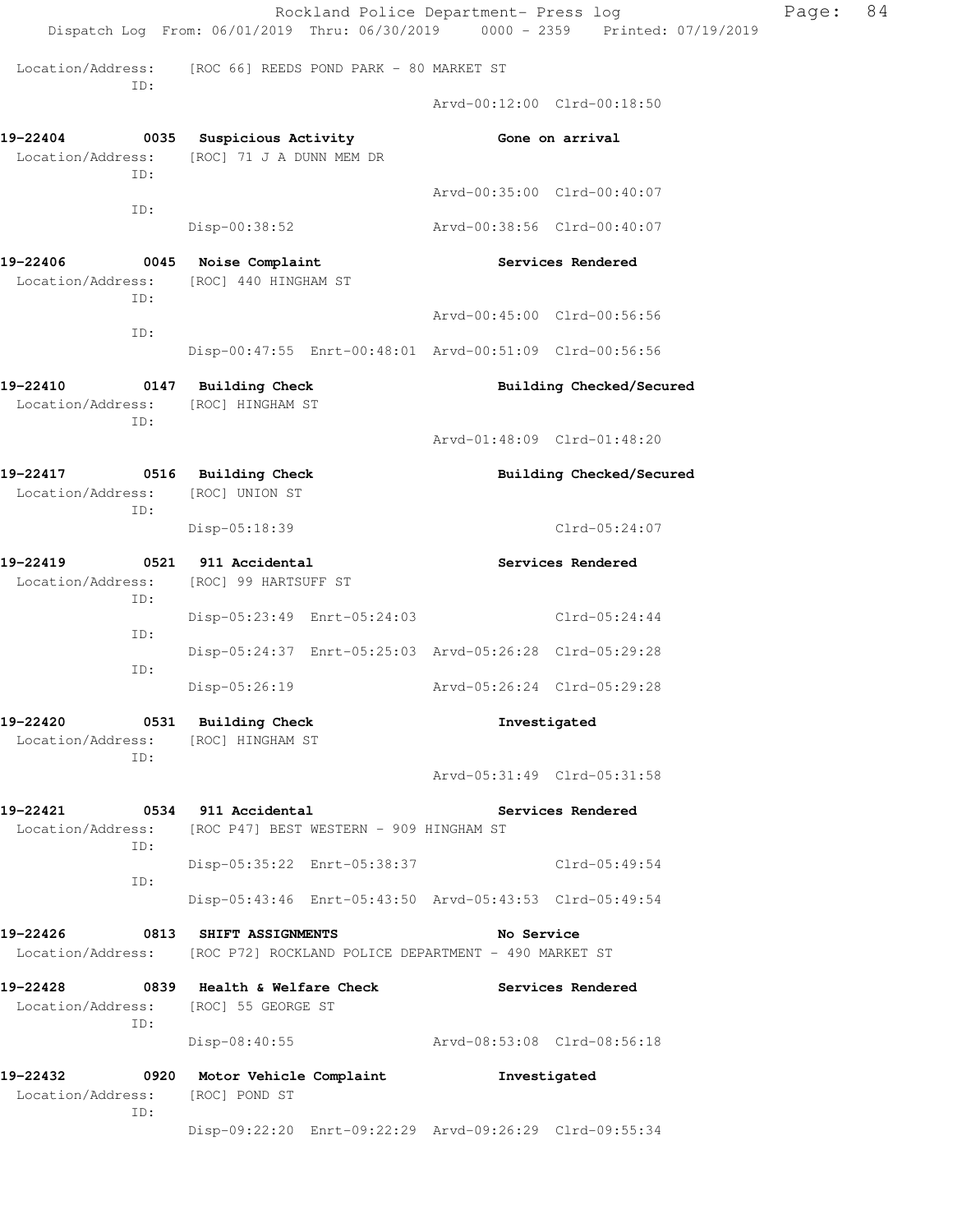Location/Address: [ROC 66] REEDS POND PARK - 80 MARKET ST
ID:
Arvd-00:12:00 Clrd-00:18:50

**19-22404 0035 Suspicious Activity** **Gone on arrival**
Location/Address: [ROC] 71 J A DUNN MEM DR
ID:
Arvd-00:35:00 Clrd-00:40:07
ID:
Disp-00:38:52 Arvd-00:38:56 Clrd-00:40:07

**19-22406 0045 Noise Complaint** **Services Rendered**
Location/Address: [ROC] 440 HINGHAM ST
ID:
Arvd-00:45:00 Clrd-00:56:56
ID:
Disp-00:47:55 Enrt-00:48:01 Arvd-00:51:09 Clrd-00:56:56

**19-22410 0147 Building Check** **Building Checked/Secured**
Location/Address: [ROC] HINGHAM ST
ID:
Arvd-01:48:09 Clrd-01:48:20

**19-22417 0516 Building Check** **Building Checked/Secured**
Location/Address: [ROC] UNION ST
ID:
Disp-05:18:39 Clrd-05:24:07

**19-22419 0521 911 Accidental** **Services Rendered**
Location/Address: [ROC] 99 HARTSUFF ST
ID:
Disp-05:23:49 Enrt-05:24:03 Clrd-05:24:44
ID:
Disp-05:24:37 Enrt-05:25:03 Arvd-05:26:28 Clrd-05:29:28
ID:
Disp-05:26:19 Arvd-05:26:24 Clrd-05:29:28

**19-22420 0531 Building Check** **Investigated**
Location/Address: [ROC] HINGHAM ST
ID:
Arvd-05:31:49 Clrd-05:31:58

**19-22421 0534 911 Accidental** **Services Rendered**
Location/Address: [ROC P47] BEST WESTERN - 909 HINGHAM ST
ID:
Disp-05:35:22 Enrt-05:38:37 Clrd-05:49:54
ID:
Disp-05:43:46 Enrt-05:43:50 Arvd-05:43:53 Clrd-05:49:54

**19-22426 0813 SHIFT ASSIGNMENTS** **No Service**
Location/Address: [ROC P72] ROCKLAND POLICE DEPARTMENT - 490 MARKET ST

**19-22428 0839 Health & Welfare Check** **Services Rendered**
Location/Address: [ROC] 55 GEORGE ST
ID:
Disp-08:40:55 Arvd-08:53:08 Clrd-08:56:18

**19-22432 0920 Motor Vehicle Complaint** **Investigated**
Location/Address: [ROC] POND ST
ID:
Disp-09:22:20 Enrt-09:22:29 Arvd-09:26:29 Clrd-09:55:34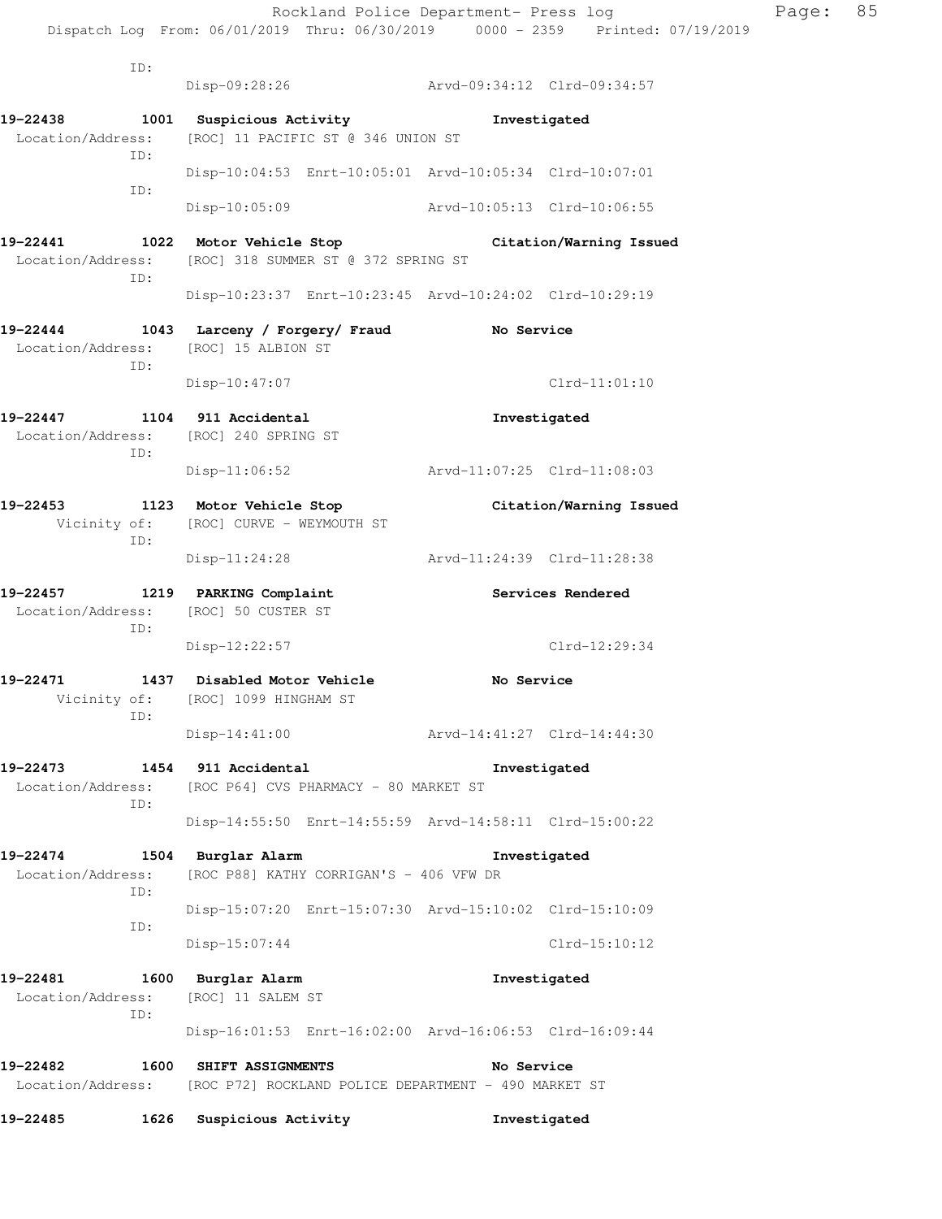ID:
Disp-09:28:26 Arvd-09:34:12 Clrd-09:34:57

**19-22438 1001 Suspicious Activity Investigated**
Location/Address: [ROC] 11 PACIFIC ST @ 346 UNION ST
ID:
Disp-10:04:53 Enrt-10:05:01 Arvd-10:05:34 Clrd-10:07:01
ID:
Disp-10:05:09 Arvd-10:05:13 Clrd-10:06:55

**19-22441 1022 Motor Vehicle Stop Citation/Warning Issued**
Location/Address: [ROC] 318 SUMMER ST @ 372 SPRING ST
ID:
Disp-10:23:37 Enrt-10:23:45 Arvd-10:24:02 Clrd-10:29:19

**19-22444 1043 Larceny / Forgery/ Fraud No Service**
Location/Address: [ROC] 15 ALBION ST
ID:
Disp-10:47:07 Clrd-11:01:10

**19-22447 1104 911 Accidental Investigated**
Location/Address: [ROC] 240 SPRING ST
ID:
Disp-11:06:52 Arvd-11:07:25 Clrd-11:08:03

**19-22453 1123 Motor Vehicle Stop Citation/Warning Issued**
Vicinity of: [ROC] CURVE - WEYMOUTH ST
ID:
Disp-11:24:28 Arvd-11:24:39 Clrd-11:28:38

**19-22457 1219 PARKING Complaint Services Rendered**
Location/Address: [ROC] 50 CUSTER ST
ID:
Disp-12:22:57 Clrd-12:29:34

**19-22471 1437 Disabled Motor Vehicle No Service**
Vicinity of: [ROC] 1099 HINGHAM ST
ID:
Disp-14:41:00 Arvd-14:41:27 Clrd-14:44:30

**19-22473 1454 911 Accidental Investigated**
Location/Address: [ROC P64] CVS PHARMACY - 80 MARKET ST
ID:
Disp-14:55:50 Enrt-14:55:59 Arvd-14:58:11 Clrd-15:00:22

**19-22474 1504 Burglar Alarm Investigated**
Location/Address: [ROC P88] KATHY CORRIGAN'S - 406 VFW DR
ID:
Disp-15:07:20 Enrt-15:07:30 Arvd-15:10:02 Clrd-15:10:09
ID:
Disp-15:07:44 Clrd-15:10:12

**19-22481 1600 Burglar Alarm Investigated**
Location/Address: [ROC] 11 SALEM ST
ID:
Disp-16:01:53 Enrt-16:02:00 Arvd-16:06:53 Clrd-16:09:44

**19-22482 1600 SHIFT ASSIGNMENTS No Service**
Location/Address: [ROC P72] ROCKLAND POLICE DEPARTMENT - 490 MARKET ST

**19-22485 1626 Suspicious Activity Investigated**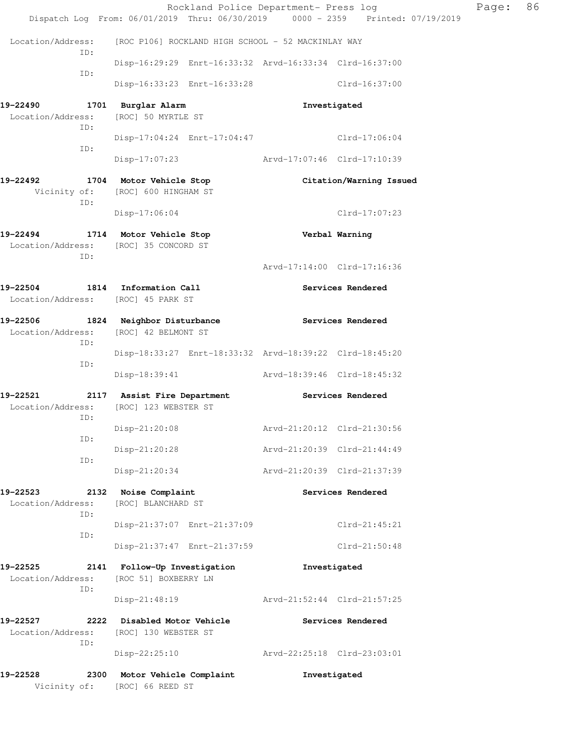Location/Address: [ROC P106] ROCKLAND HIGH SCHOOL - 52 MACKINLAY WAY

ID:
Disp-16:29:29 Enrt-16:33:32 Arvd-16:33:34 Clrd-16:37:00

ID:
Disp-16:33:23 Enrt-16:33:28 Clrd-16:37:00

**19-22490 1701 Burglar Alarm** — Investigated

Location/Address: [ROC] 50 MYRTLE ST

ID:
Disp-17:04:24 Enrt-17:04:47 Clrd-17:06:04

ID:
Disp-17:07:23 Arvd-17:07:46 Clrd-17:10:39

**19-22492 1704 Motor Vehicle Stop** — Citation/Warning Issued

Vicinity of: [ROC] 600 HINGHAM ST

ID:
Disp-17:06:04 Clrd-17:07:23

**19-22494 1714 Motor Vehicle Stop** — Verbal Warning

Location/Address: [ROC] 35 CONCORD ST

ID:
Arvd-17:14:00 Clrd-17:16:36

**19-22504 1814 Information Call** — Services Rendered

Location/Address: [ROC] 45 PARK ST

**19-22506 1824 Neighbor Disturbance** — Services Rendered

Location/Address: [ROC] 42 BELMONT ST

ID:
Disp-18:33:27 Enrt-18:33:32 Arvd-18:39:22 Clrd-18:45:20

ID:
Disp-18:39:41 Arvd-18:39:46 Clrd-18:45:32

**19-22521 2117 Assist Fire Department** — Services Rendered

Location/Address: [ROC] 123 WEBSTER ST

ID:
Disp-21:20:08 Arvd-21:20:12 Clrd-21:30:56

ID:
Disp-21:20:28 Arvd-21:20:39 Clrd-21:44:49

ID:
Disp-21:20:34 Arvd-21:20:39 Clrd-21:37:39

**19-22523 2132 Noise Complaint** — Services Rendered

Location/Address: [ROC] BLANCHARD ST

ID:
Disp-21:37:07 Enrt-21:37:09 Clrd-21:45:21

ID:
Disp-21:37:47 Enrt-21:37:59 Clrd-21:50:48

**19-22525 2141 Follow-Up Investigation** — Investigated

Location/Address: [ROC 51] BOXBERRY LN

ID:
Disp-21:48:19 Arvd-21:52:44 Clrd-21:57:25

**19-22527 2222 Disabled Motor Vehicle** — Services Rendered

Location/Address: [ROC] 130 WEBSTER ST

ID:
Disp-22:25:10 Arvd-22:25:18 Clrd-23:03:01

**19-22528 2300 Motor Vehicle Complaint** — Investigated

Vicinity of: [ROC] 66 REED ST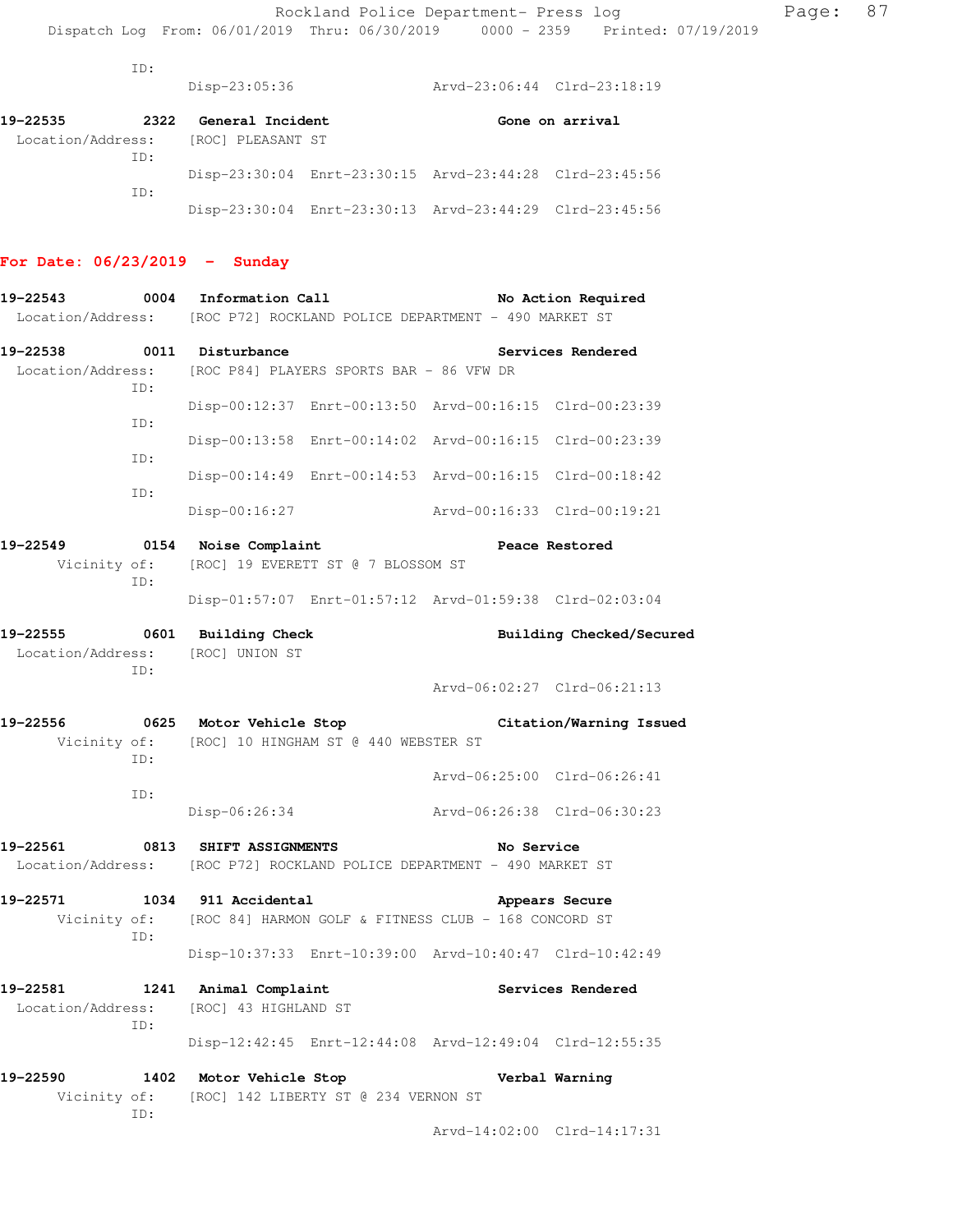ID:
Disp-23:05:36 Arvd-23:06:44 Clrd-23:18:19

**19-22535 2322 General Incident — Gone on arrival**
Location/Address: [ROC] PLEASANT ST
ID:
Disp-23:30:04 Enrt-23:30:15 Arvd-23:44:28 Clrd-23:45:56
ID:
Disp-23:30:04 Enrt-23:30:13 Arvd-23:44:29 Clrd-23:45:56

## For Date: 06/23/2019 - Sunday

**19-22543 0004 Information Call — No Action Required**
Location/Address: [ROC P72] ROCKLAND POLICE DEPARTMENT - 490 MARKET ST

**19-22538 0011 Disturbance — Services Rendered**
Location/Address: [ROC P84] PLAYERS SPORTS BAR - 86 VFW DR
ID:
Disp-00:12:37 Enrt-00:13:50 Arvd-00:16:15 Clrd-00:23:39
ID:
Disp-00:13:58 Enrt-00:14:02 Arvd-00:16:15 Clrd-00:23:39
ID:
Disp-00:14:49 Enrt-00:14:53 Arvd-00:16:15 Clrd-00:18:42
ID:
Disp-00:16:27 Arvd-00:16:33 Clrd-00:19:21

**19-22549 0154 Noise Complaint — Peace Restored**
Vicinity of: [ROC] 19 EVERETT ST @ 7 BLOSSOM ST
ID:
Disp-01:57:07 Enrt-01:57:12 Arvd-01:59:38 Clrd-02:03:04

**19-22555 0601 Building Check — Building Checked/Secured**
Location/Address: [ROC] UNION ST
ID:
Arvd-06:02:27 Clrd-06:21:13

**19-22556 0625 Motor Vehicle Stop — Citation/Warning Issued**
Vicinity of: [ROC] 10 HINGHAM ST @ 440 WEBSTER ST
ID:
Arvd-06:25:00 Clrd-06:26:41
ID:
Disp-06:26:34 Arvd-06:26:38 Clrd-06:30:23

**19-22561 0813 SHIFT ASSIGNMENTS — No Service**
Location/Address: [ROC P72] ROCKLAND POLICE DEPARTMENT - 490 MARKET ST

**19-22571 1034 911 Accidental — Appears Secure**
Vicinity of: [ROC 84] HARMON GOLF & FITNESS CLUB - 168 CONCORD ST
ID:
Disp-10:37:33 Enrt-10:39:00 Arvd-10:40:47 Clrd-10:42:49

**19-22581 1241 Animal Complaint — Services Rendered**
Location/Address: [ROC] 43 HIGHLAND ST
ID:
Disp-12:42:45 Enrt-12:44:08 Arvd-12:49:04 Clrd-12:55:35

**19-22590 1402 Motor Vehicle Stop — Verbal Warning**
Vicinity of: [ROC] 142 LIBERTY ST @ 234 VERNON ST
ID:
Arvd-14:02:00 Clrd-14:17:31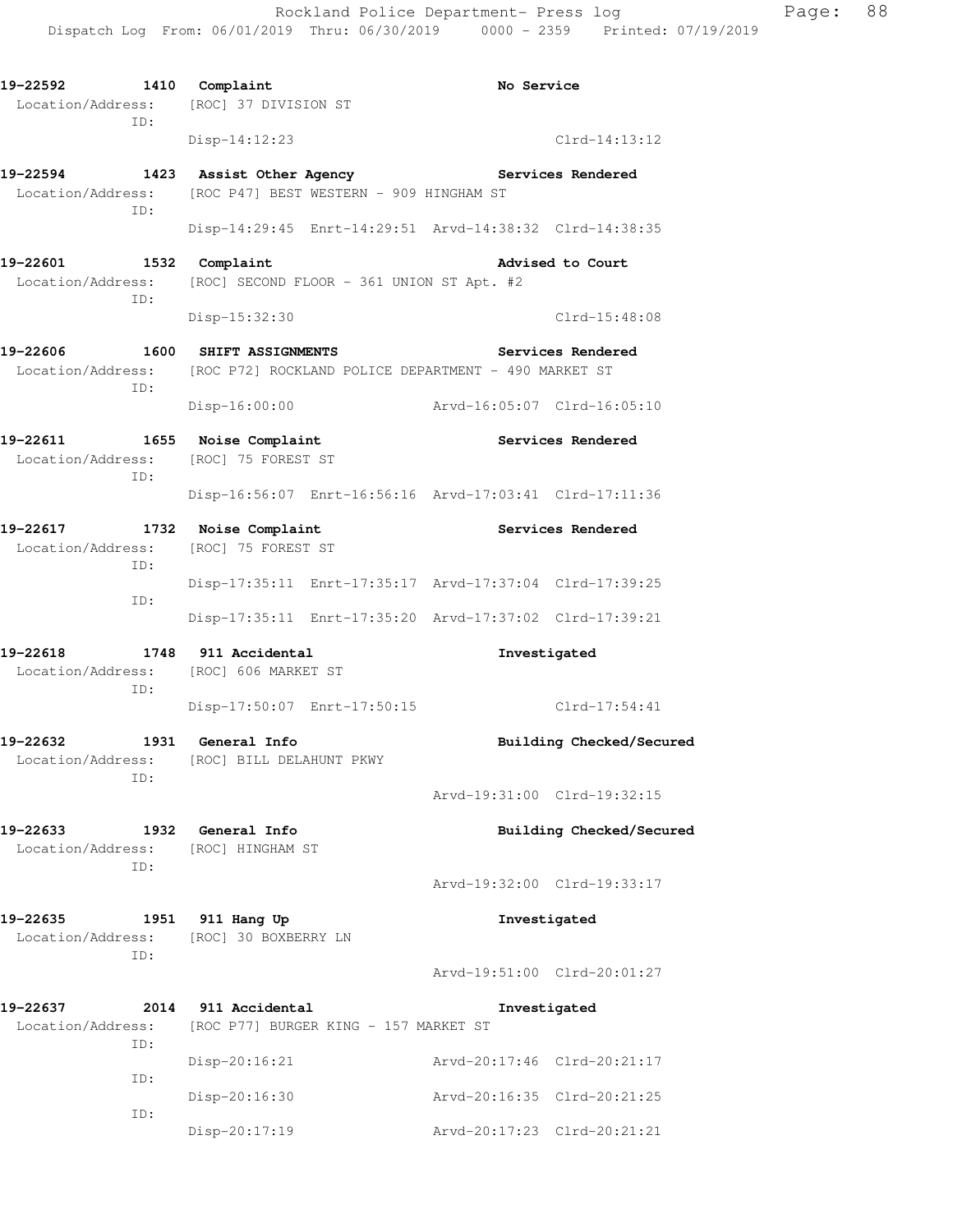**19-22592 1410 Complaint** — **No Service**
Location/Address: [ROC] 37 DIVISION ST
ID:
Disp-14:12:23 Clrd-14:13:12

**19-22594 1423 Assist Other Agency** — **Services Rendered**
Location/Address: [ROC P47] BEST WESTERN - 909 HINGHAM ST
ID:
Disp-14:29:45 Enrt-14:29:51 Arvd-14:38:32 Clrd-14:38:35

**19-22601 1532 Complaint** — **Advised to Court**
Location/Address: [ROC] SECOND FLOOR - 361 UNION ST Apt. #2
ID:
Disp-15:32:30 Clrd-15:48:08

**19-22606 1600 SHIFT ASSIGNMENTS** — **Services Rendered**
Location/Address: [ROC P72] ROCKLAND POLICE DEPARTMENT - 490 MARKET ST
ID:
Disp-16:00:00 Arvd-16:05:07 Clrd-16:05:10

**19-22611 1655 Noise Complaint** — **Services Rendered**
Location/Address: [ROC] 75 FOREST ST
ID:
Disp-16:56:07 Enrt-16:56:16 Arvd-17:03:41 Clrd-17:11:36

**19-22617 1732 Noise Complaint** — **Services Rendered**
Location/Address: [ROC] 75 FOREST ST
ID:
Disp-17:35:11 Enrt-17:35:17 Arvd-17:37:04 Clrd-17:39:25
ID:
Disp-17:35:11 Enrt-17:35:20 Arvd-17:37:02 Clrd-17:39:21

**19-22618 1748 911 Accidental** — **Investigated**
Location/Address: [ROC] 606 MARKET ST
ID:
Disp-17:50:07 Enrt-17:50:15 Clrd-17:54:41

**19-22632 1931 General Info** — **Building Checked/Secured**
Location/Address: [ROC] BILL DELAHUNT PKWY
ID:
Arvd-19:31:00 Clrd-19:32:15

**19-22633 1932 General Info** — **Building Checked/Secured**
Location/Address: [ROC] HINGHAM ST
ID:
Arvd-19:32:00 Clrd-19:33:17

**19-22635 1951 911 Hang Up** — **Investigated**
Location/Address: [ROC] 30 BOXBERRY LN
ID:
Arvd-19:51:00 Clrd-20:01:27

**19-22637 2014 911 Accidental** — **Investigated**
Location/Address: [ROC P77] BURGER KING - 157 MARKET ST
ID:
Disp-20:16:21 Arvd-20:17:46 Clrd-20:21:17
ID:
Disp-20:16:30 Arvd-20:16:35 Clrd-20:21:25
ID:
Disp-20:17:19 Arvd-20:17:23 Clrd-20:21:21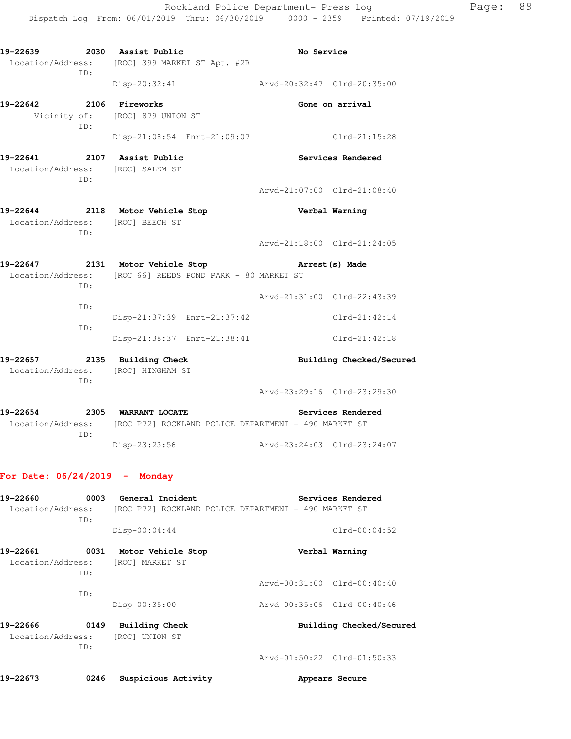**19-22639** 2030 **Assist Public** **No Service**
Location/Address: [ROC] 399 MARKET ST Apt. #2R
ID:
Disp-20:32:41 Arvd-20:32:47 Clrd-20:35:00

**19-22642** 2106 **Fireworks** **Gone on arrival**
Vicinity of: [ROC] 879 UNION ST
ID:
Disp-21:08:54 Enrt-21:09:07 Clrd-21:15:28

**19-22641** 2107 **Assist Public** **Services Rendered**
Location/Address: [ROC] SALEM ST
ID:
Arvd-21:07:00 Clrd-21:08:40

**19-22644** 2118 **Motor Vehicle Stop** **Verbal Warning**
Location/Address: [ROC] BEECH ST
ID:
Arvd-21:18:00 Clrd-21:24:05

**19-22647** 2131 **Motor Vehicle Stop** **Arrest(s) Made**
Location/Address: [ROC 66] REEDS POND PARK - 80 MARKET ST
ID:
Arvd-21:31:00 Clrd-22:43:39
ID:
Disp-21:37:39 Enrt-21:37:42 Clrd-21:42:14
ID:
Disp-21:38:37 Enrt-21:38:41 Clrd-21:42:18

**19-22657** 2135 **Building Check** **Building Checked/Secured**
Location/Address: [ROC] HINGHAM ST
ID:
Arvd-23:29:16 Clrd-23:29:30

**19-22654** 2305 **WARRANT LOCATE** **Services Rendered**
Location/Address: [ROC P72] ROCKLAND POLICE DEPARTMENT - 490 MARKET ST
ID:
Disp-23:23:56 Arvd-23:24:03 Clrd-23:24:07

## For Date: 06/24/2019 - Monday

**19-22660** 0003 **General Incident** **Services Rendered**
Location/Address: [ROC P72] ROCKLAND POLICE DEPARTMENT - 490 MARKET ST
ID:
Disp-00:04:44 Clrd-00:04:52

**19-22661** 0031 **Motor Vehicle Stop** **Verbal Warning**
Location/Address: [ROC] MARKET ST
ID:
Arvd-00:31:00 Clrd-00:40:40
ID:
Disp-00:35:00 Arvd-00:35:06 Clrd-00:40:46

**19-22666** 0149 **Building Check** **Building Checked/Secured**
Location/Address: [ROC] UNION ST
ID:
Arvd-01:50:22 Clrd-01:50:33

**19-22673** 0246 **Suspicious Activity** **Appears Secure**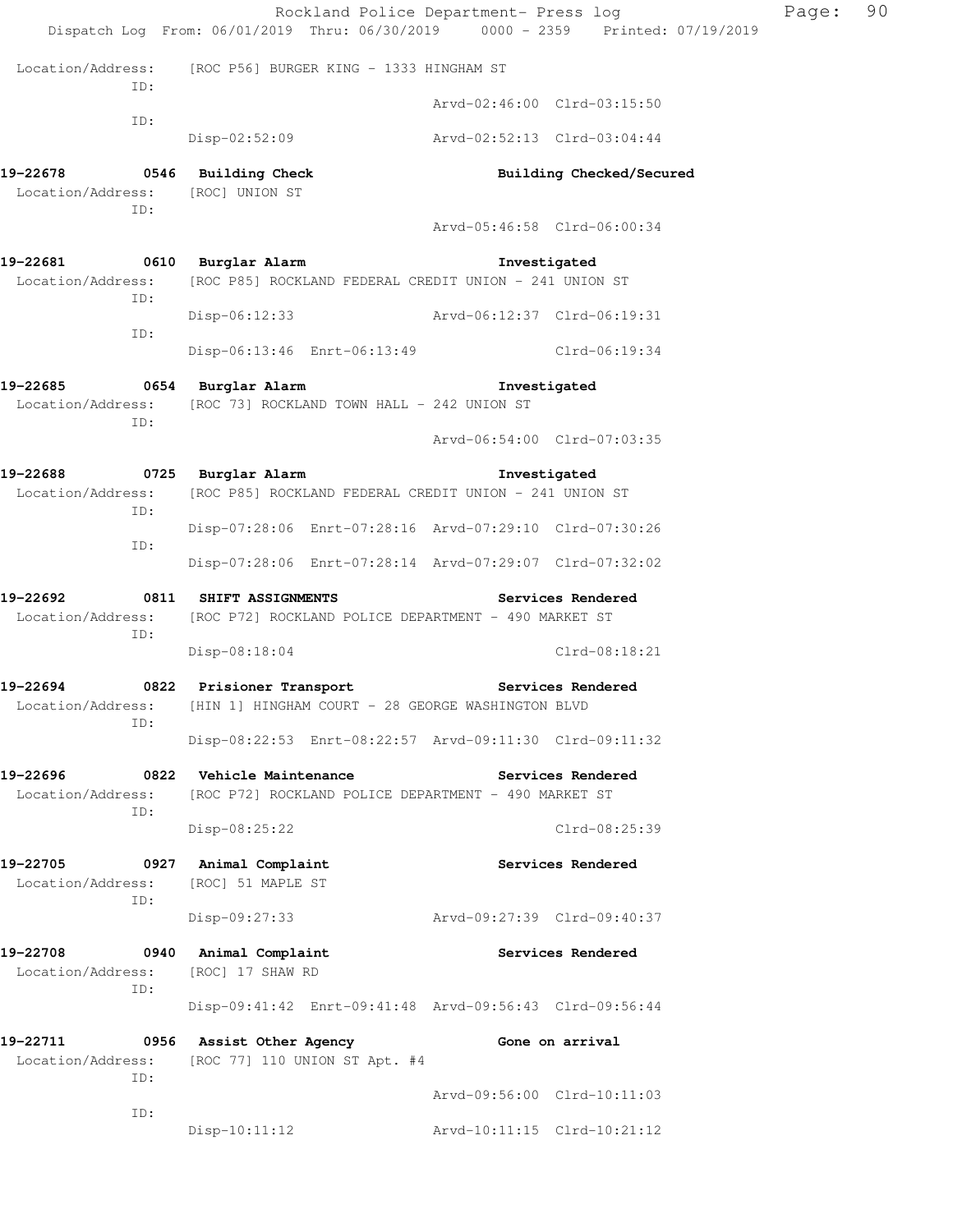Location/Address: [ROC P56] BURGER KING - 1333 HINGHAM ST

ID:
Arvd-02:46:00 Clrd-03:15:50

ID:
Disp-02:52:09 Arvd-02:52:13 Clrd-03:04:44

**19-22678 0546 Building Check** **Building Checked/Secured**

Location/Address: [ROC] UNION ST

ID:
Arvd-05:46:58 Clrd-06:00:34

**19-22681 0610 Burglar Alarm** **Investigated**

Location/Address: [ROC P85] ROCKLAND FEDERAL CREDIT UNION - 241 UNION ST

ID:
Disp-06:12:33 Arvd-06:12:37 Clrd-06:19:31

ID:
Disp-06:13:46 Enrt-06:13:49 Clrd-06:19:34

**19-22685 0654 Burglar Alarm** **Investigated**

Location/Address: [ROC 73] ROCKLAND TOWN HALL - 242 UNION ST

ID:
Arvd-06:54:00 Clrd-07:03:35

**19-22688 0725 Burglar Alarm** **Investigated**

Location/Address: [ROC P85] ROCKLAND FEDERAL CREDIT UNION - 241 UNION ST

ID:
Disp-07:28:06 Enrt-07:28:16 Arvd-07:29:10 Clrd-07:30:26

ID:
Disp-07:28:06 Enrt-07:28:14 Arvd-07:29:07 Clrd-07:32:02

**19-22692 0811 SHIFT ASSIGNMENTS** **Services Rendered**

Location/Address: [ROC P72] ROCKLAND POLICE DEPARTMENT - 490 MARKET ST

ID:
Disp-08:18:04 Clrd-08:18:21

**19-22694 0822 Prisioner Transport** **Services Rendered**

Location/Address: [HIN 1] HINGHAM COURT - 28 GEORGE WASHINGTON BLVD

ID:
Disp-08:22:53 Enrt-08:22:57 Arvd-09:11:30 Clrd-09:11:32

**19-22696 0822 Vehicle Maintenance** **Services Rendered**

Location/Address: [ROC P72] ROCKLAND POLICE DEPARTMENT - 490 MARKET ST

ID:
Disp-08:25:22 Clrd-08:25:39

**19-22705 0927 Animal Complaint** **Services Rendered**

Location/Address: [ROC] 51 MAPLE ST

ID:
Disp-09:27:33 Arvd-09:27:39 Clrd-09:40:37

**19-22708 0940 Animal Complaint** **Services Rendered**

Location/Address: [ROC] 17 SHAW RD

ID:
Disp-09:41:42 Enrt-09:41:48 Arvd-09:56:43 Clrd-09:56:44

**19-22711 0956 Assist Other Agency** **Gone on arrival**

Location/Address: [ROC 77] 110 UNION ST Apt. #4

ID:
Arvd-09:56:00 Clrd-10:11:03

ID:
Disp-10:11:12 Arvd-10:11:15 Clrd-10:21:12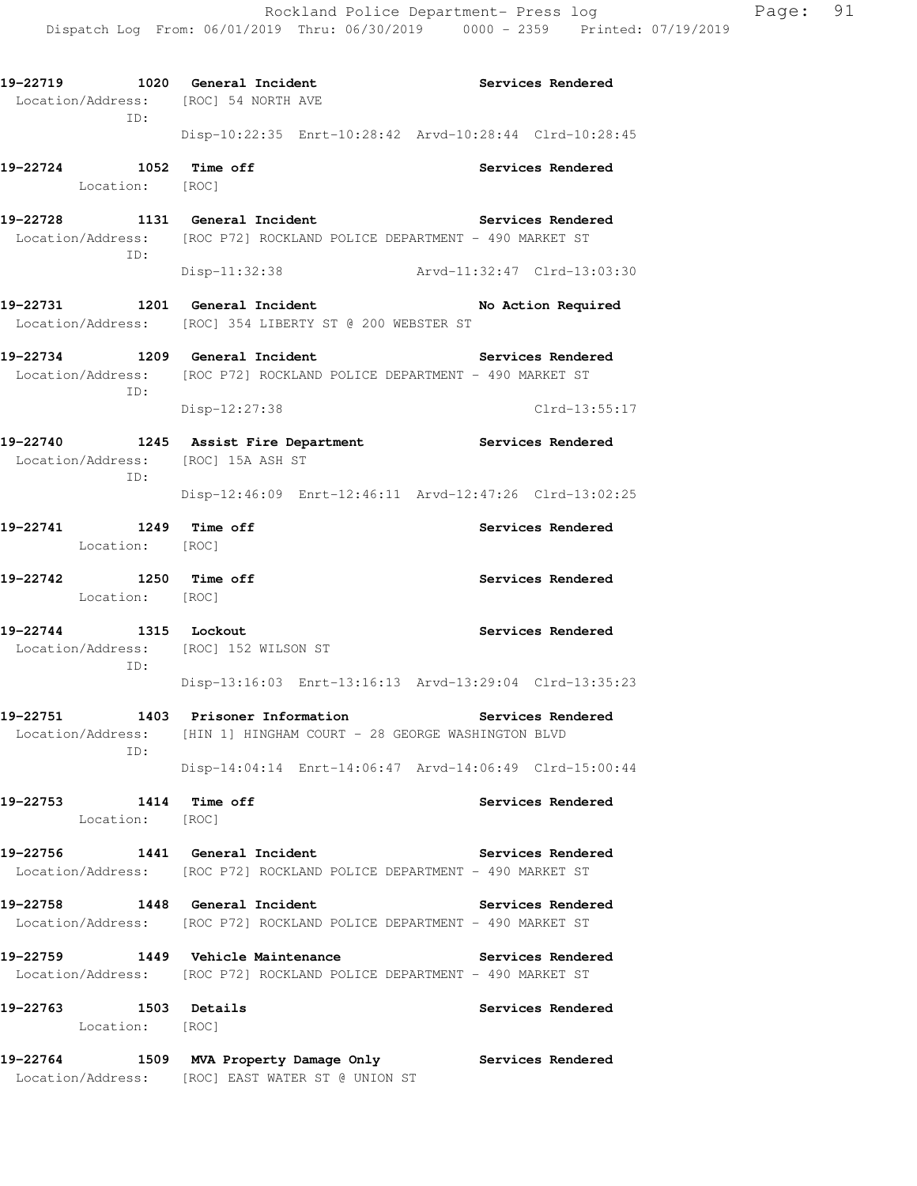**19-22719 1020 General Incident — Services Rendered**
Location/Address: [ROC] 54 NORTH AVE
ID:
Disp-10:22:35 Enrt-10:28:42 Arvd-10:28:44 Clrd-10:28:45

**19-22724 1052 Time off — Services Rendered**
Location: [ROC]

**19-22728 1131 General Incident — Services Rendered**
Location/Address: [ROC P72] ROCKLAND POLICE DEPARTMENT - 490 MARKET ST
ID:
Disp-11:32:38 Arvd-11:32:47 Clrd-13:03:30

**19-22731 1201 General Incident — No Action Required**
Location/Address: [ROC] 354 LIBERTY ST @ 200 WEBSTER ST

**19-22734 1209 General Incident — Services Rendered**
Location/Address: [ROC P72] ROCKLAND POLICE DEPARTMENT - 490 MARKET ST
ID:
Disp-12:27:38 Clrd-13:55:17

**19-22740 1245 Assist Fire Department — Services Rendered**
Location/Address: [ROC] 15A ASH ST
ID:
Disp-12:46:09 Enrt-12:46:11 Arvd-12:47:26 Clrd-13:02:25

**19-22741 1249 Time off — Services Rendered**
Location: [ROC]

**19-22742 1250 Time off — Services Rendered**
Location: [ROC]

**19-22744 1315 Lockout — Services Rendered**
Location/Address: [ROC] 152 WILSON ST
ID:
Disp-13:16:03 Enrt-13:16:13 Arvd-13:29:04 Clrd-13:35:23

**19-22751 1403 Prisoner Information — Services Rendered**
Location/Address: [HIN 1] HINGHAM COURT - 28 GEORGE WASHINGTON BLVD
ID:
Disp-14:04:14 Enrt-14:06:47 Arvd-14:06:49 Clrd-15:00:44

**19-22753 1414 Time off — Services Rendered**
Location: [ROC]

**19-22756 1441 General Incident — Services Rendered**
Location/Address: [ROC P72] ROCKLAND POLICE DEPARTMENT - 490 MARKET ST

**19-22758 1448 General Incident — Services Rendered**
Location/Address: [ROC P72] ROCKLAND POLICE DEPARTMENT - 490 MARKET ST

**19-22759 1449 Vehicle Maintenance — Services Rendered**
Location/Address: [ROC P72] ROCKLAND POLICE DEPARTMENT - 490 MARKET ST

**19-22763 1503 Details — Services Rendered**
Location: [ROC]

**19-22764 1509 MVA Property Damage Only — Services Rendered**
Location/Address: [ROC] EAST WATER ST @ UNION ST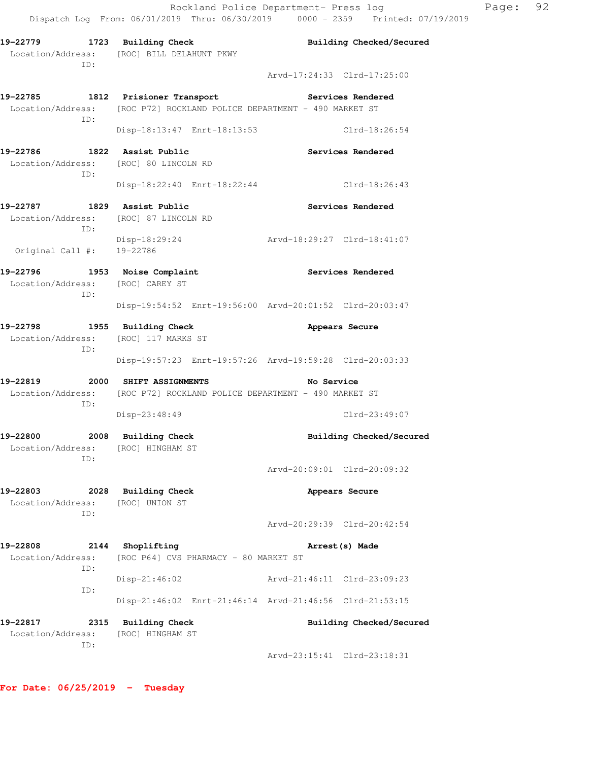19-22779 1723 Building Check Building Checked/Secured
Location/Address: [ROC] BILL DELAHUNT PKWY
ID:
Arvd-17:24:33 Clrd-17:25:00

19-22785 1812 Prisioner Transport Services Rendered
Location/Address: [ROC P72] ROCKLAND POLICE DEPARTMENT - 490 MARKET ST
ID:
Disp-18:13:47 Enrt-18:13:53 Clrd-18:26:54

19-22786 1822 Assist Public Services Rendered
Location/Address: [ROC] 80 LINCOLN RD
ID:
Disp-18:22:40 Enrt-18:22:44 Clrd-18:26:43

19-22787 1829 Assist Public Services Rendered
Location/Address: [ROC] 87 LINCOLN RD
ID:
Disp-18:29:24 Arvd-18:29:27 Clrd-18:41:07
Original Call #: 19-22786

19-22796 1953 Noise Complaint Services Rendered
Location/Address: [ROC] CAREY ST
ID:
Disp-19:54:52 Enrt-19:56:00 Arvd-20:01:52 Clrd-20:03:47

19-22798 1955 Building Check Appears Secure
Location/Address: [ROC] 117 MARKS ST
ID:
Disp-19:57:23 Enrt-19:57:26 Arvd-19:59:28 Clrd-20:03:33

19-22819 2000 SHIFT ASSIGNMENTS No Service
Location/Address: [ROC P72] ROCKLAND POLICE DEPARTMENT - 490 MARKET ST
ID:
Disp-23:48:49 Clrd-23:49:07

19-22800 2008 Building Check Building Checked/Secured
Location/Address: [ROC] HINGHAM ST
ID:
Arvd-20:09:01 Clrd-20:09:32

19-22803 2028 Building Check Appears Secure
Location/Address: [ROC] UNION ST
ID:
Arvd-20:29:39 Clrd-20:42:54

19-22808 2144 Shoplifting Arrest(s) Made
Location/Address: [ROC P64] CVS PHARMACY - 80 MARKET ST
ID:
Disp-21:46:02 Arvd-21:46:11 Clrd-23:09:23
ID:
Disp-21:46:02 Enrt-21:46:14 Arvd-21:46:56 Clrd-21:53:15

19-22817 2315 Building Check Building Checked/Secured
Location/Address: [ROC] HINGHAM ST
ID:
Arvd-23:15:41 Clrd-23:18:31

**For Date: 06/25/2019 - Tuesday**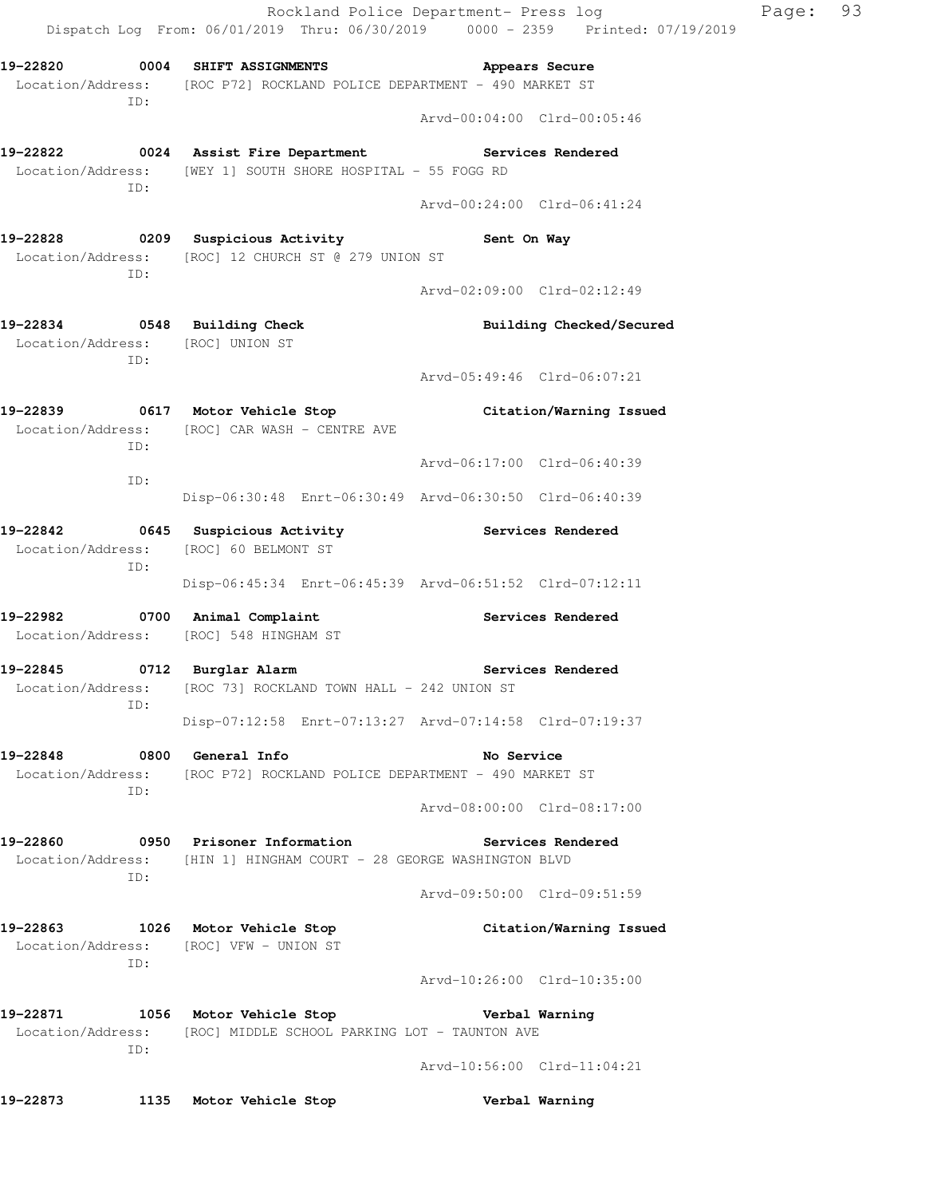**19-22820 0004 SHIFT ASSIGNMENTS** — **Appears Secure**
Location/Address: [ROC P72] ROCKLAND POLICE DEPARTMENT - 490 MARKET ST
ID:
Arvd-00:04:00 Clrd-00:05:46

**19-22822 0024 Assist Fire Department** — **Services Rendered**
Location/Address: [WEY 1] SOUTH SHORE HOSPITAL - 55 FOGG RD
ID:
Arvd-00:24:00 Clrd-06:41:24

**19-22828 0209 Suspicious Activity** — **Sent On Way**
Location/Address: [ROC] 12 CHURCH ST @ 279 UNION ST
ID:
Arvd-02:09:00 Clrd-02:12:49

**19-22834 0548 Building Check** — **Building Checked/Secured**
Location/Address: [ROC] UNION ST
ID:
Arvd-05:49:46 Clrd-06:07:21

**19-22839 0617 Motor Vehicle Stop** — **Citation/Warning Issued**
Location/Address: [ROC] CAR WASH - CENTRE AVE
ID:
Arvd-06:17:00 Clrd-06:40:39
ID:
Disp-06:30:48 Enrt-06:30:49 Arvd-06:30:50 Clrd-06:40:39

**19-22842 0645 Suspicious Activity** — **Services Rendered**
Location/Address: [ROC] 60 BELMONT ST
ID:
Disp-06:45:34 Enrt-06:45:39 Arvd-06:51:52 Clrd-07:12:11

**19-22982 0700 Animal Complaint** — **Services Rendered**
Location/Address: [ROC] 548 HINGHAM ST

**19-22845 0712 Burglar Alarm** — **Services Rendered**
Location/Address: [ROC 73] ROCKLAND TOWN HALL - 242 UNION ST
ID:
Disp-07:12:58 Enrt-07:13:27 Arvd-07:14:58 Clrd-07:19:37

**19-22848 0800 General Info** — **No Service**
Location/Address: [ROC P72] ROCKLAND POLICE DEPARTMENT - 490 MARKET ST
ID:
Arvd-08:00:00 Clrd-08:17:00

**19-22860 0950 Prisoner Information** — **Services Rendered**
Location/Address: [HIN 1] HINGHAM COURT - 28 GEORGE WASHINGTON BLVD
ID:
Arvd-09:50:00 Clrd-09:51:59

**19-22863 1026 Motor Vehicle Stop** — **Citation/Warning Issued**
Location/Address: [ROC] VFW - UNION ST
ID:
Arvd-10:26:00 Clrd-10:35:00

**19-22871 1056 Motor Vehicle Stop** — **Verbal Warning**
Location/Address: [ROC] MIDDLE SCHOOL PARKING LOT - TAUNTON AVE
ID:
Arvd-10:56:00 Clrd-11:04:21

**19-22873 1135 Motor Vehicle Stop** — **Verbal Warning**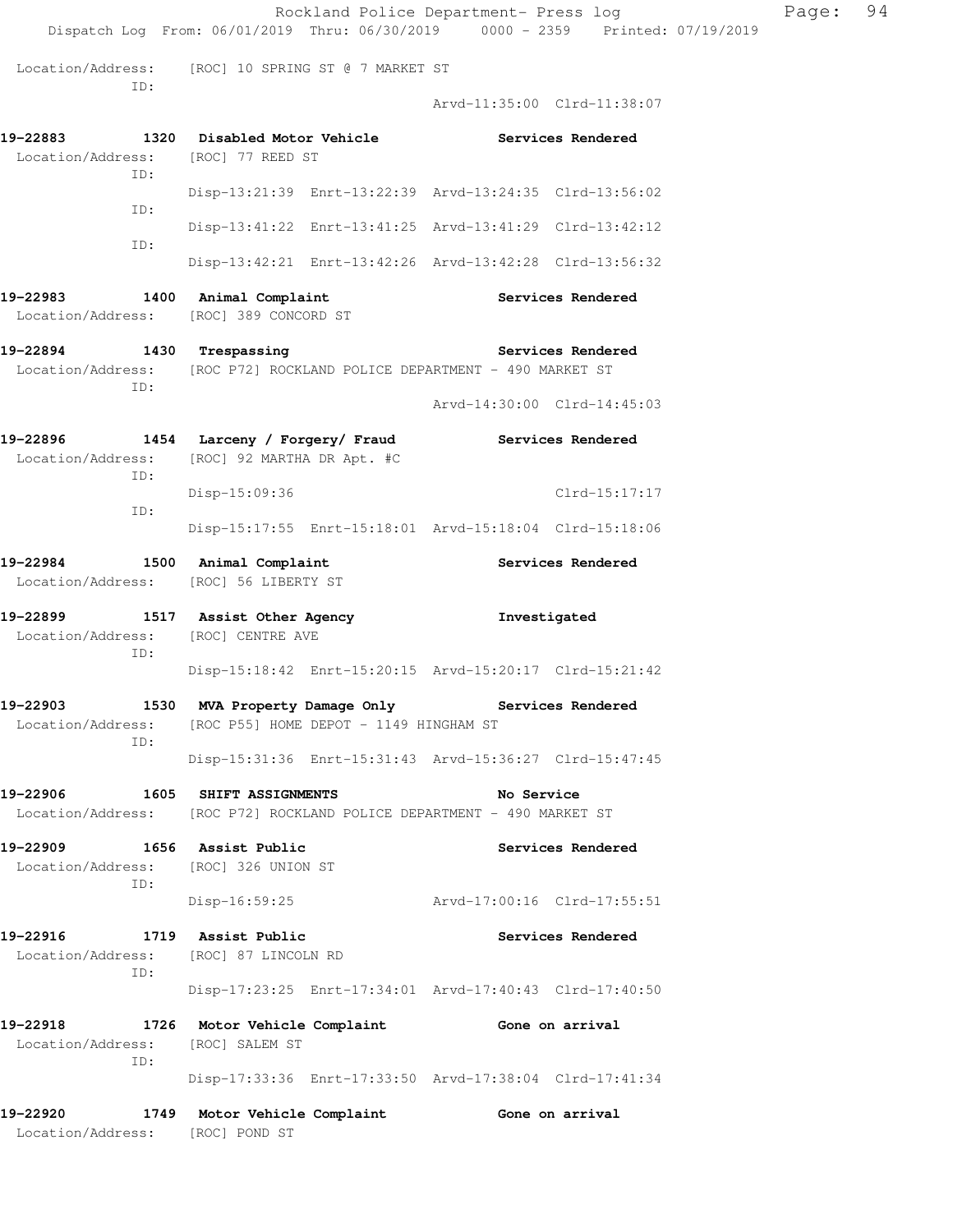Location/Address: [ROC] 10 SPRING ST @ 7 MARKET ST
ID:
Arvd-11:35:00 Clrd-11:38:07

**19-22883 1320 Disabled Motor Vehicle Services Rendered**
Location/Address: [ROC] 77 REED ST
ID:
Disp-13:21:39 Enrt-13:22:39 Arvd-13:24:35 Clrd-13:56:02
ID:
Disp-13:41:22 Enrt-13:41:25 Arvd-13:41:29 Clrd-13:42:12
ID:
Disp-13:42:21 Enrt-13:42:26 Arvd-13:42:28 Clrd-13:56:32

**19-22983 1400 Animal Complaint Services Rendered**
Location/Address: [ROC] 389 CONCORD ST

**19-22894 1430 Trespassing Services Rendered**
Location/Address: [ROC P72] ROCKLAND POLICE DEPARTMENT - 490 MARKET ST
ID:
Arvd-14:30:00 Clrd-14:45:03

**19-22896 1454 Larceny / Forgery/ Fraud Services Rendered**
Location/Address: [ROC] 92 MARTHA DR Apt. #C
ID:
Disp-15:09:36 Clrd-15:17:17
ID:
Disp-15:17:55 Enrt-15:18:01 Arvd-15:18:04 Clrd-15:18:06

**19-22984 1500 Animal Complaint Services Rendered**
Location/Address: [ROC] 56 LIBERTY ST

**19-22899 1517 Assist Other Agency Investigated**
Location/Address: [ROC] CENTRE AVE
ID:
Disp-15:18:42 Enrt-15:20:15 Arvd-15:20:17 Clrd-15:21:42

**19-22903 1530 MVA Property Damage Only Services Rendered**
Location/Address: [ROC P55] HOME DEPOT - 1149 HINGHAM ST
ID:
Disp-15:31:36 Enrt-15:31:43 Arvd-15:36:27 Clrd-15:47:45

**19-22906 1605 SHIFT ASSIGNMENTS No Service**
Location/Address: [ROC P72] ROCKLAND POLICE DEPARTMENT - 490 MARKET ST

**19-22909 1656 Assist Public Services Rendered**
Location/Address: [ROC] 326 UNION ST
ID:
Disp-16:59:25 Arvd-17:00:16 Clrd-17:55:51

**19-22916 1719 Assist Public Services Rendered**
Location/Address: [ROC] 87 LINCOLN RD
ID:
Disp-17:23:25 Enrt-17:34:01 Arvd-17:40:43 Clrd-17:40:50

**19-22918 1726 Motor Vehicle Complaint Gone on arrival**
Location/Address: [ROC] SALEM ST
ID:
Disp-17:33:36 Enrt-17:33:50 Arvd-17:38:04 Clrd-17:41:34

**19-22920 1749 Motor Vehicle Complaint Gone on arrival**
Location/Address: [ROC] POND ST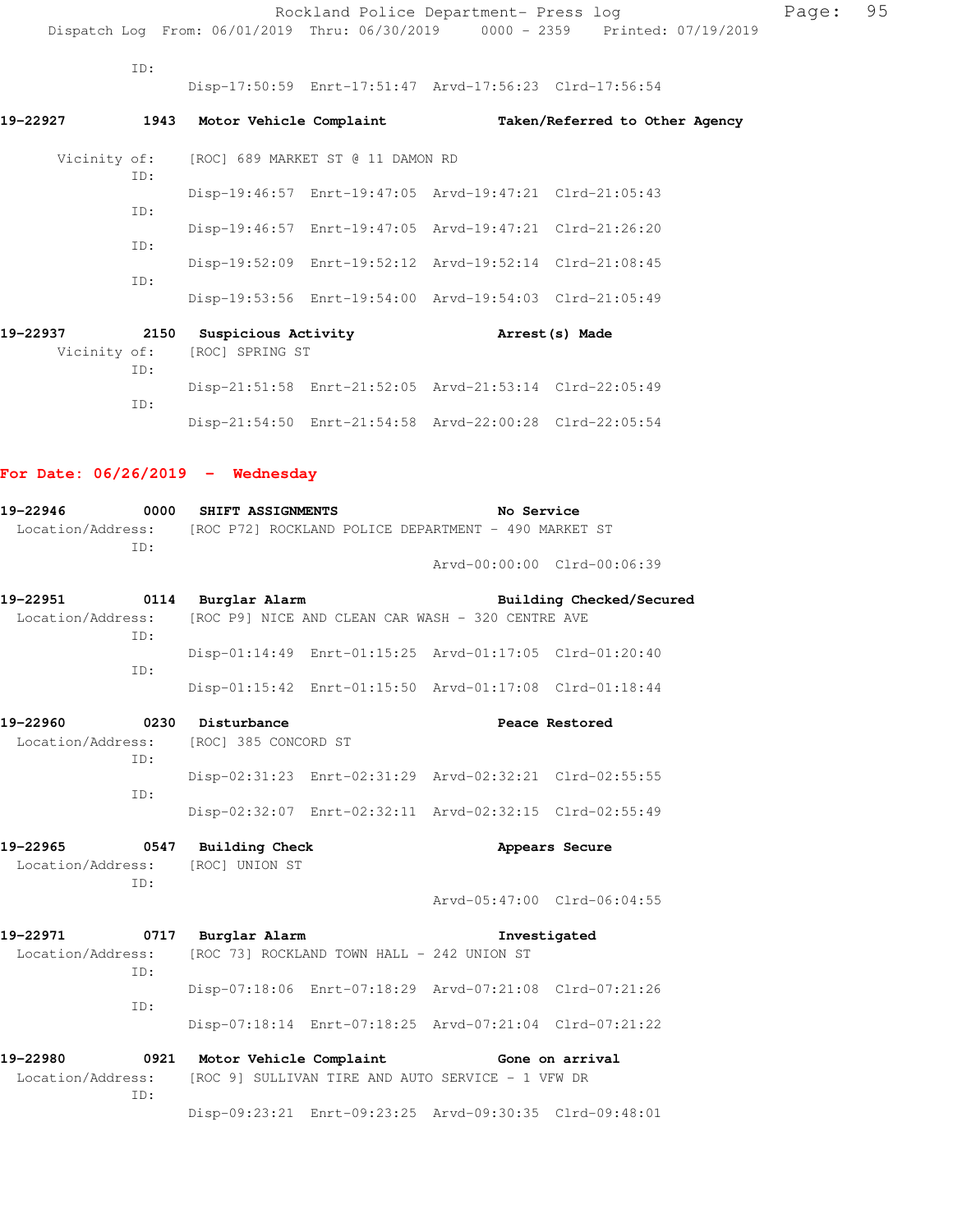ID:
Disp-17:50:59 Enrt-17:51:47 Arvd-17:56:23 Clrd-17:56:54

**19-22927 1943 Motor Vehicle Complaint — Taken/Referred to Other Agency**

Vicinity of: [ROC] 689 MARKET ST @ 11 DAMON RD

ID:
Disp-19:46:57 Enrt-19:47:05 Arvd-19:47:21 Clrd-21:05:43

ID:
Disp-19:46:57 Enrt-19:47:05 Arvd-19:47:21 Clrd-21:26:20

ID:
Disp-19:52:09 Enrt-19:52:12 Arvd-19:52:14 Clrd-21:08:45

ID:
Disp-19:53:56 Enrt-19:54:00 Arvd-19:54:03 Clrd-21:05:49

**19-22937 2150 Suspicious Activity — Arrest(s) Made**

Vicinity of: [ROC] SPRING ST

ID:
Disp-21:51:58 Enrt-21:52:05 Arvd-21:53:14 Clrd-22:05:49

ID:
Disp-21:54:50 Enrt-21:54:58 Arvd-22:00:28 Clrd-22:05:54

## For Date: 06/26/2019 - Wednesday

**19-22946 0000 SHIFT ASSIGNMENTS — No Service**

Location/Address: [ROC P72] ROCKLAND POLICE DEPARTMENT - 490 MARKET ST

ID:
Arvd-00:00:00 Clrd-00:06:39

**19-22951 0114 Burglar Alarm — Building Checked/Secured**

Location/Address: [ROC P9] NICE AND CLEAN CAR WASH - 320 CENTRE AVE

ID:
Disp-01:14:49 Enrt-01:15:25 Arvd-01:17:05 Clrd-01:20:40

ID:
Disp-01:15:42 Enrt-01:15:50 Arvd-01:17:08 Clrd-01:18:44

**19-22960 0230 Disturbance — Peace Restored**

Location/Address: [ROC] 385 CONCORD ST

ID:
Disp-02:31:23 Enrt-02:31:29 Arvd-02:32:21 Clrd-02:55:55

ID:
Disp-02:32:07 Enrt-02:32:11 Arvd-02:32:15 Clrd-02:55:49

**19-22965 0547 Building Check — Appears Secure**

Location/Address: [ROC] UNION ST

ID:
Arvd-05:47:00 Clrd-06:04:55

**19-22971 0717 Burglar Alarm — Investigated**

Location/Address: [ROC 73] ROCKLAND TOWN HALL - 242 UNION ST

ID:
Disp-07:18:06 Enrt-07:18:29 Arvd-07:21:08 Clrd-07:21:26

ID:
Disp-07:18:14 Enrt-07:18:25 Arvd-07:21:04 Clrd-07:21:22

**19-22980 0921 Motor Vehicle Complaint — Gone on arrival**

Location/Address: [ROC 9] SULLIVAN TIRE AND AUTO SERVICE - 1 VFW DR

ID:
Disp-09:23:21 Enrt-09:23:25 Arvd-09:30:35 Clrd-09:48:01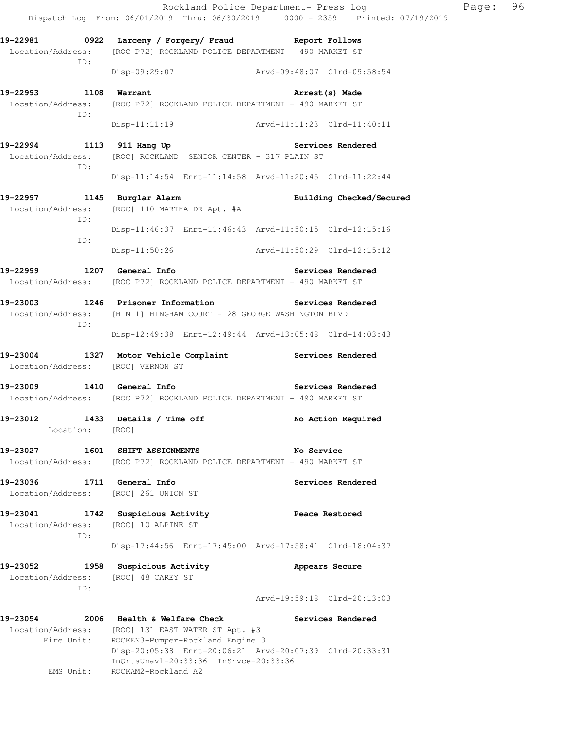19-22981 0922 Larceny / Forgery/ Fraud Report Follows
Location/Address: [ROC P72] ROCKLAND POLICE DEPARTMENT - 490 MARKET ST
ID:
Disp-09:29:07 Arvd-09:48:07 Clrd-09:58:54

19-22993 1108 Warrant Arrest(s) Made
Location/Address: [ROC P72] ROCKLAND POLICE DEPARTMENT - 490 MARKET ST
ID:
Disp-11:11:19 Arvd-11:11:23 Clrd-11:40:11

19-22994 1113 911 Hang Up Services Rendered
Location/Address: [ROC] ROCKLAND SENIOR CENTER - 317 PLAIN ST
ID:
Disp-11:14:54 Enrt-11:14:58 Arvd-11:20:45 Clrd-11:22:44

19-22997 1145 Burglar Alarm Building Checked/Secured
Location/Address: [ROC] 110 MARTHA DR Apt. #A
ID:
Disp-11:46:37 Enrt-11:46:43 Arvd-11:50:15 Clrd-12:15:16
ID:
Disp-11:50:26 Arvd-11:50:29 Clrd-12:15:12

19-22999 1207 General Info Services Rendered
Location/Address: [ROC P72] ROCKLAND POLICE DEPARTMENT - 490 MARKET ST

19-23003 1246 Prisoner Information Services Rendered
Location/Address: [HIN 1] HINGHAM COURT - 28 GEORGE WASHINGTON BLVD
ID:
Disp-12:49:38 Enrt-12:49:44 Arvd-13:05:48 Clrd-14:03:43

19-23004 1327 Motor Vehicle Complaint Services Rendered
Location/Address: [ROC] VERNON ST

19-23009 1410 General Info Services Rendered
Location/Address: [ROC P72] ROCKLAND POLICE DEPARTMENT - 490 MARKET ST

19-23012 1433 Details / Time off No Action Required
Location: [ROC]

19-23027 1601 SHIFT ASSIGNMENTS No Service
Location/Address: [ROC P72] ROCKLAND POLICE DEPARTMENT - 490 MARKET ST

19-23036 1711 General Info Services Rendered
Location/Address: [ROC] 261 UNION ST

19-23041 1742 Suspicious Activity Peace Restored
Location/Address: [ROC] 10 ALPINE ST
ID:
Disp-17:44:56 Enrt-17:45:00 Arvd-17:58:41 Clrd-18:04:37

19-23052 1958 Suspicious Activity Appears Secure
Location/Address: [ROC] 48 CAREY ST
ID:
Arvd-19:59:18 Clrd-20:13:03

19-23054 2006 Health & Welfare Check Services Rendered
Location/Address: [ROC] 131 EAST WATER ST Apt. #3
Fire Unit: ROCKEN3-Pumper-Rockland Engine 3
Disp-20:05:38 Enrt-20:06:21 Arvd-20:07:39 Clrd-20:33:31
InQrtsUnavl-20:33:36 InSrvce-20:33:36
EMS Unit: ROCKAM2-Rockland A2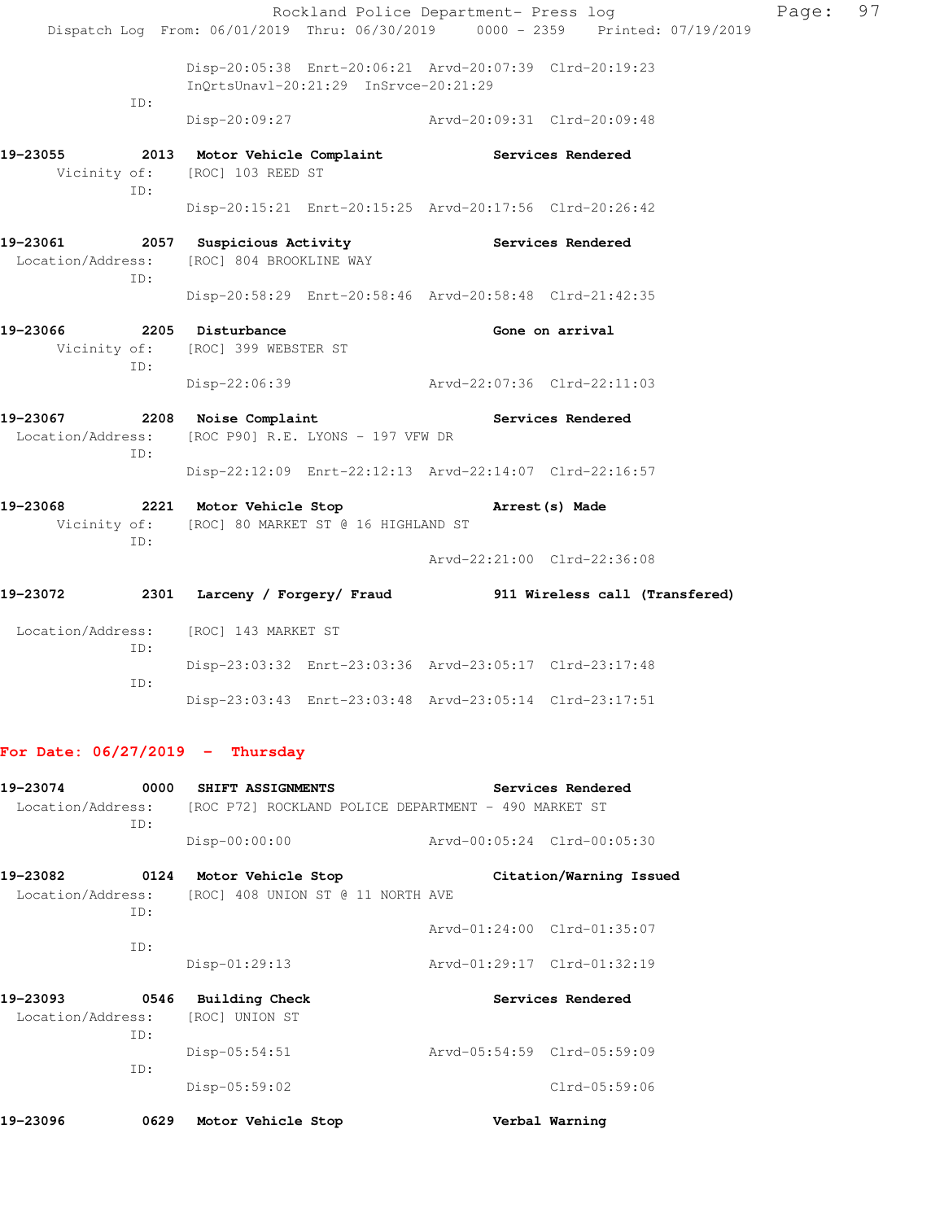Disp-20:05:38 Enrt-20:06:21 Arvd-20:07:39 Clrd-20:19:23
InQrtsUnavl-20:21:29 InSrvce-20:21:29

ID:
Disp-20:09:27 Arvd-20:09:31 Clrd-20:09:48

**19-23055 2013 Motor Vehicle Complaint Services Rendered**
Vicinity of: [ROC] 103 REED ST
ID:
Disp-20:15:21 Enrt-20:15:25 Arvd-20:17:56 Clrd-20:26:42

**19-23061 2057 Suspicious Activity Services Rendered**
Location/Address: [ROC] 804 BROOKLINE WAY
ID:
Disp-20:58:29 Enrt-20:58:46 Arvd-20:58:48 Clrd-21:42:35

**19-23066 2205 Disturbance Gone on arrival**
Vicinity of: [ROC] 399 WEBSTER ST
ID:
Disp-22:06:39 Arvd-22:07:36 Clrd-22:11:03

**19-23067 2208 Noise Complaint Services Rendered**
Location/Address: [ROC P90] R.E. LYONS - 197 VFW DR
ID:
Disp-22:12:09 Enrt-22:12:13 Arvd-22:14:07 Clrd-22:16:57

**19-23068 2221 Motor Vehicle Stop Arrest(s) Made**
Vicinity of: [ROC] 80 MARKET ST @ 16 HIGHLAND ST
ID:
Arvd-22:21:00 Clrd-22:36:08

**19-23072 2301 Larceny / Forgery/ Fraud 911 Wireless call (Transfered)**

Location/Address: [ROC] 143 MARKET ST
ID:
Disp-23:03:32 Enrt-23:03:36 Arvd-23:05:17 Clrd-23:17:48
ID:
Disp-23:03:43 Enrt-23:03:48 Arvd-23:05:14 Clrd-23:17:51

## For Date: 06/27/2019 - Thursday

**19-23074 0000 SHIFT ASSIGNMENTS Services Rendered**
Location/Address: [ROC P72] ROCKLAND POLICE DEPARTMENT - 490 MARKET ST
ID:
Disp-00:00:00 Arvd-00:05:24 Clrd-00:05:30

**19-23082 0124 Motor Vehicle Stop Citation/Warning Issued**
Location/Address: [ROC] 408 UNION ST @ 11 NORTH AVE
ID:
Arvd-01:24:00 Clrd-01:35:07
ID:
Disp-01:29:13 Arvd-01:29:17 Clrd-01:32:19

**19-23093 0546 Building Check Services Rendered**
Location/Address: [ROC] UNION ST
ID:
Disp-05:54:51 Arvd-05:54:59 Clrd-05:59:09
ID:
Disp-05:59:02 Clrd-05:59:06

**19-23096 0629 Motor Vehicle Stop Verbal Warning**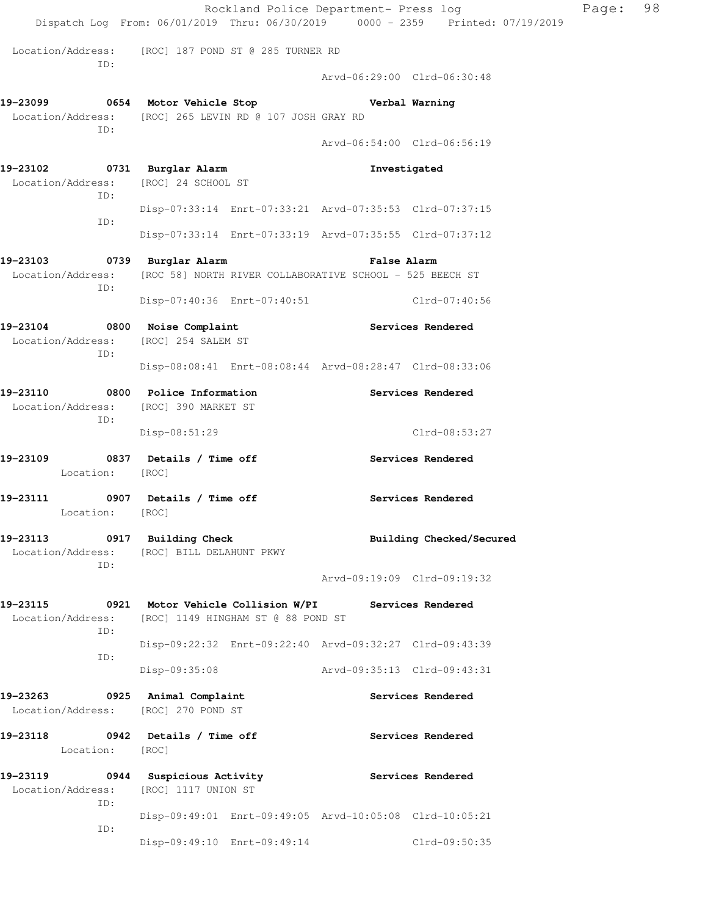Location/Address: [ROC] 187 POND ST @ 285 TURNER RD
ID:
Arvd-06:29:00 Clrd-06:30:48

**19-23099 0654 Motor Vehicle Stop** **Verbal Warning**
Location/Address: [ROC] 265 LEVIN RD @ 107 JOSH GRAY RD
ID:
Arvd-06:54:00 Clrd-06:56:19

**19-23102 0731 Burglar Alarm** **Investigated**
Location/Address: [ROC] 24 SCHOOL ST
ID:
Disp-07:33:14 Enrt-07:33:21 Arvd-07:35:53 Clrd-07:37:15
ID:
Disp-07:33:14 Enrt-07:33:19 Arvd-07:35:55 Clrd-07:37:12

**19-23103 0739 Burglar Alarm** **False Alarm**
Location/Address: [ROC 58] NORTH RIVER COLLABORATIVE SCHOOL - 525 BEECH ST
ID:
Disp-07:40:36 Enrt-07:40:51 Clrd-07:40:56

**19-23104 0800 Noise Complaint** **Services Rendered**
Location/Address: [ROC] 254 SALEM ST
ID:
Disp-08:08:41 Enrt-08:08:44 Arvd-08:28:47 Clrd-08:33:06

**19-23110 0800 Police Information** **Services Rendered**
Location/Address: [ROC] 390 MARKET ST
ID:
Disp-08:51:29 Clrd-08:53:27

**19-23109 0837 Details / Time off** **Services Rendered**
Location: [ROC]

**19-23111 0907 Details / Time off** **Services Rendered**
Location: [ROC]

**19-23113 0917 Building Check** **Building Checked/Secured**
Location/Address: [ROC] BILL DELAHUNT PKWY
ID:
Arvd-09:19:09 Clrd-09:19:32

**19-23115 0921 Motor Vehicle Collision W/PI** **Services Rendered**
Location/Address: [ROC] 1149 HINGHAM ST @ 88 POND ST
ID:
Disp-09:22:32 Enrt-09:22:40 Arvd-09:32:27 Clrd-09:43:39
ID:
Disp-09:35:08 Arvd-09:35:13 Clrd-09:43:31

**19-23263 0925 Animal Complaint** **Services Rendered**
Location/Address: [ROC] 270 POND ST

**19-23118 0942 Details / Time off** **Services Rendered**
Location: [ROC]

**19-23119 0944 Suspicious Activity** **Services Rendered**
Location/Address: [ROC] 1117 UNION ST
ID:
Disp-09:49:01 Enrt-09:49:05 Arvd-10:05:08 Clrd-10:05:21
ID:
Disp-09:49:10 Enrt-09:49:14 Clrd-09:50:35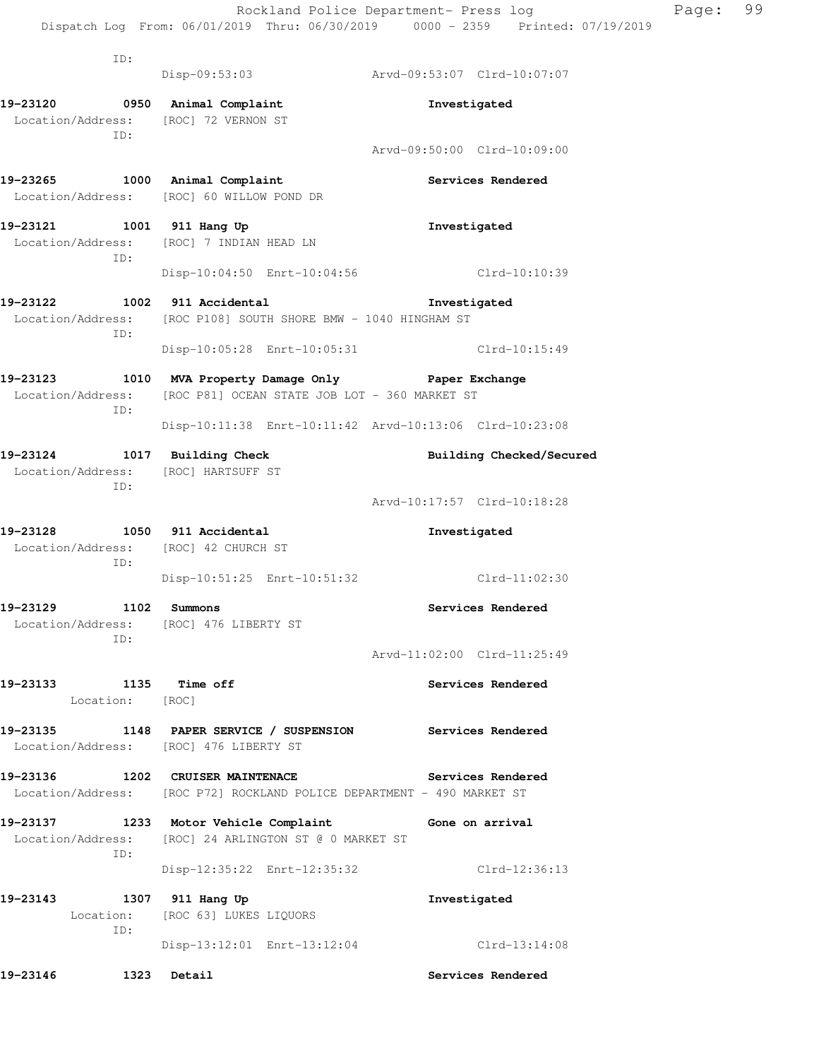```
          ID:
                Disp-09:53:03              Arvd-09:53:07  Clrd-10:07:07

19-23120       0950  Animal Complaint                     Investigated
 Location/Address:    [ROC] 72 VERNON ST
          ID:
                                           Arvd-09:50:00  Clrd-10:09:00

19-23265       1000  Animal Complaint                     Services Rendered
 Location/Address:    [ROC] 60 WILLOW POND DR

19-23121       1001  911 Hang Up                          Investigated
 Location/Address:    [ROC] 7 INDIAN HEAD LN
          ID:
                Disp-10:04:50  Enrt-10:04:56              Clrd-10:10:39

19-23122       1002  911 Accidental                       Investigated
 Location/Address:    [ROC P108] SOUTH SHORE BMW - 1040 HINGHAM ST
          ID:
                Disp-10:05:28  Enrt-10:05:31              Clrd-10:15:49

19-23123       1010  MVA Property Damage Only             Paper Exchange
 Location/Address:    [ROC P81] OCEAN STATE JOB LOT - 360 MARKET ST
          ID:
                Disp-10:11:38  Enrt-10:11:42  Arvd-10:13:06  Clrd-10:23:08

19-23124       1017  Building Check                       Building Checked/Secured
 Location/Address:    [ROC] HARTSUFF ST
          ID:
                                           Arvd-10:17:57  Clrd-10:18:28

19-23128       1050  911 Accidental                       Investigated
 Location/Address:    [ROC] 42 CHURCH ST
          ID:
                Disp-10:51:25  Enrt-10:51:32              Clrd-11:02:30

19-23129       1102  Summons                              Services Rendered
 Location/Address:    [ROC] 476 LIBERTY ST
          ID:
                                           Arvd-11:02:00  Clrd-11:25:49

19-23133       1135  Time off                             Services Rendered
        Location:    [ROC]

19-23135       1148  PAPER SERVICE / SUSPENSION           Services Rendered
 Location/Address:    [ROC] 476 LIBERTY ST

19-23136       1202  CRUISER MAINTENACE                   Services Rendered
 Location/Address:    [ROC P72] ROCKLAND POLICE DEPARTMENT - 490 MARKET ST

19-23137       1233  Motor Vehicle Complaint              Gone on arrival
 Location/Address:    [ROC] 24 ARLINGTON ST @ 0 MARKET ST
          ID:
                Disp-12:35:22  Enrt-12:35:32              Clrd-12:36:13

19-23143       1307  911 Hang Up                          Investigated
        Location:    [ROC 63] LUKES LIQUORS
          ID:
                Disp-13:12:01  Enrt-13:12:04              Clrd-13:14:08

19-23146       1323  Detail                               Services Rendered
```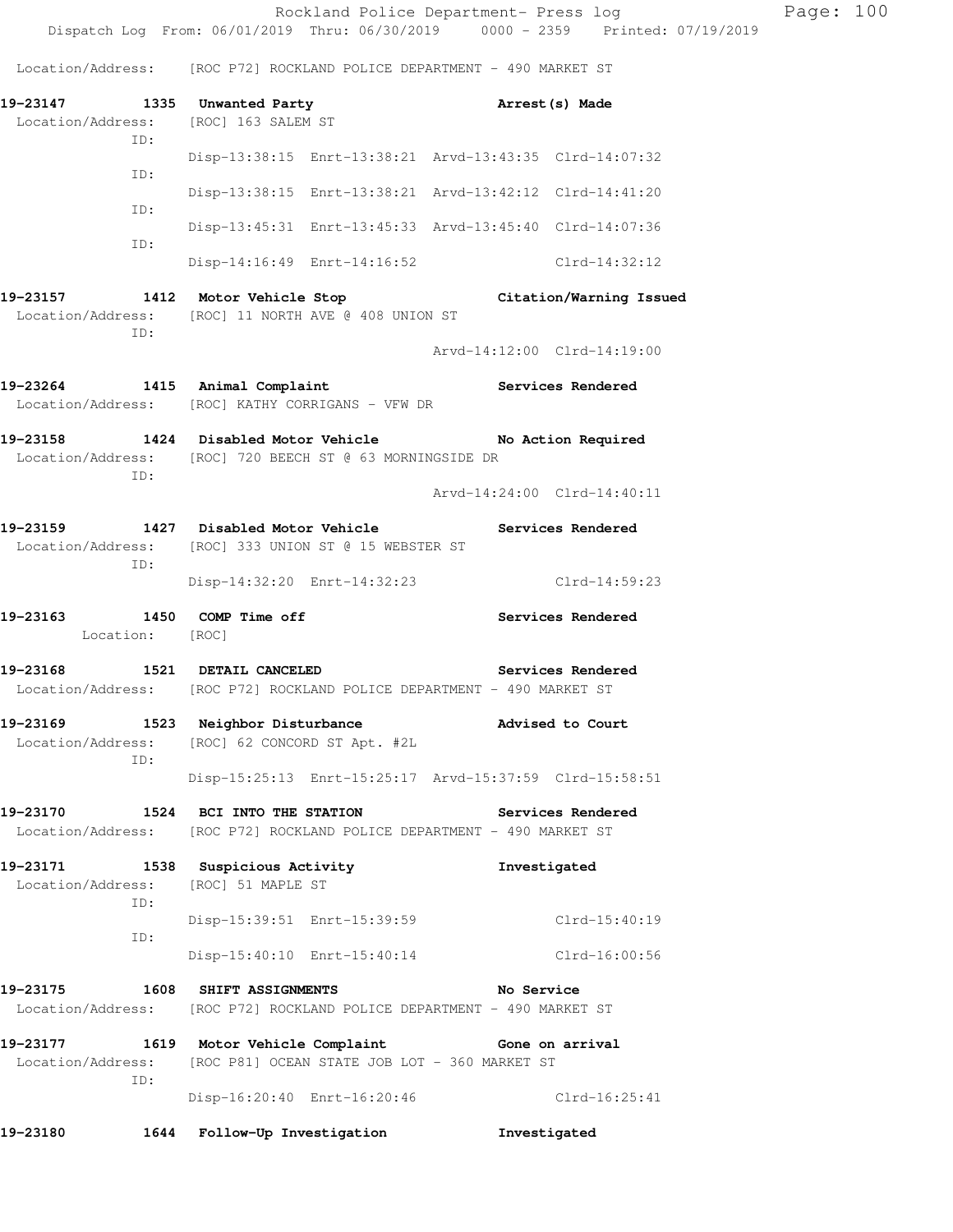Location/Address: [ROC P72] ROCKLAND POLICE DEPARTMENT - 490 MARKET ST

**19-23147 1335 Unwanted Party Arrest(s) Made**
Location/Address: [ROC] 163 SALEM ST
ID:
Disp-13:38:15 Enrt-13:38:21 Arvd-13:43:35 Clrd-14:07:32
ID:
Disp-13:38:15 Enrt-13:38:21 Arvd-13:42:12 Clrd-14:41:20
ID:
Disp-13:45:31 Enrt-13:45:33 Arvd-13:45:40 Clrd-14:07:36
ID:
Disp-14:16:49 Enrt-14:16:52 Clrd-14:32:12

**19-23157 1412 Motor Vehicle Stop Citation/Warning Issued**
Location/Address: [ROC] 11 NORTH AVE @ 408 UNION ST
ID:
Arvd-14:12:00 Clrd-14:19:00

**19-23264 1415 Animal Complaint Services Rendered**
Location/Address: [ROC] KATHY CORRIGANS - VFW DR

**19-23158 1424 Disabled Motor Vehicle No Action Required**
Location/Address: [ROC] 720 BEECH ST @ 63 MORNINGSIDE DR
ID:
Arvd-14:24:00 Clrd-14:40:11

**19-23159 1427 Disabled Motor Vehicle Services Rendered**
Location/Address: [ROC] 333 UNION ST @ 15 WEBSTER ST
ID:
Disp-14:32:20 Enrt-14:32:23 Clrd-14:59:23

**19-23163 1450 COMP Time off Services Rendered**
Location: [ROC]

**19-23168 1521 DETAIL CANCELED Services Rendered**
Location/Address: [ROC P72] ROCKLAND POLICE DEPARTMENT - 490 MARKET ST

**19-23169 1523 Neighbor Disturbance Advised to Court**
Location/Address: [ROC] 62 CONCORD ST Apt. #2L
ID:
Disp-15:25:13 Enrt-15:25:17 Arvd-15:37:59 Clrd-15:58:51

**19-23170 1524 BCI INTO THE STATION Services Rendered**
Location/Address: [ROC P72] ROCKLAND POLICE DEPARTMENT - 490 MARKET ST

**19-23171 1538 Suspicious Activity Investigated**
Location/Address: [ROC] 51 MAPLE ST
ID:
Disp-15:39:51 Enrt-15:39:59 Clrd-15:40:19
ID:
Disp-15:40:10 Enrt-15:40:14 Clrd-16:00:56

**19-23175 1608 SHIFT ASSIGNMENTS No Service**
Location/Address: [ROC P72] ROCKLAND POLICE DEPARTMENT - 490 MARKET ST

**19-23177 1619 Motor Vehicle Complaint Gone on arrival**
Location/Address: [ROC P81] OCEAN STATE JOB LOT - 360 MARKET ST
ID:
Disp-16:20:40 Enrt-16:20:46 Clrd-16:25:41

**19-23180 1644 Follow-Up Investigation Investigated**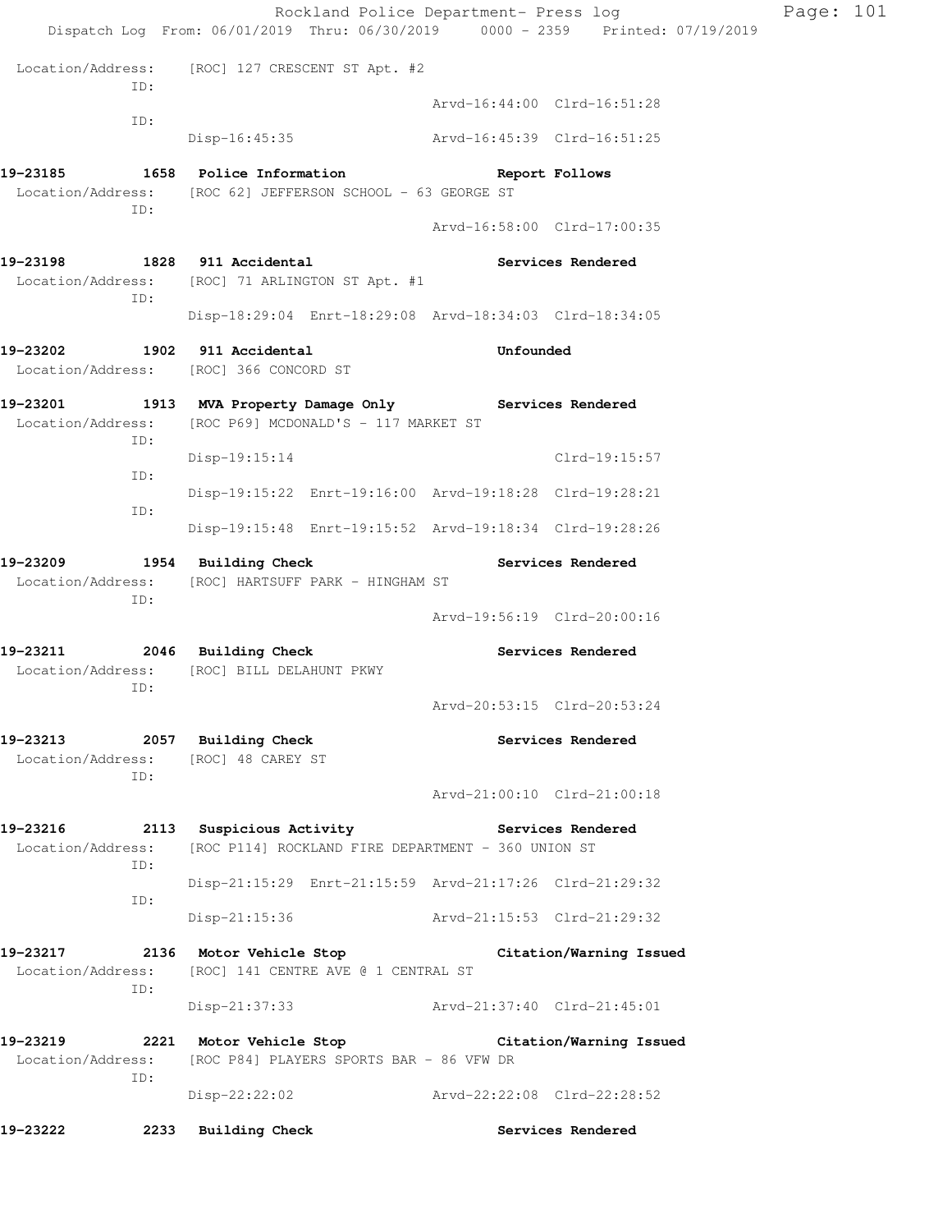Location/Address: [ROC] 127 CRESCENT ST Apt. #2

ID:
Arvd-16:44:00 Clrd-16:51:28

ID:
Disp-16:45:35 Arvd-16:45:39 Clrd-16:51:25

**19-23185 1658 Police Information Report Follows**

Location/Address: [ROC 62] JEFFERSON SCHOOL - 63 GEORGE ST

ID:
Arvd-16:58:00 Clrd-17:00:35

**19-23198 1828 911 Accidental Services Rendered**

Location/Address: [ROC] 71 ARLINGTON ST Apt. #1

ID:
Disp-18:29:04 Enrt-18:29:08 Arvd-18:34:03 Clrd-18:34:05

**19-23202 1902 911 Accidental Unfounded**

Location/Address: [ROC] 366 CONCORD ST

**19-23201 1913 MVA Property Damage Only Services Rendered**

Location/Address: [ROC P69] MCDONALD'S - 117 MARKET ST

ID:
Disp-19:15:14 Clrd-19:15:57

ID:
Disp-19:15:22 Enrt-19:16:00 Arvd-19:18:28 Clrd-19:28:21

ID:
Disp-19:15:48 Enrt-19:15:52 Arvd-19:18:34 Clrd-19:28:26

**19-23209 1954 Building Check Services Rendered**

Location/Address: [ROC] HARTSUFF PARK - HINGHAM ST

ID:
Arvd-19:56:19 Clrd-20:00:16

**19-23211 2046 Building Check Services Rendered**

Location/Address: [ROC] BILL DELAHUNT PKWY

ID:
Arvd-20:53:15 Clrd-20:53:24

**19-23213 2057 Building Check Services Rendered**

Location/Address: [ROC] 48 CAREY ST

ID:
Arvd-21:00:10 Clrd-21:00:18

**19-23216 2113 Suspicious Activity Services Rendered**

Location/Address: [ROC P114] ROCKLAND FIRE DEPARTMENT - 360 UNION ST

ID:
Disp-21:15:29 Enrt-21:15:59 Arvd-21:17:26 Clrd-21:29:32

ID:
Disp-21:15:36 Arvd-21:15:53 Clrd-21:29:32

**19-23217 2136 Motor Vehicle Stop Citation/Warning Issued**

Location/Address: [ROC] 141 CENTRE AVE @ 1 CENTRAL ST

ID:
Disp-21:37:33 Arvd-21:37:40 Clrd-21:45:01

**19-23219 2221 Motor Vehicle Stop Citation/Warning Issued**

Location/Address: [ROC P84] PLAYERS SPORTS BAR - 86 VFW DR

ID:
Disp-22:22:02 Arvd-22:22:08 Clrd-22:28:52

**19-23222 2233 Building Check Services Rendered**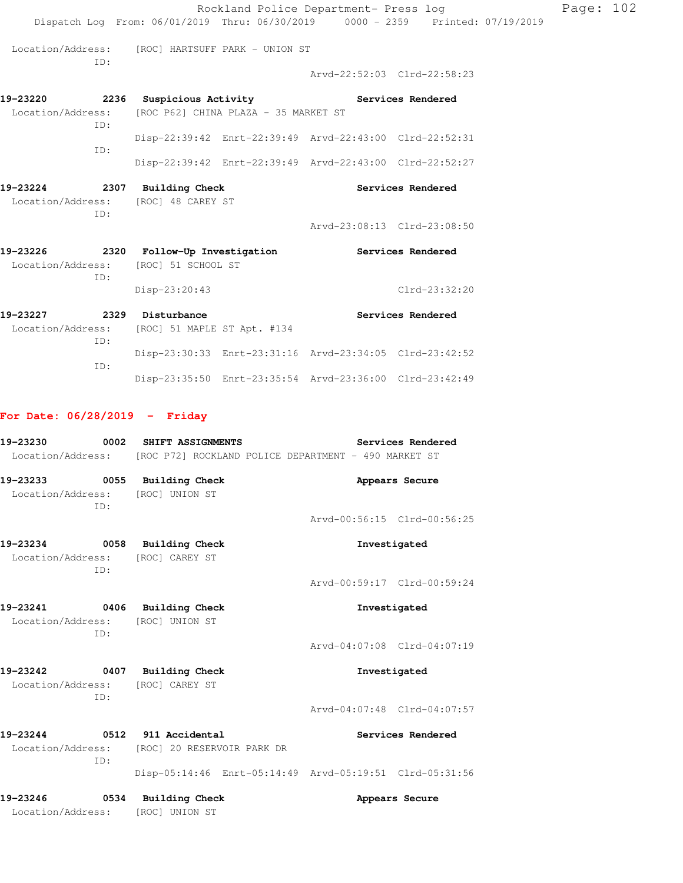Location/Address: [ROC] HARTSUFF PARK - UNION ST
ID:
Arvd-22:52:03 Clrd-22:58:23

**19-23220 2236 Suspicious Activity Services Rendered**
Location/Address: [ROC P62] CHINA PLAZA - 35 MARKET ST
ID:
Disp-22:39:42 Enrt-22:39:49 Arvd-22:43:00 Clrd-22:52:31
ID:
Disp-22:39:42 Enrt-22:39:49 Arvd-22:43:00 Clrd-22:52:27

**19-23224 2307 Building Check Services Rendered**
Location/Address: [ROC] 48 CAREY ST
ID:
Arvd-23:08:13 Clrd-23:08:50

**19-23226 2320 Follow-Up Investigation Services Rendered**
Location/Address: [ROC] 51 SCHOOL ST
ID:
Disp-23:20:43 Clrd-23:32:20

**19-23227 2329 Disturbance Services Rendered**
Location/Address: [ROC] 51 MAPLE ST Apt. #134
ID:
Disp-23:30:33 Enrt-23:31:16 Arvd-23:34:05 Clrd-23:42:52
ID:
Disp-23:35:50 Enrt-23:35:54 Arvd-23:36:00 Clrd-23:42:49

## For Date: 06/28/2019 - Friday

**19-23230 0002 SHIFT ASSIGNMENTS Services Rendered**
Location/Address: [ROC P72] ROCKLAND POLICE DEPARTMENT - 490 MARKET ST

**19-23233 0055 Building Check Appears Secure**
Location/Address: [ROC] UNION ST
ID:
Arvd-00:56:15 Clrd-00:56:25

**19-23234 0058 Building Check Investigated**
Location/Address: [ROC] CAREY ST
ID:
Arvd-00:59:17 Clrd-00:59:24

**19-23241 0406 Building Check Investigated**
Location/Address: [ROC] UNION ST
ID:
Arvd-04:07:08 Clrd-04:07:19

**19-23242 0407 Building Check Investigated**
Location/Address: [ROC] CAREY ST
ID:
Arvd-04:07:48 Clrd-04:07:57

**19-23244 0512 911 Accidental Services Rendered**
Location/Address: [ROC] 20 RESERVOIR PARK DR
ID:
Disp-05:14:46 Enrt-05:14:49 Arvd-05:19:51 Clrd-05:31:56

**19-23246 0534 Building Check Appears Secure**
Location/Address: [ROC] UNION ST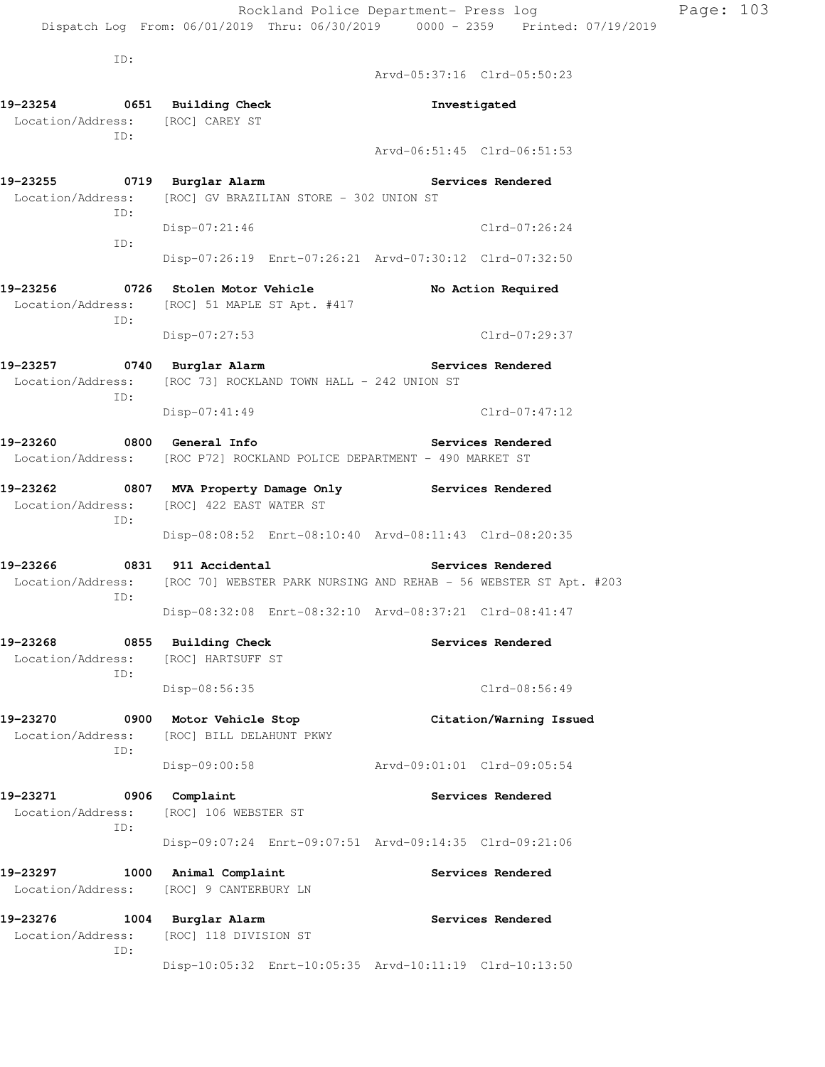ID:
Arvd-05:37:16 Clrd-05:50:23

**19-23254 0651 Building Check** **Investigated**
Location/Address: [ROC] CAREY ST
ID:
Arvd-06:51:45 Clrd-06:51:53

**19-23255 0719 Burglar Alarm** **Services Rendered**
Location/Address: [ROC] GV BRAZILIAN STORE - 302 UNION ST
ID:
Disp-07:21:46 Clrd-07:26:24
ID:
Disp-07:26:19 Enrt-07:26:21 Arvd-07:30:12 Clrd-07:32:50

**19-23256 0726 Stolen Motor Vehicle** **No Action Required**
Location/Address: [ROC] 51 MAPLE ST Apt. #417
ID:
Disp-07:27:53 Clrd-07:29:37

**19-23257 0740 Burglar Alarm** **Services Rendered**
Location/Address: [ROC 73] ROCKLAND TOWN HALL - 242 UNION ST
ID:
Disp-07:41:49 Clrd-07:47:12

**19-23260 0800 General Info** **Services Rendered**
Location/Address: [ROC P72] ROCKLAND POLICE DEPARTMENT - 490 MARKET ST

**19-23262 0807 MVA Property Damage Only** **Services Rendered**
Location/Address: [ROC] 422 EAST WATER ST
ID:
Disp-08:08:52 Enrt-08:10:40 Arvd-08:11:43 Clrd-08:20:35

**19-23266 0831 911 Accidental** **Services Rendered**
Location/Address: [ROC 70] WEBSTER PARK NURSING AND REHAB - 56 WEBSTER ST Apt. #203
ID:
Disp-08:32:08 Enrt-08:32:10 Arvd-08:37:21 Clrd-08:41:47

**19-23268 0855 Building Check** **Services Rendered**
Location/Address: [ROC] HARTSUFF ST
ID:
Disp-08:56:35 Clrd-08:56:49

**19-23270 0900 Motor Vehicle Stop** **Citation/Warning Issued**
Location/Address: [ROC] BILL DELAHUNT PKWY
ID:
Disp-09:00:58 Arvd-09:01:01 Clrd-09:05:54

**19-23271 0906 Complaint** **Services Rendered**
Location/Address: [ROC] 106 WEBSTER ST
ID:
Disp-09:07:24 Enrt-09:07:51 Arvd-09:14:35 Clrd-09:21:06

**19-23297 1000 Animal Complaint** **Services Rendered**
Location/Address: [ROC] 9 CANTERBURY LN

**19-23276 1004 Burglar Alarm** **Services Rendered**
Location/Address: [ROC] 118 DIVISION ST
ID:
Disp-10:05:32 Enrt-10:05:35 Arvd-10:11:19 Clrd-10:13:50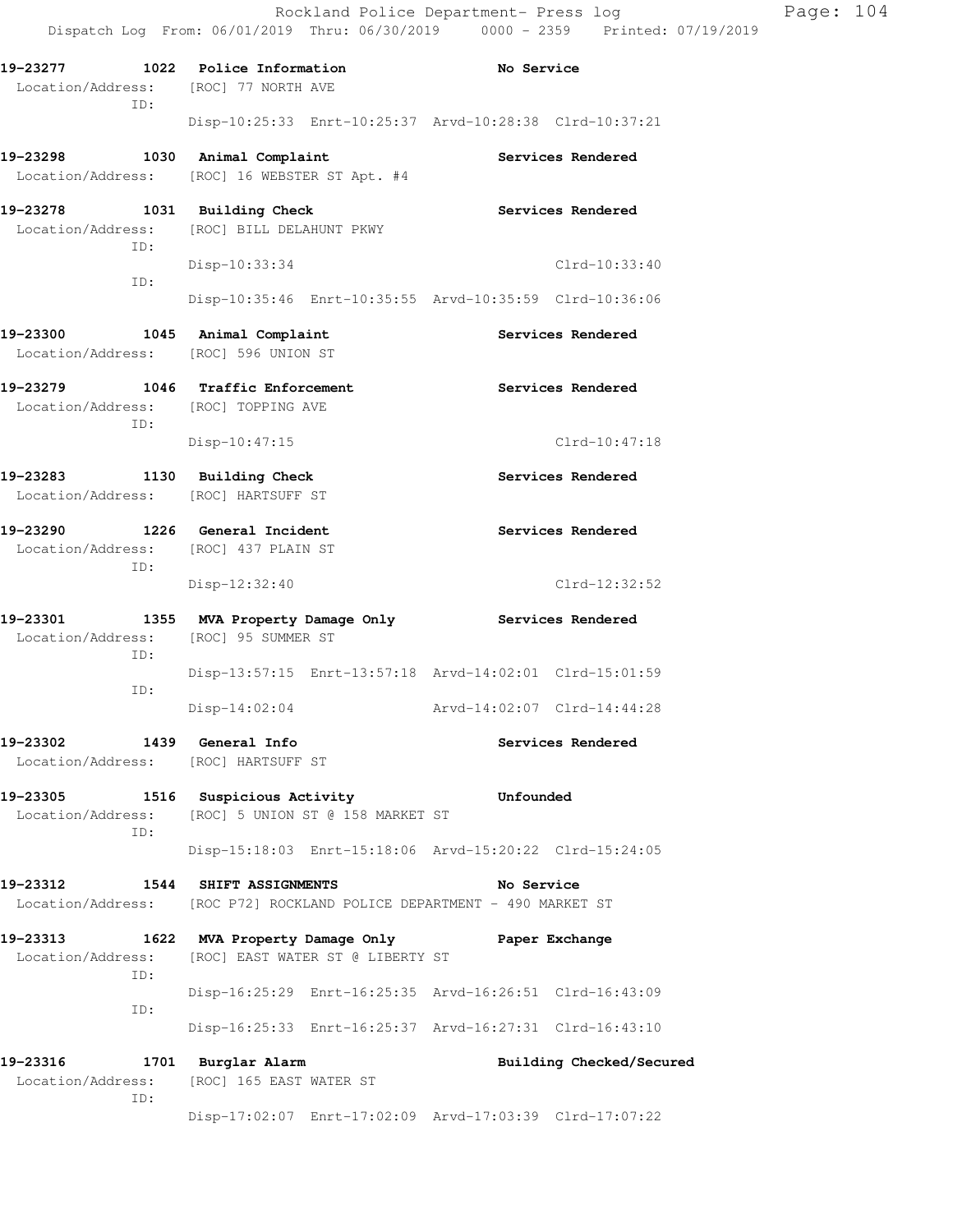**19-23277 1022 Police Information No Service**
Location/Address: [ROC] 77 NORTH AVE
ID:
Disp-10:25:33 Enrt-10:25:37 Arvd-10:28:38 Clrd-10:37:21

**19-23298 1030 Animal Complaint Services Rendered**
Location/Address: [ROC] 16 WEBSTER ST Apt. #4

**19-23278 1031 Building Check Services Rendered**
Location/Address: [ROC] BILL DELAHUNT PKWY
ID:
Disp-10:33:34 Clrd-10:33:40
ID:
Disp-10:35:46 Enrt-10:35:55 Arvd-10:35:59 Clrd-10:36:06

**19-23300 1045 Animal Complaint Services Rendered**
Location/Address: [ROC] 596 UNION ST

**19-23279 1046 Traffic Enforcement Services Rendered**
Location/Address: [ROC] TOPPING AVE
ID:
Disp-10:47:15 Clrd-10:47:18

**19-23283 1130 Building Check Services Rendered**
Location/Address: [ROC] HARTSUFF ST

**19-23290 1226 General Incident Services Rendered**
Location/Address: [ROC] 437 PLAIN ST
ID:
Disp-12:32:40 Clrd-12:32:52

**19-23301 1355 MVA Property Damage Only Services Rendered**
Location/Address: [ROC] 95 SUMMER ST
ID:
Disp-13:57:15 Enrt-13:57:18 Arvd-14:02:01 Clrd-15:01:59
ID:
Disp-14:02:04 Arvd-14:02:07 Clrd-14:44:28

**19-23302 1439 General Info Services Rendered**
Location/Address: [ROC] HARTSUFF ST

**19-23305 1516 Suspicious Activity Unfounded**
Location/Address: [ROC] 5 UNION ST @ 158 MARKET ST
ID:
Disp-15:18:03 Enrt-15:18:06 Arvd-15:20:22 Clrd-15:24:05

**19-23312 1544 SHIFT ASSIGNMENTS No Service**
Location/Address: [ROC P72] ROCKLAND POLICE DEPARTMENT - 490 MARKET ST

**19-23313 1622 MVA Property Damage Only Paper Exchange**
Location/Address: [ROC] EAST WATER ST @ LIBERTY ST
ID:
Disp-16:25:29 Enrt-16:25:35 Arvd-16:26:51 Clrd-16:43:09
ID:
Disp-16:25:33 Enrt-16:25:37 Arvd-16:27:31 Clrd-16:43:10

**19-23316 1701 Burglar Alarm Building Checked/Secured**
Location/Address: [ROC] 165 EAST WATER ST
ID:
Disp-17:02:07 Enrt-17:02:09 Arvd-17:03:39 Clrd-17:07:22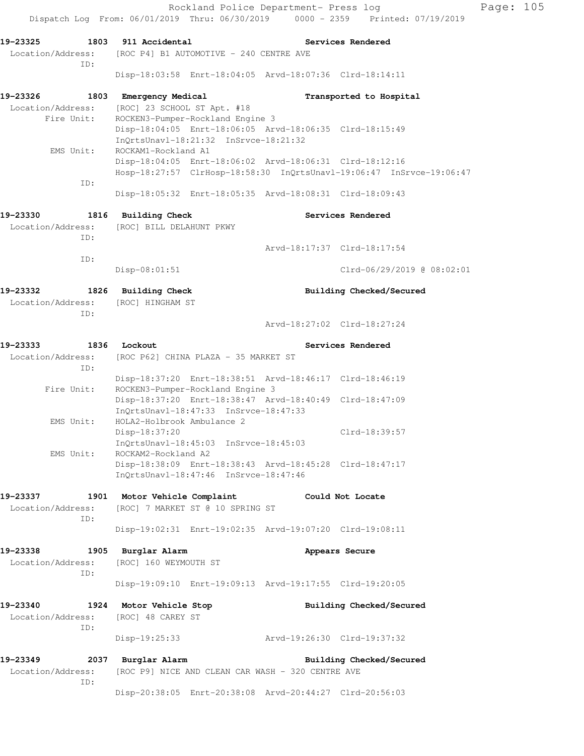**19-23325 1803 911 Accidental — Services Rendered**

Location/Address: [ROC P4] B1 AUTOMOTIVE - 240 CENTRE AVE

ID:

Disp-18:03:58 Enrt-18:04:05 Arvd-18:07:36 Clrd-18:14:11

**19-23326 1803 Emergency Medical — Transported to Hospital**

Location/Address: [ROC] 23 SCHOOL ST Apt. #18

Fire Unit: ROCKEN3-Pumper-Rockland Engine 3

Disp-18:04:05 Enrt-18:06:05 Arvd-18:06:35 Clrd-18:15:49

InQrtsUnavl-18:21:32 InSrvce-18:21:32

EMS Unit: ROCKAM1-Rockland A1

Disp-18:04:05 Enrt-18:06:02 Arvd-18:06:31 Clrd-18:12:16

Hosp-18:27:57 ClrHosp-18:58:30 InQrtsUnavl-19:06:47 InSrvce-19:06:47

ID:

Disp-18:05:32 Enrt-18:05:35 Arvd-18:08:31 Clrd-18:09:43

**19-23330 1816 Building Check — Services Rendered**

Location/Address: [ROC] BILL DELAHUNT PKWY

ID:

Arvd-18:17:37 Clrd-18:17:54

ID:

Disp-08:01:51 Clrd-06/29/2019 @ 08:02:01

**19-23332 1826 Building Check — Building Checked/Secured**

Location/Address: [ROC] HINGHAM ST

ID:

Arvd-18:27:02 Clrd-18:27:24

**19-23333 1836 Lockout — Services Rendered**

Location/Address: [ROC P62] CHINA PLAZA - 35 MARKET ST

ID:

Disp-18:37:20 Enrt-18:38:51 Arvd-18:46:17 Clrd-18:46:19

Fire Unit: ROCKEN3-Pumper-Rockland Engine 3

Disp-18:37:20 Enrt-18:38:47 Arvd-18:40:49 Clrd-18:47:09

InQrtsUnavl-18:47:33 InSrvce-18:47:33

EMS Unit: HOLA2-Holbrook Ambulance 2

Disp-18:37:20 Clrd-18:39:57

InQrtsUnavl-18:45:03 InSrvce-18:45:03

EMS Unit: ROCKAM2-Rockland A2

Disp-18:38:09 Enrt-18:38:43 Arvd-18:45:28 Clrd-18:47:17

InQrtsUnavl-18:47:46 InSrvce-18:47:46

**19-23337 1901 Motor Vehicle Complaint — Could Not Locate**

Location/Address: [ROC] 7 MARKET ST @ 10 SPRING ST

ID:

Disp-19:02:31 Enrt-19:02:35 Arvd-19:07:20 Clrd-19:08:11

**19-23338 1905 Burglar Alarm — Appears Secure**

Location/Address: [ROC] 160 WEYMOUTH ST

ID:

Disp-19:09:10 Enrt-19:09:13 Arvd-19:17:55 Clrd-19:20:05

**19-23340 1924 Motor Vehicle Stop — Building Checked/Secured**

Location/Address: [ROC] 48 CAREY ST

ID:

Disp-19:25:33 Arvd-19:26:30 Clrd-19:37:32

**19-23349 2037 Burglar Alarm — Building Checked/Secured**

Location/Address: [ROC P9] NICE AND CLEAN CAR WASH - 320 CENTRE AVE

ID:

Disp-20:38:05 Enrt-20:38:08 Arvd-20:44:27 Clrd-20:56:03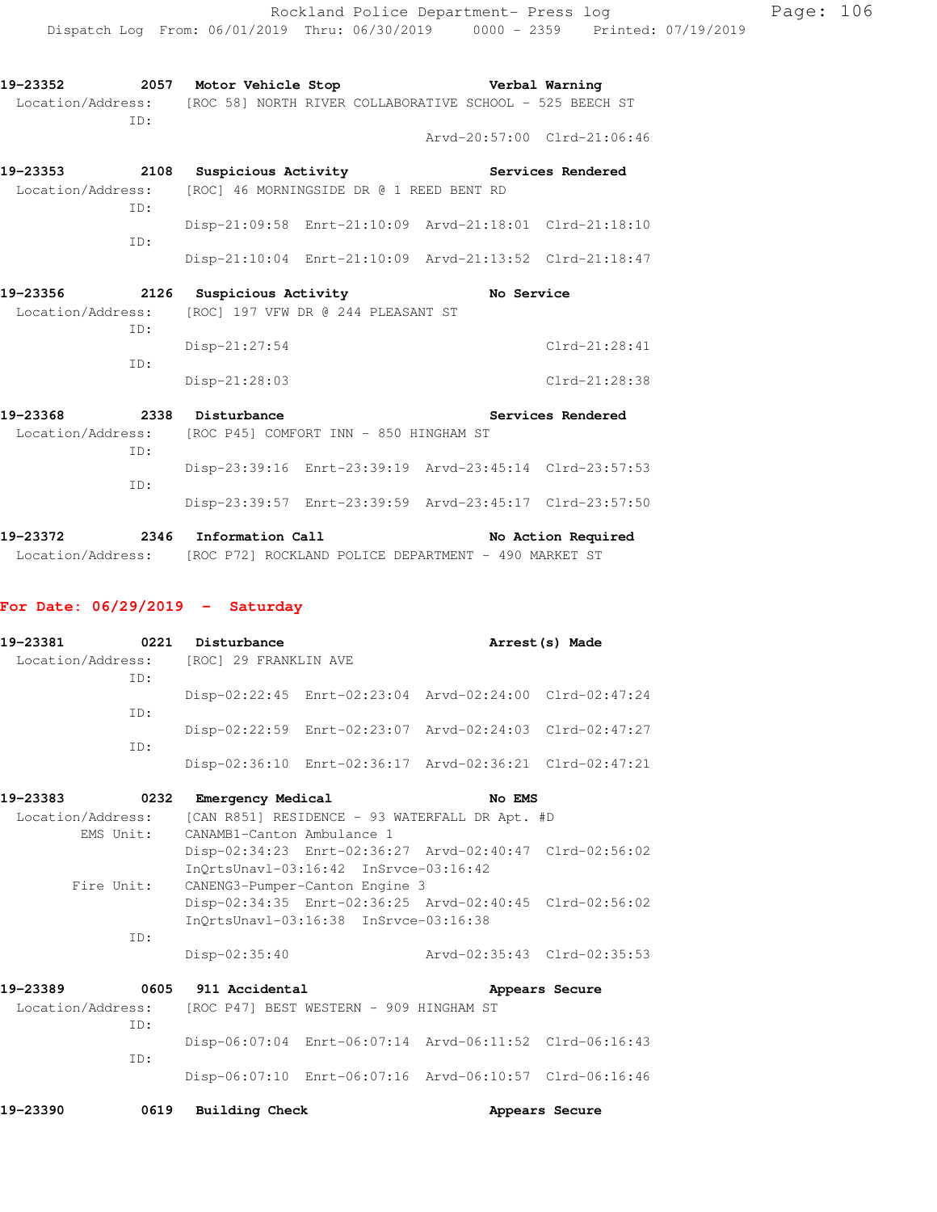**19-23352** 2057 **Motor Vehicle Stop** **Verbal Warning**
Location/Address: [ROC 58] NORTH RIVER COLLABORATIVE SCHOOL - 525 BEECH ST
ID:
Arvd-20:57:00 Clrd-21:06:46

**19-23353** 2108 **Suspicious Activity** **Services Rendered**
Location/Address: [ROC] 46 MORNINGSIDE DR @ 1 REED BENT RD
ID:
Disp-21:09:58 Enrt-21:10:09 Arvd-21:18:01 Clrd-21:18:10
ID:
Disp-21:10:04 Enrt-21:10:09 Arvd-21:13:52 Clrd-21:18:47

**19-23356** 2126 **Suspicious Activity** **No Service**
Location/Address: [ROC] 197 VFW DR @ 244 PLEASANT ST
ID:
Disp-21:27:54 Clrd-21:28:41
ID:
Disp-21:28:03 Clrd-21:28:38

**19-23368** 2338 **Disturbance** **Services Rendered**
Location/Address: [ROC P45] COMFORT INN - 850 HINGHAM ST
ID:
Disp-23:39:16 Enrt-23:39:19 Arvd-23:45:14 Clrd-23:57:53
ID:
Disp-23:39:57 Enrt-23:39:59 Arvd-23:45:17 Clrd-23:57:50

**19-23372** 2346 **Information Call** **No Action Required**
Location/Address: [ROC P72] ROCKLAND POLICE DEPARTMENT - 490 MARKET ST

## For Date: 06/29/2019 - Saturday

**19-23381** 0221 **Disturbance** **Arrest(s) Made**
Location/Address: [ROC] 29 FRANKLIN AVE
ID:
Disp-02:22:45 Enrt-02:23:04 Arvd-02:24:00 Clrd-02:47:24
ID:
Disp-02:22:59 Enrt-02:23:07 Arvd-02:24:03 Clrd-02:47:27
ID:
Disp-02:36:10 Enrt-02:36:17 Arvd-02:36:21 Clrd-02:47:21

**19-23383** 0232 **Emergency Medical** **No EMS**
Location/Address: [CAN R851] RESIDENCE - 93 WATERFALL DR Apt. #D
EMS Unit: CANAMB1-Canton Ambulance 1
Disp-02:34:23 Enrt-02:36:27 Arvd-02:40:47 Clrd-02:56:02
InQrtsUnavl-03:16:42 InSrvce-03:16:42
Fire Unit: CANENG3-Pumper-Canton Engine 3
Disp-02:34:35 Enrt-02:36:25 Arvd-02:40:45 Clrd-02:56:02
InQrtsUnavl-03:16:38 InSrvce-03:16:38
ID:
Disp-02:35:40 Arvd-02:35:43 Clrd-02:35:53

**19-23389** 0605 **911 Accidental** **Appears Secure**
Location/Address: [ROC P47] BEST WESTERN - 909 HINGHAM ST
ID:
Disp-06:07:04 Enrt-06:07:14 Arvd-06:11:52 Clrd-06:16:43
ID:
Disp-06:07:10 Enrt-06:07:16 Arvd-06:10:57 Clrd-06:16:46

**19-23390** 0619 **Building Check** **Appears Secure**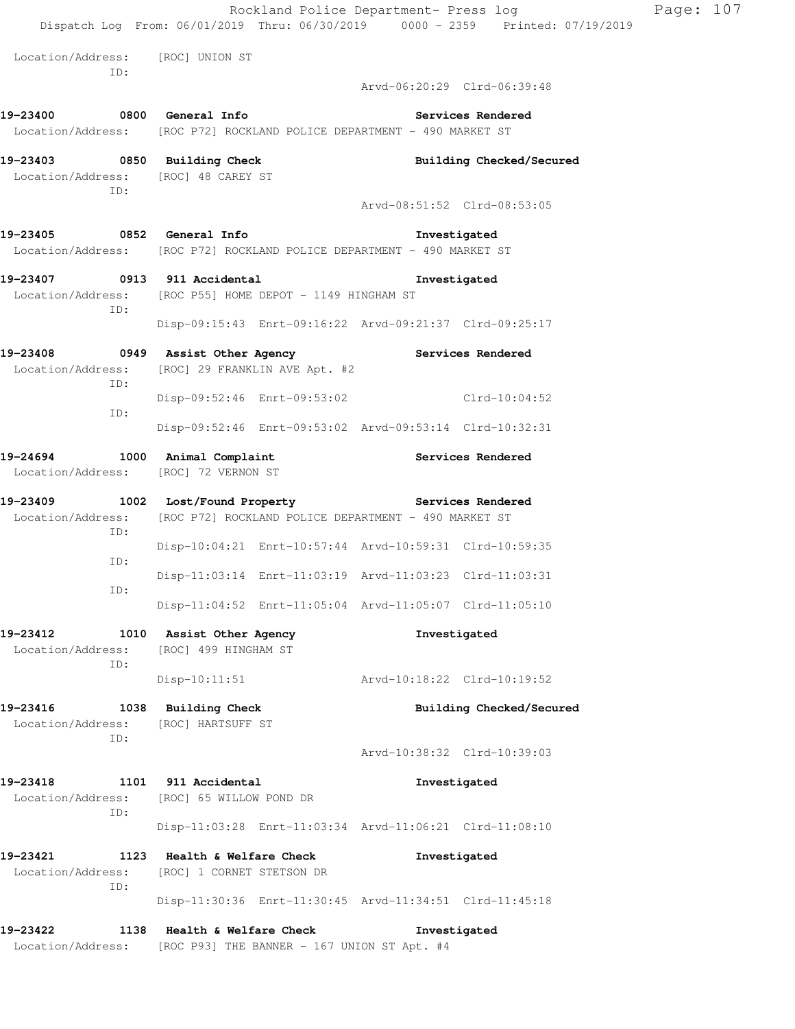Location/Address: [ROC] UNION ST
ID:
Arvd-06:20:29 Clrd-06:39:48

**19-23400 0800 General Info** **Services Rendered**
Location/Address: [ROC P72] ROCKLAND POLICE DEPARTMENT - 490 MARKET ST

**19-23403 0850 Building Check** **Building Checked/Secured**
Location/Address: [ROC] 48 CAREY ST
ID:
Arvd-08:51:52 Clrd-08:53:05

**19-23405 0852 General Info** **Investigated**
Location/Address: [ROC P72] ROCKLAND POLICE DEPARTMENT - 490 MARKET ST

**19-23407 0913 911 Accidental** **Investigated**
Location/Address: [ROC P55] HOME DEPOT - 1149 HINGHAM ST
ID:
Disp-09:15:43 Enrt-09:16:22 Arvd-09:21:37 Clrd-09:25:17

**19-23408 0949 Assist Other Agency** **Services Rendered**
Location/Address: [ROC] 29 FRANKLIN AVE Apt. #2
ID:
Disp-09:52:46 Enrt-09:53:02 Clrd-10:04:52
ID:
Disp-09:52:46 Enrt-09:53:02 Arvd-09:53:14 Clrd-10:32:31

**19-24694 1000 Animal Complaint** **Services Rendered**
Location/Address: [ROC] 72 VERNON ST

**19-23409 1002 Lost/Found Property** **Services Rendered**
Location/Address: [ROC P72] ROCKLAND POLICE DEPARTMENT - 490 MARKET ST
ID:
Disp-10:04:21 Enrt-10:57:44 Arvd-10:59:31 Clrd-10:59:35
ID:
Disp-11:03:14 Enrt-11:03:19 Arvd-11:03:23 Clrd-11:03:31
ID:
Disp-11:04:52 Enrt-11:05:04 Arvd-11:05:07 Clrd-11:05:10

**19-23412 1010 Assist Other Agency** **Investigated**
Location/Address: [ROC] 499 HINGHAM ST
ID:
Disp-10:11:51 Arvd-10:18:22 Clrd-10:19:52

**19-23416 1038 Building Check** **Building Checked/Secured**
Location/Address: [ROC] HARTSUFF ST
ID:
Arvd-10:38:32 Clrd-10:39:03

**19-23418 1101 911 Accidental** **Investigated**
Location/Address: [ROC] 65 WILLOW POND DR
ID:
Disp-11:03:28 Enrt-11:03:34 Arvd-11:06:21 Clrd-11:08:10

**19-23421 1123 Health & Welfare Check** **Investigated**
Location/Address: [ROC] 1 CORNET STETSON DR
ID:
Disp-11:30:36 Enrt-11:30:45 Arvd-11:34:51 Clrd-11:45:18

**19-23422 1138 Health & Welfare Check** **Investigated**
Location/Address: [ROC P93] THE BANNER - 167 UNION ST Apt. #4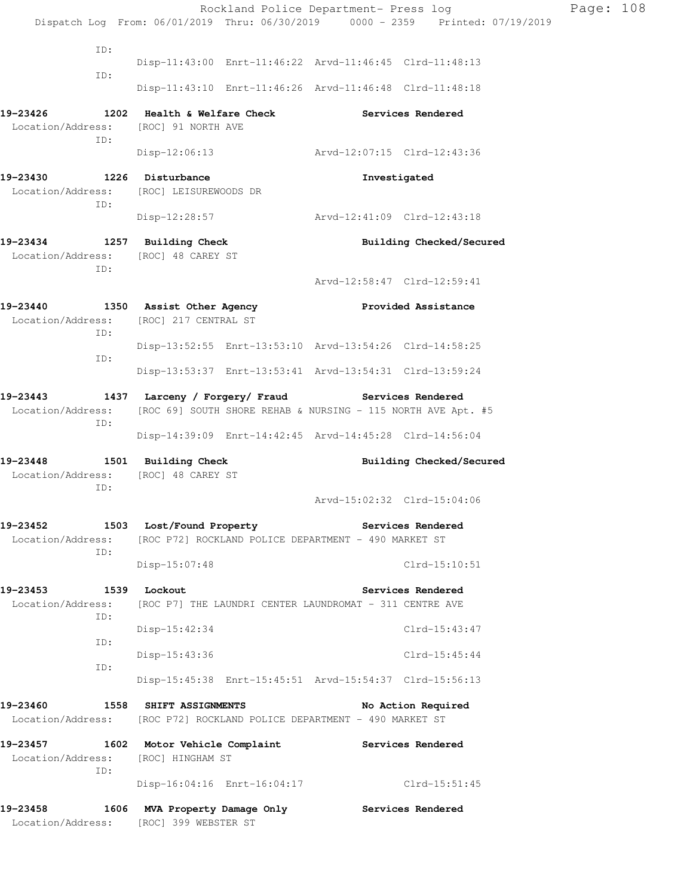```
          ID:
                Disp-11:43:00  Enrt-11:46:22  Arvd-11:46:45  Clrd-11:48:13
          ID:
                Disp-11:43:10  Enrt-11:46:26  Arvd-11:46:48  Clrd-11:48:18

19-23426         1202  Health & Welfare Check              Services Rendered
 Location/Address:     [ROC] 91 NORTH AVE
          ID:
                Disp-12:06:13                 Arvd-12:07:15  Clrd-12:43:36

19-23430         1226  Disturbance                         Investigated
 Location/Address:     [ROC] LEISUREWOODS DR
          ID:
                Disp-12:28:57                 Arvd-12:41:09  Clrd-12:43:18

19-23434         1257  Building Check                      Building Checked/Secured
 Location/Address:     [ROC] 48 CAREY ST
          ID:
                                              Arvd-12:58:47  Clrd-12:59:41

19-23440         1350  Assist Other Agency                 Provided Assistance
 Location/Address:     [ROC] 217 CENTRAL ST
          ID:
                Disp-13:52:55  Enrt-13:53:10  Arvd-13:54:26  Clrd-14:58:25
          ID:
                Disp-13:53:37  Enrt-13:53:41  Arvd-13:54:31  Clrd-13:59:24

19-23443         1437  Larceny / Forgery/ Fraud            Services Rendered
 Location/Address:     [ROC 69] SOUTH SHORE REHAB & NURSING - 115 NORTH AVE Apt. #5
          ID:
                Disp-14:39:09  Enrt-14:42:45  Arvd-14:45:28  Clrd-14:56:04

19-23448         1501  Building Check                      Building Checked/Secured
 Location/Address:     [ROC] 48 CAREY ST
          ID:
                                              Arvd-15:02:32  Clrd-15:04:06

19-23452         1503  Lost/Found Property                 Services Rendered
 Location/Address:     [ROC P72] ROCKLAND POLICE DEPARTMENT - 490 MARKET ST
          ID:
                Disp-15:07:48                                Clrd-15:10:51

19-23453         1539  Lockout                             Services Rendered
 Location/Address:     [ROC P7] THE LAUNDRI CENTER LAUNDROMAT - 311 CENTRE AVE
          ID:
                Disp-15:42:34                                Clrd-15:43:47
          ID:
                Disp-15:43:36                                Clrd-15:45:44
          ID:
                Disp-15:45:38  Enrt-15:45:51  Arvd-15:54:37  Clrd-15:56:13

19-23460         1558  SHIFT ASSIGNMENTS                   No Action Required
 Location/Address:     [ROC P72] ROCKLAND POLICE DEPARTMENT - 490 MARKET ST

19-23457         1602  Motor Vehicle Complaint             Services Rendered
 Location/Address:     [ROC] HINGHAM ST
          ID:
                Disp-16:04:16  Enrt-16:04:17                 Clrd-15:51:45

19-23458         1606  MVA Property Damage Only            Services Rendered
 Location/Address:     [ROC] 399 WEBSTER ST
```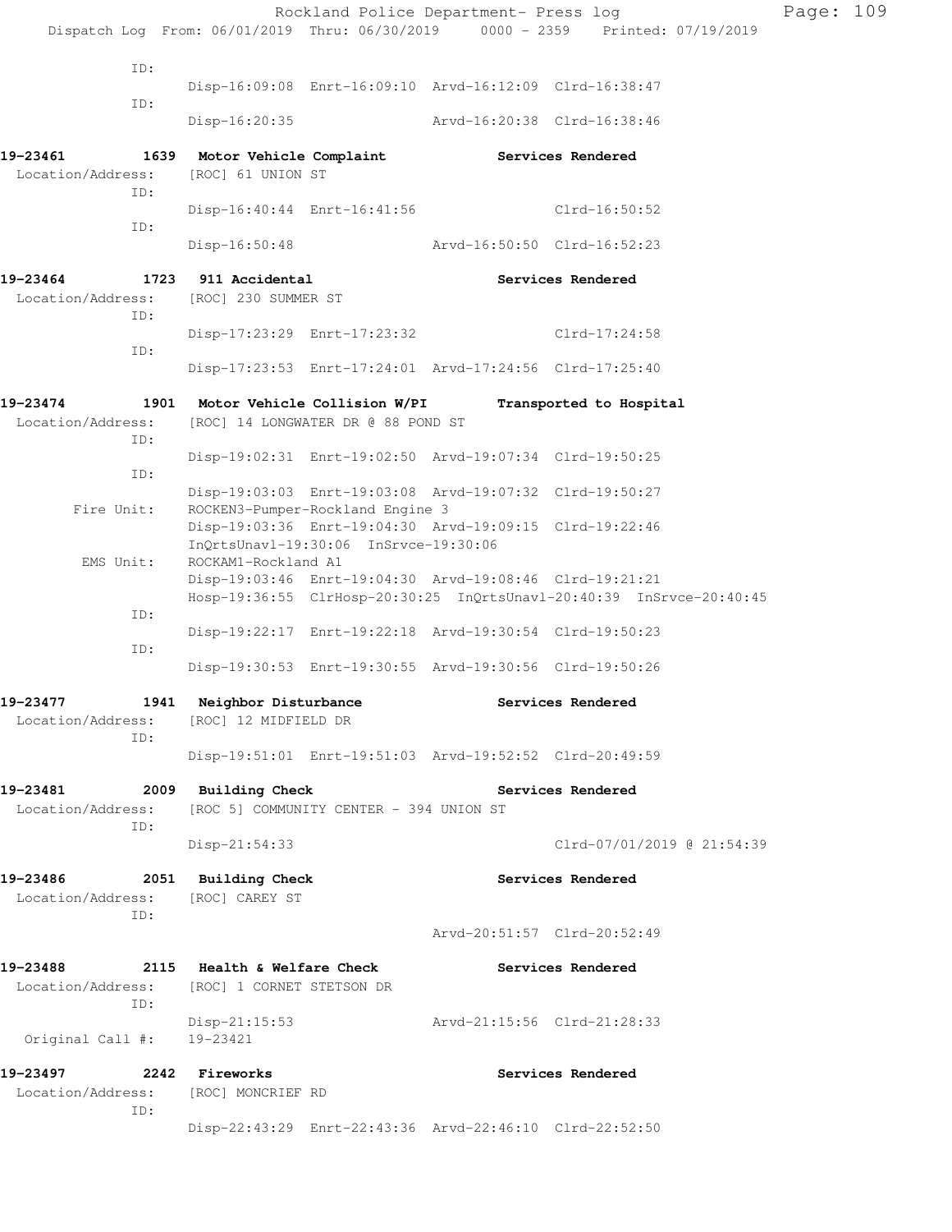ID:
Disp-16:09:08 Enrt-16:09:10 Arvd-16:12:09 Clrd-16:38:47

ID:
Disp-16:20:35 Arvd-16:20:38 Clrd-16:38:46

**19-23461 1639 Motor Vehicle Complaint Services Rendered**
Location/Address: [ROC] 61 UNION ST
ID:
Disp-16:40:44 Enrt-16:41:56 Clrd-16:50:52
ID:
Disp-16:50:48 Arvd-16:50:50 Clrd-16:52:23

**19-23464 1723 911 Accidental Services Rendered**
Location/Address: [ROC] 230 SUMMER ST
ID:
Disp-17:23:29 Enrt-17:23:32 Clrd-17:24:58
ID:
Disp-17:23:53 Enrt-17:24:01 Arvd-17:24:56 Clrd-17:25:40

**19-23474 1901 Motor Vehicle Collision W/PI Transported to Hospital**
Location/Address: [ROC] 14 LONGWATER DR @ 88 POND ST
ID:
Disp-19:02:31 Enrt-19:02:50 Arvd-19:07:34 Clrd-19:50:25
ID:
Disp-19:03:03 Enrt-19:03:08 Arvd-19:07:32 Clrd-19:50:27
Fire Unit: ROCKEN3-Pumper-Rockland Engine 3
Disp-19:03:36 Enrt-19:04:30 Arvd-19:09:15 Clrd-19:22:46
InQrtsUnavl-19:30:06 InSrvce-19:30:06
EMS Unit: ROCKAM1-Rockland A1
Disp-19:03:46 Enrt-19:04:30 Arvd-19:08:46 Clrd-19:21:21
Hosp-19:36:55 ClrHosp-20:30:25 InQrtsUnavl-20:40:39 InSrvce-20:40:45
ID:
Disp-19:22:17 Enrt-19:22:18 Arvd-19:30:54 Clrd-19:50:23
ID:
Disp-19:30:53 Enrt-19:30:55 Arvd-19:30:56 Clrd-19:50:26

**19-23477 1941 Neighbor Disturbance Services Rendered**
Location/Address: [ROC] 12 MIDFIELD DR
ID:
Disp-19:51:01 Enrt-19:51:03 Arvd-19:52:52 Clrd-20:49:59

**19-23481 2009 Building Check Services Rendered**
Location/Address: [ROC 5] COMMUNITY CENTER - 394 UNION ST
ID:
Disp-21:54:33 Clrd-07/01/2019 @ 21:54:39

**19-23486 2051 Building Check Services Rendered**
Location/Address: [ROC] CAREY ST
ID:
Arvd-20:51:57 Clrd-20:52:49

**19-23488 2115 Health & Welfare Check Services Rendered**
Location/Address: [ROC] 1 CORNET STETSON DR
ID:
Disp-21:15:53 Arvd-21:15:56 Clrd-21:28:33
Original Call #: 19-23421

**19-23497 2242 Fireworks Services Rendered**
Location/Address: [ROC] MONCRIEF RD
ID:
Disp-22:43:29 Enrt-22:43:36 Arvd-22:46:10 Clrd-22:52:50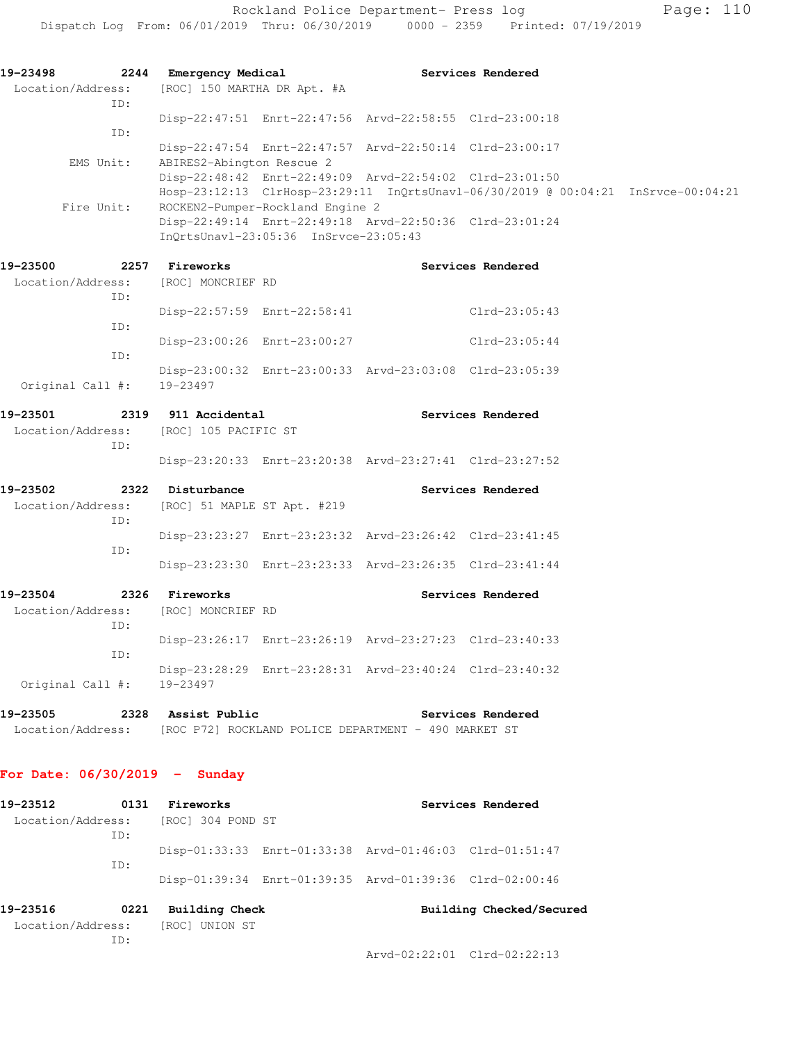**19-23498** 2244 **Emergency Medical** **Services Rendered**
Location/Address: [ROC] 150 MARTHA DR Apt. #A
ID:
Disp-22:47:51 Enrt-22:47:56 Arvd-22:58:55 Clrd-23:00:18
ID:
Disp-22:47:54 Enrt-22:47:57 Arvd-22:50:14 Clrd-23:00:17
EMS Unit: ABIRES2-Abington Rescue 2
Disp-22:48:42 Enrt-22:49:09 Arvd-22:54:02 Clrd-23:01:50
Hosp-23:12:13 ClrHosp-23:29:11 InQrtsUnavl-06/30/2019 @ 00:04:21 InSrvce-00:04:21
Fire Unit: ROCKEN2-Pumper-Rockland Engine 2
Disp-22:49:14 Enrt-22:49:18 Arvd-22:50:36 Clrd-23:01:24
InQrtsUnavl-23:05:36 InSrvce-23:05:43

**19-23500** 2257 **Fireworks** **Services Rendered**
Location/Address: [ROC] MONCRIEF RD
ID:
Disp-22:57:59 Enrt-22:58:41 Clrd-23:05:43
ID:
Disp-23:00:26 Enrt-23:00:27 Clrd-23:05:44
ID:
Disp-23:00:32 Enrt-23:00:33 Arvd-23:03:08 Clrd-23:05:39
Original Call #: 19-23497

**19-23501** 2319 **911 Accidental** **Services Rendered**
Location/Address: [ROC] 105 PACIFIC ST
ID:
Disp-23:20:33 Enrt-23:20:38 Arvd-23:27:41 Clrd-23:27:52

**19-23502** 2322 **Disturbance** **Services Rendered**
Location/Address: [ROC] 51 MAPLE ST Apt. #219
ID:
Disp-23:23:27 Enrt-23:23:32 Arvd-23:26:42 Clrd-23:41:45
ID:
Disp-23:23:30 Enrt-23:23:33 Arvd-23:26:35 Clrd-23:41:44

**19-23504** 2326 **Fireworks** **Services Rendered**
Location/Address: [ROC] MONCRIEF RD
ID:
Disp-23:26:17 Enrt-23:26:19 Arvd-23:27:23 Clrd-23:40:33
ID:
Disp-23:28:29 Enrt-23:28:31 Arvd-23:40:24 Clrd-23:40:32
Original Call #: 19-23497

**19-23505** 2328 **Assist Public** **Services Rendered**
Location/Address: [ROC P72] ROCKLAND POLICE DEPARTMENT - 490 MARKET ST

## For Date: 06/30/2019 - Sunday

**19-23512** 0131 **Fireworks** **Services Rendered**
Location/Address: [ROC] 304 POND ST
ID:
Disp-01:33:33 Enrt-01:33:38 Arvd-01:46:03 Clrd-01:51:47
ID:
Disp-01:39:34 Enrt-01:39:35 Arvd-01:39:36 Clrd-02:00:46

**19-23516** 0221 **Building Check** **Building Checked/Secured**
Location/Address: [ROC] UNION ST
ID:
Arvd-02:22:01 Clrd-02:22:13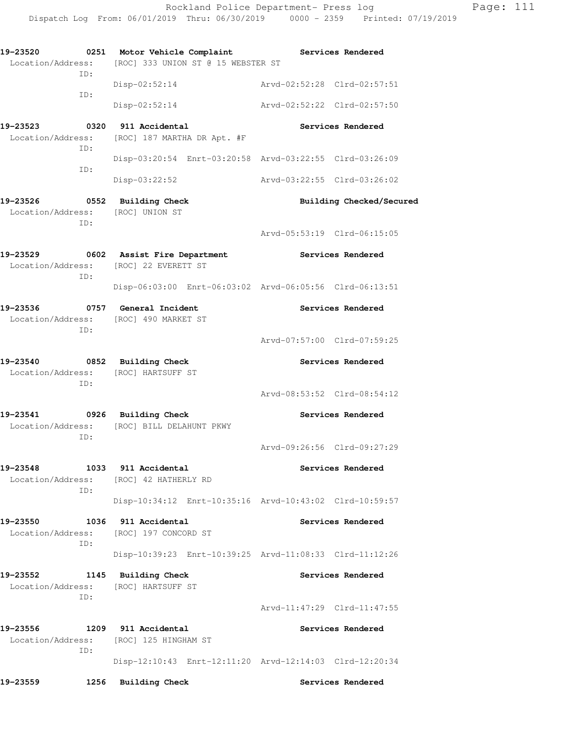**19-23520 0251 Motor Vehicle Complaint** **Services Rendered**
Location/Address: [ROC] 333 UNION ST @ 15 WEBSTER ST
ID:
Disp-02:52:14 Arvd-02:52:28 Clrd-02:57:51
ID:
Disp-02:52:14 Arvd-02:52:22 Clrd-02:57:50

**19-23523 0320 911 Accidental** **Services Rendered**
Location/Address: [ROC] 187 MARTHA DR Apt. #F
ID:
Disp-03:20:54 Enrt-03:20:58 Arvd-03:22:55 Clrd-03:26:09
ID:
Disp-03:22:52 Arvd-03:22:55 Clrd-03:26:02

**19-23526 0552 Building Check** **Building Checked/Secured**
Location/Address: [ROC] UNION ST
ID:
Arvd-05:53:19 Clrd-06:15:05

**19-23529 0602 Assist Fire Department** **Services Rendered**
Location/Address: [ROC] 22 EVERETT ST
ID:
Disp-06:03:00 Enrt-06:03:02 Arvd-06:05:56 Clrd-06:13:51

**19-23536 0757 General Incident** **Services Rendered**
Location/Address: [ROC] 490 MARKET ST
ID:
Arvd-07:57:00 Clrd-07:59:25

**19-23540 0852 Building Check** **Services Rendered**
Location/Address: [ROC] HARTSUFF ST
ID:
Arvd-08:53:52 Clrd-08:54:12

**19-23541 0926 Building Check** **Services Rendered**
Location/Address: [ROC] BILL DELAHUNT PKWY
ID:
Arvd-09:26:56 Clrd-09:27:29

**19-23548 1033 911 Accidental** **Services Rendered**
Location/Address: [ROC] 42 HATHERLY RD
ID:
Disp-10:34:12 Enrt-10:35:16 Arvd-10:43:02 Clrd-10:59:57

**19-23550 1036 911 Accidental** **Services Rendered**
Location/Address: [ROC] 197 CONCORD ST
ID:
Disp-10:39:23 Enrt-10:39:25 Arvd-11:08:33 Clrd-11:12:26

**19-23552 1145 Building Check** **Services Rendered**
Location/Address: [ROC] HARTSUFF ST
ID:
Arvd-11:47:29 Clrd-11:47:55

**19-23556 1209 911 Accidental** **Services Rendered**
Location/Address: [ROC] 125 HINGHAM ST
ID:
Disp-12:10:43 Enrt-12:11:20 Arvd-12:14:03 Clrd-12:20:34

**19-23559 1256 Building Check** **Services Rendered**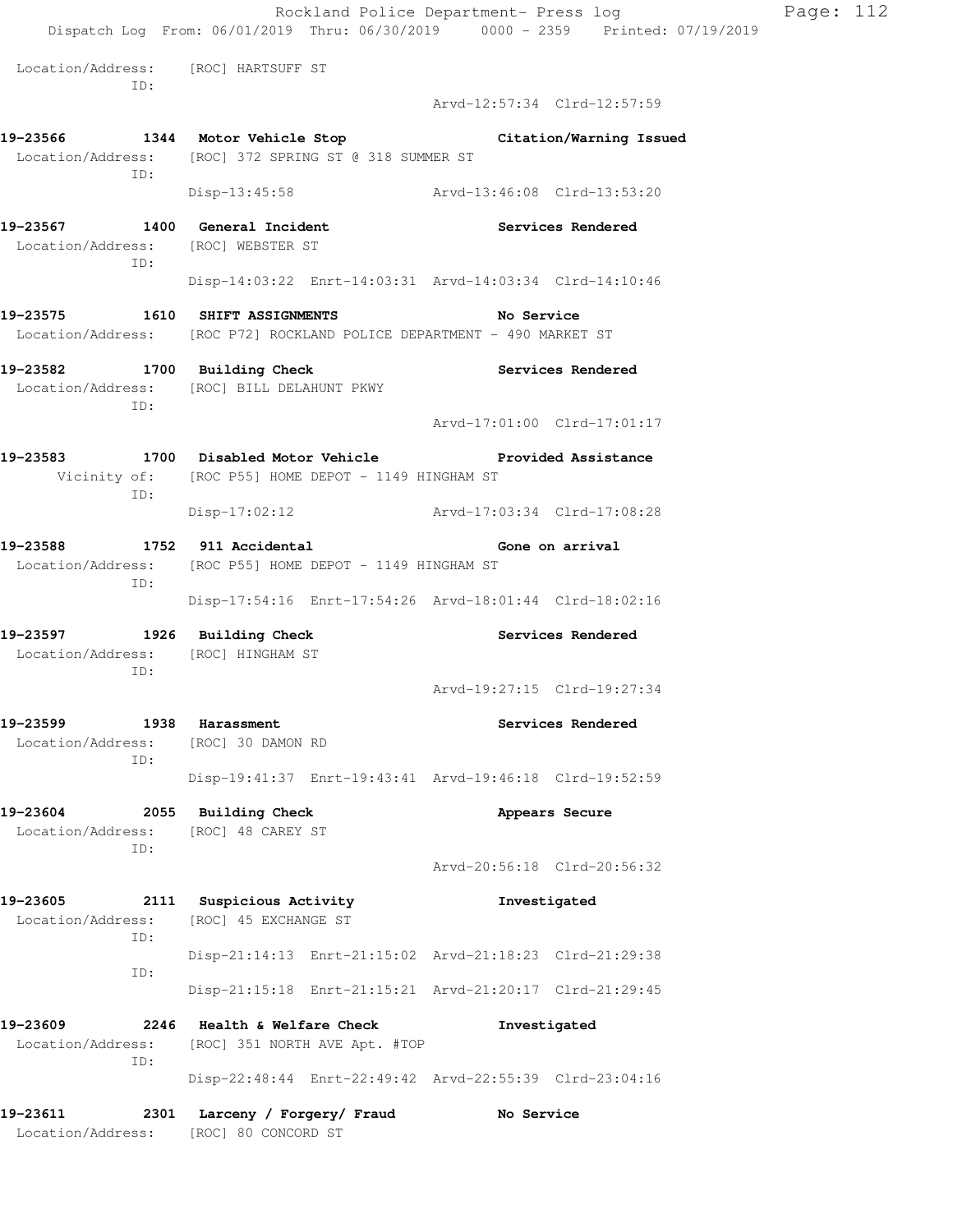Location/Address: [ROC] HARTSUFF ST
ID:
Arvd-12:57:34 Clrd-12:57:59

**19-23566 1344 Motor Vehicle Stop — Citation/Warning Issued**
Location/Address: [ROC] 372 SPRING ST @ 318 SUMMER ST
ID:
Disp-13:45:58 Arvd-13:46:08 Clrd-13:53:20

**19-23567 1400 General Incident — Services Rendered**
Location/Address: [ROC] WEBSTER ST
ID:
Disp-14:03:22 Enrt-14:03:31 Arvd-14:03:34 Clrd-14:10:46

**19-23575 1610 SHIFT ASSIGNMENTS — No Service**
Location/Address: [ROC P72] ROCKLAND POLICE DEPARTMENT - 490 MARKET ST

**19-23582 1700 Building Check — Services Rendered**
Location/Address: [ROC] BILL DELAHUNT PKWY
ID:
Arvd-17:01:00 Clrd-17:01:17

**19-23583 1700 Disabled Motor Vehicle — Provided Assistance**
Vicinity of: [ROC P55] HOME DEPOT - 1149 HINGHAM ST
ID:
Disp-17:02:12 Arvd-17:03:34 Clrd-17:08:28

**19-23588 1752 911 Accidental — Gone on arrival**
Location/Address: [ROC P55] HOME DEPOT - 1149 HINGHAM ST
ID:
Disp-17:54:16 Enrt-17:54:26 Arvd-18:01:44 Clrd-18:02:16

**19-23597 1926 Building Check — Services Rendered**
Location/Address: [ROC] HINGHAM ST
ID:
Arvd-19:27:15 Clrd-19:27:34

**19-23599 1938 Harassment — Services Rendered**
Location/Address: [ROC] 30 DAMON RD
ID:
Disp-19:41:37 Enrt-19:43:41 Arvd-19:46:18 Clrd-19:52:59

**19-23604 2055 Building Check — Appears Secure**
Location/Address: [ROC] 48 CAREY ST
ID:
Arvd-20:56:18 Clrd-20:56:32

**19-23605 2111 Suspicious Activity — Investigated**
Location/Address: [ROC] 45 EXCHANGE ST
ID:
Disp-21:14:13 Enrt-21:15:02 Arvd-21:18:23 Clrd-21:29:38
ID:
Disp-21:15:18 Enrt-21:15:21 Arvd-21:20:17 Clrd-21:29:45

**19-23609 2246 Health & Welfare Check — Investigated**
Location/Address: [ROC] 351 NORTH AVE Apt. #TOP
ID:
Disp-22:48:44 Enrt-22:49:42 Arvd-22:55:39 Clrd-23:04:16

**19-23611 2301 Larceny / Forgery/ Fraud — No Service**
Location/Address: [ROC] 80 CONCORD ST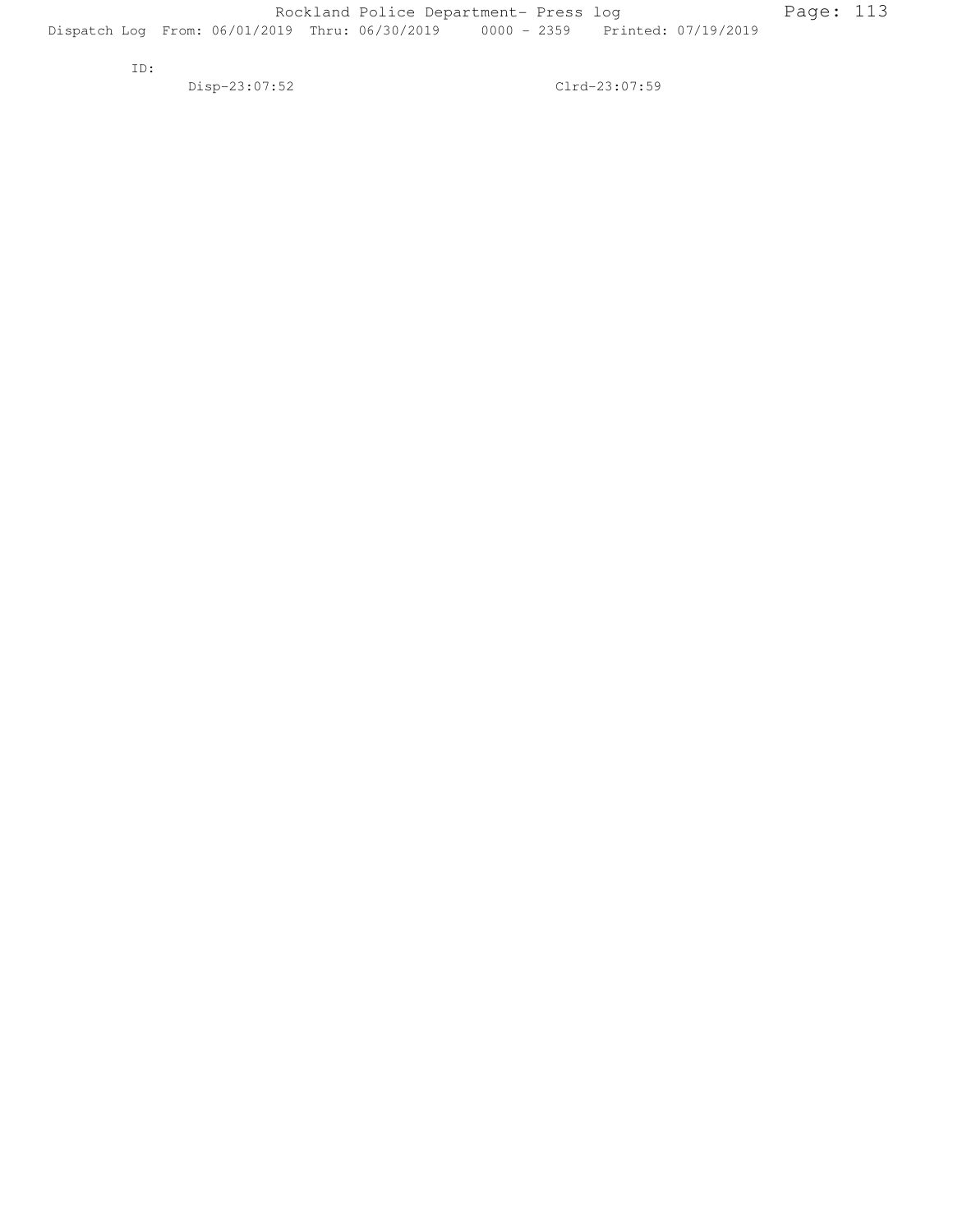ID:

Disp-23:07:52 Clrd-23:07:59